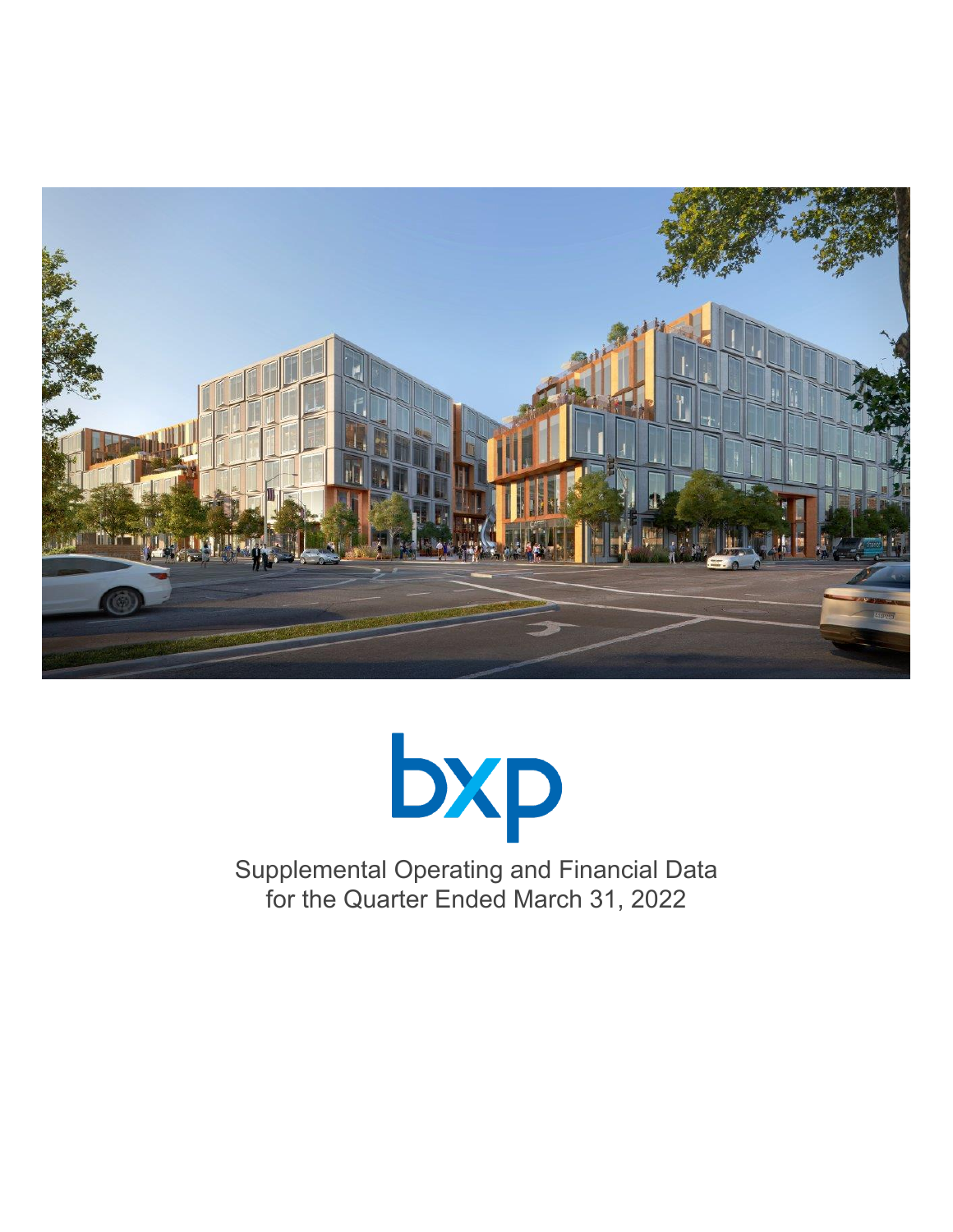bxp

Supplemental Operating and Financial Data
for the Quarter Ended March 31, 2022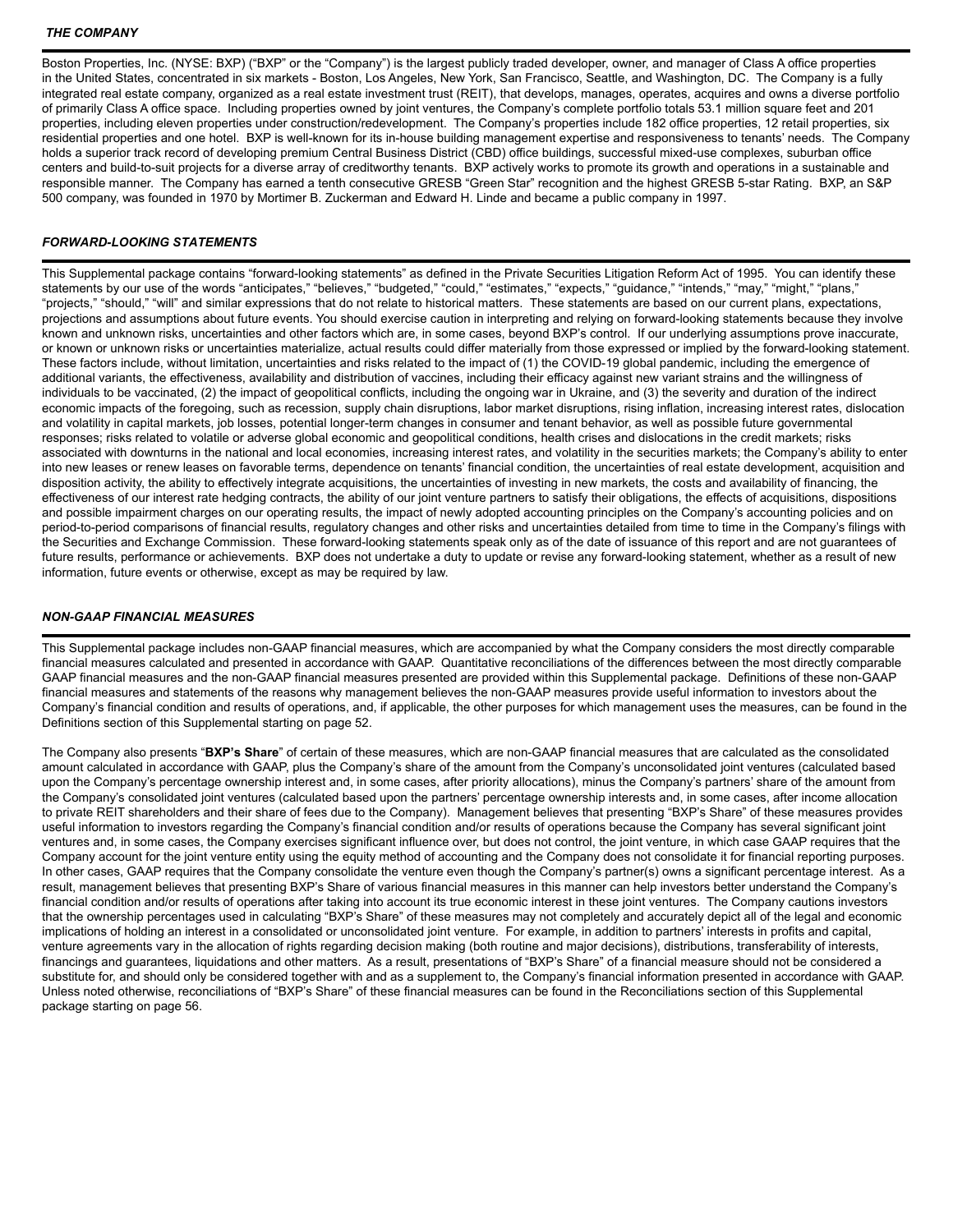## *THE COMPANY*

Boston Properties, Inc. (NYSE: BXP) ("BXP" or the "Company") is the largest publicly traded developer, owner, and manager of Class A office properties in the United States, concentrated in six markets - Boston, Los Angeles, New York, San Francisco, Seattle, and Washington, DC. The Company is a fully integrated real estate company, organized as a real estate investment trust (REIT), that develops, manages, operates, acquires and owns a diverse portfolio of primarily Class A office space. Including properties owned by joint ventures, the Company's complete portfolio totals 53.1 million square feet and 201 properties, including eleven properties under construction/redevelopment. The Company's properties include 182 office properties, 12 retail properties, six residential properties and one hotel. BXP is well-known for its in-house building management expertise and responsiveness to tenants' needs. The Company holds a superior track record of developing premium Central Business District (CBD) office buildings, successful mixed-use complexes, suburban office centers and build-to-suit projects for a diverse array of creditworthy tenants. BXP actively works to promote its growth and operations in a sustainable and responsible manner. The Company has earned a tenth consecutive GRESB "Green Star" recognition and the highest GRESB 5-star Rating. BXP, an S&P 500 company, was founded in 1970 by Mortimer B. Zuckerman and Edward H. Linde and became a public company in 1997.

## *FORWARD-LOOKING STATEMENTS*

This Supplemental package contains "forward-looking statements" as defined in the Private Securities Litigation Reform Act of 1995. You can identify these statements by our use of the words "anticipates," "believes," "budgeted," "could," "estimates," "expects," "guidance," "intends," "may," "might," "plans," "projects," "should," "will" and similar expressions that do not relate to historical matters. These statements are based on our current plans, expectations, projections and assumptions about future events. You should exercise caution in interpreting and relying on forward-looking statements because they involve known and unknown risks, uncertainties and other factors which are, in some cases, beyond BXP's control. If our underlying assumptions prove inaccurate, or known or unknown risks or uncertainties materialize, actual results could differ materially from those expressed or implied by the forward-looking statement. These factors include, without limitation, uncertainties and risks related to the impact of (1) the COVID-19 global pandemic, including the emergence of additional variants, the effectiveness, availability and distribution of vaccines, including their efficacy against new variant strains and the willingness of individuals to be vaccinated, (2) the impact of geopolitical conflicts, including the ongoing war in Ukraine, and (3) the severity and duration of the indirect economic impacts of the foregoing, such as recession, supply chain disruptions, labor market disruptions, rising inflation, increasing interest rates, dislocation and volatility in capital markets, job losses, potential longer-term changes in consumer and tenant behavior, as well as possible future governmental responses; risks related to volatile or adverse global economic and geopolitical conditions, health crises and dislocations in the credit markets; risks associated with downturns in the national and local economies, increasing interest rates, and volatility in the securities markets; the Company's ability to enter into new leases or renew leases on favorable terms, dependence on tenants' financial condition, the uncertainties of real estate development, acquisition and disposition activity, the ability to effectively integrate acquisitions, the uncertainties of investing in new markets, the costs and availability of financing, the effectiveness of our interest rate hedging contracts, the ability of our joint venture partners to satisfy their obligations, the effects of acquisitions, dispositions and possible impairment charges on our operating results, the impact of newly adopted accounting principles on the Company's accounting policies and on period-to-period comparisons of financial results, regulatory changes and other risks and uncertainties detailed from time to time in the Company's filings with the Securities and Exchange Commission. These forward-looking statements speak only as of the date of issuance of this report and are not guarantees of future results, performance or achievements. BXP does not undertake a duty to update or revise any forward-looking statement, whether as a result of new information, future events or otherwise, except as may be required by law.

## *NON-GAAP FINANCIAL MEASURES*

This Supplemental package includes non-GAAP financial measures, which are accompanied by what the Company considers the most directly comparable financial measures calculated and presented in accordance with GAAP. Quantitative reconciliations of the differences between the most directly comparable GAAP financial measures and the non-GAAP financial measures presented are provided within this Supplemental package. Definitions of these non-GAAP financial measures and statements of the reasons why management believes the non-GAAP measures provide useful information to investors about the Company's financial condition and results of operations, and, if applicable, the other purposes for which management uses the measures, can be found in the Definitions section of this Supplemental starting on page 52.

The Company also presents "**BXP's Share**" of certain of these measures, which are non-GAAP financial measures that are calculated as the consolidated amount calculated in accordance with GAAP, plus the Company's share of the amount from the Company's unconsolidated joint ventures (calculated based upon the Company's percentage ownership interest and, in some cases, after priority allocations), minus the Company's partners' share of the amount from the Company's consolidated joint ventures (calculated based upon the partners' percentage ownership interests and, in some cases, after income allocation to private REIT shareholders and their share of fees due to the Company). Management believes that presenting "BXP's Share" of these measures provides useful information to investors regarding the Company's financial condition and/or results of operations because the Company has several significant joint ventures and, in some cases, the Company exercises significant influence over, but does not control, the joint venture, in which case GAAP requires that the Company account for the joint venture entity using the equity method of accounting and the Company does not consolidate it for financial reporting purposes. In other cases, GAAP requires that the Company consolidate the venture even though the Company's partner(s) owns a significant percentage interest. As a result, management believes that presenting BXP's Share of various financial measures in this manner can help investors better understand the Company's financial condition and/or results of operations after taking into account its true economic interest in these joint ventures. The Company cautions investors that the ownership percentages used in calculating "BXP's Share" of these measures may not completely and accurately depict all of the legal and economic implications of holding an interest in a consolidated or unconsolidated joint venture. For example, in addition to partners' interests in profits and capital, venture agreements vary in the allocation of rights regarding decision making (both routine and major decisions), distributions, transferability of interests, financings and guarantees, liquidations and other matters. As a result, presentations of "BXP's Share" of a financial measure should not be considered a substitute for, and should only be considered together with and as a supplement to, the Company's financial information presented in accordance with GAAP. Unless noted otherwise, reconciliations of "BXP's Share" of these financial measures can be found in the Reconciliations section of this Supplemental package starting on page 56.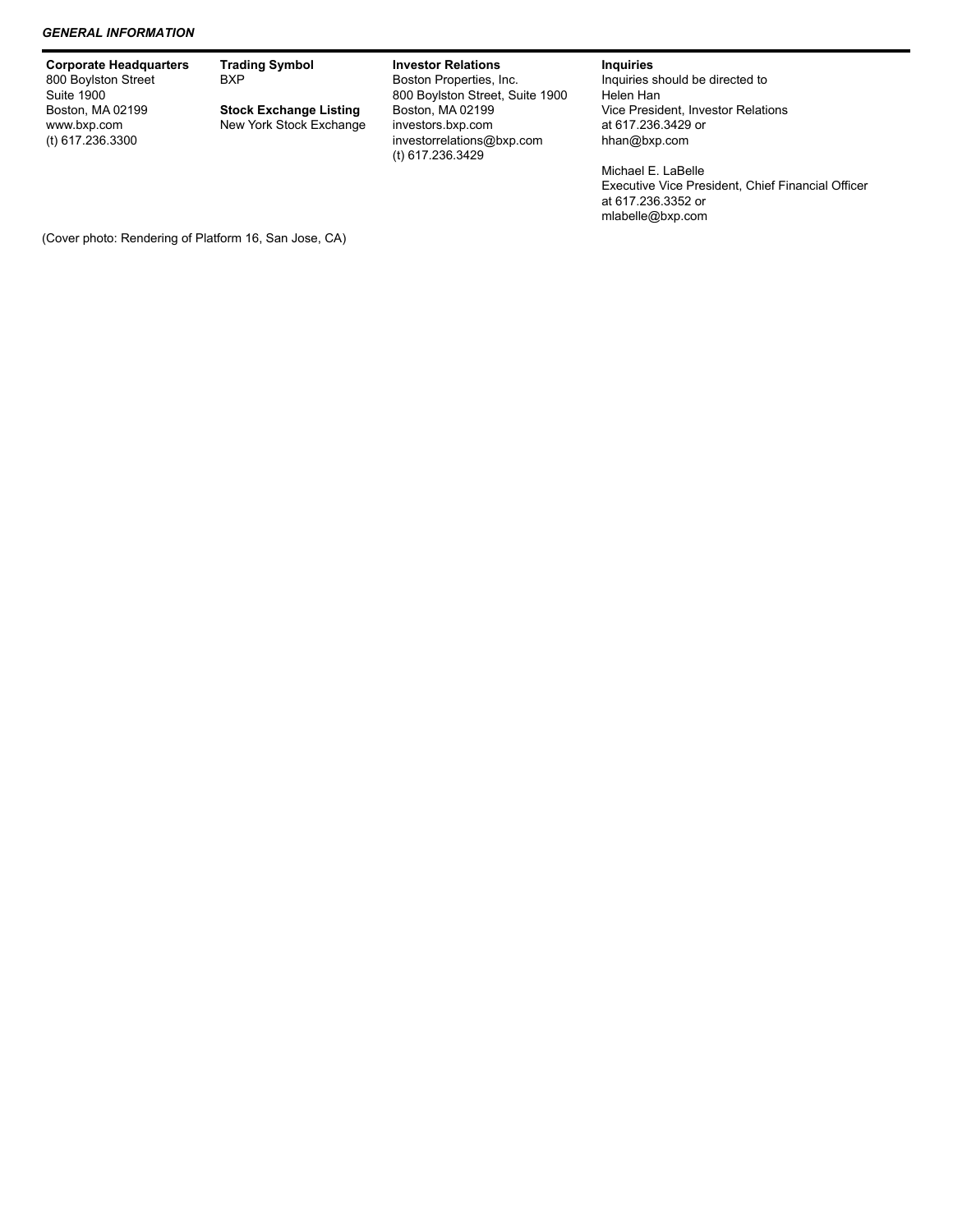***GENERAL INFORMATION***

**Corporate Headquarters**
800 Boylston Street
Suite 1900
Boston, MA 02199
www.bxp.com
(t) 617.236.3300

**Trading Symbol**
BXP

**Stock Exchange Listing**
New York Stock Exchange

**Investor Relations**
Boston Properties, Inc.
800 Boylston Street, Suite 1900
Boston, MA 02199
investors.bxp.com
investorrelations@bxp.com
(t) 617.236.3429

**Inquiries**
Inquiries should be directed to
Helen Han
Vice President, Investor Relations
at 617.236.3429 or
hhan@bxp.com

Michael E. LaBelle
Executive Vice President, Chief Financial Officer
at 617.236.3352 or
mlabelle@bxp.com

(Cover photo: Rendering of Platform 16, San Jose, CA)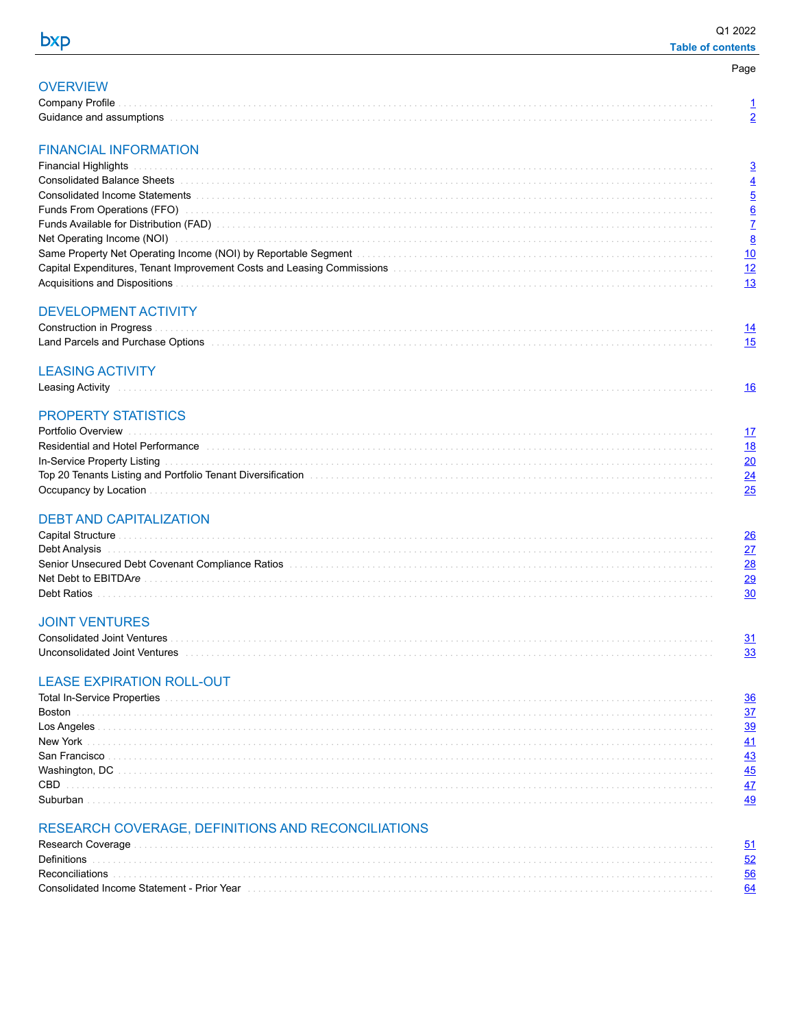# Table of contents

| | Page |
|---|---|
| **OVERVIEW** | |
| Company Profile | 1 |
| Guidance and assumptions | 2 |
| **FINANCIAL INFORMATION** | |
| Financial Highlights | 3 |
| Consolidated Balance Sheets | 4 |
| Consolidated Income Statements | 5 |
| Funds From Operations (FFO) | 6 |
| Funds Available for Distribution (FAD) | 7 |
| Net Operating Income (NOI) | 8 |
| Same Property Net Operating Income (NOI) by Reportable Segment | 10 |
| Capital Expenditures, Tenant Improvement Costs and Leasing Commissions | 12 |
| Acquisitions and Dispositions | 13 |
| **DEVELOPMENT ACTIVITY** | |
| Construction in Progress | 14 |
| Land Parcels and Purchase Options | 15 |
| **LEASING ACTIVITY** | |
| Leasing Activity | 16 |
| **PROPERTY STATISTICS** | |
| Portfolio Overview | 17 |
| Residential and Hotel Performance | 18 |
| In-Service Property Listing | 20 |
| Top 20 Tenants Listing and Portfolio Tenant Diversification | 24 |
| Occupancy by Location | 25 |
| **DEBT AND CAPITALIZATION** | |
| Capital Structure | 26 |
| Debt Analysis | 27 |
| Senior Unsecured Debt Covenant Compliance Ratios | 28 |
| Net Debt to EBITDA*re* | 29 |
| Debt Ratios | 30 |
| **JOINT VENTURES** | |
| Consolidated Joint Ventures | 31 |
| Unconsolidated Joint Ventures | 33 |
| **LEASE EXPIRATION ROLL-OUT** | |
| Total In-Service Properties | 36 |
| Boston | 37 |
| Los Angeles | 39 |
| New York | 41 |
| San Francisco | 43 |
| Washington, DC | 45 |
| CBD | 47 |
| Suburban | 49 |
| **RESEARCH COVERAGE, DEFINITIONS AND RECONCILIATIONS** | |
| Research Coverage | 51 |
| Definitions | 52 |
| Reconciliations | 56 |
| Consolidated Income Statement - Prior Year | 64 |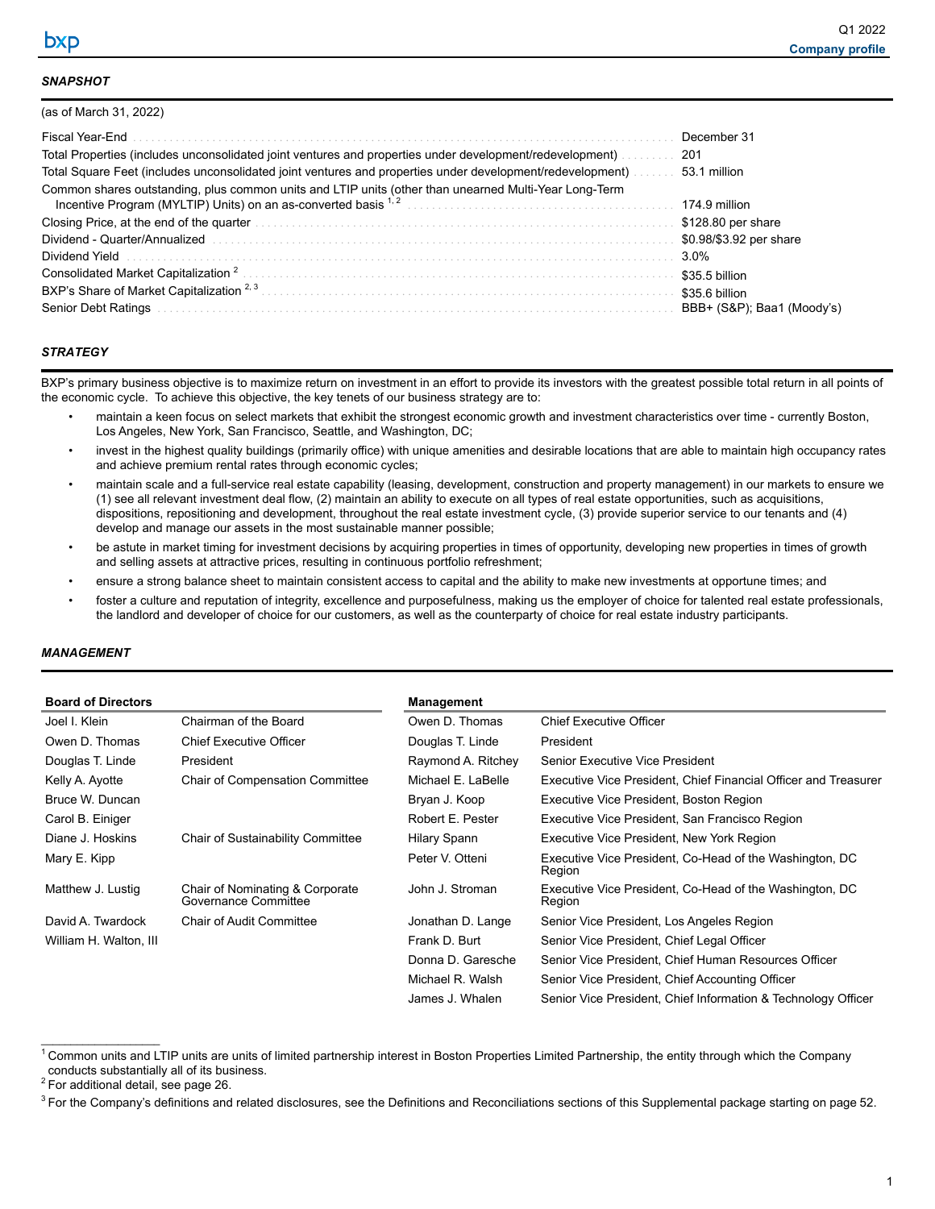## SNAPSHOT

(as of March 31, 2022)

| | |
|---|---|
| Fiscal Year-End | December 31 |
| Total Properties (includes unconsolidated joint ventures and properties under development/redevelopment) | 201 |
| Total Square Feet (includes unconsolidated joint ventures and properties under development/redevelopment) | 53.1 million |
| Common shares outstanding, plus common units and LTIP units (other than unearned Multi-Year Long-Term Incentive Program (MYLTIP) Units) on an as-converted basis [1, 2] | 174.9 million |
| Closing Price, at the end of the quarter | $128.80 per share |
| Dividend - Quarter/Annualized | $0.98/$3.92 per share |
| Dividend Yield | 3.0% |
| Consolidated Market Capitalization [2] | $35.5 billion |
| BXP's Share of Market Capitalization [2, 3] | $35.6 billion |
| Senior Debt Ratings | BBB+ (S&P); Baa1 (Moody's) |

## STRATEGY

BXP's primary business objective is to maximize return on investment in an effort to provide its investors with the greatest possible total return in all points of the economic cycle. To achieve this objective, the key tenets of our business strategy are to:

- maintain a keen focus on select markets that exhibit the strongest economic growth and investment characteristics over time - currently Boston, Los Angeles, New York, San Francisco, Seattle, and Washington, DC;
- invest in the highest quality buildings (primarily office) with unique amenities and desirable locations that are able to maintain high occupancy rates and achieve premium rental rates through economic cycles;
- maintain scale and a full-service real estate capability (leasing, development, construction and property management) in our markets to ensure we (1) see all relevant investment deal flow, (2) maintain an ability to execute on all types of real estate opportunities, such as acquisitions, dispositions, repositioning and development, throughout the real estate investment cycle, (3) provide superior service to our tenants and (4) develop and manage our assets in the most sustainable manner possible;
- be astute in market timing for investment decisions by acquiring properties in times of opportunity, developing new properties in times of growth and selling assets at attractive prices, resulting in continuous portfolio refreshment;
- ensure a strong balance sheet to maintain consistent access to capital and the ability to make new investments at opportune times; and
- foster a culture and reputation of integrity, excellence and purposefulness, making us the employer of choice for talented real estate professionals, the landlord and developer of choice for our customers, as well as the counterparty of choice for real estate industry participants.

## MANAGEMENT

| Board of Directors | |
|---|---|
| Joel I. Klein | Chairman of the Board |
| Owen D. Thomas | Chief Executive Officer |
| Douglas T. Linde | President |
| Kelly A. Ayotte | Chair of Compensation Committee |
| Bruce W. Duncan | |
| Carol B. Einiger | |
| Diane J. Hoskins | Chair of Sustainability Committee |
| Mary E. Kipp | |
| Matthew J. Lustig | Chair of Nominating & Corporate Governance Committee |
| David A. Twardock | Chair of Audit Committee |
| William H. Walton, III | |

| Management | |
|---|---|
| Owen D. Thomas | Chief Executive Officer |
| Douglas T. Linde | President |
| Raymond A. Ritchey | Senior Executive Vice President |
| Michael E. LaBelle | Executive Vice President, Chief Financial Officer and Treasurer |
| Bryan J. Koop | Executive Vice President, Boston Region |
| Robert E. Pester | Executive Vice President, San Francisco Region |
| Hilary Spann | Executive Vice President, New York Region |
| Peter V. Otteni | Executive Vice President, Co-Head of the Washington, DC Region |
| John J. Stroman | Executive Vice President, Co-Head of the Washington, DC Region |
| Jonathan D. Lange | Senior Vice President, Los Angeles Region |
| Frank D. Burt | Senior Vice President, Chief Legal Officer |
| Donna D. Garesche | Senior Vice President, Chief Human Resources Officer |
| Michael R. Walsh | Senior Vice President, Chief Accounting Officer |
| James J. Whalen | Senior Vice President, Chief Information & Technology Officer |

---

[1] Common units and LTIP units are units of limited partnership interest in Boston Properties Limited Partnership, the entity through which the Company conducts substantially all of its business.

[2] For additional detail, see page 26.

[3] For the Company's definitions and related disclosures, see the Definitions and Reconciliations sections of this Supplemental package starting on page 52.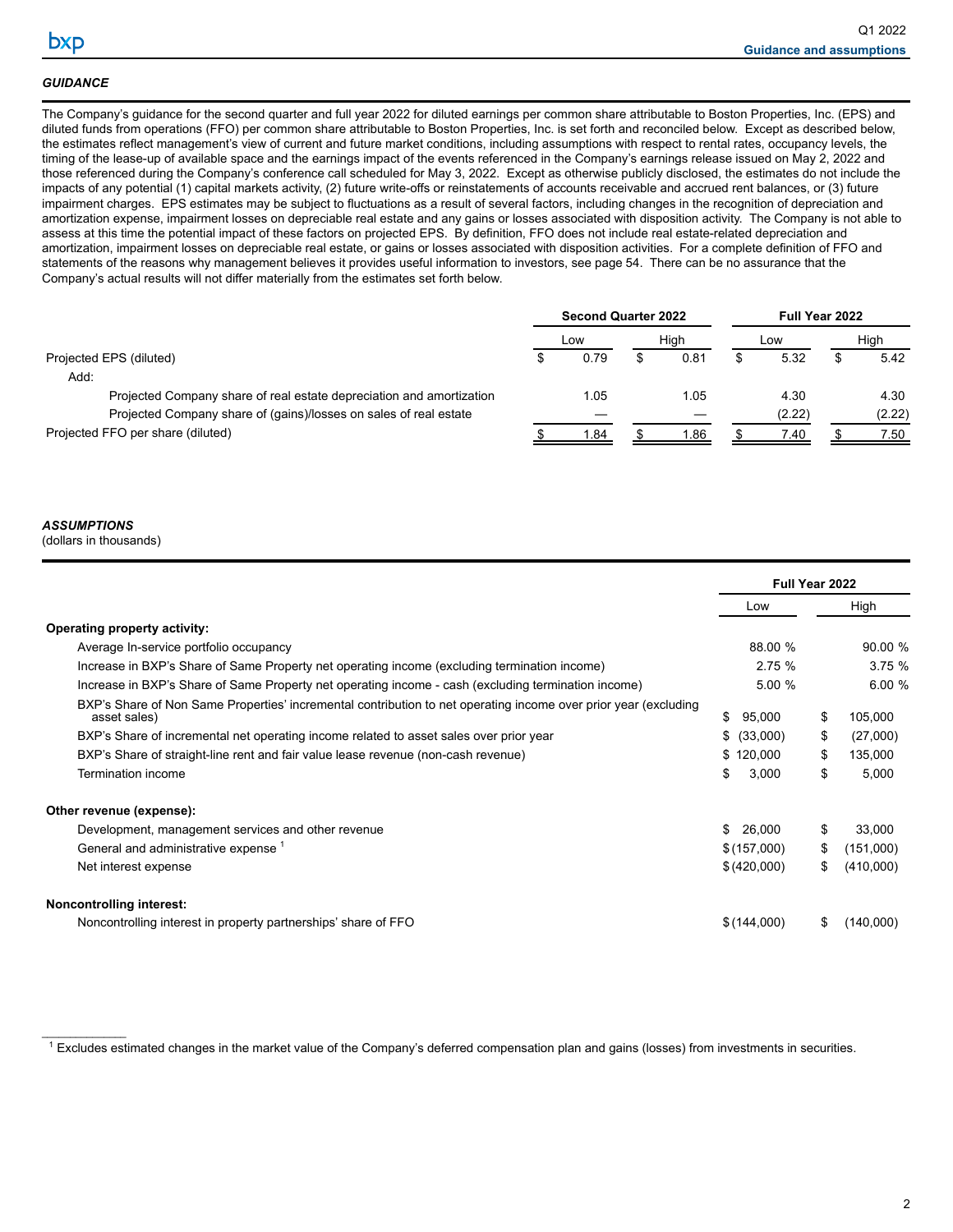### *GUIDANCE*

The Company's guidance for the second quarter and full year 2022 for diluted earnings per common share attributable to Boston Properties, Inc. (EPS) and diluted funds from operations (FFO) per common share attributable to Boston Properties, Inc. is set forth and reconciled below. Except as described below, the estimates reflect management's view of current and future market conditions, including assumptions with respect to rental rates, occupancy levels, the timing of the lease-up of available space and the earnings impact of the events referenced in the Company's earnings release issued on May 2, 2022 and those referenced during the Company's conference call scheduled for May 3, 2022. Except as otherwise publicly disclosed, the estimates do not include the impacts of any potential (1) capital markets activity, (2) future write-offs or reinstatements of accounts receivable and accrued rent balances, or (3) future impairment charges. EPS estimates may be subject to fluctuations as a result of several factors, including changes in the recognition of depreciation and amortization expense, impairment losses on depreciable real estate and any gains or losses associated with disposition activity. The Company is not able to assess at this time the potential impact of these factors on projected EPS. By definition, FFO does not include real estate-related depreciation and amortization, impairment losses on depreciable real estate, or gains or losses associated with disposition activities. For a complete definition of FFO and statements of the reasons why management believes it provides useful information to investors, see page 54. There can be no assurance that the Company's actual results will not differ materially from the estimates set forth below.

| | Second Quarter 2022 | | Full Year 2022 | |
|---|---|---|---|---|
| | Low | High | Low | High |
| Projected EPS (diluted) | $ 0.79 | $ 0.81 | $ 5.32 | $ 5.42 |
| Add: | | | | |
| Projected Company share of real estate depreciation and amortization | 1.05 | 1.05 | 4.30 | 4.30 |
| Projected Company share of (gains)/losses on sales of real estate | — | — | (2.22) | (2.22) |
| Projected FFO per share (diluted) | $ 1.84 | $ 1.86 | $ 7.40 | $ 7.50 |

### *ASSUMPTIONS*

(dollars in thousands)

| | Full Year 2022 | |
|---|---|---|
| | Low | High |
| **Operating property activity:** | | |
| Average In-service portfolio occupancy | 88.00 % | 90.00 % |
| Increase in BXP's Share of Same Property net operating income (excluding termination income) | 2.75 % | 3.75 % |
| Increase in BXP's Share of Same Property net operating income - cash (excluding termination income) | 5.00 % | 6.00 % |
| BXP's Share of Non Same Properties' incremental contribution to net operating income over prior year (excluding asset sales) | $ 95,000 | $ 105,000 |
| BXP's Share of incremental net operating income related to asset sales over prior year | $ (33,000) | $ (27,000) |
| BXP's Share of straight-line rent and fair value lease revenue (non-cash revenue) | $ 120,000 | $ 135,000 |
| Termination income | $ 3,000 | $ 5,000 |
| **Other revenue (expense):** | | |
| Development, management services and other revenue | $ 26,000 | $ 33,000 |
| General and administrative expense [1] | $ (157,000) | $ (151,000) |
| Net interest expense | $ (420,000) | $ (410,000) |
| **Noncontrolling interest:** | | |
| Noncontrolling interest in property partnerships' share of FFO | $ (144,000) | $ (140,000) |

[1] Excludes estimated changes in the market value of the Company's deferred compensation plan and gains (losses) from investments in securities.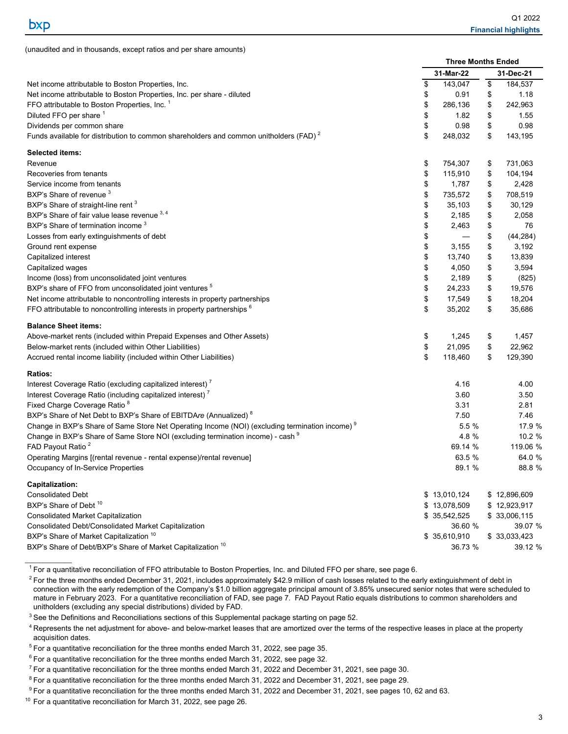## Financial highlights

(unaudited and in thousands, except ratios and per share amounts)

| | Three Months Ended | |
|---|---|---|
| | 31-Mar-22 | 31-Dec-21 |
| Net income attributable to Boston Properties, Inc. | $ 143,047 | $ 184,537 |
| Net income attributable to Boston Properties, Inc. per share - diluted | $ 0.91 | $ 1.18 |
| FFO attributable to Boston Properties, Inc. [1] | $ 286,136 | $ 242,963 |
| Diluted FFO per share [1] | $ 1.82 | $ 1.55 |
| Dividends per common share | $ 0.98 | $ 0.98 |
| Funds available for distribution to common shareholders and common unitholders (FAD) [2] | $ 248,032 | $ 143,195 |
| **Selected items:** | | |
| Revenue | $ 754,307 | $ 731,063 |
| Recoveries from tenants | $ 115,910 | $ 104,194 |
| Service income from tenants | $ 1,787 | $ 2,428 |
| BXP's Share of revenue [3] | $ 735,572 | $ 708,519 |
| BXP's Share of straight-line rent [3] | $ 35,103 | $ 30,129 |
| BXP's Share of fair value lease revenue [3, 4] | $ 2,185 | $ 2,058 |
| BXP's Share of termination income [3] | $ 2,463 | $ 76 |
| Losses from early extinguishments of debt | $ — | $ (44,284) |
| Ground rent expense | $ 3,155 | $ 3,192 |
| Capitalized interest | $ 13,740 | $ 13,839 |
| Capitalized wages | $ 4,050 | $ 3,594 |
| Income (loss) from unconsolidated joint ventures | $ 2,189 | $ (825) |
| BXP's share of FFO from unconsolidated joint ventures [5] | $ 24,233 | $ 19,576 |
| Net income attributable to noncontrolling interests in property partnerships | $ 17,549 | $ 18,204 |
| FFO attributable to noncontrolling interests in property partnerships [6] | $ 35,202 | $ 35,686 |
| **Balance Sheet items:** | | |
| Above-market rents (included within Prepaid Expenses and Other Assets) | $ 1,245 | $ 1,457 |
| Below-market rents (included within Other Liabilities) | $ 21,095 | $ 22,962 |
| Accrued rental income liability (included within Other Liabilities) | $ 118,460 | $ 129,390 |
| **Ratios:** | | |
| Interest Coverage Ratio (excluding capitalized interest) [7] | 4.16 | 4.00 |
| Interest Coverage Ratio (including capitalized interest) [7] | 3.60 | 3.50 |
| Fixed Charge Coverage Ratio [8] | 3.31 | 2.81 |
| BXP's Share of Net Debt to BXP's Share of EBITDA*re* (Annualized) [8] | 7.50 | 7.46 |
| Change in BXP's Share of Same Store Net Operating Income (NOI) (excluding termination income) [9] | 5.5 % | 17.9 % |
| Change in BXP's Share of Same Store NOI (excluding termination income) - cash [9] | 4.8 % | 10.2 % |
| FAD Payout Ratio [2] | 69.14 % | 119.06 % |
| Operating Margins [(rental revenue - rental expense)/rental revenue] | 63.5 % | 64.0 % |
| Occupancy of In-Service Properties | 89.1 % | 88.8 % |
| **Capitalization:** | | |
| Consolidated Debt | $ 13,010,124 | $ 12,896,609 |
| BXP's Share of Debt [10] | $ 13,078,509 | $ 12,923,917 |
| Consolidated Market Capitalization | $ 35,542,525 | $ 33,006,115 |
| Consolidated Debt/Consolidated Market Capitalization | 36.60 % | 39.07 % |
| BXP's Share of Market Capitalization [10] | $ 35,610,910 | $ 33,033,423 |
| BXP's Share of Debt/BXP's Share of Market Capitalization [10] | 36.73 % | 39.12 % |

[1] For a quantitative reconciliation of FFO attributable to Boston Properties, Inc. and Diluted FFO per share, see page 6.

[2] For the three months ended December 31, 2021, includes approximately $42.9 million of cash losses related to the early extinguishment of debt in connection with the early redemption of the Company's $1.0 billion aggregate principal amount of 3.85% unsecured senior notes that were scheduled to mature in February 2023. For a quantitative reconciliation of FAD, see page 7. FAD Payout Ratio equals distributions to common shareholders and unitholders (excluding any special distributions) divided by FAD.

[3] See the Definitions and Reconciliations sections of this Supplemental package starting on page 52.

[4] Represents the net adjustment for above- and below-market leases that are amortized over the terms of the respective leases in place at the property acquisition dates.

[5] For a quantitative reconciliation for the three months ended March 31, 2022, see page 35.

[6] For a quantitative reconciliation for the three months ended March 31, 2022, see page 32.

[7] For a quantitative reconciliation for the three months ended March 31, 2022 and December 31, 2021, see page 30.

[8] For a quantitative reconciliation for the three months ended March 31, 2022 and December 31, 2021, see page 29.

[9] For a quantitative reconciliation for the three months ended March 31, 2022 and December 31, 2021, see pages 10, 62 and 63.

[10] For a quantitative reconciliation for March 31, 2022, see page 26.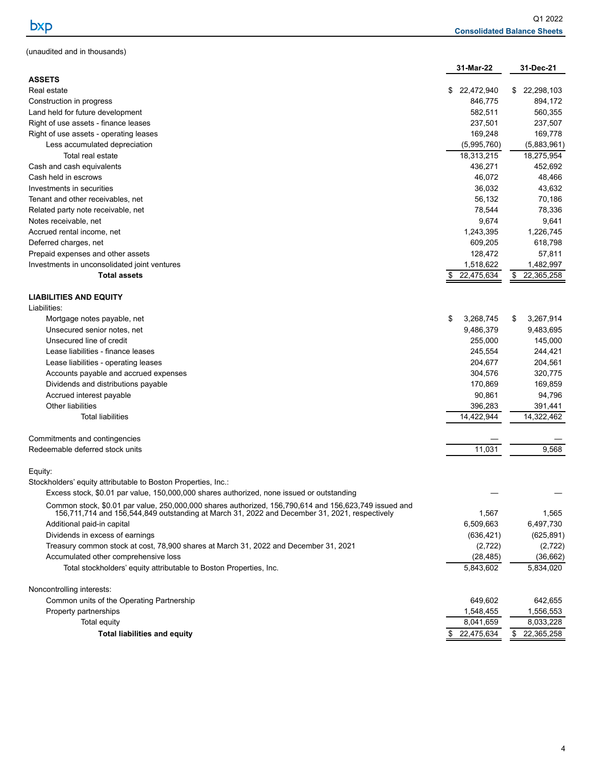## Consolidated Balance Sheets

(unaudited and in thousands)

| | 31-Mar-22 | 31-Dec-21 |
|---|---|---|
| **ASSETS** | | |
| Real estate | $ 22,472,940 | $ 22,298,103 |
| Construction in progress | 846,775 | 894,172 |
| Land held for future development | 582,511 | 560,355 |
| Right of use assets - finance leases | 237,501 | 237,507 |
| Right of use assets - operating leases | 169,248 | 169,778 |
| Less accumulated depreciation | (5,995,760) | (5,883,961) |
| Total real estate | 18,313,215 | 18,275,954 |
| Cash and cash equivalents | 436,271 | 452,692 |
| Cash held in escrows | 46,072 | 48,466 |
| Investments in securities | 36,032 | 43,632 |
| Tenant and other receivables, net | 56,132 | 70,186 |
| Related party note receivable, net | 78,544 | 78,336 |
| Notes receivable, net | 9,674 | 9,641 |
| Accrued rental income, net | 1,243,395 | 1,226,745 |
| Deferred charges, net | 609,205 | 618,798 |
| Prepaid expenses and other assets | 128,472 | 57,811 |
| Investments in unconsolidated joint ventures | 1,518,622 | 1,482,997 |
| **Total assets** | $ 22,475,634 | $ 22,365,258 |
| | | |
| **LIABILITIES AND EQUITY** | | |
| Liabilities: | | |
| Mortgage notes payable, net | $ 3,268,745 | $ 3,267,914 |
| Unsecured senior notes, net | 9,486,379 | 9,483,695 |
| Unsecured line of credit | 255,000 | 145,000 |
| Lease liabilities - finance leases | 245,554 | 244,421 |
| Lease liabilities - operating leases | 204,677 | 204,561 |
| Accounts payable and accrued expenses | 304,576 | 320,775 |
| Dividends and distributions payable | 170,869 | 169,859 |
| Accrued interest payable | 90,861 | 94,796 |
| Other liabilities | 396,283 | 391,441 |
| Total liabilities | 14,422,944 | 14,322,462 |
| | | |
| Commitments and contingencies | — | — |
| Redeemable deferred stock units | 11,031 | 9,568 |
| | | |
| Equity: | | |
| Stockholders' equity attributable to Boston Properties, Inc.: | | |
| Excess stock, $0.01 par value, 150,000,000 shares authorized, none issued or outstanding | — | — |
| Common stock, $0.01 par value, 250,000,000 shares authorized, 156,790,614 and 156,623,749 issued and 156,711,714 and 156,544,849 outstanding at March 31, 2022 and December 31, 2021, respectively | 1,567 | 1,565 |
| Additional paid-in capital | 6,509,663 | 6,497,730 |
| Dividends in excess of earnings | (636,421) | (625,891) |
| Treasury common stock at cost, 78,900 shares at March 31, 2022 and December 31, 2021 | (2,722) | (2,722) |
| Accumulated other comprehensive loss | (28,485) | (36,662) |
| Total stockholders' equity attributable to Boston Properties, Inc. | 5,843,602 | 5,834,020 |
| | | |
| Noncontrolling interests: | | |
| Common units of the Operating Partnership | 649,602 | 642,655 |
| Property partnerships | 1,548,455 | 1,556,553 |
| Total equity | 8,041,659 | 8,033,228 |
| **Total liabilities and equity** | $ 22,475,634 | $ 22,365,258 |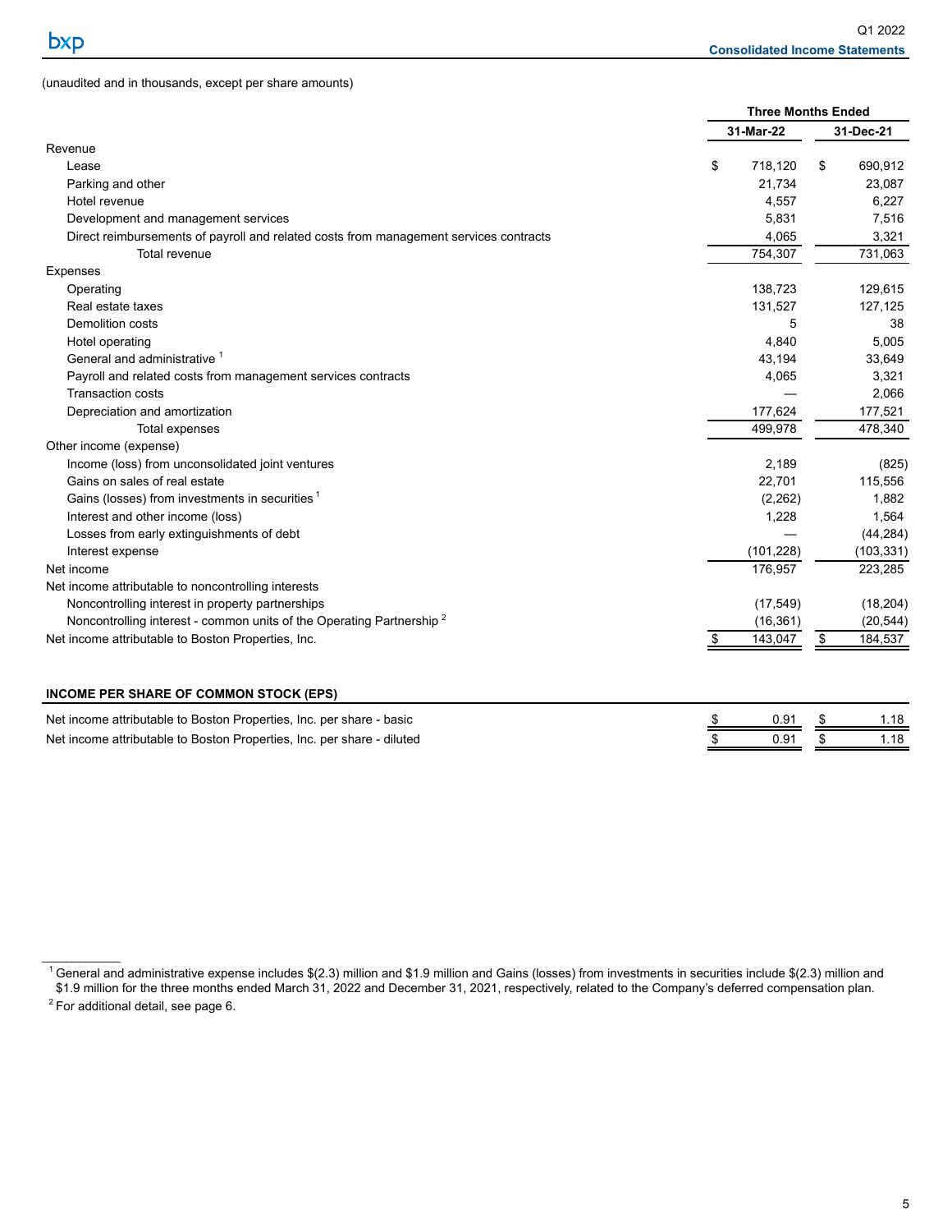## Consolidated Income Statements

(unaudited and in thousands, except per share amounts)

| | Three Months Ended | |
|---|---|---|
| | 31-Mar-22 | 31-Dec-21 |
| **Revenue** | | |
| Lease | $ 718,120 | $ 690,912 |
| Parking and other | 21,734 | 23,087 |
| Hotel revenue | 4,557 | 6,227 |
| Development and management services | 5,831 | 7,516 |
| Direct reimbursements of payroll and related costs from management services contracts | 4,065 | 3,321 |
| Total revenue | 754,307 | 731,063 |
| **Expenses** | | |
| Operating | 138,723 | 129,615 |
| Real estate taxes | 131,527 | 127,125 |
| Demolition costs | 5 | 38 |
| Hotel operating | 4,840 | 5,005 |
| General and administrative [1] | 43,194 | 33,649 |
| Payroll and related costs from management services contracts | 4,065 | 3,321 |
| Transaction costs | — | 2,066 |
| Depreciation and amortization | 177,624 | 177,521 |
| Total expenses | 499,978 | 478,340 |
| **Other income (expense)** | | |
| Income (loss) from unconsolidated joint ventures | 2,189 | (825) |
| Gains on sales of real estate | 22,701 | 115,556 |
| Gains (losses) from investments in securities [1] | (2,262) | 1,882 |
| Interest and other income (loss) | 1,228 | 1,564 |
| Losses from early extinguishments of debt | — | (44,284) |
| Interest expense | (101,228) | (103,331) |
| Net income | 176,957 | 223,285 |
| Net income attributable to noncontrolling interests | | |
| Noncontrolling interest in property partnerships | (17,549) | (18,204) |
| Noncontrolling interest - common units of the Operating Partnership [2] | (16,361) | (20,544) |
| Net income attributable to Boston Properties, Inc. | $ 143,047 | $ 184,537 |

### INCOME PER SHARE OF COMMON STOCK (EPS)

| | | |
|---|---|---|
| Net income attributable to Boston Properties, Inc. per share - basic | $ 0.91 | $ 1.18 |
| Net income attributable to Boston Properties, Inc. per share - diluted | $ 0.91 | $ 1.18 |

---

[1] General and administrative expense includes $(2.3) million and $1.9 million and Gains (losses) from investments in securities include $(2.3) million and $1.9 million for the three months ended March 31, 2022 and December 31, 2021, respectively, related to the Company's deferred compensation plan.

[2] For additional detail, see page 6.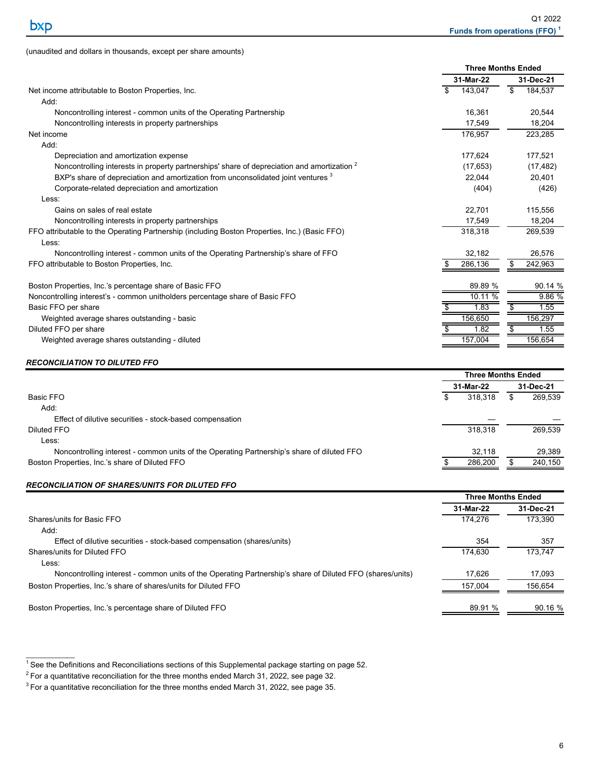# Funds from operations (FFO)[1]

(unaudited and dollars in thousands, except per share amounts)

| | Three Months Ended | |
|---|---|---|
| | 31-Mar-22 | 31-Dec-21 |
| Net income attributable to Boston Properties, Inc. | $ 143,047 | $ 184,537 |
| Add: | | |
| Noncontrolling interest - common units of the Operating Partnership | 16,361 | 20,544 |
| Noncontrolling interests in property partnerships | 17,549 | 18,204 |
| Net income | 176,957 | 223,285 |
| Add: | | |
| Depreciation and amortization expense | 177,624 | 177,521 |
| Noncontrolling interests in property partnerships' share of depreciation and amortization [2] | (17,653) | (17,482) |
| BXP's share of depreciation and amortization from unconsolidated joint ventures [3] | 22,044 | 20,401 |
| Corporate-related depreciation and amortization | (404) | (426) |
| Less: | | |
| Gains on sales of real estate | 22,701 | 115,556 |
| Noncontrolling interests in property partnerships | 17,549 | 18,204 |
| FFO attributable to the Operating Partnership (including Boston Properties, Inc.) (Basic FFO) | 318,318 | 269,539 |
| Less: | | |
| Noncontrolling interest - common units of the Operating Partnership's share of FFO | 32,182 | 26,576 |
| FFO attributable to Boston Properties, Inc. | $ 286,136 | $ 242,963 |
| | | |
| Boston Properties, Inc.'s percentage share of Basic FFO | 89.89 % | 90.14 % |
| Noncontrolling interest's - common unitholders percentage share of Basic FFO | 10.11 % | 9.86 % |
| Basic FFO per share | $ 1.83 | $ 1.55 |
| Weighted average shares outstanding - basic | 156,650 | 156,297 |
| Diluted FFO per share | $ 1.82 | $ 1.55 |
| Weighted average shares outstanding - diluted | 157,004 | 156,654 |

***RECONCILIATION TO DILUTED FFO***

| | Three Months Ended | |
|---|---|---|
| | 31-Mar-22 | 31-Dec-21 |
| Basic FFO | $ 318,318 | $ 269,539 |
| Add: | | |
| Effect of dilutive securities - stock-based compensation | — | — |
| Diluted FFO | 318,318 | 269,539 |
| Less: | | |
| Noncontrolling interest - common units of the Operating Partnership's share of diluted FFO | 32,118 | 29,389 |
| Boston Properties, Inc.'s share of Diluted FFO | $ 286,200 | $ 240,150 |

***RECONCILIATION OF SHARES/UNITS FOR DILUTED FFO***

| | Three Months Ended | |
|---|---|---|
| | 31-Mar-22 | 31-Dec-21 |
| Shares/units for Basic FFO | 174,276 | 173,390 |
| Add: | | |
| Effect of dilutive securities - stock-based compensation (shares/units) | 354 | 357 |
| Shares/units for Diluted FFO | 174,630 | 173,747 |
| Less: | | |
| Noncontrolling interest - common units of the Operating Partnership's share of Diluted FFO (shares/units) | 17,626 | 17,093 |
| Boston Properties, Inc.'s share of shares/units for Diluted FFO | 157,004 | 156,654 |
| | | |
| Boston Properties, Inc.'s percentage share of Diluted FFO | 89.91 % | 90.16 % |

[1] See the Definitions and Reconciliations sections of this Supplemental package starting on page 52.

[2] For a quantitative reconciliation for the three months ended March 31, 2022, see page 32.

[3] For a quantitative reconciliation for the three months ended March 31, 2022, see page 35.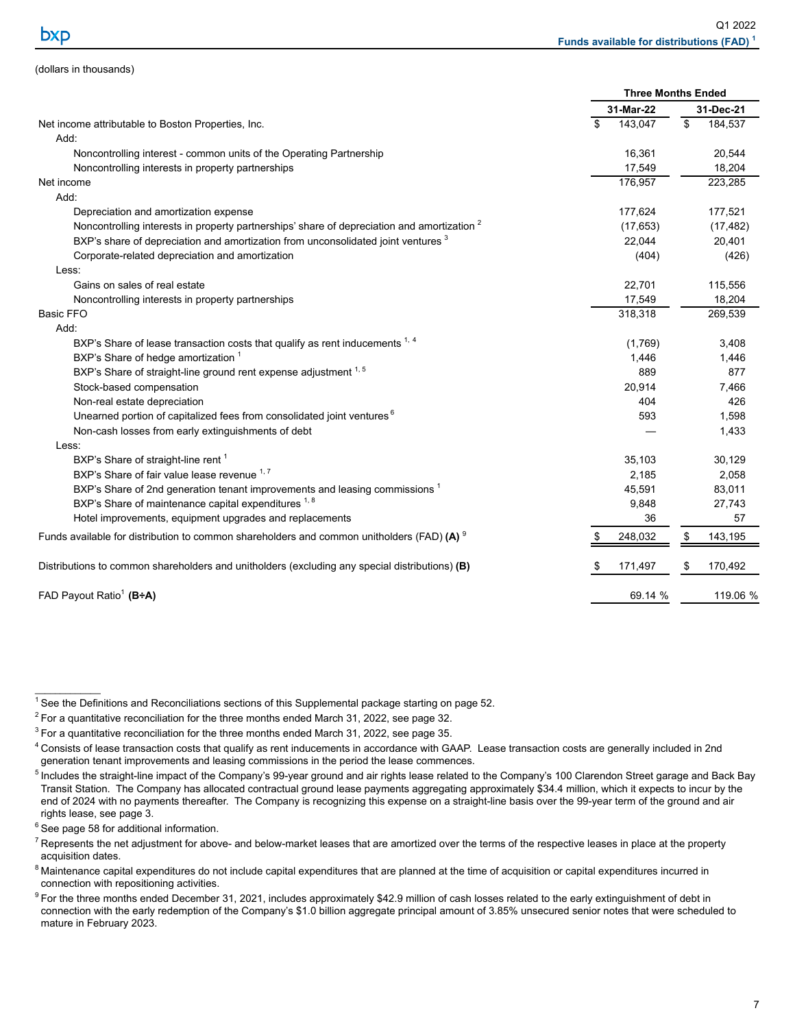## Funds available for distributions (FAD) [1]

(dollars in thousands)

| | Three Months Ended | |
|---|---|---|
| | 31-Mar-22 | 31-Dec-21 |
| Net income attributable to Boston Properties, Inc. | $ 143,047 | $ 184,537 |
| Add: | | |
| Noncontrolling interest - common units of the Operating Partnership | 16,361 | 20,544 |
| Noncontrolling interests in property partnerships | 17,549 | 18,204 |
| Net income | 176,957 | 223,285 |
| Add: | | |
| Depreciation and amortization expense | 177,624 | 177,521 |
| Noncontrolling interests in property partnerships' share of depreciation and amortization [2] | (17,653) | (17,482) |
| BXP's share of depreciation and amortization from unconsolidated joint ventures [3] | 22,044 | 20,401 |
| Corporate-related depreciation and amortization | (404) | (426) |
| Less: | | |
| Gains on sales of real estate | 22,701 | 115,556 |
| Noncontrolling interests in property partnerships | 17,549 | 18,204 |
| Basic FFO | 318,318 | 269,539 |
| Add: | | |
| BXP's Share of lease transaction costs that qualify as rent inducements [1, 4] | (1,769) | 3,408 |
| BXP's Share of hedge amortization [1] | 1,446 | 1,446 |
| BXP's Share of straight-line ground rent expense adjustment [1, 5] | 889 | 877 |
| Stock-based compensation | 20,914 | 7,466 |
| Non-real estate depreciation | 404 | 426 |
| Unearned portion of capitalized fees from consolidated joint ventures [6] | 593 | 1,598 |
| Non-cash losses from early extinguishments of debt | — | 1,433 |
| Less: | | |
| BXP's Share of straight-line rent [1] | 35,103 | 30,129 |
| BXP's Share of fair value lease revenue [1, 7] | 2,185 | 2,058 |
| BXP's Share of 2nd generation tenant improvements and leasing commissions [1] | 45,591 | 83,011 |
| BXP's Share of maintenance capital expenditures [1, 8] | 9,848 | 27,743 |
| Hotel improvements, equipment upgrades and replacements | 36 | 57 |
| Funds available for distribution to common shareholders and common unitholders (FAD) **(A)** [9] | $ 248,032 | $ 143,195 |
| Distributions to common shareholders and unitholders (excluding any special distributions) **(B)** | $ 171,497 | $ 170,492 |
| FAD Payout Ratio[1] **(B÷A)** | 69.14 % | 119.06 % |

[1] See the Definitions and Reconciliations sections of this Supplemental package starting on page 52.

[2] For a quantitative reconciliation for the three months ended March 31, 2022, see page 32.

[3] For a quantitative reconciliation for the three months ended March 31, 2022, see page 35.

[4] Consists of lease transaction costs that qualify as rent inducements in accordance with GAAP. Lease transaction costs are generally included in 2nd generation tenant improvements and leasing commissions in the period the lease commences.

[5] Includes the straight-line impact of the Company's 99-year ground and air rights lease related to the Company's 100 Clarendon Street garage and Back Bay Transit Station. The Company has allocated contractual ground lease payments aggregating approximately $34.4 million, which it expects to incur by the end of 2024 with no payments thereafter. The Company is recognizing this expense on a straight-line basis over the 99-year term of the ground and air rights lease, see page 3.

[6] See page 58 for additional information.

[7] Represents the net adjustment for above- and below-market leases that are amortized over the terms of the respective leases in place at the property acquisition dates.

[8] Maintenance capital expenditures do not include capital expenditures that are planned at the time of acquisition or capital expenditures incurred in connection with repositioning activities.

[9] For the three months ended December 31, 2021, includes approximately $42.9 million of cash losses related to the early extinguishment of debt in connection with the early redemption of the Company's $1.0 billion aggregate principal amount of 3.85% unsecured senior notes that were scheduled to mature in February 2023.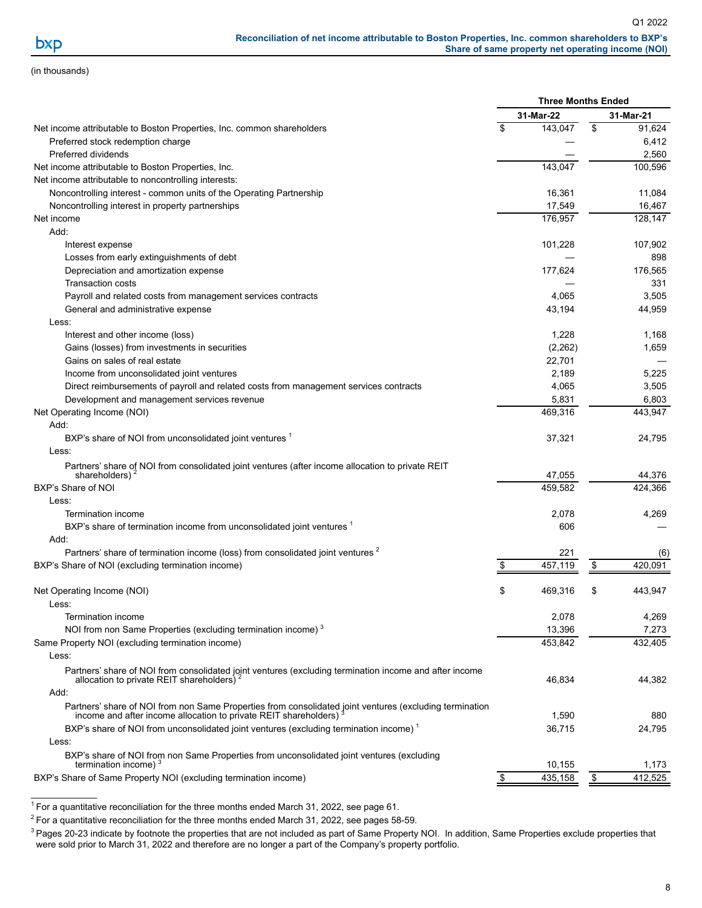## Reconciliation of net income attributable to Boston Properties, Inc. common shareholders to BXP's Share of same property net operating income (NOI)

(in thousands)

| | Three Months Ended | |
|---|---|---|
| | 31-Mar-22 | 31-Mar-21 |
| Net income attributable to Boston Properties, Inc. common shareholders | $ 143,047 | $ 91,624 |
| Preferred stock redemption charge | — | 6,412 |
| Preferred dividends | — | 2,560 |
| Net income attributable to Boston Properties, Inc. | 143,047 | 100,596 |
| Net income attributable to noncontrolling interests: | | |
| Noncontrolling interest - common units of the Operating Partnership | 16,361 | 11,084 |
| Noncontrolling interest in property partnerships | 17,549 | 16,467 |
| Net income | 176,957 | 128,147 |
| Add: | | |
| Interest expense | 101,228 | 107,902 |
| Losses from early extinguishments of debt | — | 898 |
| Depreciation and amortization expense | 177,624 | 176,565 |
| Transaction costs | — | 331 |
| Payroll and related costs from management services contracts | 4,065 | 3,505 |
| General and administrative expense | 43,194 | 44,959 |
| Less: | | |
| Interest and other income (loss) | 1,228 | 1,168 |
| Gains (losses) from investments in securities | (2,262) | 1,659 |
| Gains on sales of real estate | 22,701 | — |
| Income from unconsolidated joint ventures | 2,189 | 5,225 |
| Direct reimbursements of payroll and related costs from management services contracts | 4,065 | 3,505 |
| Development and management services revenue | 5,831 | 6,803 |
| Net Operating Income (NOI) | 469,316 | 443,947 |
| Add: | | |
| BXP's share of NOI from unconsolidated joint ventures [1] | 37,321 | 24,795 |
| Less: | | |
| Partners' share of NOI from consolidated joint ventures (after income allocation to private REIT shareholders) [2] | 47,055 | 44,376 |
| BXP's Share of NOI | 459,582 | 424,366 |
| Less: | | |
| Termination income | 2,078 | 4,269 |
| BXP's share of termination income from unconsolidated joint ventures [1] | 606 | — |
| Add: | | |
| Partners' share of termination income (loss) from consolidated joint ventures [2] | 221 | (6) |
| BXP's Share of NOI (excluding termination income) | $ 457,119 | $ 420,091 |
| | | |
| Net Operating Income (NOI) | $ 469,316 | $ 443,947 |
| Less: | | |
| Termination income | 2,078 | 4,269 |
| NOI from non Same Properties (excluding termination income) [3] | 13,396 | 7,273 |
| Same Property NOI (excluding termination income) | 453,842 | 432,405 |
| Less: | | |
| Partners' share of NOI from consolidated joint ventures (excluding termination income and after income allocation to private REIT shareholders) [2] | 46,834 | 44,382 |
| Add: | | |
| Partners' share of NOI from non Same Properties from consolidated joint ventures (excluding termination income and after income allocation to private REIT shareholders) [3] | 1,590 | 880 |
| BXP's share of NOI from unconsolidated joint ventures (excluding termination income) [1] | 36,715 | 24,795 |
| Less: | | |
| BXP's share of NOI from non Same Properties from unconsolidated joint ventures (excluding termination income) [3] | 10,155 | 1,173 |
| BXP's Share of Same Property NOI (excluding termination income) | $ 435,158 | $ 412,525 |

[1] For a quantitative reconciliation for the three months ended March 31, 2022, see page 61.

[2] For a quantitative reconciliation for the three months ended March 31, 2022, see pages 58-59.

[3] Pages 20-23 indicate by footnote the properties that are not included as part of Same Property NOI. In addition, Same Properties exclude properties that were sold prior to March 31, 2022 and therefore are no longer a part of the Company's property portfolio.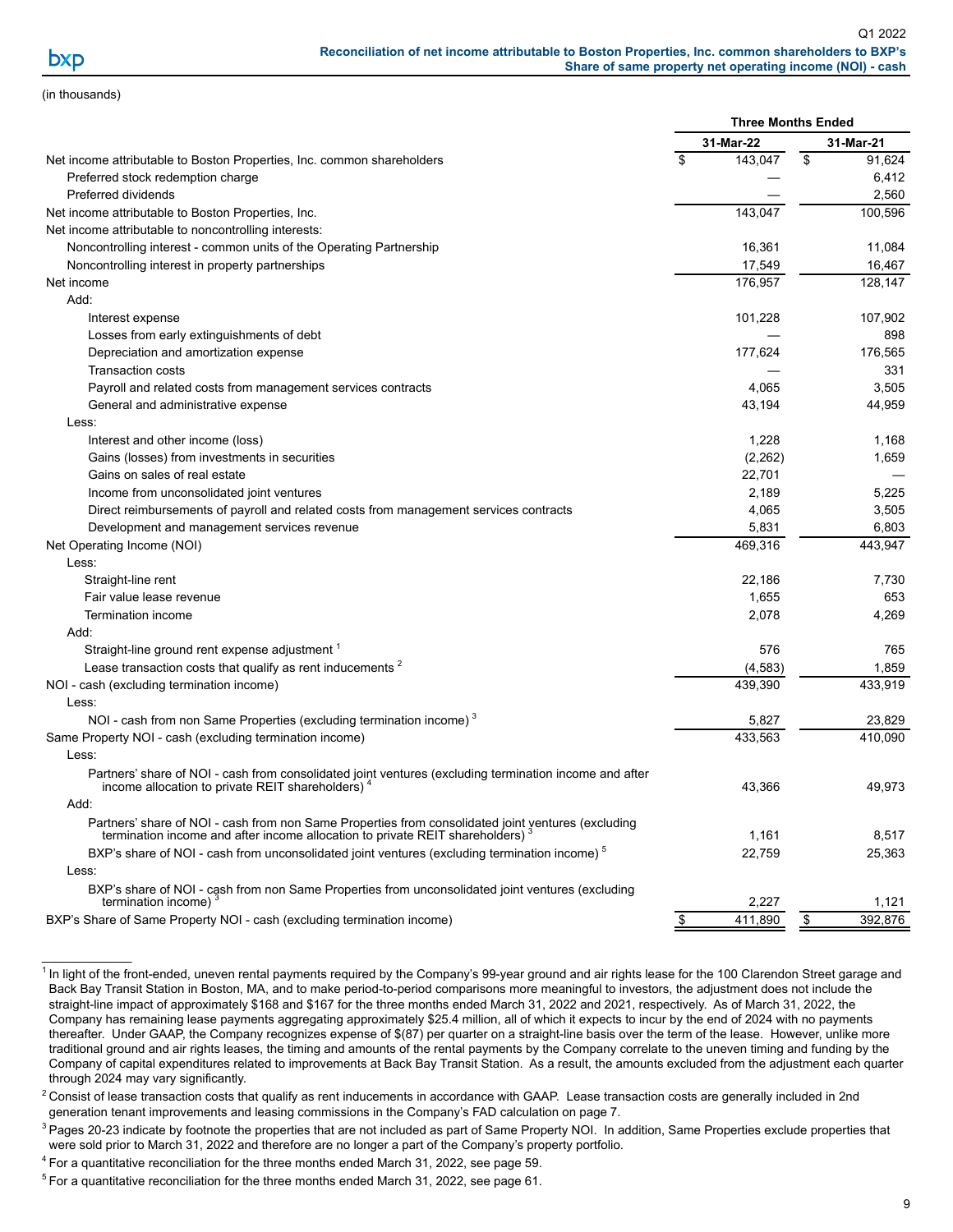## Reconciliation of net income attributable to Boston Properties, Inc. common shareholders to BXP's Share of same property net operating income (NOI) - cash

(in thousands)

| | Three Months Ended | |
|---|---|---|
| | 31-Mar-22 | 31-Mar-21 |
| Net income attributable to Boston Properties, Inc. common shareholders | $ 143,047 | $ 91,624 |
| Preferred stock redemption charge | — | 6,412 |
| Preferred dividends | — | 2,560 |
| Net income attributable to Boston Properties, Inc. | 143,047 | 100,596 |
| Net income attributable to noncontrolling interests: | | |
| Noncontrolling interest - common units of the Operating Partnership | 16,361 | 11,084 |
| Noncontrolling interest in property partnerships | 17,549 | 16,467 |
| Net income | 176,957 | 128,147 |
| Add: | | |
| Interest expense | 101,228 | 107,902 |
| Losses from early extinguishments of debt | — | 898 |
| Depreciation and amortization expense | 177,624 | 176,565 |
| Transaction costs | — | 331 |
| Payroll and related costs from management services contracts | 4,065 | 3,505 |
| General and administrative expense | 43,194 | 44,959 |
| Less: | | |
| Interest and other income (loss) | 1,228 | 1,168 |
| Gains (losses) from investments in securities | (2,262) | 1,659 |
| Gains on sales of real estate | 22,701 | — |
| Income from unconsolidated joint ventures | 2,189 | 5,225 |
| Direct reimbursements of payroll and related costs from management services contracts | 4,065 | 3,505 |
| Development and management services revenue | 5,831 | 6,803 |
| Net Operating Income (NOI) | 469,316 | 443,947 |
| Less: | | |
| Straight-line rent | 22,186 | 7,730 |
| Fair value lease revenue | 1,655 | 653 |
| Termination income | 2,078 | 4,269 |
| Add: | | |
| Straight-line ground rent expense adjustment [1] | 576 | 765 |
| Lease transaction costs that qualify as rent inducements [2] | (4,583) | 1,859 |
| NOI - cash (excluding termination income) | 439,390 | 433,919 |
| Less: | | |
| NOI - cash from non Same Properties (excluding termination income) [3] | 5,827 | 23,829 |
| Same Property NOI - cash (excluding termination income) | 433,563 | 410,090 |
| Less: | | |
| Partners' share of NOI - cash from consolidated joint ventures (excluding termination income and after income allocation to private REIT shareholders) [4] | 43,366 | 49,973 |
| Add: | | |
| Partners' share of NOI - cash from non Same Properties from consolidated joint ventures (excluding termination income and after income allocation to private REIT shareholders) [3] | 1,161 | 8,517 |
| BXP's share of NOI - cash from unconsolidated joint ventures (excluding termination income) [5] | 22,759 | 25,363 |
| Less: | | |
| BXP's share of NOI - cash from non Same Properties from unconsolidated joint ventures (excluding termination income) [3] | 2,227 | 1,121 |
| BXP's Share of Same Property NOI - cash (excluding termination income) | $ 411,890 | $ 392,876 |

[1] In light of the front-ended, uneven rental payments required by the Company's 99-year ground and air rights lease for the 100 Clarendon Street garage and Back Bay Transit Station in Boston, MA, and to make period-to-period comparisons more meaningful to investors, the adjustment does not include the straight-line impact of approximately $168 and $167 for the three months ended March 31, 2022 and 2021, respectively. As of March 31, 2022, the Company has remaining lease payments aggregating approximately $25.4 million, all of which it expects to incur by the end of 2024 with no payments thereafter. Under GAAP, the Company recognizes expense of $(87) per quarter on a straight-line basis over the term of the lease. However, unlike more traditional ground and air rights leases, the timing and amounts of the rental payments by the Company correlate to the uneven timing and funding by the Company of capital expenditures related to improvements at Back Bay Transit Station. As a result, the amounts excluded from the adjustment each quarter through 2024 may vary significantly.

[2] Consist of lease transaction costs that qualify as rent inducements in accordance with GAAP. Lease transaction costs are generally included in 2nd generation tenant improvements and leasing commissions in the Company's FAD calculation on page 7.

[3] Pages 20-23 indicate by footnote the properties that are not included as part of Same Property NOI. In addition, Same Properties exclude properties that were sold prior to March 31, 2022 and therefore are no longer a part of the Company's property portfolio.

[4] For a quantitative reconciliation for the three months ended March 31, 2022, see page 59.

[5] For a quantitative reconciliation for the three months ended March 31, 2022, see page 61.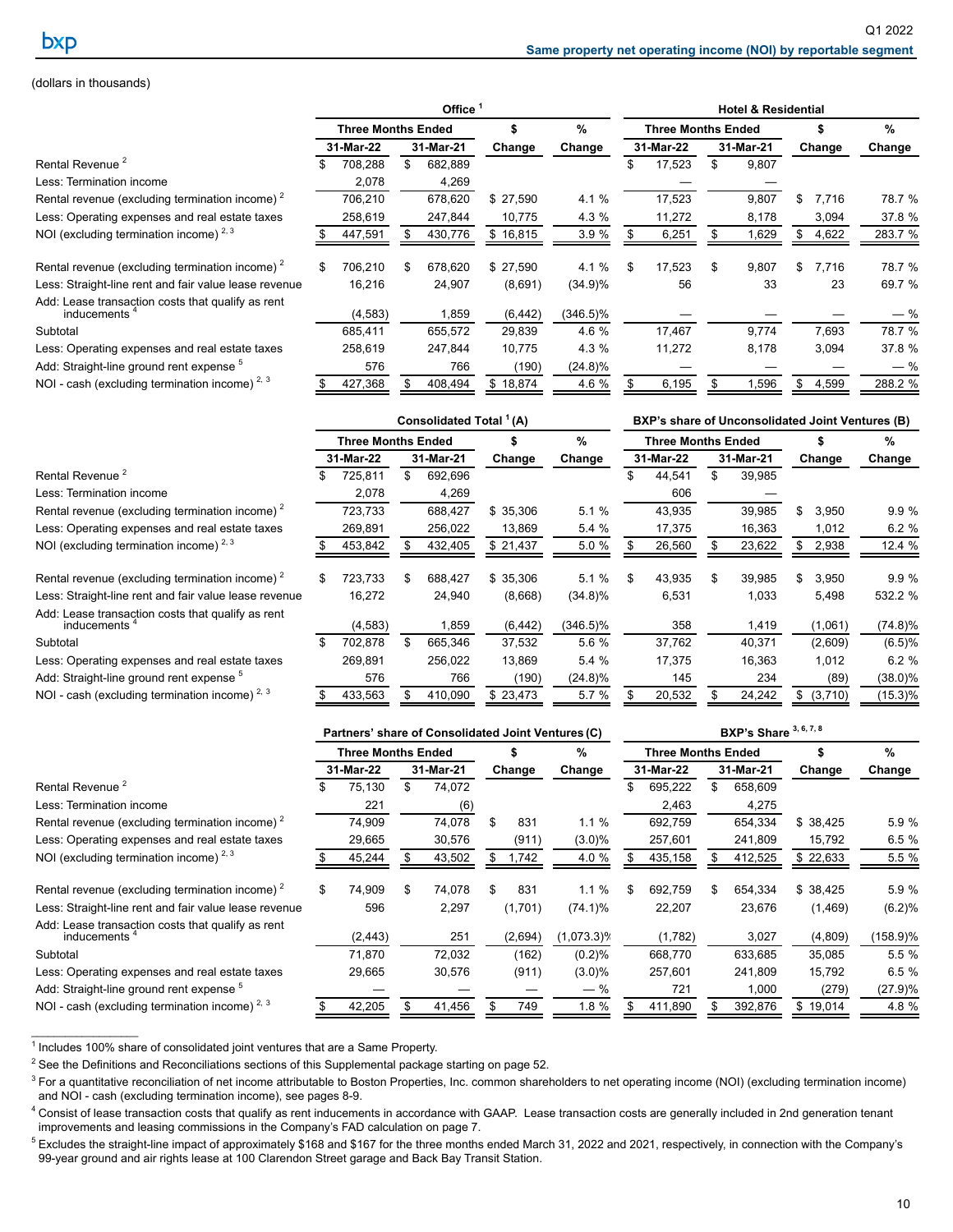## Same property net operating income (NOI) by reportable segment

(dollars in thousands)

| | Office [1] | | | | Hotel & Residential | | | |
|---|---|---|---|---|---|---|---|---|
| | Three Months Ended | | $ | % | Three Months Ended | | $ | % |
| | 31-Mar-22 | 31-Mar-21 | Change | Change | 31-Mar-22 | 31-Mar-21 | Change | Change |
| Rental Revenue [2] | $ 708,288 | $ 682,889 | | | $ 17,523 | $ 9,807 | | |
| Less: Termination income | 2,078 | 4,269 | | | — | — | | |
| Rental revenue (excluding termination income) [2] | 706,210 | 678,620 | $ 27,590 | 4.1 % | 17,523 | 9,807 | $ 7,716 | 78.7 % |
| Less: Operating expenses and real estate taxes | 258,619 | 247,844 | 10,775 | 4.3 % | 11,272 | 8,178 | 3,094 | 37.8 % |
| NOI (excluding termination income) [2, 3] | $ 447,591 | $ 430,776 | $ 16,815 | 3.9 % | $ 6,251 | $ 1,629 | $ 4,622 | 283.7 % |
| | | | | | | | | |
| Rental revenue (excluding termination income) [2] | $ 706,210 | $ 678,620 | $ 27,590 | 4.1 % | $ 17,523 | $ 9,807 | $ 7,716 | 78.7 % |
| Less: Straight-line rent and fair value lease revenue | 16,216 | 24,907 | (8,691) | (34.9)% | 56 | 33 | 23 | 69.7 % |
| Add: Lease transaction costs that qualify as rent inducements [4] | (4,583) | 1,859 | (6,442) | (346.5)% | — | — | — | — % |
| Subtotal | 685,411 | 655,572 | 29,839 | 4.6 % | 17,467 | 9,774 | 7,693 | 78.7 % |
| Less: Operating expenses and real estate taxes | 258,619 | 247,844 | 10,775 | 4.3 % | 11,272 | 8,178 | 3,094 | 37.8 % |
| Add: Straight-line ground rent expense [5] | 576 | 766 | (190) | (24.8)% | — | — | — | — % |
| NOI - cash (excluding termination income) [2, 3] | $ 427,368 | $ 408,494 | $ 18,874 | 4.6 % | $ 6,195 | $ 1,596 | $ 4,599 | 288.2 % |

| | Consolidated Total [1] (A) | | | | BXP's share of Unconsolidated Joint Ventures (B) | | | |
|---|---|---|---|---|---|---|---|---|
| | Three Months Ended | | $ | % | Three Months Ended | | $ | % |
| | 31-Mar-22 | 31-Mar-21 | Change | Change | 31-Mar-22 | 31-Mar-21 | Change | Change |
| Rental Revenue [2] | $ 725,811 | $ 692,696 | | | $ 44,541 | $ 39,985 | | |
| Less: Termination income | 2,078 | 4,269 | | | 606 | — | | |
| Rental revenue (excluding termination income) [2] | 723,733 | 688,427 | $ 35,306 | 5.1 % | 43,935 | 39,985 | $ 3,950 | 9.9 % |
| Less: Operating expenses and real estate taxes | 269,891 | 256,022 | 13,869 | 5.4 % | 17,375 | 16,363 | 1,012 | 6.2 % |
| NOI (excluding termination income) [2, 3] | $ 453,842 | $ 432,405 | $ 21,437 | 5.0 % | $ 26,560 | $ 23,622 | $ 2,938 | 12.4 % |
| | | | | | | | | |
| Rental revenue (excluding termination income) [2] | $ 723,733 | $ 688,427 | $ 35,306 | 5.1 % | $ 43,935 | $ 39,985 | $ 3,950 | 9.9 % |
| Less: Straight-line rent and fair value lease revenue | 16,272 | 24,940 | (8,668) | (34.8)% | 6,531 | 1,033 | 5,498 | 532.2 % |
| Add: Lease transaction costs that qualify as rent inducements [4] | (4,583) | 1,859 | (6,442) | (346.5)% | 358 | 1,419 | (1,061) | (74.8)% |
| Subtotal | $ 702,878 | $ 665,346 | 37,532 | 5.6 % | 37,762 | 40,371 | (2,609) | (6.5)% |
| Less: Operating expenses and real estate taxes | 269,891 | 256,022 | 13,869 | 5.4 % | 17,375 | 16,363 | 1,012 | 6.2 % |
| Add: Straight-line ground rent expense [5] | 576 | 766 | (190) | (24.8)% | 145 | 234 | (89) | (38.0)% |
| NOI - cash (excluding termination income) [2, 3] | $ 433,563 | $ 410,090 | $ 23,473 | 5.7 % | $ 20,532 | $ 24,242 | $ (3,710) | (15.3)% |

| | Partners' share of Consolidated Joint Ventures (C) | | | | BXP's Share [3, 6, 7, 8] | | | |
|---|---|---|---|---|---|---|---|---|
| | Three Months Ended | | $ | % | Three Months Ended | | $ | % |
| | 31-Mar-22 | 31-Mar-21 | Change | Change | 31-Mar-22 | 31-Mar-21 | Change | Change |
| Rental Revenue [2] | $ 75,130 | $ 74,072 | | | $ 695,222 | $ 658,609 | | |
| Less: Termination income | 221 | (6) | | | 2,463 | 4,275 | | |
| Rental revenue (excluding termination income) [2] | 74,909 | 74,078 | $ 831 | 1.1 % | 692,759 | 654,334 | $ 38,425 | 5.9 % |
| Less: Operating expenses and real estate taxes | 29,665 | 30,576 | (911) | (3.0)% | 257,601 | 241,809 | 15,792 | 6.5 % |
| NOI (excluding termination income) [2, 3] | $ 45,244 | $ 43,502 | $ 1,742 | 4.0 % | $ 435,158 | $ 412,525 | $ 22,633 | 5.5 % |
| | | | | | | | | |
| Rental revenue (excluding termination income) [2] | $ 74,909 | $ 74,078 | $ 831 | 1.1 % | $ 692,759 | $ 654,334 | $ 38,425 | 5.9 % |
| Less: Straight-line rent and fair value lease revenue | 596 | 2,297 | (1,701) | (74.1)% | 22,207 | 23,676 | (1,469) | (6.2)% |
| Add: Lease transaction costs that qualify as rent inducements [4] | (2,443) | 251 | (2,694) | (1,073.3)% | (1,782) | 3,027 | (4,809) | (158.9)% |
| Subtotal | 71,870 | 72,032 | (162) | (0.2)% | 668,770 | 633,685 | 35,085 | 5.5 % |
| Less: Operating expenses and real estate taxes | 29,665 | 30,576 | (911) | (3.0)% | 257,601 | 241,809 | 15,792 | 6.5 % |
| Add: Straight-line ground rent expense [5] | — | — | — | — % | 721 | 1,000 | (279) | (27.9)% |
| NOI - cash (excluding termination income) [2, 3] | $ 42,205 | $ 41,456 | $ 749 | 1.8 % | $ 411,890 | $ 392,876 | $ 19,014 | 4.8 % |

[1] Includes 100% share of consolidated joint ventures that are a Same Property.

[2] See the Definitions and Reconciliations sections of this Supplemental package starting on page 52.

[3] For a quantitative reconciliation of net income attributable to Boston Properties, Inc. common shareholders to net operating income (NOI) (excluding termination income) and NOI - cash (excluding termination income), see pages 8-9.

[4] Consist of lease transaction costs that qualify as rent inducements in accordance with GAAP. Lease transaction costs are generally included in 2nd generation tenant improvements and leasing commissions in the Company's FAD calculation on page 7.

[5] Excludes the straight-line impact of approximately $168 and $167 for the three months ended March 31, 2022 and 2021, respectively, in connection with the Company's 99-year ground and air rights lease at 100 Clarendon Street garage and Back Bay Transit Station.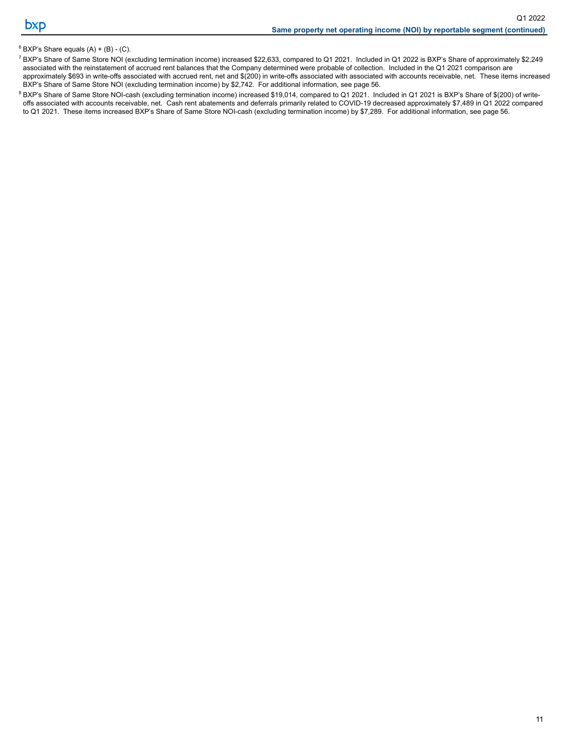[6] BXP's Share equals (A) + (B) - (C).

[7] BXP's Share of Same Store NOI (excluding termination income) increased $22,633, compared to Q1 2021. Included in Q1 2022 is BXP's Share of approximately $2,249 associated with the reinstatement of accrued rent balances that the Company determined were probable of collection. Included in the Q1 2021 comparison are approximately $693 in write-offs associated with accrued rent, net and $(200) in write-offs associated with associated with accounts receivable, net. These items increased BXP's Share of Same Store NOI (excluding termination income) by $2,742. For additional information, see page 56.

[8] BXP's Share of Same Store NOI-cash (excluding termination income) increased $19,014, compared to Q1 2021. Included in Q1 2021 is BXP's Share of $(200) of write-offs associated with accounts receivable, net. Cash rent abatements and deferrals primarily related to COVID-19 decreased approximately $7,489 in Q1 2022 compared to Q1 2021. These items increased BXP's Share of Same Store NOI-cash (excluding termination income) by $7,289. For additional information, see page 56.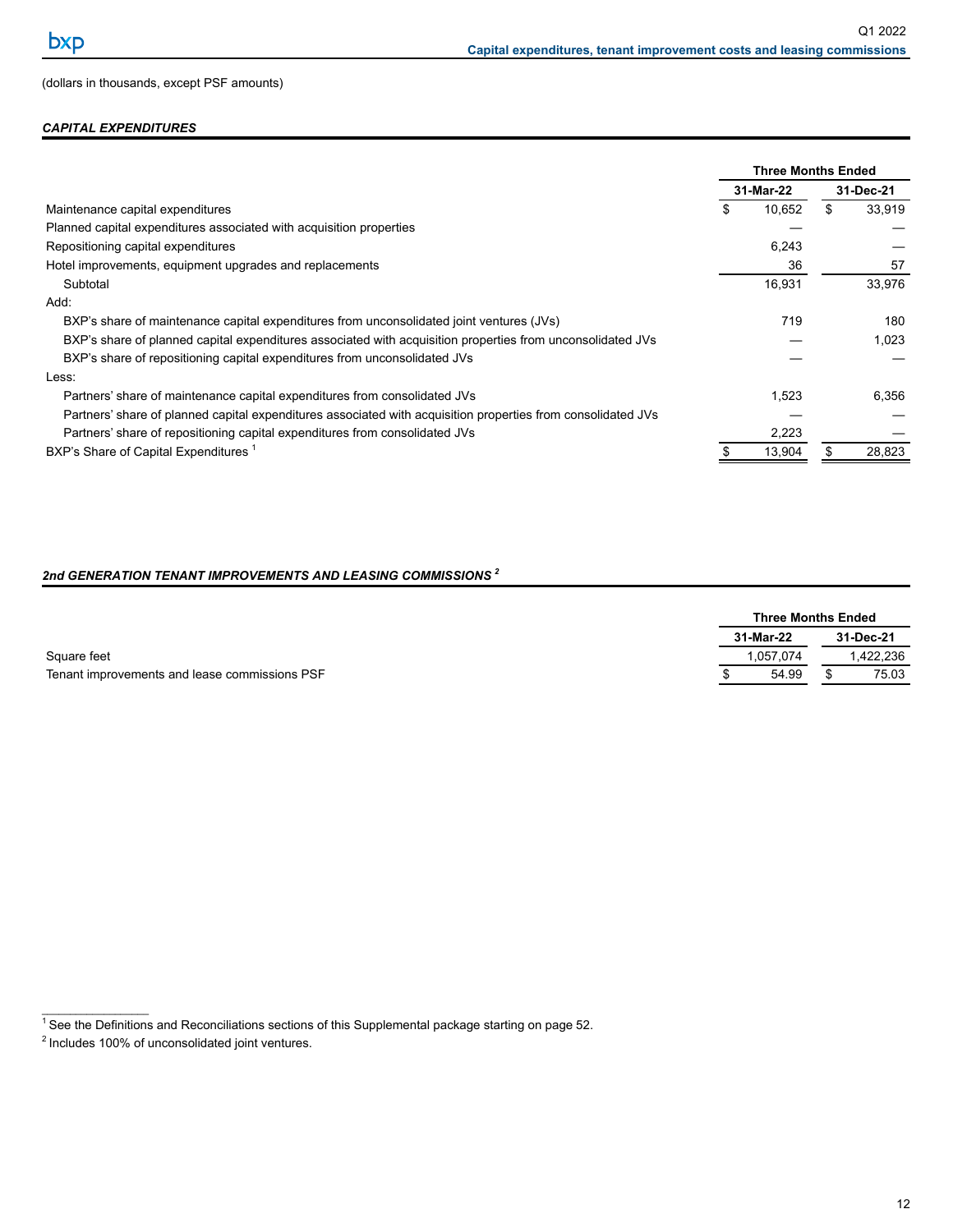(dollars in thousands, except PSF amounts)

### *CAPITAL EXPENDITURES*

| | Three Months Ended | |
|---|---|---|
| | 31-Mar-22 | 31-Dec-21 |
| Maintenance capital expenditures | $ 10,652 | $ 33,919 |
| Planned capital expenditures associated with acquisition properties | — | — |
| Repositioning capital expenditures | 6,243 | — |
| Hotel improvements, equipment upgrades and replacements | 36 | 57 |
| Subtotal | 16,931 | 33,976 |
| Add: | | |
| BXP's share of maintenance capital expenditures from unconsolidated joint ventures (JVs) | 719 | 180 |
| BXP's share of planned capital expenditures associated with acquisition properties from unconsolidated JVs | — | 1,023 |
| BXP's share of repositioning capital expenditures from unconsolidated JVs | — | — |
| Less: | | |
| Partners' share of maintenance capital expenditures from consolidated JVs | 1,523 | 6,356 |
| Partners' share of planned capital expenditures associated with acquisition properties from consolidated JVs | — | — |
| Partners' share of repositioning capital expenditures from consolidated JVs | 2,223 | — |
| BXP's Share of Capital Expenditures [1] | $ 13,904 | $ 28,823 |

### *2nd GENERATION TENANT IMPROVEMENTS AND LEASING COMMISSIONS [2]*

| | Three Months Ended | |
|---|---|---|
| | 31-Mar-22 | 31-Dec-21 |
| Square feet | 1,057,074 | 1,422,236 |
| Tenant improvements and lease commissions PSF | $ 54.99 | $ 75.03 |

[1] See the Definitions and Reconciliations sections of this Supplemental package starting on page 52.

[2] Includes 100% of unconsolidated joint ventures.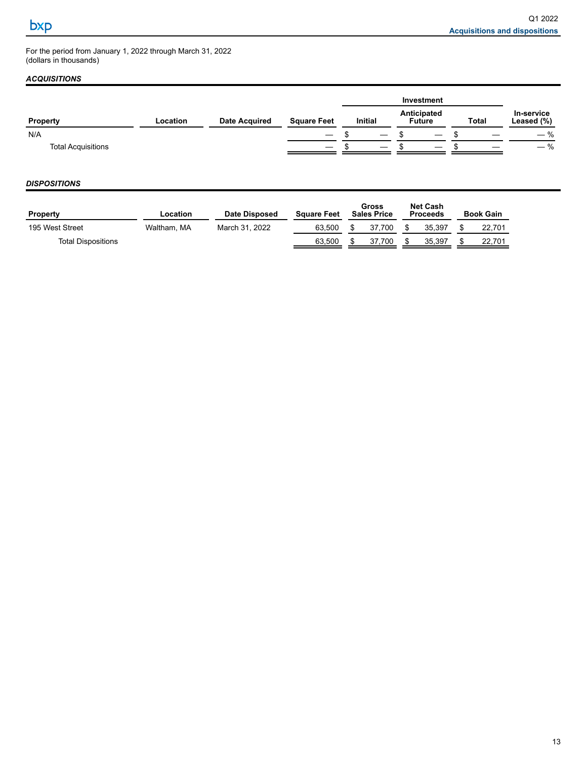For the period from January 1, 2022 through March 31, 2022
(dollars in thousands)

***ACQUISITIONS***

| | | | | Investment | | | |
|---|---|---|---|---|---|---|---|
| Property | Location | Date Acquired | Square Feet | Initial | Anticipated Future | Total | In-service Leased (%) |
| N/A | | | — | $ — | $ — | $ — | — % |
| Total Acquisitions | | | — | $ — | $ — | $ — | — % |

***DISPOSITIONS***

| Property | Location | Date Disposed | Square Feet | Gross Sales Price | Net Cash Proceeds | Book Gain |
|---|---|---|---|---|---|---|
| 195 West Street | Waltham, MA | March 31, 2022 | 63,500 | $ 37,700 | $ 35,397 | $ 22,701 |
| Total Dispositions | | | 63,500 | $ 37,700 | $ 35,397 | $ 22,701 |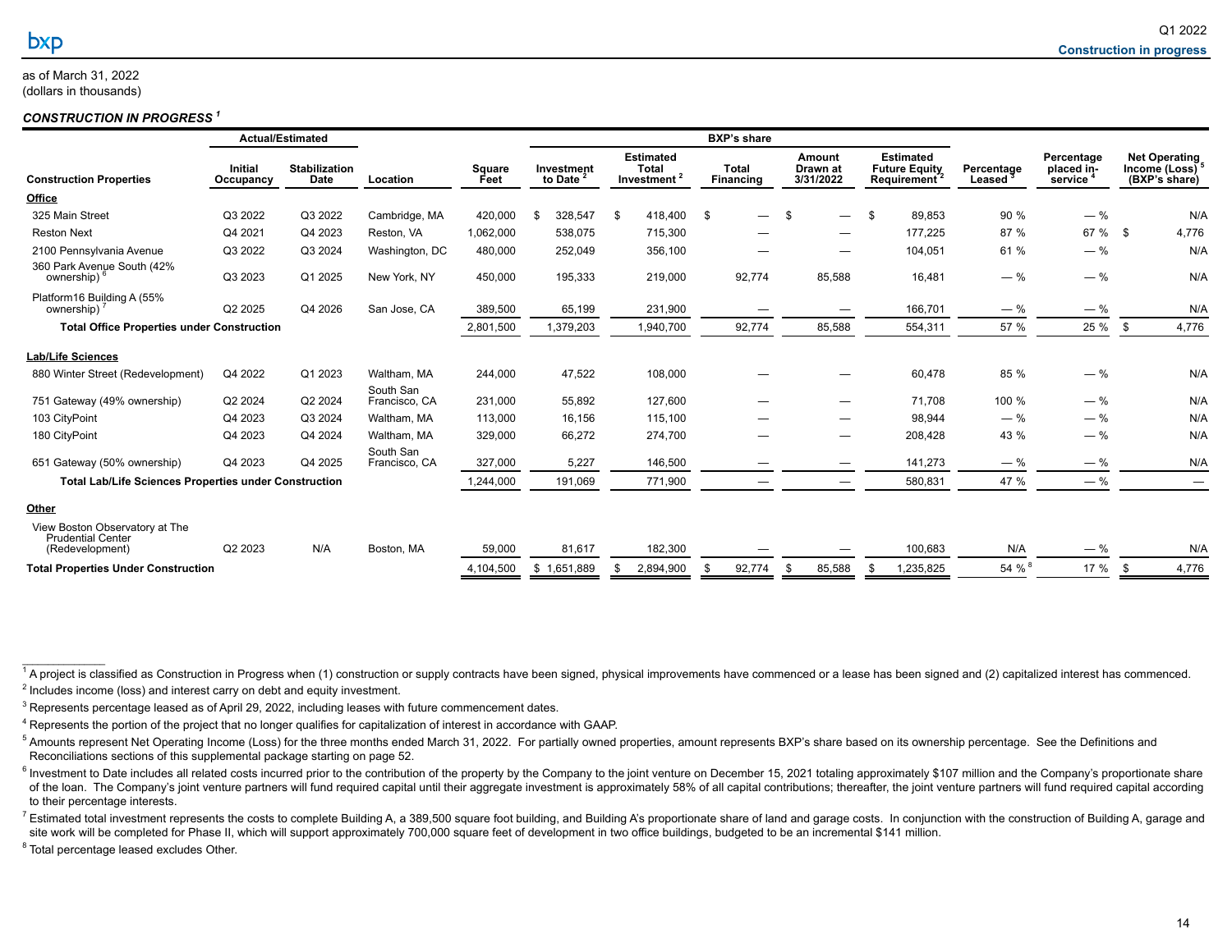as of March 31, 2022
(dollars in thousands)

***CONSTRUCTION IN PROGRESS*** [1]

| | Actual/Estimated | | | | BXP's share | | | | | | | |
|---|---|---|---|---|---|---|---|---|---|---|---|---|
| **Construction Properties** | **Initial Occupancy** | **Stabilization Date** | **Location** | **Square Feet** | **Investment to Date** [2] | **Estimated Total Investment** [2] | **Total Financing** | **Amount Drawn at 3/31/2022** | **Estimated Future Equity Requirement** [2] | **Percentage Leased** [3] | **Percentage placed in-service** [4] | **Net Operating Income (Loss)** [5] **(BXP's share)** |
| **Office** | | | | | | | | | | | | |
| 325 Main Street | Q3 2022 | Q3 2022 | Cambridge, MA | 420,000 | $ 328,547 | $ 418,400 | $ — | $ — | $ 89,853 | 90 % | — % | N/A |
| Reston Next | Q4 2021 | Q4 2023 | Reston, VA | 1,062,000 | 538,075 | 715,300 | — | — | 177,225 | 87 % | 67 % | $ 4,776 |
| 2100 Pennsylvania Avenue | Q3 2022 | Q3 2024 | Washington, DC | 480,000 | 252,049 | 356,100 | — | — | 104,051 | 61 % | — % | N/A |
| 360 Park Avenue South (42% ownership) [6] | Q3 2023 | Q1 2025 | New York, NY | 450,000 | 195,333 | 219,000 | 92,774 | 85,588 | 16,481 | — % | — % | N/A |
| Platform16 Building A (55% ownership) [7] | Q2 2025 | Q4 2026 | San Jose, CA | 389,500 | 65,199 | 231,900 | — | — | 166,701 | — % | — % | N/A |
| **Total Office Properties under Construction** | | | | 2,801,500 | 1,379,203 | 1,940,700 | 92,774 | 85,588 | 554,311 | 57 % | 25 % | $ 4,776 |
| **Lab/Life Sciences** | | | | | | | | | | | | |
| 880 Winter Street (Redevelopment) | Q4 2022 | Q1 2023 | Waltham, MA | 244,000 | 47,522 | 108,000 | — | — | 60,478 | 85 % | — % | N/A |
| 751 Gateway (49% ownership) | Q2 2024 | Q2 2024 | South San Francisco, CA | 231,000 | 55,892 | 127,600 | — | — | 71,708 | 100 % | — % | N/A |
| 103 CityPoint | Q4 2023 | Q3 2024 | Waltham, MA | 113,000 | 16,156 | 115,100 | — | — | 98,944 | — % | — % | N/A |
| 180 CityPoint | Q4 2023 | Q4 2024 | Waltham, MA | 329,000 | 66,272 | 274,700 | — | — | 208,428 | 43 % | — % | N/A |
| 651 Gateway (50% ownership) | Q4 2023 | Q4 2025 | South San Francisco, CA | 327,000 | 5,227 | 146,500 | — | — | 141,273 | — % | — % | N/A |
| **Total Lab/Life Sciences Properties under Construction** | | | | 1,244,000 | 191,069 | 771,900 | — | — | 580,831 | 47 % | — % | — |
| **Other** | | | | | | | | | | | | |
| View Boston Observatory at The Prudential Center (Redevelopment) | Q2 2023 | N/A | Boston, MA | 59,000 | 81,617 | 182,300 | — | — | 100,683 | N/A | — % | N/A |
| **Total Properties Under Construction** | | | | 4,104,500 | $ 1,651,889 | $ 2,894,900 | $ 92,774 | $ 85,588 | $ 1,235,825 | 54 % [8] | 17 % | $ 4,776 |

[1] A project is classified as Construction in Progress when (1) construction or supply contracts have been signed, physical improvements have commenced or a lease has been signed and (2) capitalized interest has commenced.

[2] Includes income (loss) and interest carry on debt and equity investment.

[3] Represents percentage leased as of April 29, 2022, including leases with future commencement dates.

[4] Represents the portion of the project that no longer qualifies for capitalization of interest in accordance with GAAP.

[5] Amounts represent Net Operating Income (Loss) for the three months ended March 31, 2022. For partially owned properties, amount represents BXP's share based on its ownership percentage. See the Definitions and Reconciliations sections of this supplemental package starting on page 52.

[6] Investment to Date includes all related costs incurred prior to the contribution of the property by the Company to the joint venture on December 15, 2021 totaling approximately $107 million and the Company's proportionate share of the loan. The Company's joint venture partners will fund required capital until their aggregate investment is approximately 58% of all capital contributions; thereafter, the joint venture partners will fund required capital according to their percentage interests.

[7] Estimated total investment represents the costs to complete Building A, a 389,500 square foot building, and Building A's proportionate share of land and garage costs. In conjunction with the construction of Building A, garage and site work will be completed for Phase II, which will support approximately 700,000 square feet of development in two office buildings, budgeted to be an incremental $141 million.

[8] Total percentage leased excludes Other.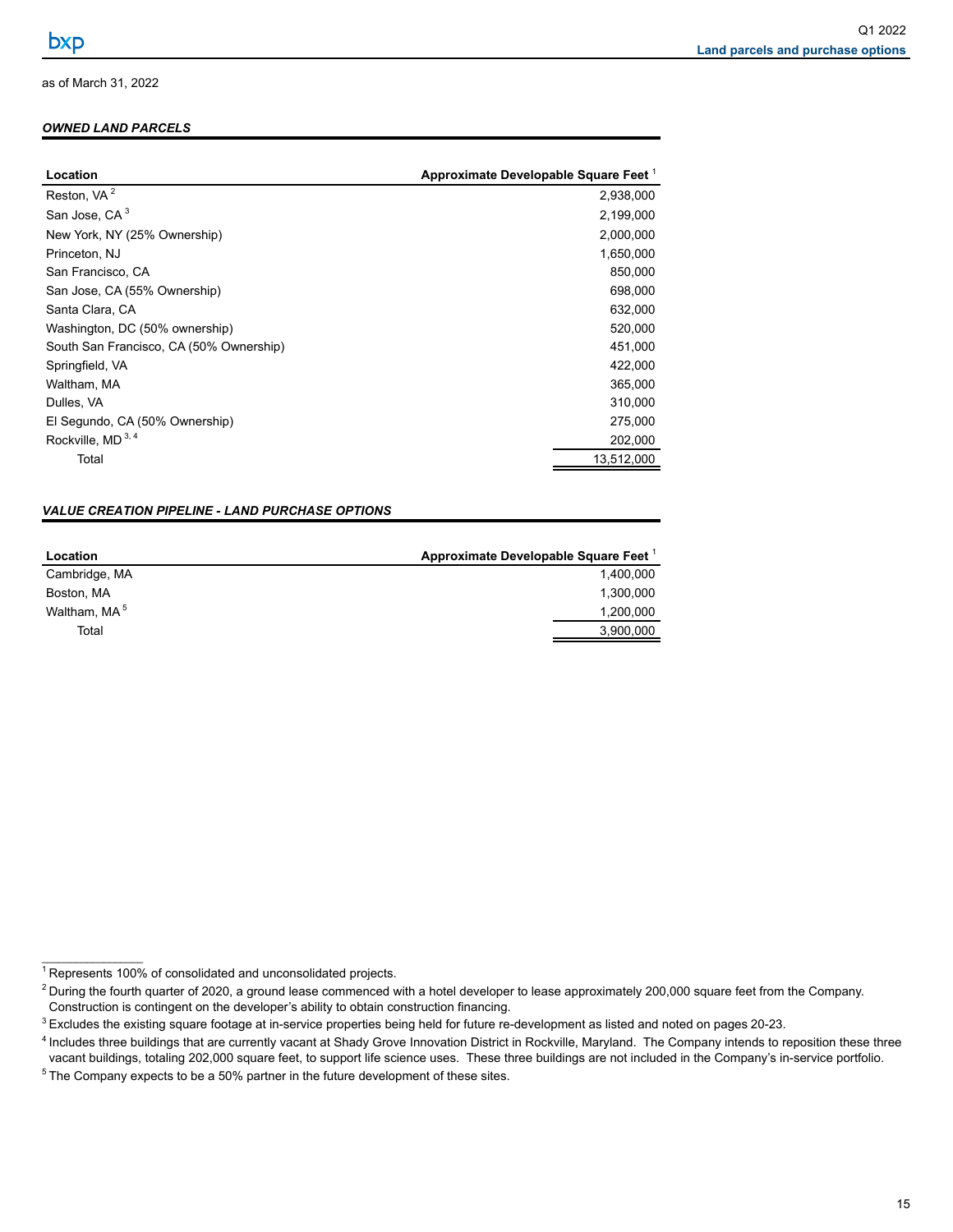as of March 31, 2022

### *OWNED LAND PARCELS*

| Location | Approximate Developable Square Feet [1] |
|---|---|
| Reston, VA [2] | 2,938,000 |
| San Jose, CA [3] | 2,199,000 |
| New York, NY (25% Ownership) | 2,000,000 |
| Princeton, NJ | 1,650,000 |
| San Francisco, CA | 850,000 |
| San Jose, CA (55% Ownership) | 698,000 |
| Santa Clara, CA | 632,000 |
| Washington, DC (50% ownership) | 520,000 |
| South San Francisco, CA (50% Ownership) | 451,000 |
| Springfield, VA | 422,000 |
| Waltham, MA | 365,000 |
| Dulles, VA | 310,000 |
| El Segundo, CA (50% Ownership) | 275,000 |
| Rockville, MD [3, 4] | 202,000 |
| Total | 13,512,000 |

### *VALUE CREATION PIPELINE - LAND PURCHASE OPTIONS*

| Location | Approximate Developable Square Feet [1] |
|---|---|
| Cambridge, MA | 1,400,000 |
| Boston, MA | 1,300,000 |
| Waltham, MA [5] | 1,200,000 |
| Total | 3,900,000 |

[1] Represents 100% of consolidated and unconsolidated projects.

[2] During the fourth quarter of 2020, a ground lease commenced with a hotel developer to lease approximately 200,000 square feet from the Company. Construction is contingent on the developer's ability to obtain construction financing.

[3] Excludes the existing square footage at in-service properties being held for future re-development as listed and noted on pages 20-23.

[4] Includes three buildings that are currently vacant at Shady Grove Innovation District in Rockville, Maryland. The Company intends to reposition these three vacant buildings, totaling 202,000 square feet, to support life science uses. These three buildings are not included in the Company's in-service portfolio.

[5] The Company expects to be a 50% partner in the future development of these sites.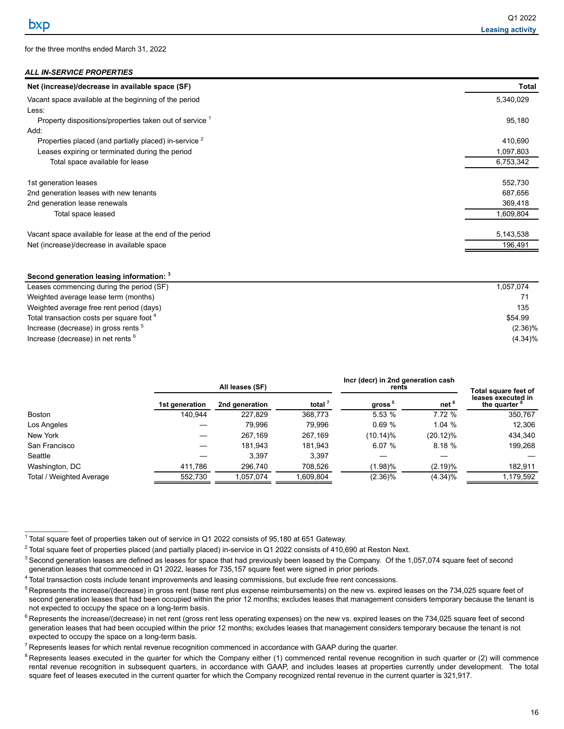for the three months ended March 31, 2022

### *ALL IN-SERVICE PROPERTIES*

| Net (increase)/decrease in available space (SF) | Total |
|---|---|
| Vacant space available at the beginning of the period | 5,340,029 |
| Less: | |
| Property dispositions/properties taken out of service [1] | 95,180 |
| Add: | |
| Properties placed (and partially placed) in-service [2] | 410,690 |
| Leases expiring or terminated during the period | 1,097,803 |
| Total space available for lease | 6,753,342 |
| | |
| 1st generation leases | 552,730 |
| 2nd generation leases with new tenants | 687,656 |
| 2nd generation lease renewals | 369,418 |
| Total space leased | 1,609,804 |
| | |
| Vacant space available for lease at the end of the period | 5,143,538 |
| Net (increase)/decrease in available space | 196,491 |

| Second generation leasing information: [3] | |
|---|---|
| Leases commencing during the period (SF) | 1,057,074 |
| Weighted average lease term (months) | 71 |
| Weighted average free rent period (days) | 135 |
| Total transaction costs per square foot [4] | $54.99 |
| Increase (decrease) in gross rents [5] | (2.36)% |
| Increase (decrease) in net rents [6] | (4.34)% |

| | All leases (SF) | | | Incr (decr) in 2nd generation cash rents | | Total square feet of leases executed in the quarter [8] |
|---|---|---|---|---|---|---|
| | 1st generation | 2nd generation | total [7] | gross [5] | net [6] | |
| Boston | 140,944 | 227,829 | 368,773 | 5.53 % | 7.72 % | 350,767 |
| Los Angeles | — | 79,996 | 79,996 | 0.69 % | 1.04 % | 12,306 |
| New York | — | 267,169 | 267,169 | (10.14)% | (20.12)% | 434,340 |
| San Francisco | — | 181,943 | 181,943 | 6.07 % | 8.18 % | 199,268 |
| Seattle | — | 3,397 | 3,397 | — | — | — |
| Washington, DC | 411,786 | 296,740 | 708,526 | (1.98)% | (2.19)% | 182,911 |
| Total / Weighted Average | 552,730 | 1,057,074 | 1,609,804 | (2.36)% | (4.34)% | 1,179,592 |

[1] Total square feet of properties taken out of service in Q1 2022 consists of 95,180 at 651 Gateway.

[2] Total square feet of properties placed (and partially placed) in-service in Q1 2022 consists of 410,690 at Reston Next.

[3] Second generation leases are defined as leases for space that had previously been leased by the Company. Of the 1,057,074 square feet of second generation leases that commenced in Q1 2022, leases for 735,157 square feet were signed in prior periods.

[4] Total transaction costs include tenant improvements and leasing commissions, but exclude free rent concessions.

[5] Represents the increase/(decrease) in gross rent (base rent plus expense reimbursements) on the new vs. expired leases on the 734,025 square feet of second generation leases that had been occupied within the prior 12 months; excludes leases that management considers temporary because the tenant is not expected to occupy the space on a long-term basis.

[6] Represents the increase/(decrease) in net rent (gross rent less operating expenses) on the new vs. expired leases on the 734,025 square feet of second generation leases that had been occupied within the prior 12 months; excludes leases that management considers temporary because the tenant is not expected to occupy the space on a long-term basis.

[7] Represents leases for which rental revenue recognition commenced in accordance with GAAP during the quarter.

[8] Represents leases executed in the quarter for which the Company either (1) commenced rental revenue recognition in such quarter or (2) will commence rental revenue recognition in subsequent quarters, in accordance with GAAP, and includes leases at properties currently under development. The total square feet of leases executed in the current quarter for which the Company recognized rental revenue in the current quarter is 321,917.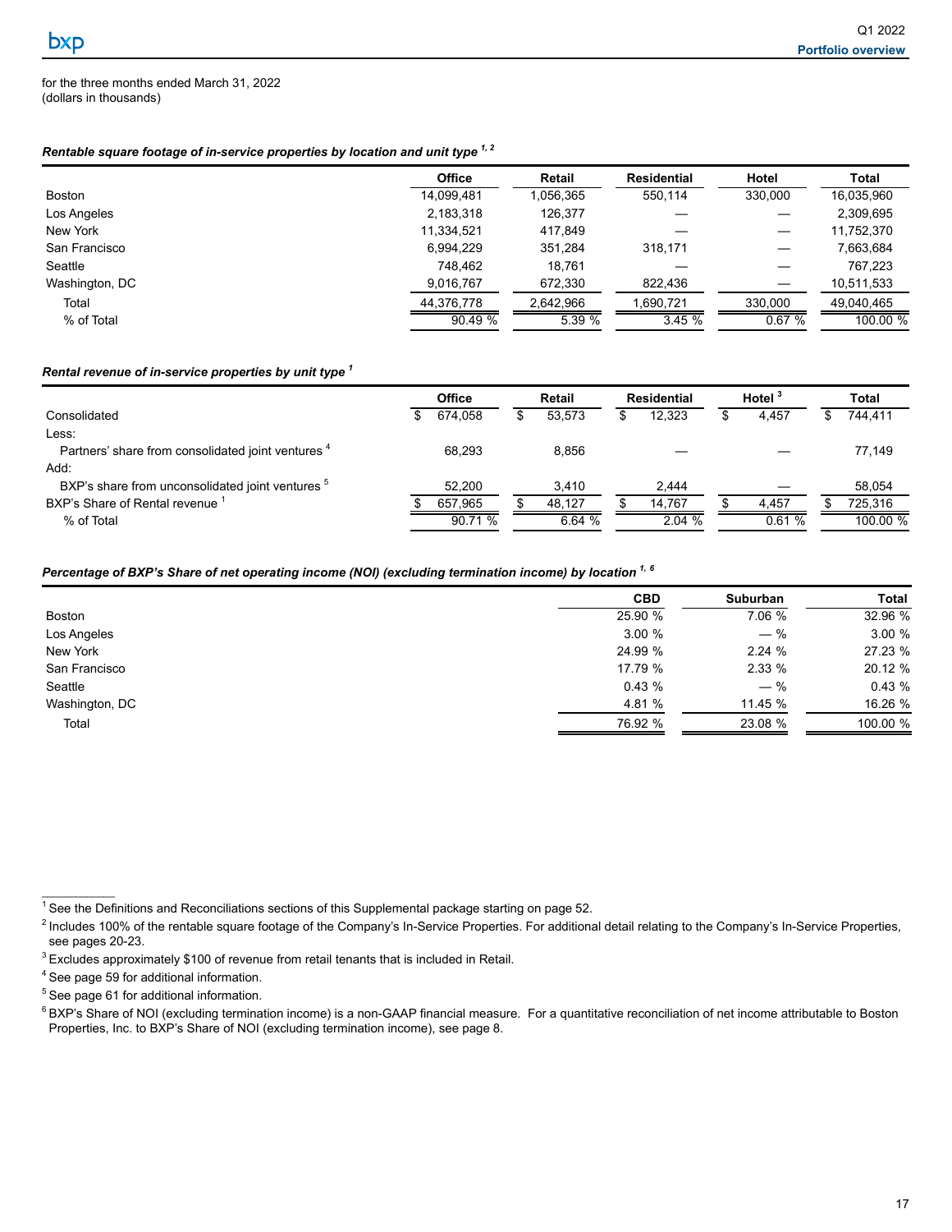for the three months ended March 31, 2022
(dollars in thousands)

### *Rentable square footage of in-service properties by location and unit type [1, 2]*

| | Office | Retail | Residential | Hotel | Total |
|---|---|---|---|---|---|
| Boston | 14,099,481 | 1,056,365 | 550,114 | 330,000 | 16,035,960 |
| Los Angeles | 2,183,318 | 126,377 | — | — | 2,309,695 |
| New York | 11,334,521 | 417,849 | — | — | 11,752,370 |
| San Francisco | 6,994,229 | 351,284 | 318,171 | — | 7,663,684 |
| Seattle | 748,462 | 18,761 | — | — | 767,223 |
| Washington, DC | 9,016,767 | 672,330 | 822,436 | — | 10,511,533 |
| Total | 44,376,778 | 2,642,966 | 1,690,721 | 330,000 | 49,040,465 |
| % of Total | 90.49 % | 5.39 % | 3.45 % | 0.67 % | 100.00 % |

### *Rental revenue of in-service properties by unit type [1]*

| | Office | Retail | Residential | Hotel [3] | Total |
|---|---|---|---|---|---|
| Consolidated | $ 674,058 | $ 53,573 | $ 12,323 | $ 4,457 | $ 744,411 |
| Less: | | | | | |
| Partners' share from consolidated joint ventures [4] | 68,293 | 8,856 | — | — | 77,149 |
| Add: | | | | | |
| BXP's share from unconsolidated joint ventures [5] | 52,200 | 3,410 | 2,444 | — | 58,054 |
| BXP's Share of Rental revenue [1] | $ 657,965 | $ 48,127 | $ 14,767 | $ 4,457 | $ 725,316 |
| % of Total | 90.71 % | 6.64 % | 2.04 % | 0.61 % | 100.00 % |

### *Percentage of BXP's Share of net operating income (NOI) (excluding termination income) by location [1, 6]*

| | CBD | Suburban | Total |
|---|---|---|---|
| Boston | 25.90 % | 7.06 % | 32.96 % |
| Los Angeles | 3.00 % | — % | 3.00 % |
| New York | 24.99 % | 2.24 % | 27.23 % |
| San Francisco | 17.79 % | 2.33 % | 20.12 % |
| Seattle | 0.43 % | — % | 0.43 % |
| Washington, DC | 4.81 % | 11.45 % | 16.26 % |
| Total | 76.92 % | 23.08 % | 100.00 % |

---

[1] See the Definitions and Reconciliations sections of this Supplemental package starting on page 52.

[2] Includes 100% of the rentable square footage of the Company's In-Service Properties. For additional detail relating to the Company's In-Service Properties, see pages 20-23.

[3] Excludes approximately $100 of revenue from retail tenants that is included in Retail.

[4] See page 59 for additional information.

[5] See page 61 for additional information.

[6] BXP's Share of NOI (excluding termination income) is a non-GAAP financial measure. For a quantitative reconciliation of net income attributable to Boston Properties, Inc. to BXP's Share of NOI (excluding termination income), see page 8.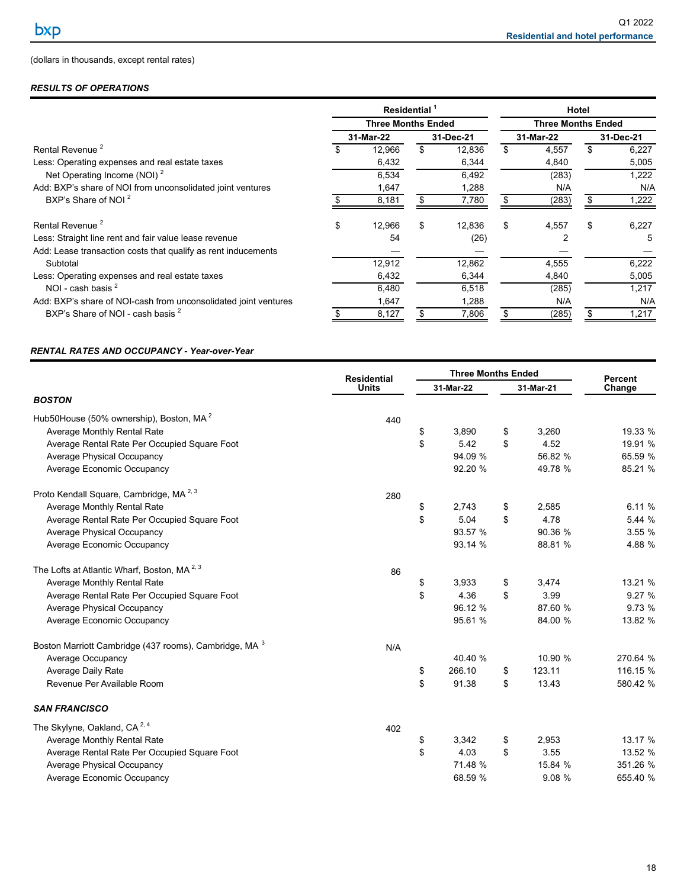(dollars in thousands, except rental rates)

***RESULTS OF OPERATIONS***

| | Residential [1] | | Hotel | |
|---|---|---|---|---|
| | Three Months Ended | | Three Months Ended | |
| | 31-Mar-22 | 31-Dec-21 | 31-Mar-22 | 31-Dec-21 |
| Rental Revenue [2] | $ 12,966 | $ 12,836 | $ 4,557 | $ 6,227 |
| Less: Operating expenses and real estate taxes | 6,432 | 6,344 | 4,840 | 5,005 |
| Net Operating Income (NOI) [2] | 6,534 | 6,492 | (283) | 1,222 |
| Add: BXP's share of NOI from unconsolidated joint ventures | 1,647 | 1,288 | N/A | N/A |
| BXP's Share of NOI [2] | $ 8,181 | $ 7,780 | $ (283) | $ 1,222 |
| | | | | |
| Rental Revenue [2] | $ 12,966 | $ 12,836 | $ 4,557 | $ 6,227 |
| Less: Straight line rent and fair value lease revenue | 54 | (26) | 2 | 5 |
| Add: Lease transaction costs that qualify as rent inducements | — | — | — | — |
| Subtotal | 12,912 | 12,862 | 4,555 | 6,222 |
| Less: Operating expenses and real estate taxes | 6,432 | 6,344 | 4,840 | 5,005 |
| NOI - cash basis [2] | 6,480 | 6,518 | (285) | 1,217 |
| Add: BXP's share of NOI-cash from unconsolidated joint ventures | 1,647 | 1,288 | N/A | N/A |
| BXP's Share of NOI - cash basis [2] | $ 8,127 | $ 7,806 | $ (285) | $ 1,217 |

***RENTAL RATES AND OCCUPANCY - Year-over-Year***

| | Residential Units | Three Months Ended | | Percent Change |
|---|---|---|---|---|
| | | 31-Mar-22 | 31-Mar-21 | |
| ***BOSTON*** | | | | |
| Hub50House (50% ownership), Boston, MA [2] | 440 | | | |
| Average Monthly Rental Rate | | $ 3,890 | $ 3,260 | 19.33 % |
| Average Rental Rate Per Occupied Square Foot | | $ 5.42 | $ 4.52 | 19.91 % |
| Average Physical Occupancy | | 94.09 % | 56.82 % | 65.59 % |
| Average Economic Occupancy | | 92.20 % | 49.78 % | 85.21 % |
| | | | | |
| Proto Kendall Square, Cambridge, MA [2, 3] | 280 | | | |
| Average Monthly Rental Rate | | $ 2,743 | $ 2,585 | 6.11 % |
| Average Rental Rate Per Occupied Square Foot | | $ 5.04 | $ 4.78 | 5.44 % |
| Average Physical Occupancy | | 93.57 % | 90.36 % | 3.55 % |
| Average Economic Occupancy | | 93.14 % | 88.81 % | 4.88 % |
| | | | | |
| The Lofts at Atlantic Wharf, Boston, MA [2, 3] | 86 | | | |
| Average Monthly Rental Rate | | $ 3,933 | $ 3,474 | 13.21 % |
| Average Rental Rate Per Occupied Square Foot | | $ 4.36 | $ 3.99 | 9.27 % |
| Average Physical Occupancy | | 96.12 % | 87.60 % | 9.73 % |
| Average Economic Occupancy | | 95.61 % | 84.00 % | 13.82 % |
| | | | | |
| Boston Marriott Cambridge (437 rooms), Cambridge, MA [3] | N/A | | | |
| Average Occupancy | | 40.40 % | 10.90 % | 270.64 % |
| Average Daily Rate | | $ 266.10 | $ 123.11 | 116.15 % |
| Revenue Per Available Room | | $ 91.38 | $ 13.43 | 580.42 % |
| ***SAN FRANCISCO*** | | | | |
| The Skylyne, Oakland, CA [2, 4] | 402 | | | |
| Average Monthly Rental Rate | | $ 3,342 | $ 2,953 | 13.17 % |
| Average Rental Rate Per Occupied Square Foot | | $ 4.03 | $ 3.55 | 13.52 % |
| Average Physical Occupancy | | 71.48 % | 15.84 % | 351.26 % |
| Average Economic Occupancy | | 68.59 % | 9.08 % | 655.40 % |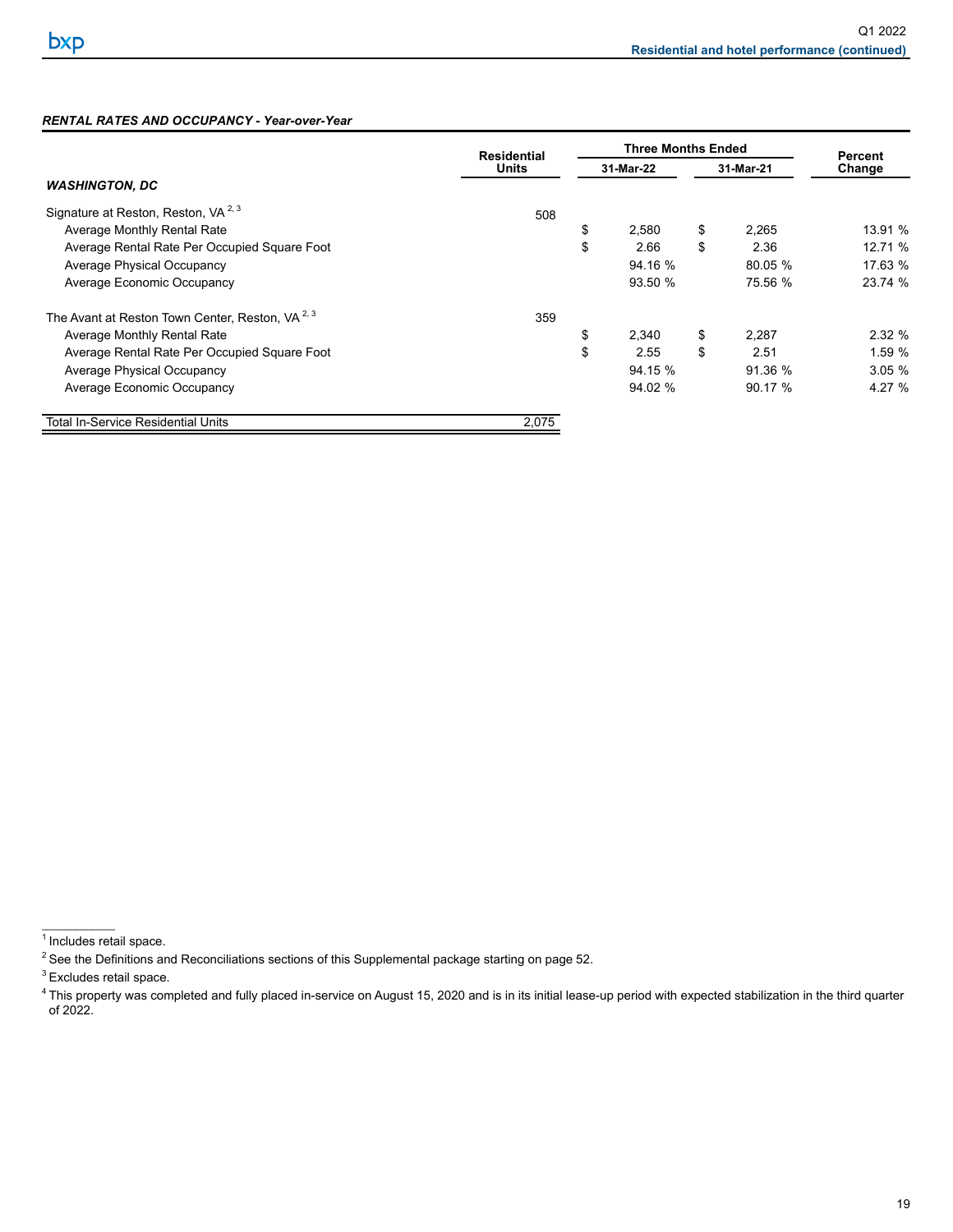### *RENTAL RATES AND OCCUPANCY - Year-over-Year*

| | Residential Units | Three Months Ended 31-Mar-22 | Three Months Ended 31-Mar-21 | Percent Change |
|---|---|---|---|---|
| ***WASHINGTON, DC*** | | | | |
| Signature at Reston, Reston, VA [2, 3] | 508 | | | |
| Average Monthly Rental Rate | | $ 2,580 | $ 2,265 | 13.91 % |
| Average Rental Rate Per Occupied Square Foot | | $ 2.66 | $ 2.36 | 12.71 % |
| Average Physical Occupancy | | 94.16 % | 80.05 % | 17.63 % |
| Average Economic Occupancy | | 93.50 % | 75.56 % | 23.74 % |
| The Avant at Reston Town Center, Reston, VA [2, 3] | 359 | | | |
| Average Monthly Rental Rate | | $ 2,340 | $ 2,287 | 2.32 % |
| Average Rental Rate Per Occupied Square Foot | | $ 2.55 | $ 2.51 | 1.59 % |
| Average Physical Occupancy | | 94.15 % | 91.36 % | 3.05 % |
| Average Economic Occupancy | | 94.02 % | 90.17 % | 4.27 % |
| Total In-Service Residential Units | 2,075 | | | |

---

[1] Includes retail space.

[2] See the Definitions and Reconciliations sections of this Supplemental package starting on page 52.

[3] Excludes retail space.

[4] This property was completed and fully placed in-service on August 15, 2020 and is in its initial lease-up period with expected stabilization in the third quarter of 2022.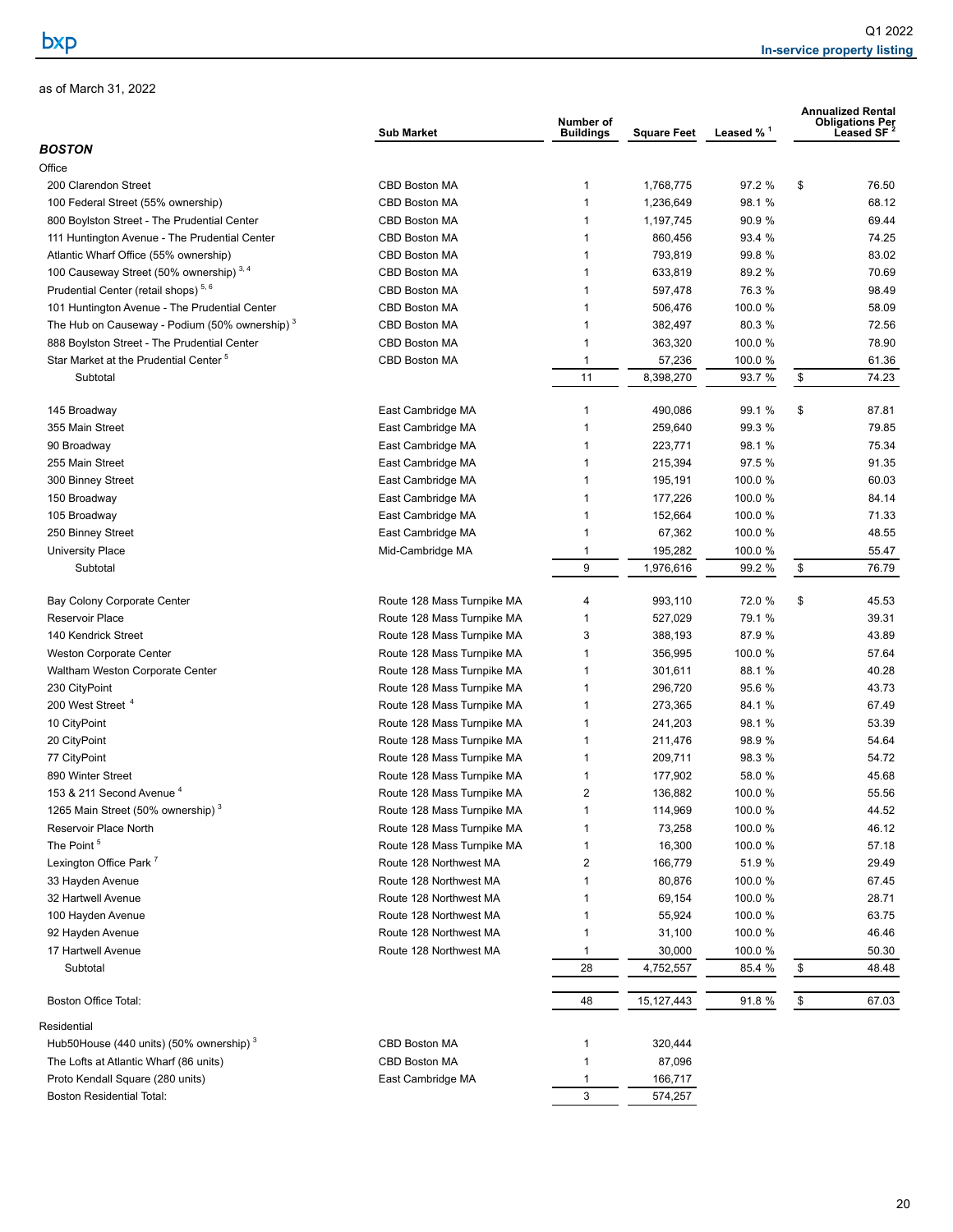as of March 31, 2022

| | Sub Market | Number of Buildings | Square Feet | Leased % [1] | Annualized Rental Obligations Per Leased SF [2] |
|---|---|---|---|---|---|
| ***BOSTON*** | | | | | |
| Office | | | | | |
| 200 Clarendon Street | CBD Boston MA | 1 | 1,768,775 | 97.2 % | $ 76.50 |
| 100 Federal Street (55% ownership) | CBD Boston MA | 1 | 1,236,649 | 98.1 % | 68.12 |
| 800 Boylston Street - The Prudential Center | CBD Boston MA | 1 | 1,197,745 | 90.9 % | 69.44 |
| 111 Huntington Avenue - The Prudential Center | CBD Boston MA | 1 | 860,456 | 93.4 % | 74.25 |
| Atlantic Wharf Office (55% ownership) | CBD Boston MA | 1 | 793,819 | 99.8 % | 83.02 |
| 100 Causeway Street (50% ownership) [3, 4] | CBD Boston MA | 1 | 633,819 | 89.2 % | 70.69 |
| Prudential Center (retail shops) [5, 6] | CBD Boston MA | 1 | 597,478 | 76.3 % | 98.49 |
| 101 Huntington Avenue - The Prudential Center | CBD Boston MA | 1 | 506,476 | 100.0 % | 58.09 |
| The Hub on Causeway - Podium (50% ownership) [3] | CBD Boston MA | 1 | 382,497 | 80.3 % | 72.56 |
| 888 Boylston Street - The Prudential Center | CBD Boston MA | 1 | 363,320 | 100.0 % | 78.90 |
| Star Market at the Prudential Center [5] | CBD Boston MA | 1 | 57,236 | 100.0 % | 61.36 |
| Subtotal | | 11 | 8,398,270 | 93.7 % | $ 74.23 |
| 145 Broadway | East Cambridge MA | 1 | 490,086 | 99.1 % | $ 87.81 |
| 355 Main Street | East Cambridge MA | 1 | 259,640 | 99.3 % | 79.85 |
| 90 Broadway | East Cambridge MA | 1 | 223,771 | 98.1 % | 75.34 |
| 255 Main Street | East Cambridge MA | 1 | 215,394 | 97.5 % | 91.35 |
| 300 Binney Street | East Cambridge MA | 1 | 195,191 | 100.0 % | 60.03 |
| 150 Broadway | East Cambridge MA | 1 | 177,226 | 100.0 % | 84.14 |
| 105 Broadway | East Cambridge MA | 1 | 152,664 | 100.0 % | 71.33 |
| 250 Binney Street | East Cambridge MA | 1 | 67,362 | 100.0 % | 48.55 |
| University Place | Mid-Cambridge MA | 1 | 195,282 | 100.0 % | 55.47 |
| Subtotal | | 9 | 1,976,616 | 99.2 % | $ 76.79 |
| Bay Colony Corporate Center | Route 128 Mass Turnpike MA | 4 | 993,110 | 72.0 % | $ 45.53 |
| Reservoir Place | Route 128 Mass Turnpike MA | 1 | 527,029 | 79.1 % | 39.31 |
| 140 Kendrick Street | Route 128 Mass Turnpike MA | 3 | 388,193 | 87.9 % | 43.89 |
| Weston Corporate Center | Route 128 Mass Turnpike MA | 1 | 356,995 | 100.0 % | 57.64 |
| Waltham Weston Corporate Center | Route 128 Mass Turnpike MA | 1 | 301,611 | 88.1 % | 40.28 |
| 230 CityPoint | Route 128 Mass Turnpike MA | 1 | 296,720 | 95.6 % | 43.73 |
| 200 West Street [4] | Route 128 Mass Turnpike MA | 1 | 273,365 | 84.1 % | 67.49 |
| 10 CityPoint | Route 128 Mass Turnpike MA | 1 | 241,203 | 98.1 % | 53.39 |
| 20 CityPoint | Route 128 Mass Turnpike MA | 1 | 211,476 | 98.9 % | 54.64 |
| 77 CityPoint | Route 128 Mass Turnpike MA | 1 | 209,711 | 98.3 % | 54.72 |
| 890 Winter Street | Route 128 Mass Turnpike MA | 1 | 177,902 | 58.0 % | 45.68 |
| 153 & 211 Second Avenue [4] | Route 128 Mass Turnpike MA | 2 | 136,882 | 100.0 % | 55.56 |
| 1265 Main Street (50% ownership) [3] | Route 128 Mass Turnpike MA | 1 | 114,969 | 100.0 % | 44.52 |
| Reservoir Place North | Route 128 Mass Turnpike MA | 1 | 73,258 | 100.0 % | 46.12 |
| The Point [5] | Route 128 Mass Turnpike MA | 1 | 16,300 | 100.0 % | 57.18 |
| Lexington Office Park [7] | Route 128 Northwest MA | 2 | 166,779 | 51.9 % | 29.49 |
| 33 Hayden Avenue | Route 128 Northwest MA | 1 | 80,876 | 100.0 % | 67.45 |
| 32 Hartwell Avenue | Route 128 Northwest MA | 1 | 69,154 | 100.0 % | 28.71 |
| 100 Hayden Avenue | Route 128 Northwest MA | 1 | 55,924 | 100.0 % | 63.75 |
| 92 Hayden Avenue | Route 128 Northwest MA | 1 | 31,100 | 100.0 % | 46.46 |
| 17 Hartwell Avenue | Route 128 Northwest MA | 1 | 30,000 | 100.0 % | 50.30 |
| Subtotal | | 28 | 4,752,557 | 85.4 % | $ 48.48 |
| Boston Office Total: | | 48 | 15,127,443 | 91.8 % | $ 67.03 |
| Residential | | | | | |
| Hub50House (440 units) (50% ownership) [3] | CBD Boston MA | 1 | 320,444 | | |
| The Lofts at Atlantic Wharf (86 units) | CBD Boston MA | 1 | 87,096 | | |
| Proto Kendall Square (280 units) | East Cambridge MA | 1 | 166,717 | | |
| Boston Residential Total: | | 3 | 574,257 | | |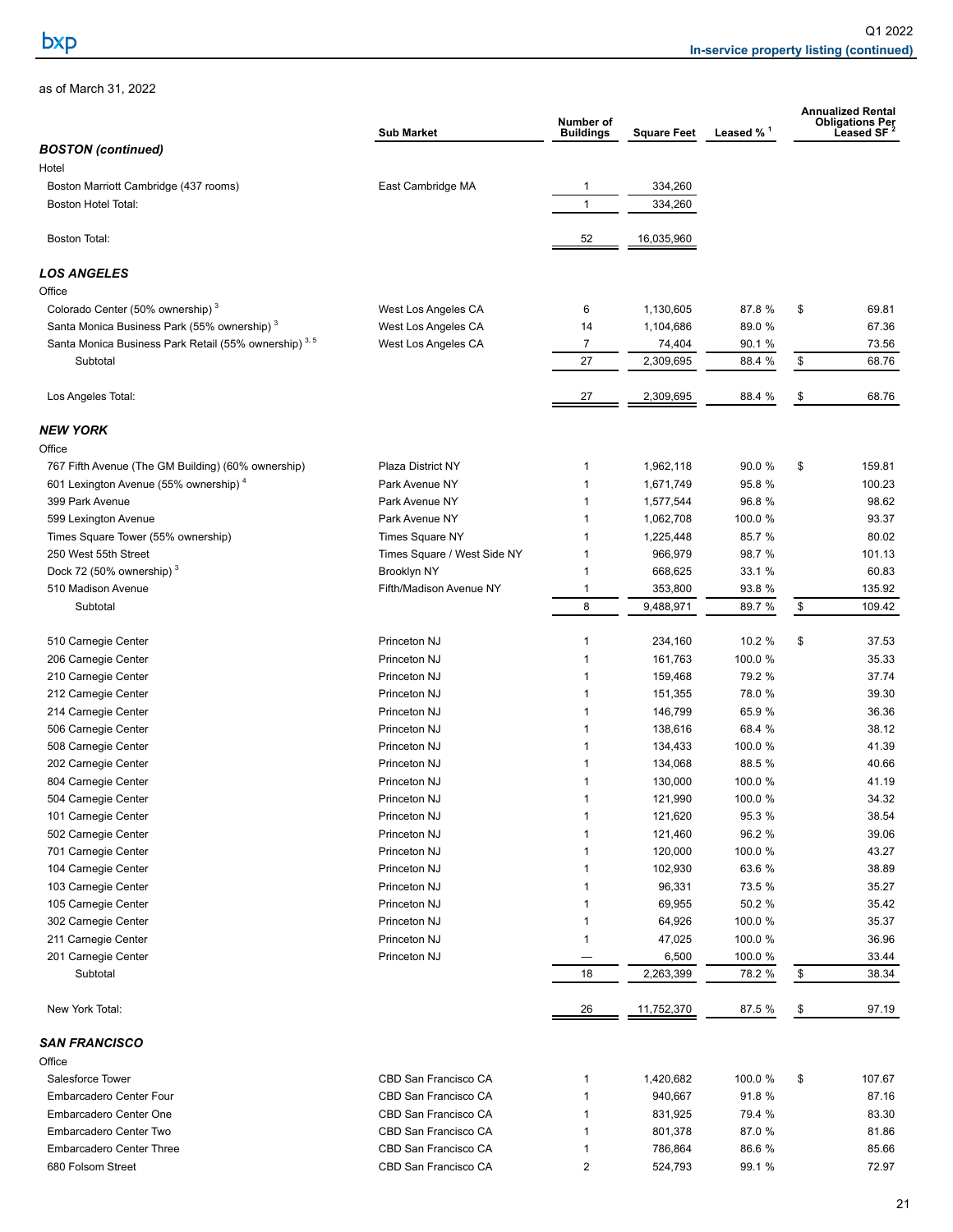as of March 31, 2022

| | Sub Market | Number of Buildings | Square Feet | Leased % [1] | Annualized Rental Obligations Per Leased SF [2] |
|---|---|---|---|---|---|
| ***BOSTON (continued)*** | | | | | |
| Hotel | | | | | |
| Boston Marriott Cambridge (437 rooms) | East Cambridge MA | 1 | 334,260 | | |
| Boston Hotel Total: | | 1 | 334,260 | | |
| Boston Total: | | 52 | 16,035,960 | | |
| ***LOS ANGELES*** | | | | | |
| Office | | | | | |
| Colorado Center (50% ownership) [3] | West Los Angeles CA | 6 | 1,130,605 | 87.8 % | $ 69.81 |
| Santa Monica Business Park (55% ownership) [3] | West Los Angeles CA | 14 | 1,104,686 | 89.0 % | 67.36 |
| Santa Monica Business Park Retail (55% ownership) [3, 5] | West Los Angeles CA | 7 | 74,404 | 90.1 % | 73.56 |
| Subtotal | | 27 | 2,309,695 | 88.4 % | $ 68.76 |
| Los Angeles Total: | | 27 | 2,309,695 | 88.4 % | $ 68.76 |
| ***NEW YORK*** | | | | | |
| Office | | | | | |
| 767 Fifth Avenue (The GM Building) (60% ownership) | Plaza District NY | 1 | 1,962,118 | 90.0 % | $ 159.81 |
| 601 Lexington Avenue (55% ownership) [4] | Park Avenue NY | 1 | 1,671,749 | 95.8 % | 100.23 |
| 399 Park Avenue | Park Avenue NY | 1 | 1,577,544 | 96.8 % | 98.62 |
| 599 Lexington Avenue | Park Avenue NY | 1 | 1,062,708 | 100.0 % | 93.37 |
| Times Square Tower (55% ownership) | Times Square NY | 1 | 1,225,448 | 85.7 % | 80.02 |
| 250 West 55th Street | Times Square / West Side NY | 1 | 966,979 | 98.7 % | 101.13 |
| Dock 72 (50% ownership) [3] | Brooklyn NY | 1 | 668,625 | 33.1 % | 60.83 |
| 510 Madison Avenue | Fifth/Madison Avenue NY | 1 | 353,800 | 93.8 % | 135.92 |
| Subtotal | | 8 | 9,488,971 | 89.7 % | $ 109.42 |
| 510 Carnegie Center | Princeton NJ | 1 | 234,160 | 10.2 % | $ 37.53 |
| 206 Carnegie Center | Princeton NJ | 1 | 161,763 | 100.0 % | 35.33 |
| 210 Carnegie Center | Princeton NJ | 1 | 159,468 | 79.2 % | 37.74 |
| 212 Carnegie Center | Princeton NJ | 1 | 151,355 | 78.0 % | 39.30 |
| 214 Carnegie Center | Princeton NJ | 1 | 146,799 | 65.9 % | 36.36 |
| 506 Carnegie Center | Princeton NJ | 1 | 138,616 | 68.4 % | 38.12 |
| 508 Carnegie Center | Princeton NJ | 1 | 134,433 | 100.0 % | 41.39 |
| 202 Carnegie Center | Princeton NJ | 1 | 134,068 | 88.5 % | 40.66 |
| 804 Carnegie Center | Princeton NJ | 1 | 130,000 | 100.0 % | 41.19 |
| 504 Carnegie Center | Princeton NJ | 1 | 121,990 | 100.0 % | 34.32 |
| 101 Carnegie Center | Princeton NJ | 1 | 121,620 | 95.3 % | 38.54 |
| 502 Carnegie Center | Princeton NJ | 1 | 121,460 | 96.2 % | 39.06 |
| 701 Carnegie Center | Princeton NJ | 1 | 120,000 | 100.0 % | 43.27 |
| 104 Carnegie Center | Princeton NJ | 1 | 102,930 | 63.6 % | 38.89 |
| 103 Carnegie Center | Princeton NJ | 1 | 96,331 | 73.5 % | 35.27 |
| 105 Carnegie Center | Princeton NJ | 1 | 69,955 | 50.2 % | 35.42 |
| 302 Carnegie Center | Princeton NJ | 1 | 64,926 | 100.0 % | 35.37 |
| 211 Carnegie Center | Princeton NJ | 1 | 47,025 | 100.0 % | 36.96 |
| 201 Carnegie Center | Princeton NJ | — | 6,500 | 100.0 % | 33.44 |
| Subtotal | | 18 | 2,263,399 | 78.2 % | $ 38.34 |
| New York Total: | | 26 | 11,752,370 | 87.5 % | $ 97.19 |
| ***SAN FRANCISCO*** | | | | | |
| Office | | | | | |
| Salesforce Tower | CBD San Francisco CA | 1 | 1,420,682 | 100.0 % | $ 107.67 |
| Embarcadero Center Four | CBD San Francisco CA | 1 | 940,667 | 91.8 % | 87.16 |
| Embarcadero Center One | CBD San Francisco CA | 1 | 831,925 | 79.4 % | 83.30 |
| Embarcadero Center Two | CBD San Francisco CA | 1 | 801,378 | 87.0 % | 81.86 |
| Embarcadero Center Three | CBD San Francisco CA | 1 | 786,864 | 86.6 % | 85.66 |
| 680 Folsom Street | CBD San Francisco CA | 2 | 524,793 | 99.1 % | 72.97 |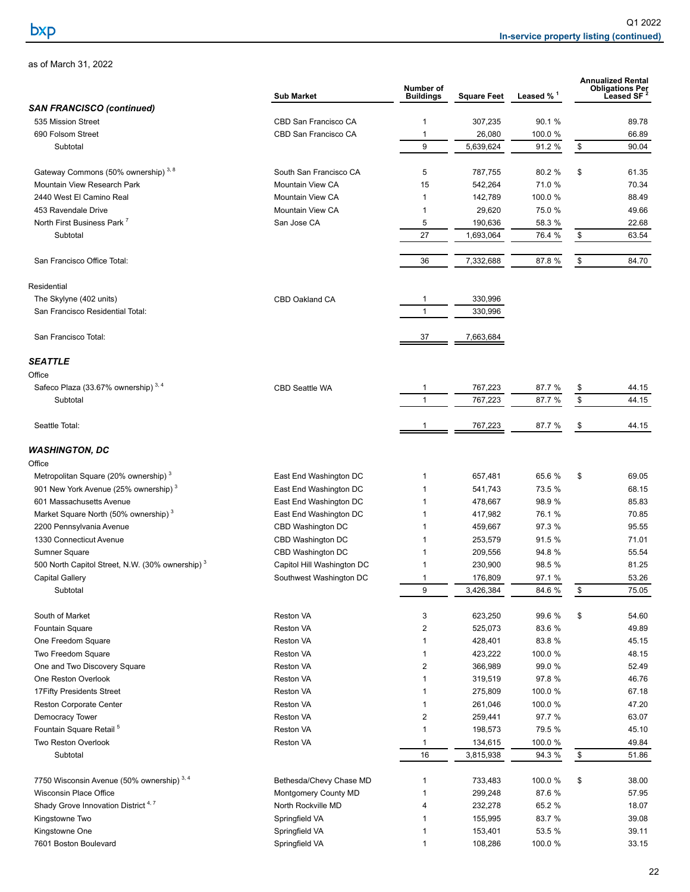as of March 31, 2022

| | Sub Market | Number of Buildings | Square Feet | Leased % [1] | Annualized Rental Obligations Per Leased SF [2] |
|---|---|---|---|---|---|
| ***SAN FRANCISCO (continued)*** | | | | | |
| 535 Mission Street | CBD San Francisco CA | 1 | 307,235 | 90.1 % | 89.78 |
| 690 Folsom Street | CBD San Francisco CA | 1 | 26,080 | 100.0 % | 66.89 |
| Subtotal | | 9 | 5,639,624 | 91.2 % | $ 90.04 |
| | | | | | |
| Gateway Commons (50% ownership) [3, 8] | South San Francisco CA | 5 | 787,755 | 80.2 % | $ 61.35 |
| Mountain View Research Park | Mountain View CA | 15 | 542,264 | 71.0 % | 70.34 |
| 2440 West El Camino Real | Mountain View CA | 1 | 142,789 | 100.0 % | 88.49 |
| 453 Ravendale Drive | Mountain View CA | 1 | 29,620 | 75.0 % | 49.66 |
| North First Business Park [7] | San Jose CA | 5 | 190,636 | 58.3 % | 22.68 |
| Subtotal | | 27 | 1,693,064 | 76.4 % | $ 63.54 |
| | | | | | |
| San Francisco Office Total: | | 36 | 7,332,688 | 87.8 % | $ 84.70 |
| | | | | | |
| Residential | | | | | |
| The Skylyne (402 units) | CBD Oakland CA | 1 | 330,996 | | |
| San Francisco Residential Total: | | 1 | 330,996 | | |
| | | | | | |
| San Francisco Total: | | 37 | 7,663,684 | | |
| | | | | | |
| ***SEATTLE*** | | | | | |
| Office | | | | | |
| Safeco Plaza (33.67% ownership) [3, 4] | CBD Seattle WA | 1 | 767,223 | 87.7 % | $ 44.15 |
| Subtotal | | 1 | 767,223 | 87.7 % | $ 44.15 |
| | | | | | |
| Seattle Total: | | 1 | 767,223 | 87.7 % | $ 44.15 |
| | | | | | |
| ***WASHINGTON, DC*** | | | | | |
| Office | | | | | |
| Metropolitan Square (20% ownership) [3] | East End Washington DC | 1 | 657,481 | 65.6 % | $ 69.05 |
| 901 New York Avenue (25% ownership) [3] | East End Washington DC | 1 | 541,743 | 73.5 % | 68.15 |
| 601 Massachusetts Avenue | East End Washington DC | 1 | 478,667 | 98.9 % | 85.83 |
| Market Square North (50% ownership) [3] | East End Washington DC | 1 | 417,982 | 76.1 % | 70.85 |
| 2200 Pennsylvania Avenue | CBD Washington DC | 1 | 459,667 | 97.3 % | 95.55 |
| 1330 Connecticut Avenue | CBD Washington DC | 1 | 253,579 | 91.5 % | 71.01 |
| Sumner Square | CBD Washington DC | 1 | 209,556 | 94.8 % | 55.54 |
| 500 North Capitol Street, N.W. (30% ownership) [3] | Capitol Hill Washington DC | 1 | 230,900 | 98.5 % | 81.25 |
| Capital Gallery | Southwest Washington DC | 1 | 176,809 | 97.1 % | 53.26 |
| Subtotal | | 9 | 3,426,384 | 84.6 % | $ 75.05 |
| | | | | | |
| South of Market | Reston VA | 3 | 623,250 | 99.6 % | $ 54.60 |
| Fountain Square | Reston VA | 2 | 525,073 | 83.6 % | 49.89 |
| One Freedom Square | Reston VA | 1 | 428,401 | 83.8 % | 45.15 |
| Two Freedom Square | Reston VA | 1 | 423,222 | 100.0 % | 48.15 |
| One and Two Discovery Square | Reston VA | 2 | 366,989 | 99.0 % | 52.49 |
| One Reston Overlook | Reston VA | 1 | 319,519 | 97.8 % | 46.76 |
| 17Fifty Presidents Street | Reston VA | 1 | 275,809 | 100.0 % | 67.18 |
| Reston Corporate Center | Reston VA | 1 | 261,046 | 100.0 % | 47.20 |
| Democracy Tower | Reston VA | 2 | 259,441 | 97.7 % | 63.07 |
| Fountain Square Retail [5] | Reston VA | 1 | 198,573 | 79.5 % | 45.10 |
| Two Reston Overlook | Reston VA | 1 | 134,615 | 100.0 % | 49.84 |
| Subtotal | | 16 | 3,815,938 | 94.3 % | $ 51.86 |
| | | | | | |
| 7750 Wisconsin Avenue (50% ownership) [3, 4] | Bethesda/Chevy Chase MD | 1 | 733,483 | 100.0 % | $ 38.00 |
| Wisconsin Place Office | Montgomery County MD | 1 | 299,248 | 87.6 % | 57.95 |
| Shady Grove Innovation District [4, 7] | North Rockville MD | 4 | 232,278 | 65.2 % | 18.07 |
| Kingstowne Two | Springfield VA | 1 | 155,995 | 83.7 % | 39.08 |
| Kingstowne One | Springfield VA | 1 | 153,401 | 53.5 % | 39.11 |
| 7601 Boston Boulevard | Springfield VA | 1 | 108,286 | 100.0 % | 33.15 |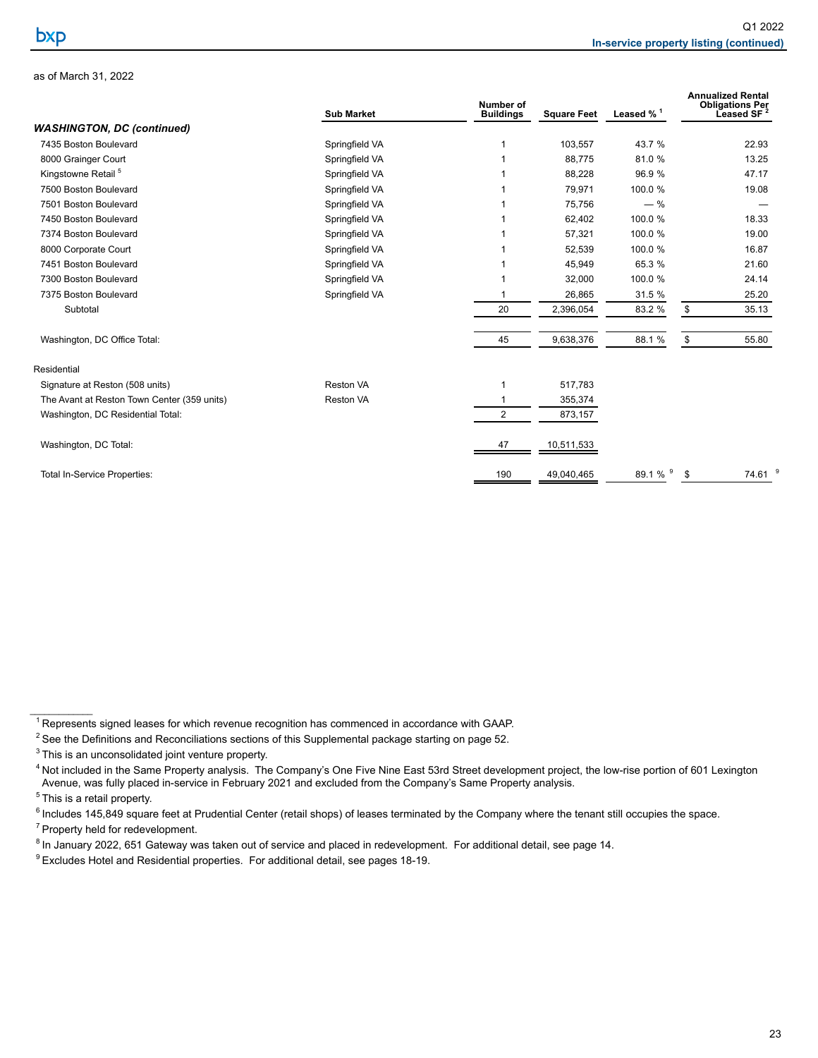as of March 31, 2022

| | Sub Market | Number of Buildings | Square Feet | Leased % [1] | Annualized Rental Obligations Per Leased SF [2] |
|---|---|---|---|---|---|
| ***WASHINGTON, DC (continued)*** | | | | | |
| 7435 Boston Boulevard | Springfield VA | 1 | 103,557 | 43.7 % | 22.93 |
| 8000 Grainger Court | Springfield VA | 1 | 88,775 | 81.0 % | 13.25 |
| Kingstowne Retail [5] | Springfield VA | 1 | 88,228 | 96.9 % | 47.17 |
| 7500 Boston Boulevard | Springfield VA | 1 | 79,971 | 100.0 % | 19.08 |
| 7501 Boston Boulevard | Springfield VA | 1 | 75,756 | — % | — |
| 7450 Boston Boulevard | Springfield VA | 1 | 62,402 | 100.0 % | 18.33 |
| 7374 Boston Boulevard | Springfield VA | 1 | 57,321 | 100.0 % | 19.00 |
| 8000 Corporate Court | Springfield VA | 1 | 52,539 | 100.0 % | 16.87 |
| 7451 Boston Boulevard | Springfield VA | 1 | 45,949 | 65.3 % | 21.60 |
| 7300 Boston Boulevard | Springfield VA | 1 | 32,000 | 100.0 % | 24.14 |
| 7375 Boston Boulevard | Springfield VA | 1 | 26,865 | 31.5 % | 25.20 |
| Subtotal | | 20 | 2,396,054 | 83.2 % | $ 35.13 |
| Washington, DC Office Total: | | 45 | 9,638,376 | 88.1 % | $ 55.80 |
| Residential | | | | | |
| Signature at Reston (508 units) | Reston VA | 1 | 517,783 | | |
| The Avant at Reston Town Center (359 units) | Reston VA | 1 | 355,374 | | |
| Washington, DC Residential Total: | | 2 | 873,157 | | |
| Washington, DC Total: | | 47 | 10,511,533 | | |
| Total In-Service Properties: | | 190 | 49,040,465 | 89.1 % [9] | $ 74.61 [9] |

[1] Represents signed leases for which revenue recognition has commenced in accordance with GAAP.

[2] See the Definitions and Reconciliations sections of this Supplemental package starting on page 52.

[3] This is an unconsolidated joint venture property.

[4] Not included in the Same Property analysis. The Company's One Five Nine East 53rd Street development project, the low-rise portion of 601 Lexington Avenue, was fully placed in-service in February 2021 and excluded from the Company's Same Property analysis.

[5] This is a retail property.

[6] Includes 145,849 square feet at Prudential Center (retail shops) of leases terminated by the Company where the tenant still occupies the space.

[7] Property held for redevelopment.

[8] In January 2022, 651 Gateway was taken out of service and placed in redevelopment. For additional detail, see page 14.

[9] Excludes Hotel and Residential properties. For additional detail, see pages 18-19.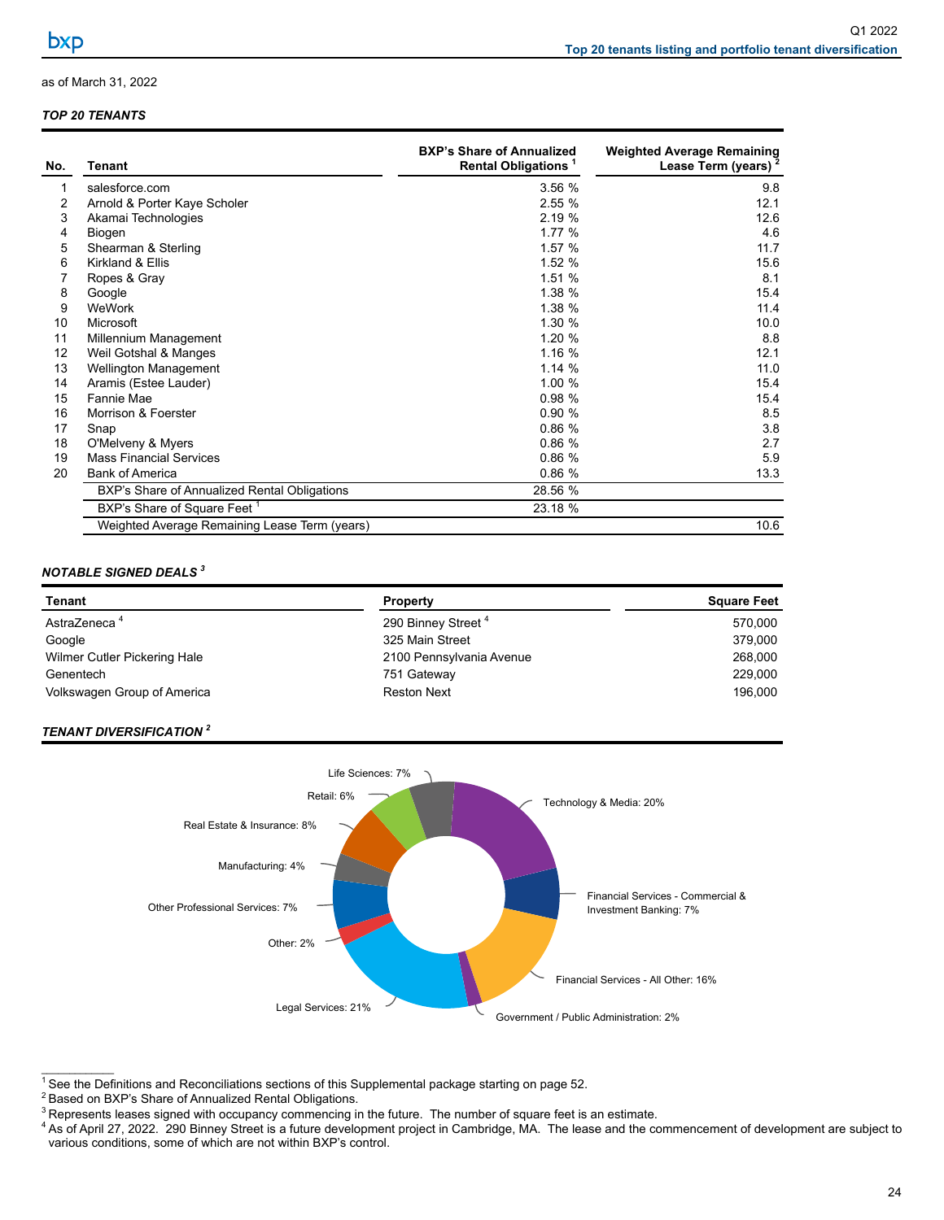as of March 31, 2022

***TOP 20 TENANTS***

| No. | Tenant | BXP's Share of Annualized Rental Obligations [1] | Weighted Average Remaining Lease Term (years) [2] |
|---|---|---|---|
| 1 | salesforce.com | 3.56 % | 9.8 |
| 2 | Arnold & Porter Kaye Scholer | 2.55 % | 12.1 |
| 3 | Akamai Technologies | 2.19 % | 12.6 |
| 4 | Biogen | 1.77 % | 4.6 |
| 5 | Shearman & Sterling | 1.57 % | 11.7 |
| 6 | Kirkland & Ellis | 1.52 % | 15.6 |
| 7 | Ropes & Gray | 1.51 % | 8.1 |
| 8 | Google | 1.38 % | 15.4 |
| 9 | WeWork | 1.38 % | 11.4 |
| 10 | Microsoft | 1.30 % | 10.0 |
| 11 | Millennium Management | 1.20 % | 8.8 |
| 12 | Weil Gotshal & Manges | 1.16 % | 12.1 |
| 13 | Wellington Management | 1.14 % | 11.0 |
| 14 | Aramis (Estee Lauder) | 1.00 % | 15.4 |
| 15 | Fannie Mae | 0.98 % | 15.4 |
| 16 | Morrison & Foerster | 0.90 % | 8.5 |
| 17 | Snap | 0.86 % | 3.8 |
| 18 | O'Melveny & Myers | 0.86 % | 2.7 |
| 19 | Mass Financial Services | 0.86 % | 5.9 |
| 20 | Bank of America | 0.86 % | 13.3 |
| | BXP's Share of Annualized Rental Obligations | 28.56 % | |
| | BXP's Share of Square Feet [1] | 23.18 % | |
| | Weighted Average Remaining Lease Term (years) | | 10.6 |

***NOTABLE SIGNED DEALS [3]***

| Tenant | Property | Square Feet |
|---|---|---|
| AstraZeneca [4] | 290 Binney Street [4] | 570,000 |
| Google | 325 Main Street | 379,000 |
| Wilmer Cutler Pickering Hale | 2100 Pennsylvania Avenue | 268,000 |
| Genentech | 751 Gateway | 229,000 |
| Volkswagen Group of America | Reston Next | 196,000 |

***TENANT DIVERSIFICATION [2]***

- Technology & Media: 20%
- Financial Services - Commercial & Investment Banking: 7%
- Financial Services - All Other: 16%
- Government / Public Administration: 2%
- Legal Services: 21%
- Other: 2%
- Other Professional Services: 7%
- Manufacturing: 4%
- Real Estate & Insurance: 8%
- Retail: 6%
- Life Sciences: 7%

---

[1] See the Definitions and Reconciliations sections of this Supplemental package starting on page 52.

[2] Based on BXP's Share of Annualized Rental Obligations.

[3] Represents leases signed with occupancy commencing in the future. The number of square feet is an estimate.

[4] As of April 27, 2022. 290 Binney Street is a future development project in Cambridge, MA. The lease and the commencement of development are subject to various conditions, some of which are not within BXP's control.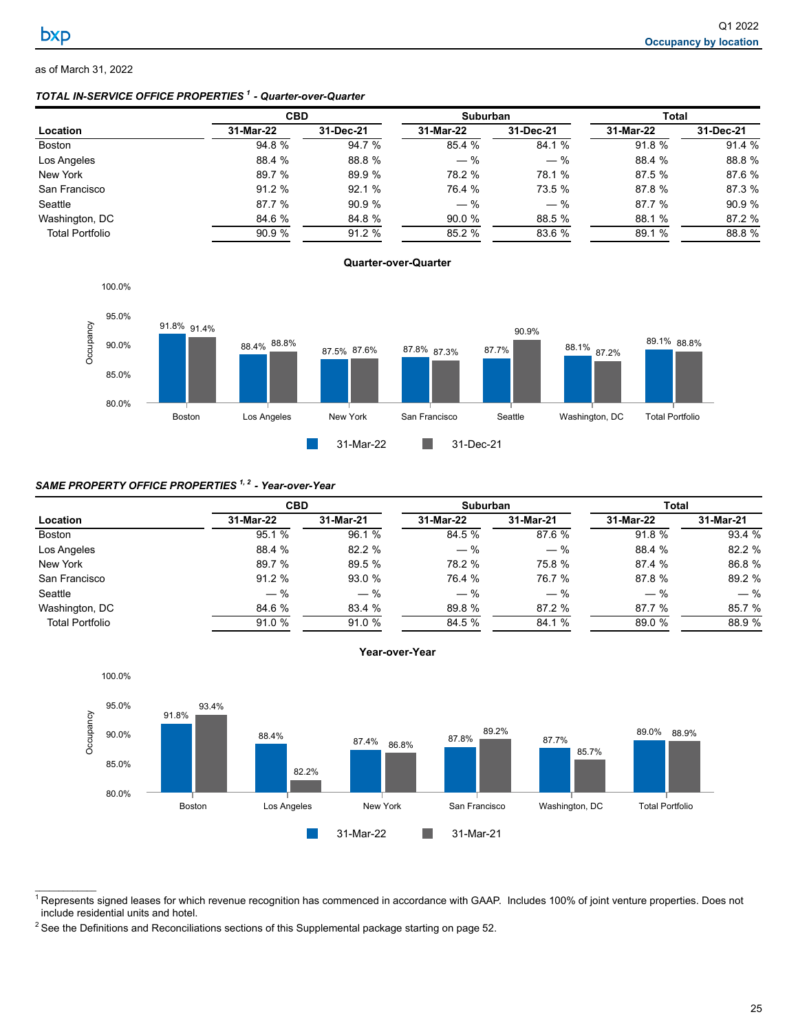as of March 31, 2022

***TOTAL IN-SERVICE OFFICE PROPERTIES [1] - Quarter-over-Quarter***

| | CBD | | Suburban | | Total | |
|---|---|---|---|---|---|---|
| **Location** | **31-Mar-22** | **31-Dec-21** | **31-Mar-22** | **31-Dec-21** | **31-Mar-22** | **31-Dec-21** |
| Boston | 94.8 % | 94.7 % | 85.4 % | 84.1 % | 91.8 % | 91.4 % |
| Los Angeles | 88.4 % | 88.8 % | — % | — % | 88.4 % | 88.8 % |
| New York | 89.7 % | 89.9 % | 78.2 % | 78.1 % | 87.5 % | 87.6 % |
| San Francisco | 91.2 % | 92.1 % | 76.4 % | 73.5 % | 87.8 % | 87.3 % |
| Seattle | 87.7 % | 90.9 % | — % | — % | 87.7 % | 90.9 % |
| Washington, DC | 84.6 % | 84.8 % | 90.0 % | 88.5 % | 88.1 % | 87.2 % |
| Total Portfolio | 90.9 % | 91.2 % | 85.2 % | 83.6 % | 89.1 % | 88.8 % |

**Quarter-over-Quarter**

| Location | 31-Mar-22 | 31-Dec-21 |
|---|---|---|
| Boston | 91.8% | 91.4% |
| Los Angeles | 88.4% | 88.8% |
| New York | 87.5% | 87.6% |
| San Francisco | 87.8% | 87.3% |
| Seattle | 87.7% | 90.9% |
| Washington, DC | 88.1% | 87.2% |
| Total Portfolio | 89.1% | 88.8% |

***SAME PROPERTY OFFICE PROPERTIES [1, 2] - Year-over-Year***

| | CBD | | Suburban | | Total | |
|---|---|---|---|---|---|---|
| **Location** | **31-Mar-22** | **31-Mar-21** | **31-Mar-22** | **31-Mar-21** | **31-Mar-22** | **31-Mar-21** |
| Boston | 95.1 % | 96.1 % | 84.5 % | 87.6 % | 91.8 % | 93.4 % |
| Los Angeles | 88.4 % | 82.2 % | — % | — % | 88.4 % | 82.2 % |
| New York | 89.7 % | 89.5 % | 78.2 % | 75.8 % | 87.4 % | 86.8 % |
| San Francisco | 91.2 % | 93.0 % | 76.4 % | 76.7 % | 87.8 % | 89.2 % |
| Seattle | — % | — % | — % | — % | — % | — % |
| Washington, DC | 84.6 % | 83.4 % | 89.8 % | 87.2 % | 87.7 % | 85.7 % |
| Total Portfolio | 91.0 % | 91.0 % | 84.5 % | 84.1 % | 89.0 % | 88.9 % |

**Year-over-Year**

| Location | 31-Mar-22 | 31-Mar-21 |
|---|---|---|
| Boston | 91.8% | 93.4% |
| Los Angeles | 88.4% | 82.2% |
| New York | 87.4% | 86.8% |
| San Francisco | 87.8% | 89.2% |
| Washington, DC | 87.7% | 85.7% |
| Total Portfolio | 89.0% | 88.9% |

[1] Represents signed leases for which revenue recognition has commenced in accordance with GAAP. Includes 100% of joint venture properties. Does not include residential units and hotel.

[2] See the Definitions and Reconciliations sections of this Supplemental package starting on page 52.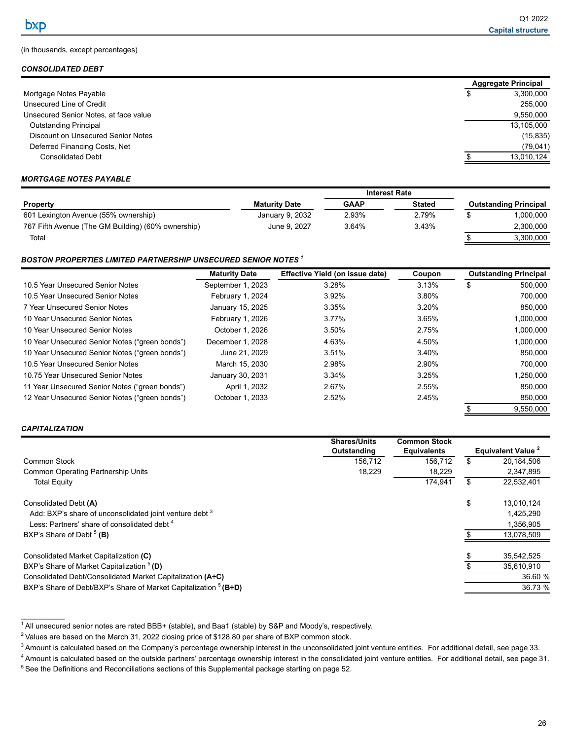(in thousands, except percentages)

***CONSOLIDATED DEBT***

| | | Aggregate Principal |
|---|---|---|
| Mortgage Notes Payable | $ | 3,300,000 |
| Unsecured Line of Credit | | 255,000 |
| Unsecured Senior Notes, at face value | | 9,550,000 |
| Outstanding Principal | | 13,105,000 |
| Discount on Unsecured Senior Notes | | (15,835) |
| Deferred Financing Costs, Net | | (79,041) |
| Consolidated Debt | $ | 13,010,124 |

***MORTGAGE NOTES PAYABLE***

| | | Interest Rate | | | |
|---|---|---|---|---|---|
| Property | Maturity Date | GAAP | Stated | | Outstanding Principal |
| 601 Lexington Avenue (55% ownership) | January 9, 2032 | 2.93% | 2.79% | $ | 1,000,000 |
| 767 Fifth Avenue (The GM Building) (60% ownership) | June 9, 2027 | 3.64% | 3.43% | | 2,300,000 |
| Total | | | | $ | 3,300,000 |

***BOSTON PROPERTIES LIMITED PARTNERSHIP UNSECURED SENIOR NOTES [1]***

| | Maturity Date | Effective Yield (on issue date) | Coupon | | Outstanding Principal |
|---|---|---|---|---|---|
| 10.5 Year Unsecured Senior Notes | September 1, 2023 | 3.28% | 3.13% | $ | 500,000 |
| 10.5 Year Unsecured Senior Notes | February 1, 2024 | 3.92% | 3.80% | | 700,000 |
| 7 Year Unsecured Senior Notes | January 15, 2025 | 3.35% | 3.20% | | 850,000 |
| 10 Year Unsecured Senior Notes | February 1, 2026 | 3.77% | 3.65% | | 1,000,000 |
| 10 Year Unsecured Senior Notes | October 1, 2026 | 3.50% | 2.75% | | 1,000,000 |
| 10 Year Unsecured Senior Notes ("green bonds") | December 1, 2028 | 4.63% | 4.50% | | 1,000,000 |
| 10 Year Unsecured Senior Notes ("green bonds") | June 21, 2029 | 3.51% | 3.40% | | 850,000 |
| 10.5 Year Unsecured Senior Notes | March 15, 2030 | 2.98% | 2.90% | | 700,000 |
| 10.75 Year Unsecured Senior Notes | January 30, 2031 | 3.34% | 3.25% | | 1,250,000 |
| 11 Year Unsecured Senior Notes ("green bonds") | April 1, 2032 | 2.67% | 2.55% | | 850,000 |
| 12 Year Unsecured Senior Notes ("green bonds") | October 1, 2033 | 2.52% | 2.45% | | 850,000 |
| | | | | $ | 9,550,000 |

***CAPITALIZATION***

| | Shares/Units Outstanding | Common Stock Equivalents | | Equivalent Value [2] |
|---|---|---|---|---|
| Common Stock | 156,712 | 156,712 | $ | 20,184,506 |
| Common Operating Partnership Units | 18,229 | 18,229 | | 2,347,895 |
| Total Equity | | 174,941 | $ | 22,532,401 |
| | | | | |
| Consolidated Debt **(A)** | | | $ | 13,010,124 |
| Add: BXP's share of unconsolidated joint venture debt [3] | | | | 1,425,290 |
| Less: Partners' share of consolidated debt [4] | | | | 1,356,905 |
| BXP's Share of Debt [5] **(B)** | | | $ | 13,078,509 |
| | | | | |
| Consolidated Market Capitalization **(C)** | | | $ | 35,542,525 |
| BXP's Share of Market Capitalization [5] **(D)** | | | $ | 35,610,910 |
| Consolidated Debt/Consolidated Market Capitalization **(A÷C)** | | | | 36.60 % |
| BXP's Share of Debt/BXP's Share of Market Capitalization [5] **(B÷D)** | | | | 36.73 % |

[1] All unsecured senior notes are rated BBB+ (stable), and Baa1 (stable) by S&P and Moody's, respectively.

[2] Values are based on the March 31, 2022 closing price of $128.80 per share of BXP common stock.

[3] Amount is calculated based on the Company's percentage ownership interest in the unconsolidated joint venture entities. For additional detail, see page 33.

[4] Amount is calculated based on the outside partners' percentage ownership interest in the consolidated joint venture entities. For additional detail, see page 31.

[5] See the Definitions and Reconciliations sections of this Supplemental package starting on page 52.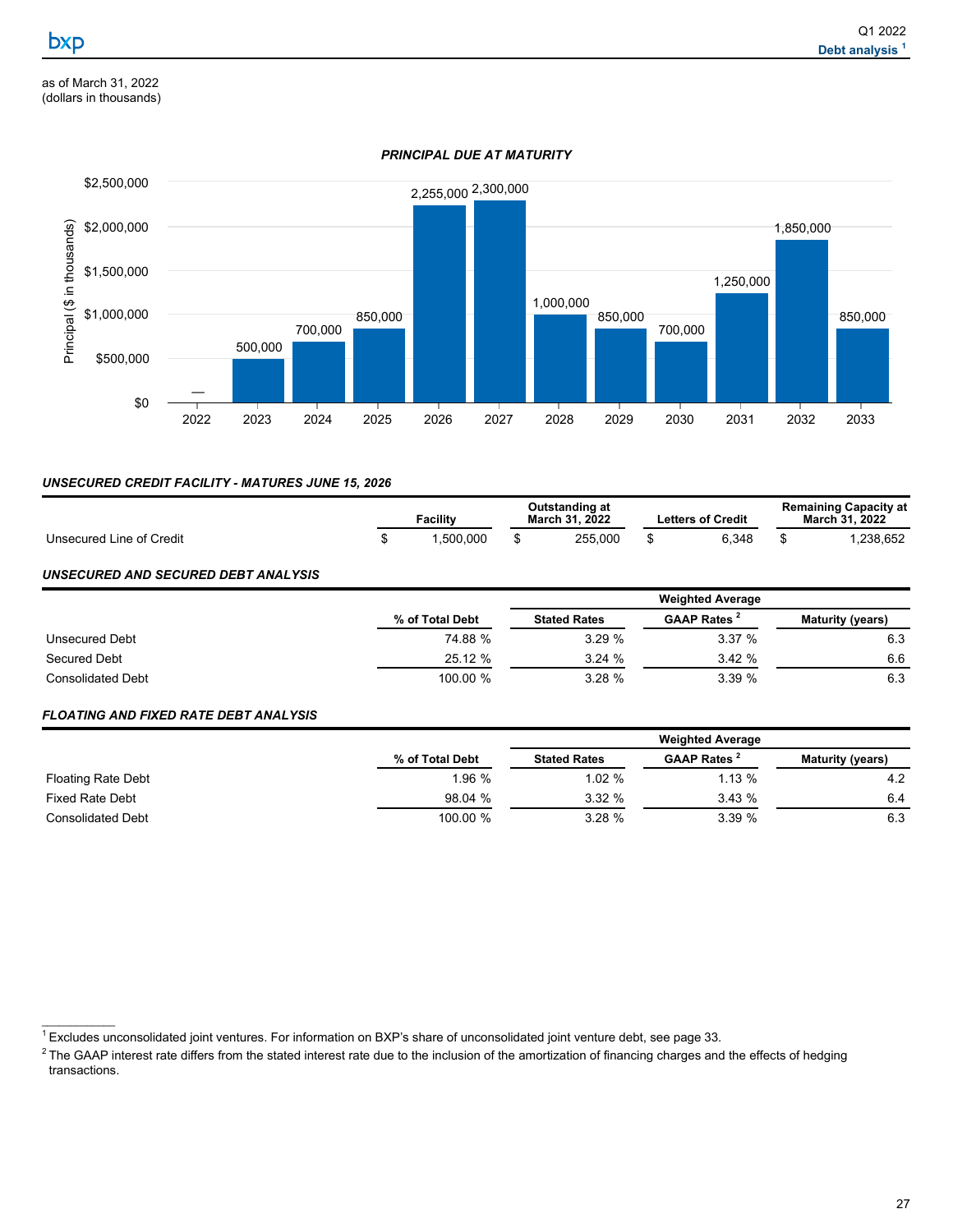# Debt analysis[1]

as of March 31, 2022
(dollars in thousands)

**PRINCIPAL DUE AT MATURITY**

| Year | Principal ($ in thousands) |
|---|---|
| 2022 | — |
| 2023 | 500,000 |
| 2024 | 700,000 |
| 2025 | 850,000 |
| 2026 | 2,255,000 |
| 2027 | 2,300,000 |
| 2028 | 1,000,000 |
| 2029 | 850,000 |
| 2030 | 700,000 |
| 2031 | 1,250,000 |
| 2032 | 1,850,000 |
| 2033 | 850,000 |

***UNSECURED CREDIT FACILITY - MATURES JUNE 15, 2026***

| | Facility | Outstanding at March 31, 2022 | Letters of Credit | Remaining Capacity at March 31, 2022 |
|---|---|---|---|---|
| Unsecured Line of Credit | $ 1,500,000 | $ 255,000 | $ 6,348 | $ 1,238,652 |

***UNSECURED AND SECURED DEBT ANALYSIS***

| | | Weighted Average | | |
|---|---|---|---|---|
| | % of Total Debt | Stated Rates | GAAP Rates[2] | Maturity (years) |
| Unsecured Debt | 74.88 % | 3.29 % | 3.37 % | 6.3 |
| Secured Debt | 25.12 % | 3.24 % | 3.42 % | 6.6 |
| Consolidated Debt | 100.00 % | 3.28 % | 3.39 % | 6.3 |

***FLOATING AND FIXED RATE DEBT ANALYSIS***

| | | Weighted Average | | |
|---|---|---|---|---|
| | % of Total Debt | Stated Rates | GAAP Rates[2] | Maturity (years) |
| Floating Rate Debt | 1.96 % | 1.02 % | 1.13 % | 4.2 |
| Fixed Rate Debt | 98.04 % | 3.32 % | 3.43 % | 6.4 |
| Consolidated Debt | 100.00 % | 3.28 % | 3.39 % | 6.3 |

---

[1] Excludes unconsolidated joint ventures. For information on BXP's share of unconsolidated joint venture debt, see page 33.

[2] The GAAP interest rate differs from the stated interest rate due to the inclusion of the amortization of financing charges and the effects of hedging transactions.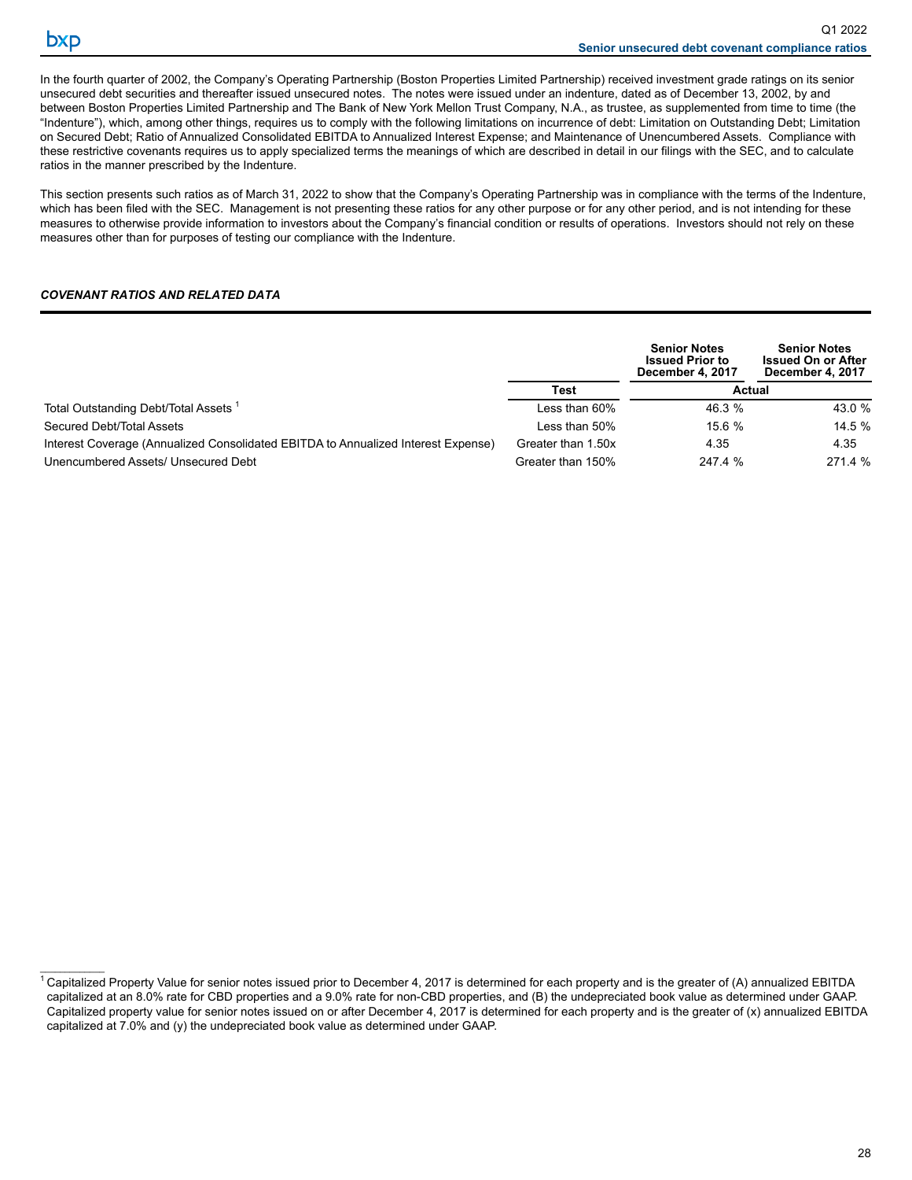## Senior unsecured debt covenant compliance ratios

In the fourth quarter of 2002, the Company's Operating Partnership (Boston Properties Limited Partnership) received investment grade ratings on its senior unsecured debt securities and thereafter issued unsecured notes. The notes were issued under an indenture, dated as of December 13, 2002, by and between Boston Properties Limited Partnership and The Bank of New York Mellon Trust Company, N.A., as trustee, as supplemented from time to time (the "Indenture"), which, among other things, requires us to comply with the following limitations on incurrence of debt: Limitation on Outstanding Debt; Limitation on Secured Debt; Ratio of Annualized Consolidated EBITDA to Annualized Interest Expense; and Maintenance of Unencumbered Assets. Compliance with these restrictive covenants requires us to apply specialized terms the meanings of which are described in detail in our filings with the SEC, and to calculate ratios in the manner prescribed by the Indenture.

This section presents such ratios as of March 31, 2022 to show that the Company's Operating Partnership was in compliance with the terms of the Indenture, which has been filed with the SEC. Management is not presenting these ratios for any other purpose or for any other period, and is not intending for these measures to otherwise provide information to investors about the Company's financial condition or results of operations. Investors should not rely on these measures other than for purposes of testing our compliance with the Indenture.

### *COVENANT RATIOS AND RELATED DATA*

| | | Senior Notes Issued Prior to December 4, 2017 | Senior Notes Issued On or After December 4, 2017 |
|---|---|---|---|
| | **Test** | **Actual** | |
| Total Outstanding Debt/Total Assets [1] | Less than 60% | 46.3 % | 43.0 % |
| Secured Debt/Total Assets | Less than 50% | 15.6 % | 14.5 % |
| Interest Coverage (Annualized Consolidated EBITDA to Annualized Interest Expense) | Greater than 1.50x | 4.35 | 4.35 |
| Unencumbered Assets/ Unsecured Debt | Greater than 150% | 247.4 % | 271.4 % |

[1] Capitalized Property Value for senior notes issued prior to December 4, 2017 is determined for each property and is the greater of (A) annualized EBITDA capitalized at an 8.0% rate for CBD properties and a 9.0% rate for non-CBD properties, and (B) the undepreciated book value as determined under GAAP. Capitalized property value for senior notes issued on or after December 4, 2017 is determined for each property and is the greater of (x) annualized EBITDA capitalized at 7.0% and (y) the undepreciated book value as determined under GAAP.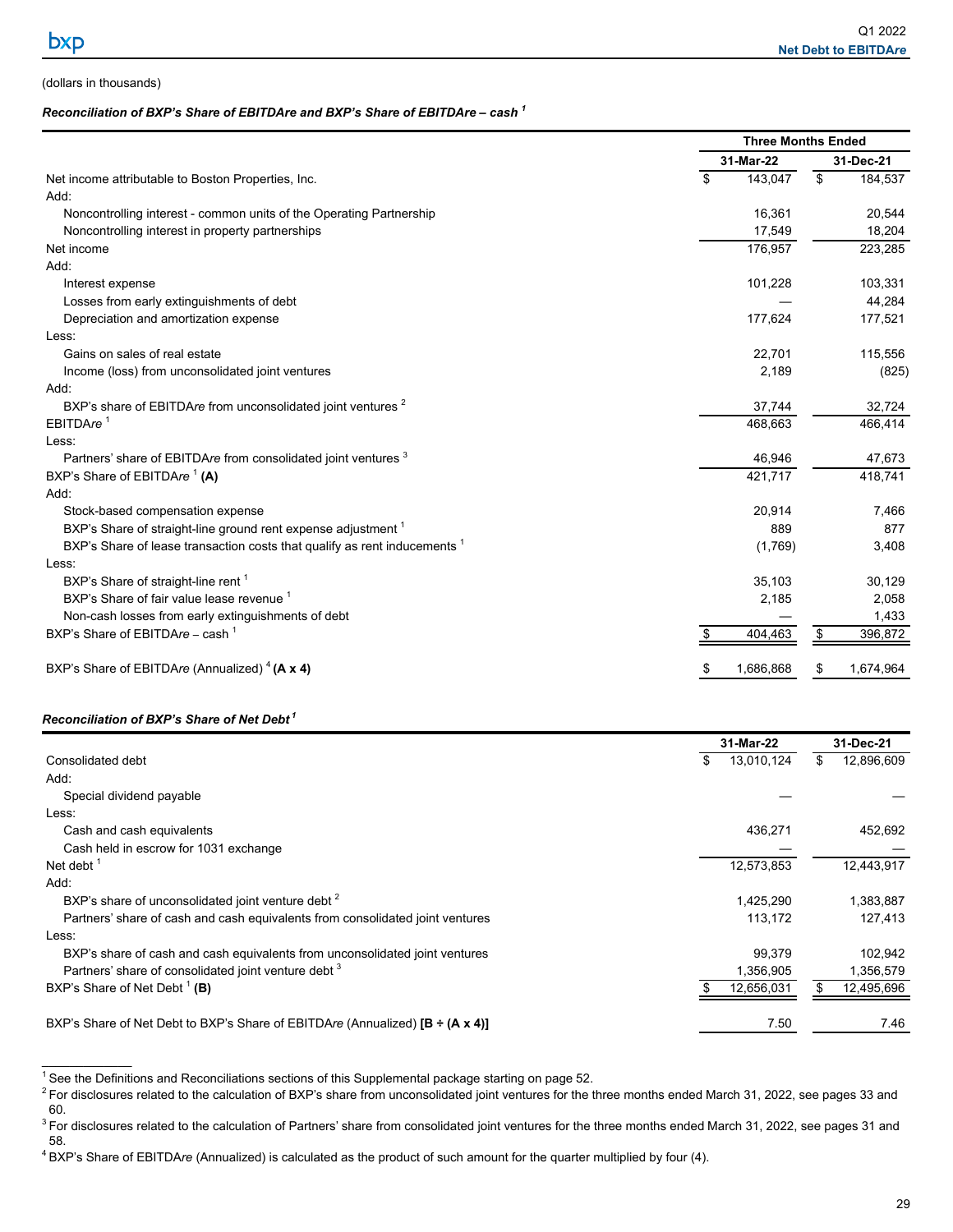(dollars in thousands)

***Reconciliation of BXP's Share of EBITDAre and BXP's Share of EBITDAre – cash*** [1]

| | Three Months Ended | |
|---|---|---|
| | 31-Mar-22 | 31-Dec-21 |
| Net income attributable to Boston Properties, Inc. | $ 143,047 | $ 184,537 |
| Add: | | |
| Noncontrolling interest - common units of the Operating Partnership | 16,361 | 20,544 |
| Noncontrolling interest in property partnerships | 17,549 | 18,204 |
| Net income | 176,957 | 223,285 |
| Add: | | |
| Interest expense | 101,228 | 103,331 |
| Losses from early extinguishments of debt | — | 44,284 |
| Depreciation and amortization expense | 177,624 | 177,521 |
| Less: | | |
| Gains on sales of real estate | 22,701 | 115,556 |
| Income (loss) from unconsolidated joint ventures | 2,189 | (825) |
| Add: | | |
| BXP's share of EBITDA*re* from unconsolidated joint ventures [2] | 37,744 | 32,724 |
| EBITDA*re* [1] | 468,663 | 466,414 |
| Less: | | |
| Partners' share of EBITDA*re* from consolidated joint ventures [3] | 46,946 | 47,673 |
| BXP's Share of EBITDA*re* [1] **(A)** | 421,717 | 418,741 |
| Add: | | |
| Stock-based compensation expense | 20,914 | 7,466 |
| BXP's Share of straight-line ground rent expense adjustment [1] | 889 | 877 |
| BXP's Share of lease transaction costs that qualify as rent inducements [1] | (1,769) | 3,408 |
| Less: | | |
| BXP's Share of straight-line rent [1] | 35,103 | 30,129 |
| BXP's Share of fair value lease revenue [1] | 2,185 | 2,058 |
| Non-cash losses from early extinguishments of debt | — | 1,433 |
| BXP's Share of EBITDA*re* – cash [1] | $ 404,463 | $ 396,872 |
| | | |
| BXP's Share of EBITDA*re* (Annualized) [4] **(A x 4)** | $ 1,686,868 | $ 1,674,964 |

***Reconciliation of BXP's Share of Net Debt*** [1]

| | 31-Mar-22 | 31-Dec-21 |
|---|---|---|
| Consolidated debt | $ 13,010,124 | $ 12,896,609 |
| Add: | | |
| Special dividend payable | — | — |
| Less: | | |
| Cash and cash equivalents | 436,271 | 452,692 |
| Cash held in escrow for 1031 exchange | — | — |
| Net debt [1] | 12,573,853 | 12,443,917 |
| Add: | | |
| BXP's share of unconsolidated joint venture debt [2] | 1,425,290 | 1,383,887 |
| Partners' share of cash and cash equivalents from consolidated joint ventures | 113,172 | 127,413 |
| Less: | | |
| BXP's share of cash and cash equivalents from unconsolidated joint ventures | 99,379 | 102,942 |
| Partners' share of consolidated joint venture debt [3] | 1,356,905 | 1,356,579 |
| BXP's Share of Net Debt [1] **(B)** | $ 12,656,031 | $ 12,495,696 |
| | | |
| BXP's Share of Net Debt to BXP's Share of EBITDA*re* (Annualized) **[B ÷ (A x 4)]** | 7.50 | 7.46 |

[1] See the Definitions and Reconciliations sections of this Supplemental package starting on page 52.

[2] For disclosures related to the calculation of BXP's share from unconsolidated joint ventures for the three months ended March 31, 2022, see pages 33 and 60.

[3] For disclosures related to the calculation of Partners' share from consolidated joint ventures for the three months ended March 31, 2022, see pages 31 and 58.

[4] BXP's Share of EBITDA*re* (Annualized) is calculated as the product of such amount for the quarter multiplied by four (4).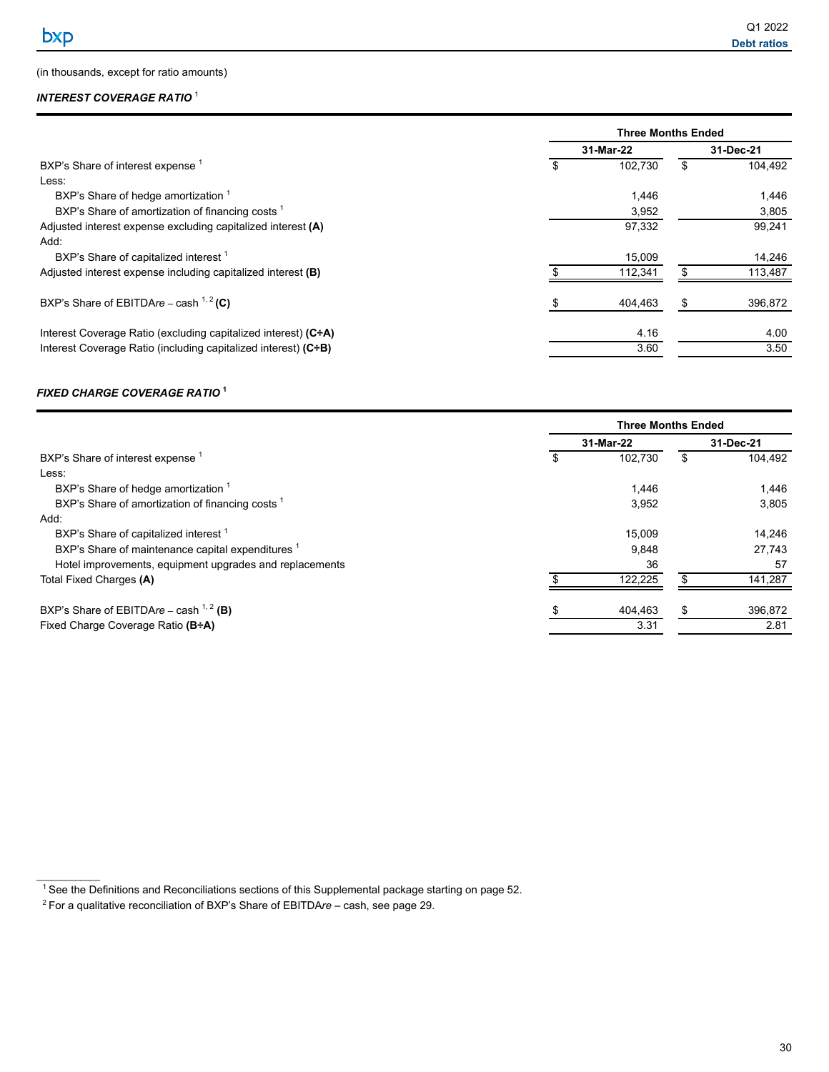(in thousands, except for ratio amounts)

***INTEREST COVERAGE RATIO*** [1]

| | Three Months Ended | |
|---|---|---|
| | 31-Mar-22 | 31-Dec-21 |
| BXP's Share of interest expense [1] | $ 102,730 | $ 104,492 |
| Less: | | |
| BXP's Share of hedge amortization [1] | 1,446 | 1,446 |
| BXP's Share of amortization of financing costs [1] | 3,952 | 3,805 |
| Adjusted interest expense excluding capitalized interest **(A)** | 97,332 | 99,241 |
| Add: | | |
| BXP's Share of capitalized interest [1] | 15,009 | 14,246 |
| Adjusted interest expense including capitalized interest **(B)** | $ 112,341 | $ 113,487 |
| BXP's Share of EBITDA*re* – cash [1, 2] **(C)** | $ 404,463 | $ 396,872 |
| Interest Coverage Ratio (excluding capitalized interest) **(C÷A)** | 4.16 | 4.00 |
| Interest Coverage Ratio (including capitalized interest) **(C÷B)** | 3.60 | 3.50 |

***FIXED CHARGE COVERAGE RATIO*** [1]

| | Three Months Ended | |
|---|---|---|
| | 31-Mar-22 | 31-Dec-21 |
| BXP's Share of interest expense [1] | $ 102,730 | $ 104,492 |
| Less: | | |
| BXP's Share of hedge amortization [1] | 1,446 | 1,446 |
| BXP's Share of amortization of financing costs [1] | 3,952 | 3,805 |
| Add: | | |
| BXP's Share of capitalized interest [1] | 15,009 | 14,246 |
| BXP's Share of maintenance capital expenditures [1] | 9,848 | 27,743 |
| Hotel improvements, equipment upgrades and replacements | 36 | 57 |
| Total Fixed Charges **(A)** | $ 122,225 | $ 141,287 |
| BXP's Share of EBITDA*re* – cash [1, 2] **(B)** | $ 404,463 | $ 396,872 |
| Fixed Charge Coverage Ratio **(B÷A)** | 3.31 | 2.81 |

[1] See the Definitions and Reconciliations sections of this Supplemental package starting on page 52.

[2] For a qualitative reconciliation of BXP's Share of EBITDA*re* – cash, see page 29.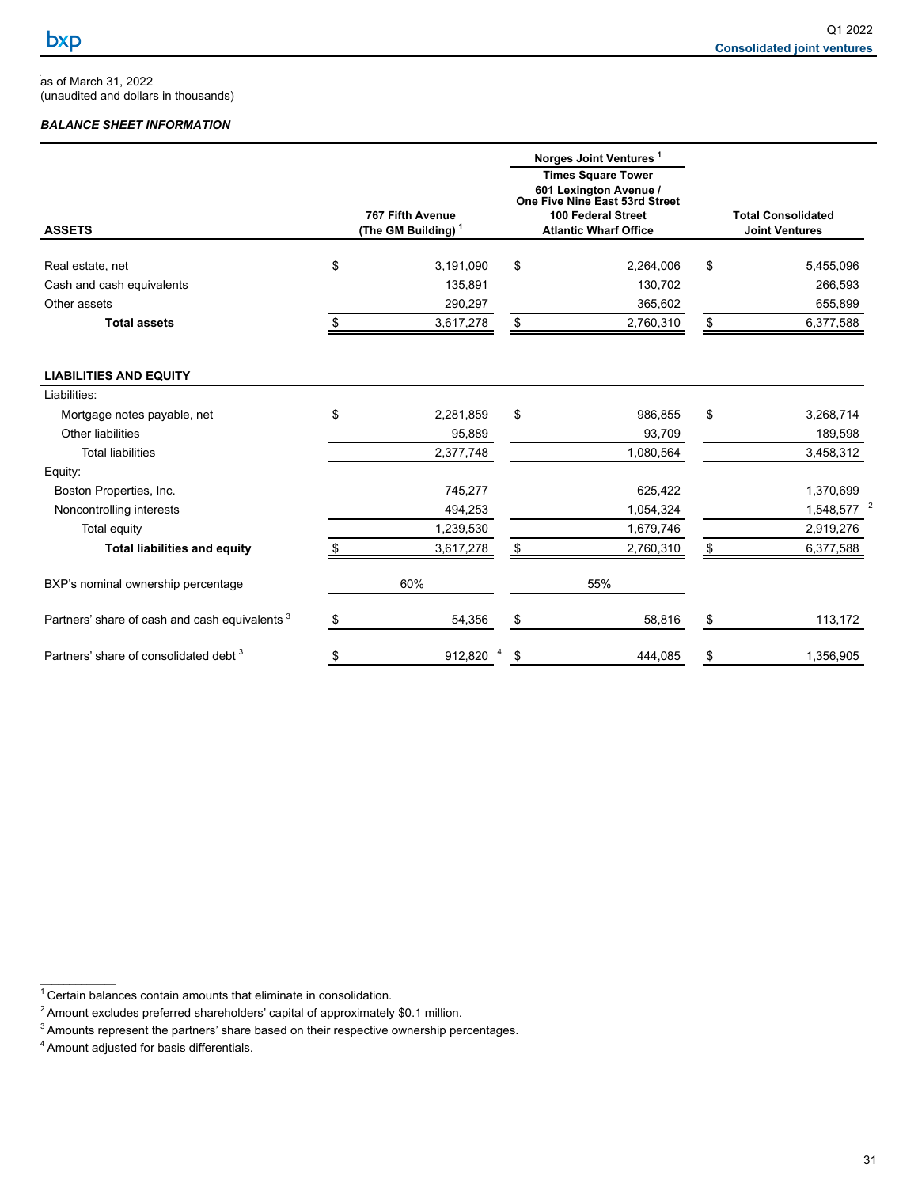as of March 31, 2022
(unaudited and dollars in thousands)

***BALANCE SHEET INFORMATION***

| | 767 Fifth Avenue (The GM Building) [1] | Norges Joint Ventures [1] Times Square Tower 601 Lexington Avenue / One Five Nine East 53rd Street 100 Federal Street Atlantic Wharf Office | Total Consolidated Joint Ventures |
|---|---|---|---|
| **ASSETS** | | | |
| Real estate, net | $ 3,191,090 | $ 2,264,006 | $ 5,455,096 |
| Cash and cash equivalents | 135,891 | 130,702 | 266,593 |
| Other assets | 290,297 | 365,602 | 655,899 |
| **Total assets** | $ 3,617,278 | $ 2,760,310 | $ 6,377,588 |
| **LIABILITIES AND EQUITY** | | | |
| Liabilities: | | | |
| Mortgage notes payable, net | $ 2,281,859 | $ 986,855 | $ 3,268,714 |
| Other liabilities | 95,889 | 93,709 | 189,598 |
| Total liabilities | 2,377,748 | 1,080,564 | 3,458,312 |
| Equity: | | | |
| Boston Properties, Inc. | 745,277 | 625,422 | 1,370,699 |
| Noncontrolling interests | 494,253 | 1,054,324 | 1,548,577 [2] |
| Total equity | 1,239,530 | 1,679,746 | 2,919,276 |
| **Total liabilities and equity** | $ 3,617,278 | $ 2,760,310 | $ 6,377,588 |
| BXP's nominal ownership percentage | 60% | 55% | |
| Partners' share of cash and cash equivalents [3] | $ 54,356 | $ 58,816 | $ 113,172 |
| Partners' share of consolidated debt [3] | $ 912,820 [4] | $ 444,085 | $ 1,356,905 |

[1] Certain balances contain amounts that eliminate in consolidation.

[2] Amount excludes preferred shareholders' capital of approximately $0.1 million.

[3] Amounts represent the partners' share based on their respective ownership percentages.

[4] Amount adjusted for basis differentials.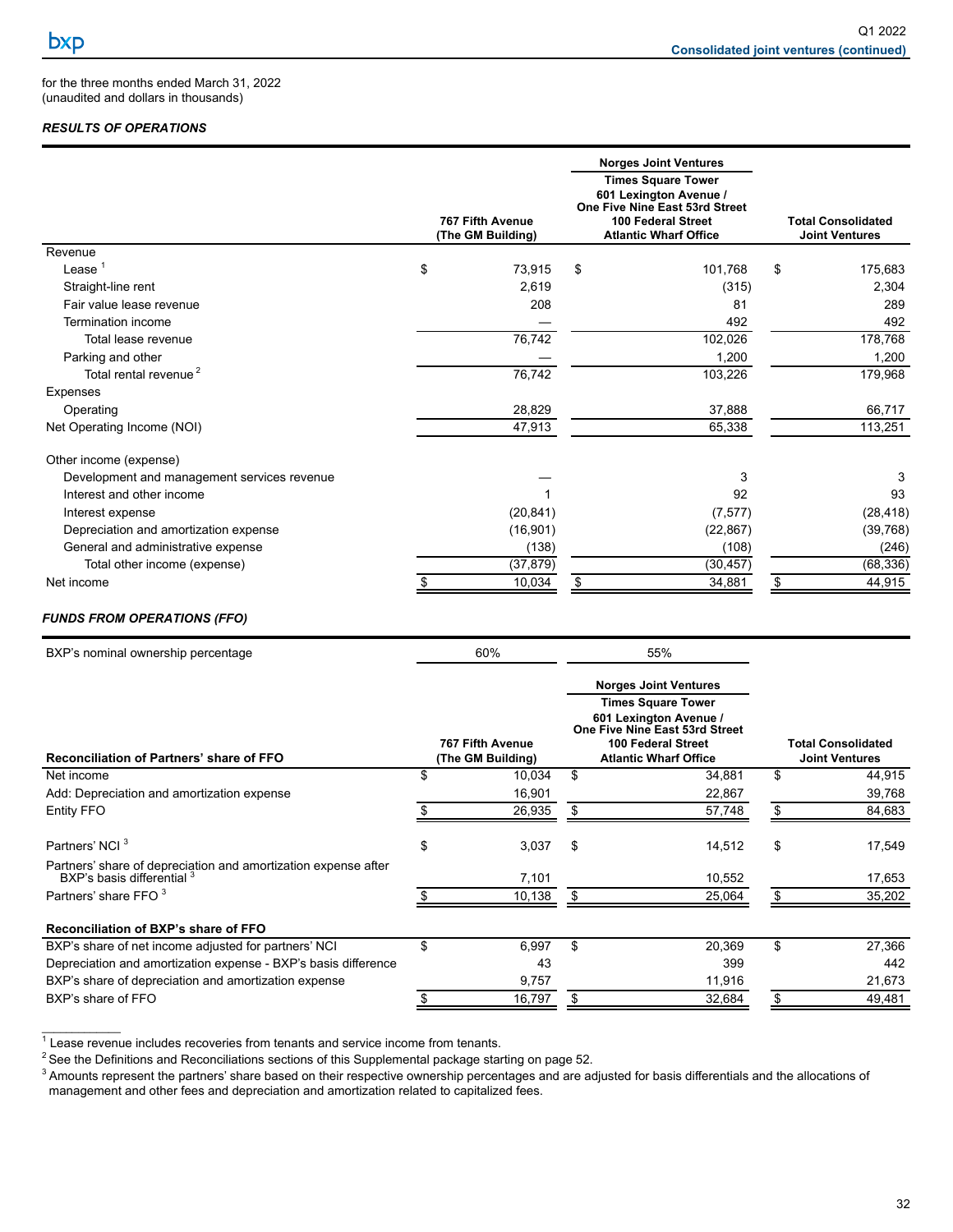for the three months ended March 31, 2022
(unaudited and dollars in thousands)

***RESULTS OF OPERATIONS***

| | 767 Fifth Avenue (The GM Building) | Norges Joint Ventures Times Square Tower 601 Lexington Avenue / One Five Nine East 53rd Street 100 Federal Street Atlantic Wharf Office | Total Consolidated Joint Ventures |
|---|---|---|---|
| Revenue | | | |
| Lease [1] | $ 73,915 | $ 101,768 | $ 175,683 |
| Straight-line rent | 2,619 | (315) | 2,304 |
| Fair value lease revenue | 208 | 81 | 289 |
| Termination income | — | 492 | 492 |
| Total lease revenue | 76,742 | 102,026 | 178,768 |
| Parking and other | — | 1,200 | 1,200 |
| Total rental revenue [2] | 76,742 | 103,226 | 179,968 |
| Expenses | | | |
| Operating | 28,829 | 37,888 | 66,717 |
| Net Operating Income (NOI) | 47,913 | 65,338 | 113,251 |
| | | | |
| Other income (expense) | | | |
| Development and management services revenue | — | 3 | 3 |
| Interest and other income | 1 | 92 | 93 |
| Interest expense | (20,841) | (7,577) | (28,418) |
| Depreciation and amortization expense | (16,901) | (22,867) | (39,768) |
| General and administrative expense | (138) | (108) | (246) |
| Total other income (expense) | (37,879) | (30,457) | (68,336) |
| Net income | $ 10,034 | $ 34,881 | $ 44,915 |

***FUNDS FROM OPERATIONS (FFO)***

| BXP's nominal ownership percentage | 60% | 55% | |
|---|---|---|---|
| **Reconciliation of Partners' share of FFO** | **767 Fifth Avenue (The GM Building)** | **Norges Joint Ventures Times Square Tower 601 Lexington Avenue / One Five Nine East 53rd Street 100 Federal Street Atlantic Wharf Office** | **Total Consolidated Joint Ventures** |
| Net income | $ 10,034 | $ 34,881 | $ 44,915 |
| Add: Depreciation and amortization expense | 16,901 | 22,867 | 39,768 |
| Entity FFO | $ 26,935 | $ 57,748 | $ 84,683 |
| | | | |
| Partners' NCI [3] | $ 3,037 | $ 14,512 | $ 17,549 |
| Partners' share of depreciation and amortization expense after BXP's basis differential [3] | 7,101 | 10,552 | 17,653 |
| Partners' share FFO [3] | $ 10,138 | $ 25,064 | $ 35,202 |
| | | | |
| **Reconciliation of BXP's share of FFO** | | | |
| BXP's share of net income adjusted for partners' NCI | $ 6,997 | $ 20,369 | $ 27,366 |
| Depreciation and amortization expense - BXP's basis difference | 43 | 399 | 442 |
| BXP's share of depreciation and amortization expense | 9,757 | 11,916 | 21,673 |
| BXP's share of FFO | $ 16,797 | $ 32,684 | $ 49,481 |

[1] Lease revenue includes recoveries from tenants and service income from tenants.

[2] See the Definitions and Reconciliations sections of this Supplemental package starting on page 52.

[3] Amounts represent the partners' share based on their respective ownership percentages and are adjusted for basis differentials and the allocations of management and other fees and depreciation and amortization related to capitalized fees.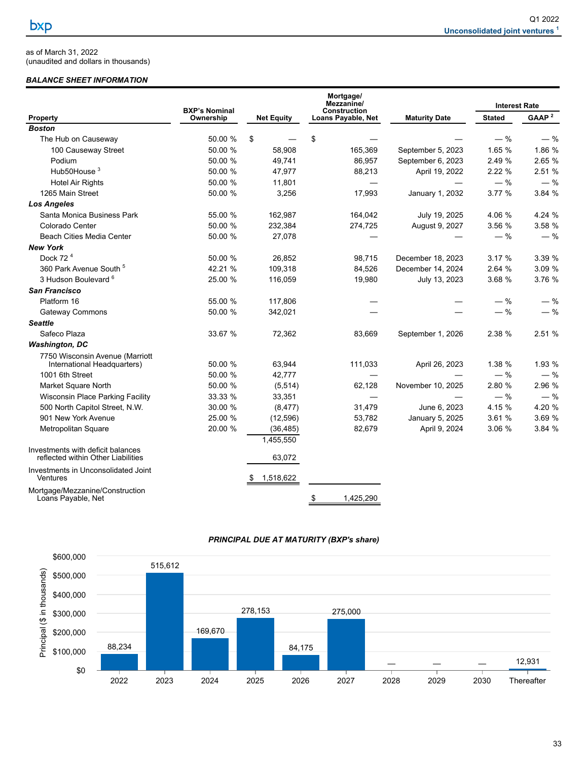## Unconsolidated joint ventures [1]

as of March 31, 2022
(unaudited and dollars in thousands)

### *BALANCE SHEET INFORMATION*

| Property | BXP's Nominal Ownership | Net Equity | Mortgage/ Mezzanine/ Construction Loans Payable, Net | Maturity Date | Interest Rate | |
|---|---|---|---|---|---|---|
| | | | | | Stated | GAAP [2] |
| ***Boston*** | | | | | | |
| The Hub on Causeway | 50.00 % | $ — | $ — | — | — % | — % |
| 100 Causeway Street | 50.00 % | 58,908 | 165,369 | September 5, 2023 | 1.65 % | 1.86 % |
| Podium | 50.00 % | 49,741 | 86,957 | September 6, 2023 | 2.49 % | 2.65 % |
| Hub50House [3] | 50.00 % | 47,977 | 88,213 | April 19, 2022 | 2.22 % | 2.51 % |
| Hotel Air Rights | 50.00 % | 11,801 | — | — | — % | — % |
| 1265 Main Street | 50.00 % | 3,256 | 17,993 | January 1, 2032 | 3.77 % | 3.84 % |
| ***Los Angeles*** | | | | | | |
| Santa Monica Business Park | 55.00 % | 162,987 | 164,042 | July 19, 2025 | 4.06 % | 4.24 % |
| Colorado Center | 50.00 % | 232,384 | 274,725 | August 9, 2027 | 3.56 % | 3.58 % |
| Beach Cities Media Center | 50.00 % | 27,078 | — | — | — % | — % |
| ***New York*** | | | | | | |
| Dock 72 [4] | 50.00 % | 26,852 | 98,715 | December 18, 2023 | 3.17 % | 3.39 % |
| 360 Park Avenue South [5] | 42.21 % | 109,318 | 84,526 | December 14, 2024 | 2.64 % | 3.09 % |
| 3 Hudson Boulevard [6] | 25.00 % | 116,059 | 19,980 | July 13, 2023 | 3.68 % | 3.76 % |
| ***San Francisco*** | | | | | | |
| Platform 16 | 55.00 % | 117,806 | — | — | — % | — % |
| Gateway Commons | 50.00 % | 342,021 | — | — | — % | — % |
| ***Seattle*** | | | | | | |
| Safeco Plaza | 33.67 % | 72,362 | 83,669 | September 1, 2026 | 2.38 % | 2.51 % |
| ***Washington, DC*** | | | | | | |
| 7750 Wisconsin Avenue (Marriott International Headquarters) | 50.00 % | 63,944 | 111,033 | April 26, 2023 | 1.38 % | 1.93 % |
| 1001 6th Street | 50.00 % | 42,777 | — | — | — % | — % |
| Market Square North | 50.00 % | (5,514) | 62,128 | November 10, 2025 | 2.80 % | 2.96 % |
| Wisconsin Place Parking Facility | 33.33 % | 33,351 | — | — | — % | — % |
| 500 North Capitol Street, N.W. | 30.00 % | (8,477) | 31,479 | June 6, 2023 | 4.15 % | 4.20 % |
| 901 New York Avenue | 25.00 % | (12,596) | 53,782 | January 5, 2025 | 3.61 % | 3.69 % |
| Metropolitan Square | 20.00 % | (36,485) | 82,679 | April 9, 2024 | 3.06 % | 3.84 % |
| | | 1,455,550 | | | | |
| Investments with deficit balances reflected within Other Liabilities | | 63,072 | | | | |
| Investments in Unconsolidated Joint Ventures | | $ 1,518,622 | | | | |
| Mortgage/Mezzanine/Construction Loans Payable, Net | | | $ 1,425,290 | | | |

### *PRINCIPAL DUE AT MATURITY (BXP's share)*

| Year | Principal ($ in thousands) |
|---|---|
| 2022 | 88,234 |
| 2023 | 515,612 |
| 2024 | 169,670 |
| 2025 | 278,153 |
| 2026 | 84,175 |
| 2027 | 275,000 |
| 2028 | — |
| 2029 | — |
| 2030 | — |
| Thereafter | 12,931 |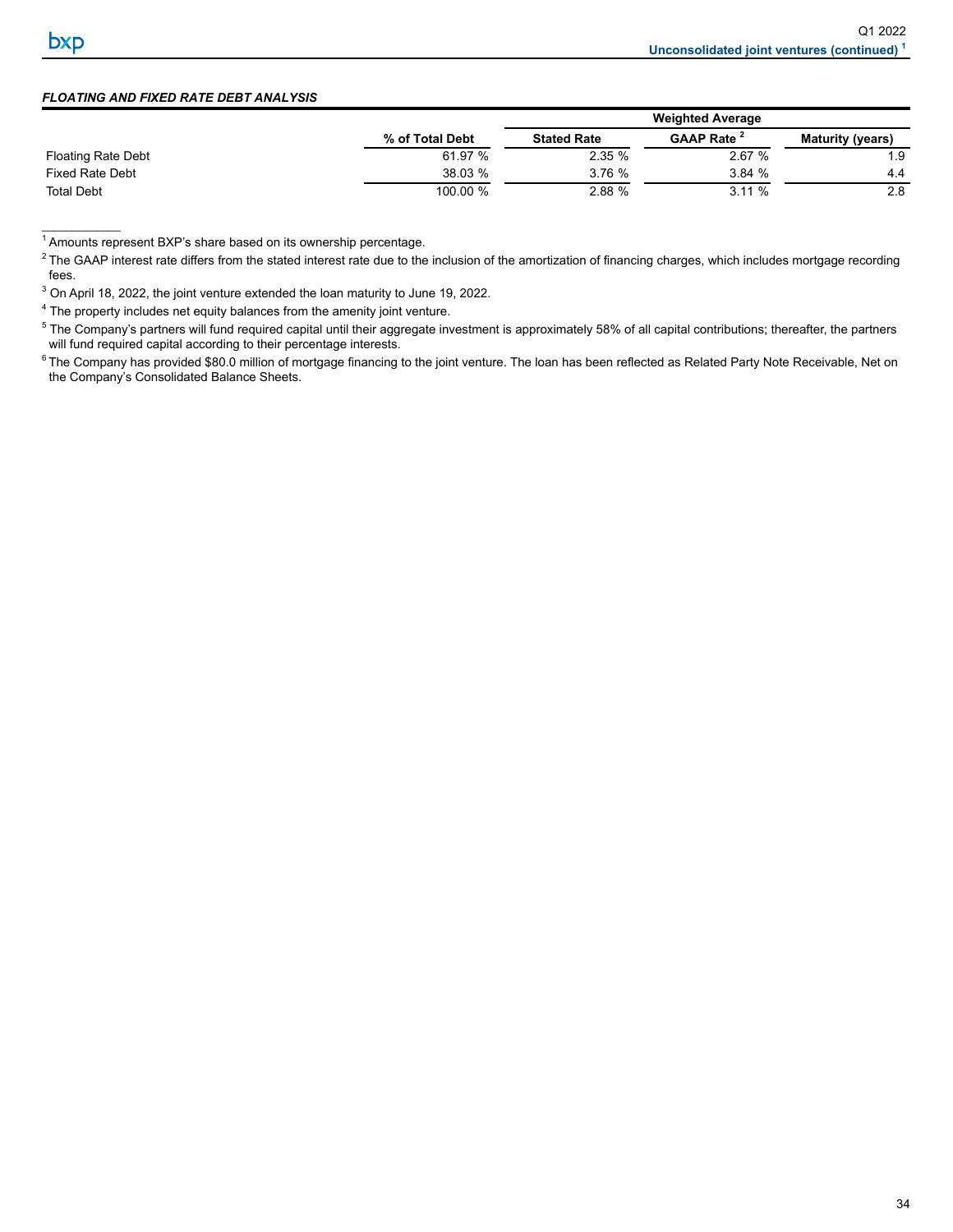### *FLOATING AND FIXED RATE DEBT ANALYSIS*

| | % of Total Debt | Weighted Average | | |
|---|---|---|---|---|
| | | Stated Rate | GAAP Rate [2] | Maturity (years) |
| Floating Rate Debt | 61.97 % | 2.35 % | 2.67 % | 1.9 |
| Fixed Rate Debt | 38.03 % | 3.76 % | 3.84 % | 4.4 |
| Total Debt | 100.00 % | 2.88 % | 3.11 % | 2.8 |

[1] Amounts represent BXP's share based on its ownership percentage.

[2] The GAAP interest rate differs from the stated interest rate due to the inclusion of the amortization of financing charges, which includes mortgage recording fees.

[3] On April 18, 2022, the joint venture extended the loan maturity to June 19, 2022.

[4] The property includes net equity balances from the amenity joint venture.

[5] The Company's partners will fund required capital until their aggregate investment is approximately 58% of all capital contributions; thereafter, the partners will fund required capital according to their percentage interests.

[6] The Company has provided $80.0 million of mortgage financing to the joint venture. The loan has been reflected as Related Party Note Receivable, Net on the Company's Consolidated Balance Sheets.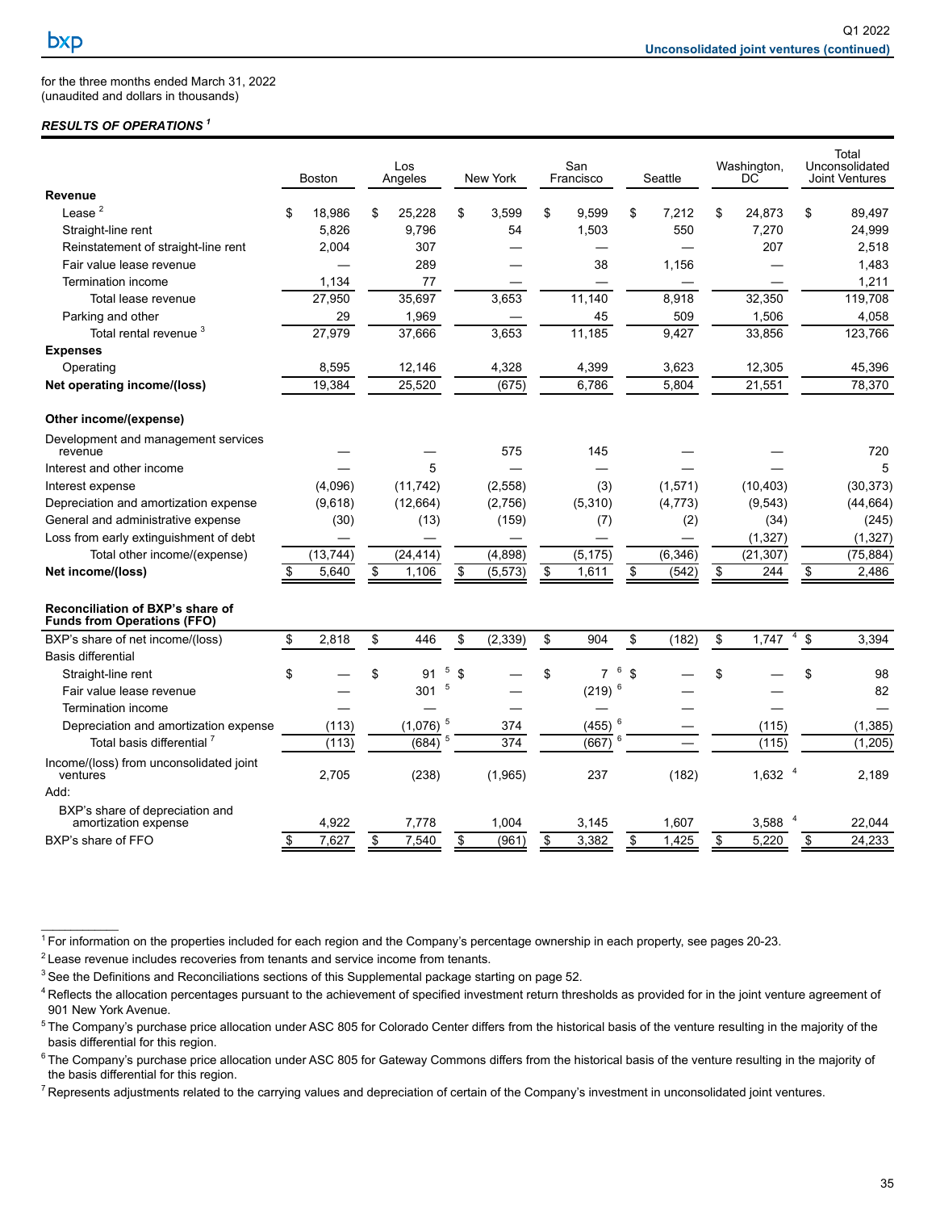for the three months ended March 31, 2022
(unaudited and dollars in thousands)

***RESULTS OF OPERATIONS [1]***

| | Boston | Los Angeles | New York | San Francisco | Seattle | Washington, DC | Total Unconsolidated Joint Ventures |
|---|---|---|---|---|---|---|---|
| **Revenue** | | | | | | | |
| Lease [2] | $ 18,986 | $ 25,228 | $ 3,599 | $ 9,599 | $ 7,212 | $ 24,873 | $ 89,497 |
| Straight-line rent | 5,826 | 9,796 | 54 | 1,503 | 550 | 7,270 | 24,999 |
| Reinstatement of straight-line rent | 2,004 | 307 | — | — | — | 207 | 2,518 |
| Fair value lease revenue | — | 289 | — | 38 | 1,156 | — | 1,483 |
| Termination income | 1,134 | 77 | — | — | — | — | 1,211 |
| Total lease revenue | 27,950 | 35,697 | 3,653 | 11,140 | 8,918 | 32,350 | 119,708 |
| Parking and other | 29 | 1,969 | — | 45 | 509 | 1,506 | 4,058 |
| Total rental revenue [3] | 27,979 | 37,666 | 3,653 | 11,185 | 9,427 | 33,856 | 123,766 |
| **Expenses** | | | | | | | |
| Operating | 8,595 | 12,146 | 4,328 | 4,399 | 3,623 | 12,305 | 45,396 |
| **Net operating income/(loss)** | 19,384 | 25,520 | (675) | 6,786 | 5,804 | 21,551 | 78,370 |
| | | | | | | | |
| **Other income/(expense)** | | | | | | | |
| Development and management services revenue | — | — | 575 | 145 | — | — | 720 |
| Interest and other income | — | 5 | — | — | — | — | 5 |
| Interest expense | (4,096) | (11,742) | (2,558) | (3) | (1,571) | (10,403) | (30,373) |
| Depreciation and amortization expense | (9,618) | (12,664) | (2,756) | (5,310) | (4,773) | (9,543) | (44,664) |
| General and administrative expense | (30) | (13) | (159) | (7) | (2) | (34) | (245) |
| Loss from early extinguishment of debt | — | — | — | — | — | (1,327) | (1,327) |
| Total other income/(expense) | (13,744) | (24,414) | (4,898) | (5,175) | (6,346) | (21,307) | (75,884) |
| **Net income/(loss)** | $ 5,640 | $ 1,106 | $ (5,573) | $ 1,611 | $ (542) | $ 244 | $ 2,486 |
| | | | | | | | |
| **Reconciliation of BXP's share of Funds from Operations (FFO)** | | | | | | | |
| BXP's share of net income/(loss) | $ 2,818 | $ 446 | $ (2,339) | $ 904 | $ (182) | $ 1,747 [4] | $ 3,394 |
| Basis differential | | | | | | | |
| Straight-line rent | $ — | $ 91 [5] | $ — | $ 7 [6] | $ — | $ — | $ 98 |
| Fair value lease revenue | — | 301 [5] | — | (219) [6] | — | — | 82 |
| Termination income | — | — | — | — | — | — | — |
| Depreciation and amortization expense | (113) | (1,076) [5] | 374 | (455) [6] | — | (115) | (1,385) |
| Total basis differential [7] | (113) | (684) [5] | 374 | (667) [6] | — | (115) | (1,205) |
| Income/(loss) from unconsolidated joint ventures | 2,705 | (238) | (1,965) | 237 | (182) | 1,632 [4] | 2,189 |
| Add: | | | | | | | |
| BXP's share of depreciation and amortization expense | 4,922 | 7,778 | 1,004 | 3,145 | 1,607 | 3,588 [4] | 22,044 |
| BXP's share of FFO | $ 7,627 | $ 7,540 | $ (961) | $ 3,382 | $ 1,425 | $ 5,220 | $ 24,233 |

[1] For information on the properties included for each region and the Company's percentage ownership in each property, see pages 20-23.

[2] Lease revenue includes recoveries from tenants and service income from tenants.

[3] See the Definitions and Reconciliations sections of this Supplemental package starting on page 52.

[4] Reflects the allocation percentages pursuant to the achievement of specified investment return thresholds as provided for in the joint venture agreement of 901 New York Avenue.

[5] The Company's purchase price allocation under ASC 805 for Colorado Center differs from the historical basis of the venture resulting in the majority of the basis differential for this region.

[6] The Company's purchase price allocation under ASC 805 for Gateway Commons differs from the historical basis of the venture resulting in the majority of the basis differential for this region.

[7] Represents adjustments related to the carrying values and depreciation of certain of the Company's investment in unconsolidated joint ventures.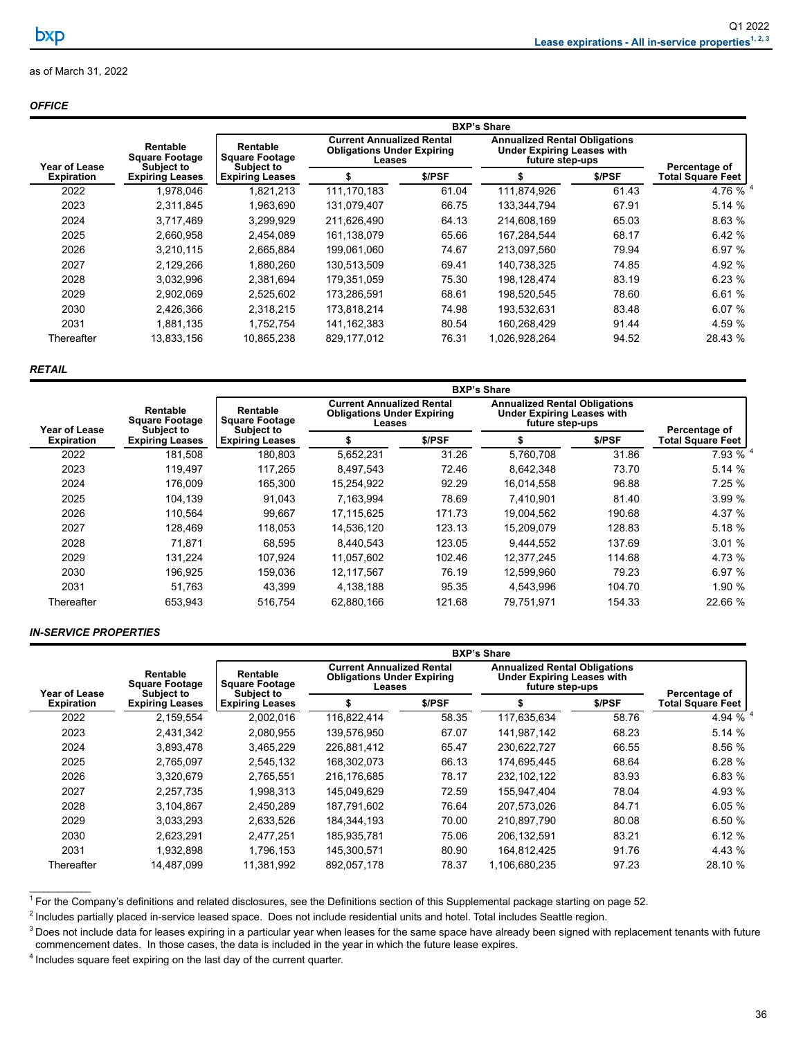## Lease expirations - All in-service properties[1, 2, 3]

as of March 31, 2022

### *OFFICE*

| Year of Lease Expiration | Rentable Square Footage Subject to Expiring Leases | BXP's Share | | | | | |
|---|---|---|---|---|---|---|---|
| | | Rentable Square Footage Subject to Expiring Leases | Current Annualized Rental Obligations Under Expiring Leases | | Annualized Rental Obligations Under Expiring Leases with future step-ups | | Percentage of Total Square Feet |
| | | | $ | $/PSF | $ | $/PSF | |
| 2022 | 1,978,046 | 1,821,213 | 111,170,183 | 61.04 | 111,874,926 | 61.43 | 4.76 % [4] |
| 2023 | 2,311,845 | 1,963,690 | 131,079,407 | 66.75 | 133,344,794 | 67.91 | 5.14 % |
| 2024 | 3,717,469 | 3,299,929 | 211,626,490 | 64.13 | 214,608,169 | 65.03 | 8.63 % |
| 2025 | 2,660,958 | 2,454,089 | 161,138,079 | 65.66 | 167,284,544 | 68.17 | 6.42 % |
| 2026 | 3,210,115 | 2,665,884 | 199,061,060 | 74.67 | 213,097,560 | 79.94 | 6.97 % |
| 2027 | 2,129,266 | 1,880,260 | 130,513,509 | 69.41 | 140,738,325 | 74.85 | 4.92 % |
| 2028 | 3,032,996 | 2,381,694 | 179,351,059 | 75.30 | 198,128,474 | 83.19 | 6.23 % |
| 2029 | 2,902,069 | 2,525,602 | 173,286,591 | 68.61 | 198,520,545 | 78.60 | 6.61 % |
| 2030 | 2,426,366 | 2,318,215 | 173,818,214 | 74.98 | 193,532,631 | 83.48 | 6.07 % |
| 2031 | 1,881,135 | 1,752,754 | 141,162,383 | 80.54 | 160,268,429 | 91.44 | 4.59 % |
| Thereafter | 13,833,156 | 10,865,238 | 829,177,012 | 76.31 | 1,026,928,264 | 94.52 | 28.43 % |

### *RETAIL*

| Year of Lease Expiration | Rentable Square Footage Subject to Expiring Leases | BXP's Share | | | | | |
|---|---|---|---|---|---|---|---|
| | | Rentable Square Footage Subject to Expiring Leases | Current Annualized Rental Obligations Under Expiring Leases | | Annualized Rental Obligations Under Expiring Leases with future step-ups | | Percentage of Total Square Feet |
| | | | $ | $/PSF | $ | $/PSF | |
| 2022 | 181,508 | 180,803 | 5,652,231 | 31.26 | 5,760,708 | 31.86 | 7.93 % [4] |
| 2023 | 119,497 | 117,265 | 8,497,543 | 72.46 | 8,642,348 | 73.70 | 5.14 % |
| 2024 | 176,009 | 165,300 | 15,254,922 | 92.29 | 16,014,558 | 96.88 | 7.25 % |
| 2025 | 104,139 | 91,043 | 7,163,994 | 78.69 | 7,410,901 | 81.40 | 3.99 % |
| 2026 | 110,564 | 99,667 | 17,115,625 | 171.73 | 19,004,562 | 190.68 | 4.37 % |
| 2027 | 128,469 | 118,053 | 14,536,120 | 123.13 | 15,209,079 | 128.83 | 5.18 % |
| 2028 | 71,871 | 68,595 | 8,440,543 | 123.05 | 9,444,552 | 137.69 | 3.01 % |
| 2029 | 131,224 | 107,924 | 11,057,602 | 102.46 | 12,377,245 | 114.68 | 4.73 % |
| 2030 | 196,925 | 159,036 | 12,117,567 | 76.19 | 12,599,960 | 79.23 | 6.97 % |
| 2031 | 51,763 | 43,399 | 4,138,188 | 95.35 | 4,543,996 | 104.70 | 1.90 % |
| Thereafter | 653,943 | 516,754 | 62,880,166 | 121.68 | 79,751,971 | 154.33 | 22.66 % |

### *IN-SERVICE PROPERTIES*

| Year of Lease Expiration | Rentable Square Footage Subject to Expiring Leases | BXP's Share | | | | | |
|---|---|---|---|---|---|---|---|
| | | Rentable Square Footage Subject to Expiring Leases | Current Annualized Rental Obligations Under Expiring Leases | | Annualized Rental Obligations Under Expiring Leases with future step-ups | | Percentage of Total Square Feet |
| | | | $ | $/PSF | $ | $/PSF | |
| 2022 | 2,159,554 | 2,002,016 | 116,822,414 | 58.35 | 117,635,634 | 58.76 | 4.94 % [4] |
| 2023 | 2,431,342 | 2,080,955 | 139,576,950 | 67.07 | 141,987,142 | 68.23 | 5.14 % |
| 2024 | 3,893,478 | 3,465,229 | 226,881,412 | 65.47 | 230,622,727 | 66.55 | 8.56 % |
| 2025 | 2,765,097 | 2,545,132 | 168,302,073 | 66.13 | 174,695,445 | 68.64 | 6.28 % |
| 2026 | 3,320,679 | 2,765,551 | 216,176,685 | 78.17 | 232,102,122 | 83.93 | 6.83 % |
| 2027 | 2,257,735 | 1,998,313 | 145,049,629 | 72.59 | 155,947,404 | 78.04 | 4.93 % |
| 2028 | 3,104,867 | 2,450,289 | 187,791,602 | 76.64 | 207,573,026 | 84.71 | 6.05 % |
| 2029 | 3,033,293 | 2,633,526 | 184,344,193 | 70.00 | 210,897,790 | 80.08 | 6.50 % |
| 2030 | 2,623,291 | 2,477,251 | 185,935,781 | 75.06 | 206,132,591 | 83.21 | 6.12 % |
| 2031 | 1,932,898 | 1,796,153 | 145,300,571 | 80.90 | 164,812,425 | 91.76 | 4.43 % |
| Thereafter | 14,487,099 | 11,381,992 | 892,057,178 | 78.37 | 1,106,680,235 | 97.23 | 28.10 % |

[1] For the Company's definitions and related disclosures, see the Definitions section of this Supplemental package starting on page 52.

[2] Includes partially placed in-service leased space. Does not include residential units and hotel. Total includes Seattle region.

[3] Does not include data for leases expiring in a particular year when leases for the same space have already been signed with replacement tenants with future commencement dates. In those cases, the data is included in the year in which the future lease expires.

[4] Includes square feet expiring on the last day of the current quarter.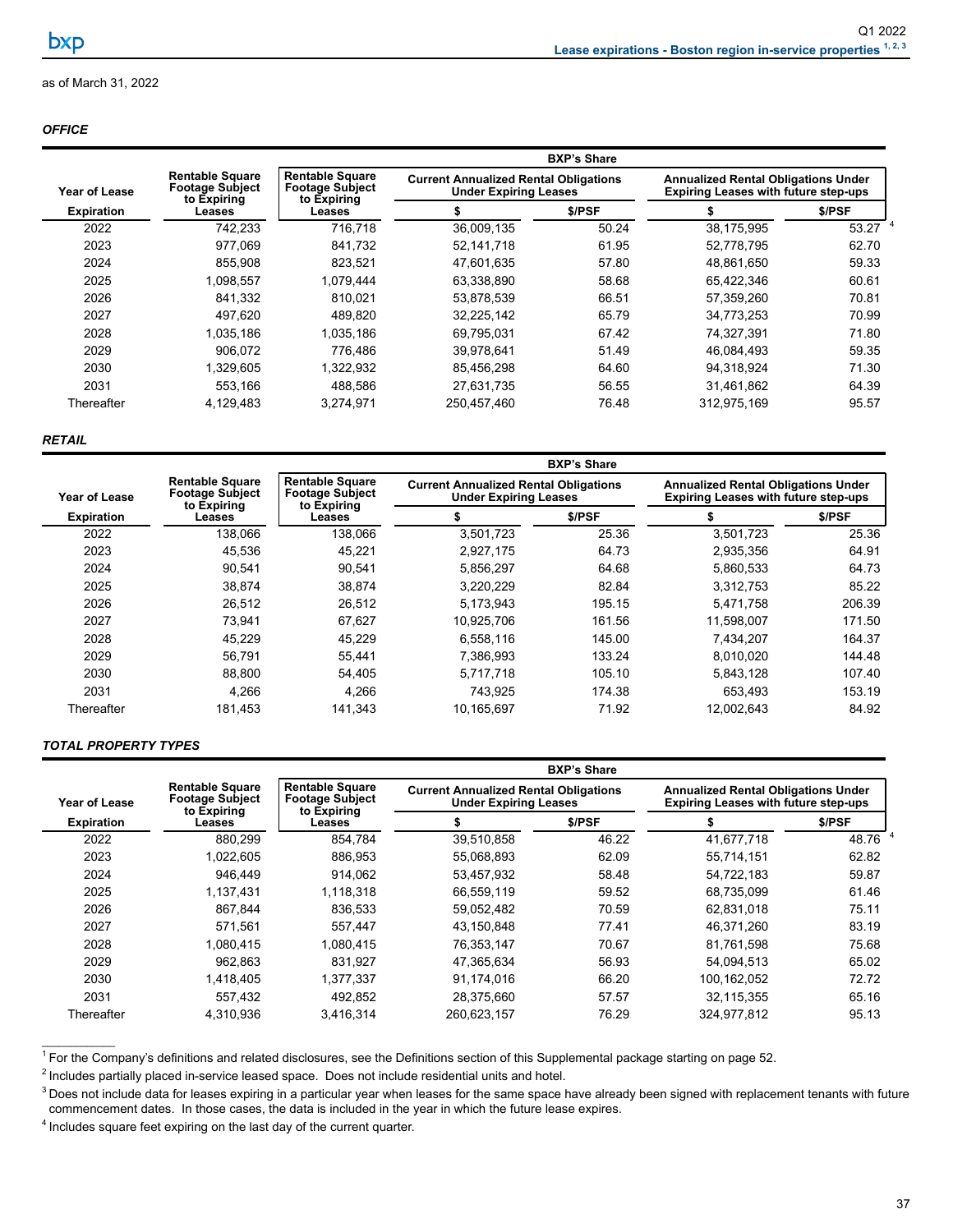## Lease expirations - Boston region in-service properties [1, 2, 3]

as of March 31, 2022

***OFFICE***

| Year of Lease Expiration | Rentable Square Footage Subject to Expiring Leases | BXP's Share | | | | |
|---|---|---|---|---|---|---|
| | | Rentable Square Footage Subject to Expiring Leases | Current Annualized Rental Obligations Under Expiring Leases | | Annualized Rental Obligations Under Expiring Leases with future step-ups | |
| | | | $ | $/PSF | $ | $/PSF |
| 2022 | 742,233 | 716,718 | 36,009,135 | 50.24 | 38,175,995 | 53.27 [4] |
| 2023 | 977,069 | 841,732 | 52,141,718 | 61.95 | 52,778,795 | 62.70 |
| 2024 | 855,908 | 823,521 | 47,601,635 | 57.80 | 48,861,650 | 59.33 |
| 2025 | 1,098,557 | 1,079,444 | 63,338,890 | 58.68 | 65,422,346 | 60.61 |
| 2026 | 841,332 | 810,021 | 53,878,539 | 66.51 | 57,359,260 | 70.81 |
| 2027 | 497,620 | 489,820 | 32,225,142 | 65.79 | 34,773,253 | 70.99 |
| 2028 | 1,035,186 | 1,035,186 | 69,795,031 | 67.42 | 74,327,391 | 71.80 |
| 2029 | 906,072 | 776,486 | 39,978,641 | 51.49 | 46,084,493 | 59.35 |
| 2030 | 1,329,605 | 1,322,932 | 85,456,298 | 64.60 | 94,318,924 | 71.30 |
| 2031 | 553,166 | 488,586 | 27,631,735 | 56.55 | 31,461,862 | 64.39 |
| Thereafter | 4,129,483 | 3,274,971 | 250,457,460 | 76.48 | 312,975,169 | 95.57 |

***RETAIL***

| Year of Lease Expiration | Rentable Square Footage Subject to Expiring Leases | BXP's Share | | | | |
|---|---|---|---|---|---|---|
| | | Rentable Square Footage Subject to Expiring Leases | Current Annualized Rental Obligations Under Expiring Leases | | Annualized Rental Obligations Under Expiring Leases with future step-ups | |
| | | | $ | $/PSF | $ | $/PSF |
| 2022 | 138,066 | 138,066 | 3,501,723 | 25.36 | 3,501,723 | 25.36 |
| 2023 | 45,536 | 45,221 | 2,927,175 | 64.73 | 2,935,356 | 64.91 |
| 2024 | 90,541 | 90,541 | 5,856,297 | 64.68 | 5,860,533 | 64.73 |
| 2025 | 38,874 | 38,874 | 3,220,229 | 82.84 | 3,312,753 | 85.22 |
| 2026 | 26,512 | 26,512 | 5,173,943 | 195.15 | 5,471,758 | 206.39 |
| 2027 | 73,941 | 67,627 | 10,925,706 | 161.56 | 11,598,007 | 171.50 |
| 2028 | 45,229 | 45,229 | 6,558,116 | 145.00 | 7,434,207 | 164.37 |
| 2029 | 56,791 | 55,441 | 7,386,993 | 133.24 | 8,010,020 | 144.48 |
| 2030 | 88,800 | 54,405 | 5,717,718 | 105.10 | 5,843,128 | 107.40 |
| 2031 | 4,266 | 4,266 | 743,925 | 174.38 | 653,493 | 153.19 |
| Thereafter | 181,453 | 141,343 | 10,165,697 | 71.92 | 12,002,643 | 84.92 |

***TOTAL PROPERTY TYPES***

| Year of Lease Expiration | Rentable Square Footage Subject to Expiring Leases | BXP's Share | | | | |
|---|---|---|---|---|---|---|
| | | Rentable Square Footage Subject to Expiring Leases | Current Annualized Rental Obligations Under Expiring Leases | | Annualized Rental Obligations Under Expiring Leases with future step-ups | |
| | | | $ | $/PSF | $ | $/PSF |
| 2022 | 880,299 | 854,784 | 39,510,858 | 46.22 | 41,677,718 | 48.76 [4] |
| 2023 | 1,022,605 | 886,953 | 55,068,893 | 62.09 | 55,714,151 | 62.82 |
| 2024 | 946,449 | 914,062 | 53,457,932 | 58.48 | 54,722,183 | 59.87 |
| 2025 | 1,137,431 | 1,118,318 | 66,559,119 | 59.52 | 68,735,099 | 61.46 |
| 2026 | 867,844 | 836,533 | 59,052,482 | 70.59 | 62,831,018 | 75.11 |
| 2027 | 571,561 | 557,447 | 43,150,848 | 77.41 | 46,371,260 | 83.19 |
| 2028 | 1,080,415 | 1,080,415 | 76,353,147 | 70.67 | 81,761,598 | 75.68 |
| 2029 | 962,863 | 831,927 | 47,365,634 | 56.93 | 54,094,513 | 65.02 |
| 2030 | 1,418,405 | 1,377,337 | 91,174,016 | 66.20 | 100,162,052 | 72.72 |
| 2031 | 557,432 | 492,852 | 28,375,660 | 57.57 | 32,115,355 | 65.16 |
| Thereafter | 4,310,936 | 3,416,314 | 260,623,157 | 76.29 | 324,977,812 | 95.13 |

[1] For the Company's definitions and related disclosures, see the Definitions section of this Supplemental package starting on page 52.

[2] Includes partially placed in-service leased space. Does not include residential units and hotel.

[3] Does not include data for leases expiring in a particular year when leases for the same space have already been signed with replacement tenants with future commencement dates. In those cases, the data is included in the year in which the future lease expires.

[4] Includes square feet expiring on the last day of the current quarter.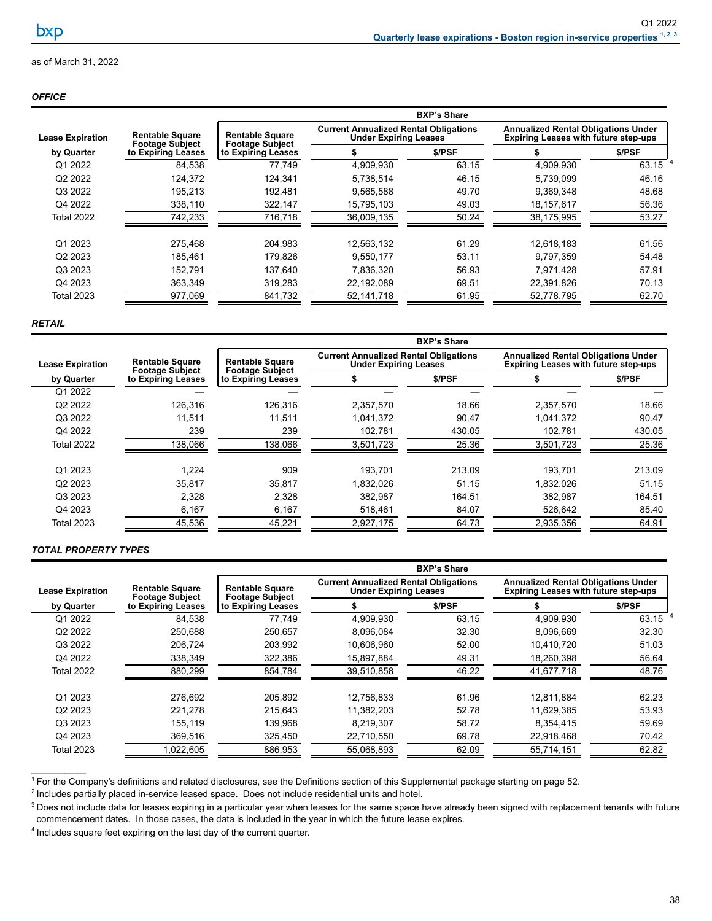## Quarterly lease expirations - Boston region in-service properties [1, 2, 3]

as of March 31, 2022

### *OFFICE*

| Lease Expiration by Quarter | Rentable Square Footage Subject to Expiring Leases | BXP's Share | | | | |
|---|---|---|---|---|---|---|
| | | Rentable Square Footage Subject to Expiring Leases | Current Annualized Rental Obligations Under Expiring Leases | | Annualized Rental Obligations Under Expiring Leases with future step-ups | |
| | | | $ | $/PSF | $ | $/PSF |
| Q1 2022 | 84,538 | 77,749 | 4,909,930 | 63.15 | 4,909,930 | 63.15 [4] |
| Q2 2022 | 124,372 | 124,341 | 5,738,514 | 46.15 | 5,739,099 | 46.16 |
| Q3 2022 | 195,213 | 192,481 | 9,565,588 | 49.70 | 9,369,348 | 48.68 |
| Q4 2022 | 338,110 | 322,147 | 15,795,103 | 49.03 | 18,157,617 | 56.36 |
| Total 2022 | 742,233 | 716,718 | 36,009,135 | 50.24 | 38,175,995 | 53.27 |
| | | | | | | |
| Q1 2023 | 275,468 | 204,983 | 12,563,132 | 61.29 | 12,618,183 | 61.56 |
| Q2 2023 | 185,461 | 179,826 | 9,550,177 | 53.11 | 9,797,359 | 54.48 |
| Q3 2023 | 152,791 | 137,640 | 7,836,320 | 56.93 | 7,971,428 | 57.91 |
| Q4 2023 | 363,349 | 319,283 | 22,192,089 | 69.51 | 22,391,826 | 70.13 |
| Total 2023 | 977,069 | 841,732 | 52,141,718 | 61.95 | 52,778,795 | 62.70 |

### *RETAIL*

| Lease Expiration by Quarter | Rentable Square Footage Subject to Expiring Leases | BXP's Share | | | | |
|---|---|---|---|---|---|---|
| | | Rentable Square Footage Subject to Expiring Leases | Current Annualized Rental Obligations Under Expiring Leases | | Annualized Rental Obligations Under Expiring Leases with future step-ups | |
| | | | $ | $/PSF | $ | $/PSF |
| Q1 2022 | — | — | — | — | — | — |
| Q2 2022 | 126,316 | 126,316 | 2,357,570 | 18.66 | 2,357,570 | 18.66 |
| Q3 2022 | 11,511 | 11,511 | 1,041,372 | 90.47 | 1,041,372 | 90.47 |
| Q4 2022 | 239 | 239 | 102,781 | 430.05 | 102,781 | 430.05 |
| Total 2022 | 138,066 | 138,066 | 3,501,723 | 25.36 | 3,501,723 | 25.36 |
| | | | | | | |
| Q1 2023 | 1,224 | 909 | 193,701 | 213.09 | 193,701 | 213.09 |
| Q2 2023 | 35,817 | 35,817 | 1,832,026 | 51.15 | 1,832,026 | 51.15 |
| Q3 2023 | 2,328 | 2,328 | 382,987 | 164.51 | 382,987 | 164.51 |
| Q4 2023 | 6,167 | 6,167 | 518,461 | 84.07 | 526,642 | 85.40 |
| Total 2023 | 45,536 | 45,221 | 2,927,175 | 64.73 | 2,935,356 | 64.91 |

### *TOTAL PROPERTY TYPES*

| Lease Expiration by Quarter | Rentable Square Footage Subject to Expiring Leases | BXP's Share | | | | |
|---|---|---|---|---|---|---|
| | | Rentable Square Footage Subject to Expiring Leases | Current Annualized Rental Obligations Under Expiring Leases | | Annualized Rental Obligations Under Expiring Leases with future step-ups | |
| | | | $ | $/PSF | $ | $/PSF |
| Q1 2022 | 84,538 | 77,749 | 4,909,930 | 63.15 | 4,909,930 | 63.15 [4] |
| Q2 2022 | 250,688 | 250,657 | 8,096,084 | 32.30 | 8,096,669 | 32.30 |
| Q3 2022 | 206,724 | 203,992 | 10,606,960 | 52.00 | 10,410,720 | 51.03 |
| Q4 2022 | 338,349 | 322,386 | 15,897,884 | 49.31 | 18,260,398 | 56.64 |
| Total 2022 | 880,299 | 854,784 | 39,510,858 | 46.22 | 41,677,718 | 48.76 |
| | | | | | | |
| Q1 2023 | 276,692 | 205,892 | 12,756,833 | 61.96 | 12,811,884 | 62.23 |
| Q2 2023 | 221,278 | 215,643 | 11,382,203 | 52.78 | 11,629,385 | 53.93 |
| Q3 2023 | 155,119 | 139,968 | 8,219,307 | 58.72 | 8,354,415 | 59.69 |
| Q4 2023 | 369,516 | 325,450 | 22,710,550 | 69.78 | 22,918,468 | 70.42 |
| Total 2023 | 1,022,605 | 886,953 | 55,068,893 | 62.09 | 55,714,151 | 62.82 |

[1] For the Company's definitions and related disclosures, see the Definitions section of this Supplemental package starting on page 52.

[2] Includes partially placed in-service leased space. Does not include residential units and hotel.

[3] Does not include data for leases expiring in a particular year when leases for the same space have already been signed with replacement tenants with future commencement dates. In those cases, the data is included in the year in which the future lease expires.

[4] Includes square feet expiring on the last day of the current quarter.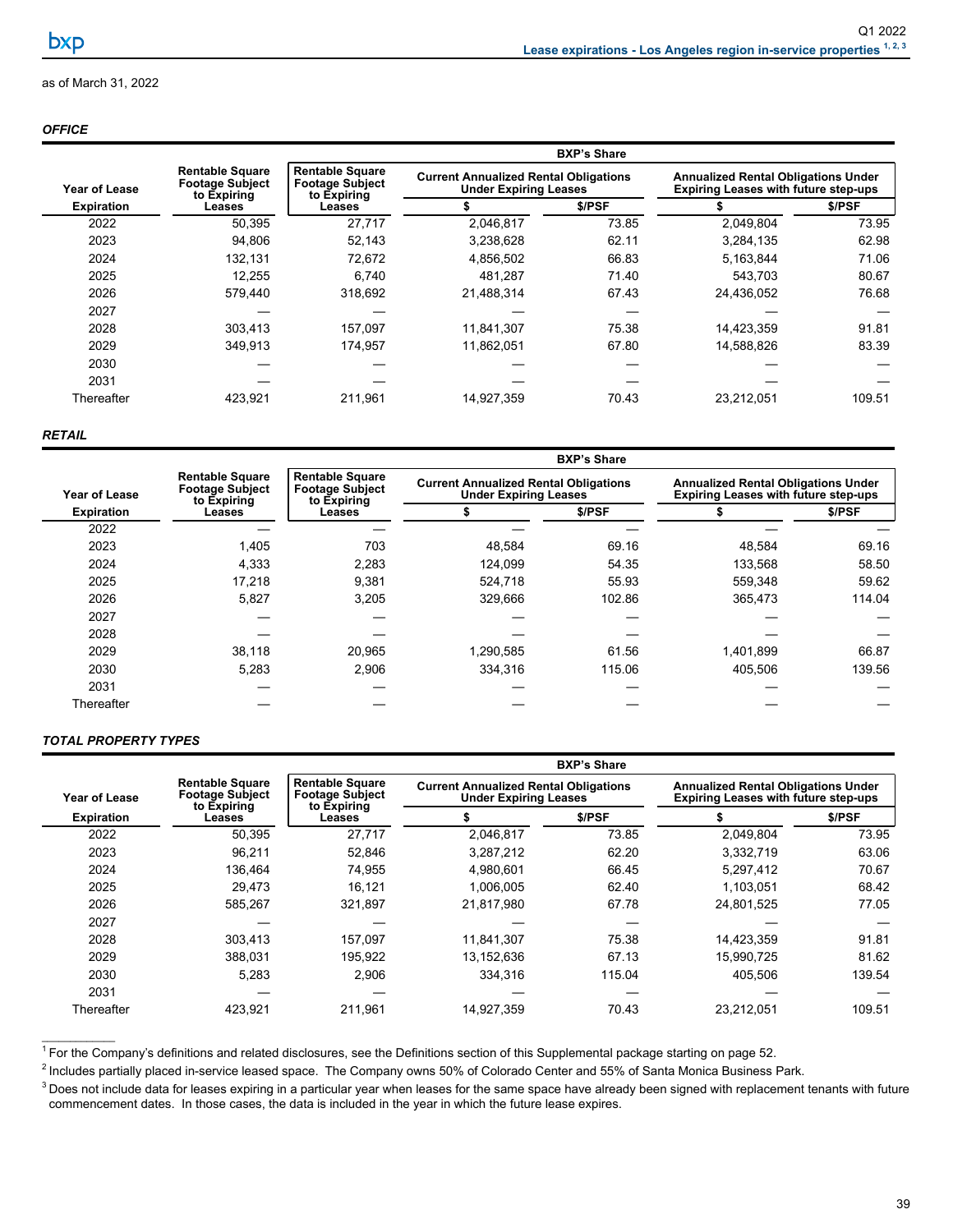## Lease expirations - Los Angeles region in-service properties [1, 2, 3]

as of March 31, 2022

### *OFFICE*

| | | BXP's Share | | | | |
|---|---|---|---|---|---|---|
| Year of Lease Expiration | Rentable Square Footage Subject to Expiring Leases | Rentable Square Footage Subject to Expiring Leases | Current Annualized Rental Obligations Under Expiring Leases | | Annualized Rental Obligations Under Expiring Leases with future step-ups | |
| | | | $ | $/PSF | $ | $/PSF |
| 2022 | 50,395 | 27,717 | 2,046,817 | 73.85 | 2,049,804 | 73.95 |
| 2023 | 94,806 | 52,143 | 3,238,628 | 62.11 | 3,284,135 | 62.98 |
| 2024 | 132,131 | 72,672 | 4,856,502 | 66.83 | 5,163,844 | 71.06 |
| 2025 | 12,255 | 6,740 | 481,287 | 71.40 | 543,703 | 80.67 |
| 2026 | 579,440 | 318,692 | 21,488,314 | 67.43 | 24,436,052 | 76.68 |
| 2027 | — | — | — | — | — | — |
| 2028 | 303,413 | 157,097 | 11,841,307 | 75.38 | 14,423,359 | 91.81 |
| 2029 | 349,913 | 174,957 | 11,862,051 | 67.80 | 14,588,826 | 83.39 |
| 2030 | — | — | — | — | — | — |
| 2031 | — | — | — | — | — | — |
| Thereafter | 423,921 | 211,961 | 14,927,359 | 70.43 | 23,212,051 | 109.51 |

### *RETAIL*

| | | BXP's Share | | | | |
|---|---|---|---|---|---|---|
| Year of Lease Expiration | Rentable Square Footage Subject to Expiring Leases | Rentable Square Footage Subject to Expiring Leases | Current Annualized Rental Obligations Under Expiring Leases | | Annualized Rental Obligations Under Expiring Leases with future step-ups | |
| | | | $ | $/PSF | $ | $/PSF |
| 2022 | — | — | — | — | — | — |
| 2023 | 1,405 | 703 | 48,584 | 69.16 | 48,584 | 69.16 |
| 2024 | 4,333 | 2,283 | 124,099 | 54.35 | 133,568 | 58.50 |
| 2025 | 17,218 | 9,381 | 524,718 | 55.93 | 559,348 | 59.62 |
| 2026 | 5,827 | 3,205 | 329,666 | 102.86 | 365,473 | 114.04 |
| 2027 | — | — | — | — | — | — |
| 2028 | — | — | — | — | — | — |
| 2029 | 38,118 | 20,965 | 1,290,585 | 61.56 | 1,401,899 | 66.87 |
| 2030 | 5,283 | 2,906 | 334,316 | 115.06 | 405,506 | 139.56 |
| 2031 | — | — | — | — | — | — |
| Thereafter | — | — | — | — | — | — |

### *TOTAL PROPERTY TYPES*

| | | BXP's Share | | | | |
|---|---|---|---|---|---|---|
| Year of Lease Expiration | Rentable Square Footage Subject to Expiring Leases | Rentable Square Footage Subject to Expiring Leases | Current Annualized Rental Obligations Under Expiring Leases | | Annualized Rental Obligations Under Expiring Leases with future step-ups | |
| | | | $ | $/PSF | $ | $/PSF |
| 2022 | 50,395 | 27,717 | 2,046,817 | 73.85 | 2,049,804 | 73.95 |
| 2023 | 96,211 | 52,846 | 3,287,212 | 62.20 | 3,332,719 | 63.06 |
| 2024 | 136,464 | 74,955 | 4,980,601 | 66.45 | 5,297,412 | 70.67 |
| 2025 | 29,473 | 16,121 | 1,006,005 | 62.40 | 1,103,051 | 68.42 |
| 2026 | 585,267 | 321,897 | 21,817,980 | 67.78 | 24,801,525 | 77.05 |
| 2027 | — | — | — | — | — | — |
| 2028 | 303,413 | 157,097 | 11,841,307 | 75.38 | 14,423,359 | 91.81 |
| 2029 | 388,031 | 195,922 | 13,152,636 | 67.13 | 15,990,725 | 81.62 |
| 2030 | 5,283 | 2,906 | 334,316 | 115.04 | 405,506 | 139.54 |
| 2031 | — | — | — | — | — | — |
| Thereafter | 423,921 | 211,961 | 14,927,359 | 70.43 | 23,212,051 | 109.51 |

[1] For the Company's definitions and related disclosures, see the Definitions section of this Supplemental package starting on page 52.

[2] Includes partially placed in-service leased space. The Company owns 50% of Colorado Center and 55% of Santa Monica Business Park.

[3] Does not include data for leases expiring in a particular year when leases for the same space have already been signed with replacement tenants with future commencement dates. In those cases, the data is included in the year in which the future lease expires.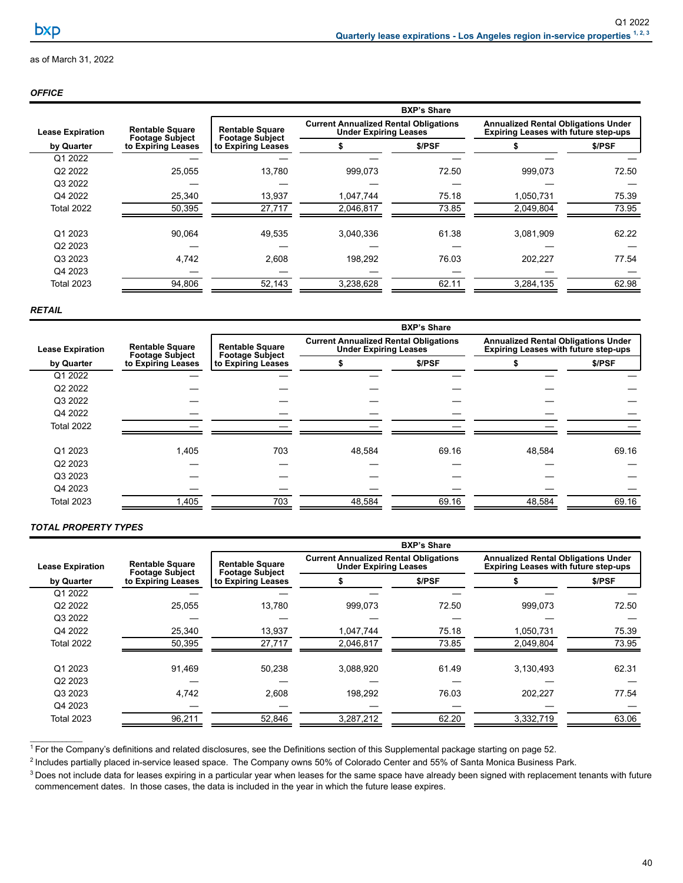## Quarterly lease expirations - Los Angeles region in-service properties [1, 2, 3]

as of March 31, 2022

### *OFFICE*

| | | BXP's Share | | | | |
|---|---|---|---|---|---|---|
| | | | Current Annualized Rental Obligations Under Expiring Leases | | Annualized Rental Obligations Under Expiring Leases with future step-ups | |
| Lease Expiration by Quarter | Rentable Square Footage Subject to Expiring Leases | Rentable Square Footage Subject to Expiring Leases | $ | $/PSF | $ | $/PSF |
| Q1 2022 | — | — | — | — | — | — |
| Q2 2022 | 25,055 | 13,780 | 999,073 | 72.50 | 999,073 | 72.50 |
| Q3 2022 | — | — | — | — | — | — |
| Q4 2022 | 25,340 | 13,937 | 1,047,744 | 75.18 | 1,050,731 | 75.39 |
| Total 2022 | 50,395 | 27,717 | 2,046,817 | 73.85 | 2,049,804 | 73.95 |
| | | | | | | |
| Q1 2023 | 90,064 | 49,535 | 3,040,336 | 61.38 | 3,081,909 | 62.22 |
| Q2 2023 | — | — | — | — | — | — |
| Q3 2023 | 4,742 | 2,608 | 198,292 | 76.03 | 202,227 | 77.54 |
| Q4 2023 | — | — | — | — | — | — |
| Total 2023 | 94,806 | 52,143 | 3,238,628 | 62.11 | 3,284,135 | 62.98 |

### *RETAIL*

| | | BXP's Share | | | | |
|---|---|---|---|---|---|---|
| | | | Current Annualized Rental Obligations Under Expiring Leases | | Annualized Rental Obligations Under Expiring Leases with future step-ups | |
| Lease Expiration by Quarter | Rentable Square Footage Subject to Expiring Leases | Rentable Square Footage Subject to Expiring Leases | $ | $/PSF | $ | $/PSF |
| Q1 2022 | — | — | — | — | — | — |
| Q2 2022 | — | — | — | — | — | — |
| Q3 2022 | — | — | — | — | — | — |
| Q4 2022 | — | — | — | — | — | — |
| Total 2022 | — | — | — | — | — | — |
| | | | | | | |
| Q1 2023 | 1,405 | 703 | 48,584 | 69.16 | 48,584 | 69.16 |
| Q2 2023 | — | — | — | — | — | — |
| Q3 2023 | — | — | — | — | — | — |
| Q4 2023 | — | — | — | — | — | — |
| Total 2023 | 1,405 | 703 | 48,584 | 69.16 | 48,584 | 69.16 |

### *TOTAL PROPERTY TYPES*

| | | BXP's Share | | | | |
|---|---|---|---|---|---|---|
| | | | Current Annualized Rental Obligations Under Expiring Leases | | Annualized Rental Obligations Under Expiring Leases with future step-ups | |
| Lease Expiration by Quarter | Rentable Square Footage Subject to Expiring Leases | Rentable Square Footage Subject to Expiring Leases | $ | $/PSF | $ | $/PSF |
| Q1 2022 | — | — | — | — | — | — |
| Q2 2022 | 25,055 | 13,780 | 999,073 | 72.50 | 999,073 | 72.50 |
| Q3 2022 | — | — | — | — | — | — |
| Q4 2022 | 25,340 | 13,937 | 1,047,744 | 75.18 | 1,050,731 | 75.39 |
| Total 2022 | 50,395 | 27,717 | 2,046,817 | 73.85 | 2,049,804 | 73.95 |
| | | | | | | |
| Q1 2023 | 91,469 | 50,238 | 3,088,920 | 61.49 | 3,130,493 | 62.31 |
| Q2 2023 | — | — | — | — | — | — |
| Q3 2023 | 4,742 | 2,608 | 198,292 | 76.03 | 202,227 | 77.54 |
| Q4 2023 | — | — | — | — | — | — |
| Total 2023 | 96,211 | 52,846 | 3,287,212 | 62.20 | 3,332,719 | 63.06 |

[1] For the Company's definitions and related disclosures, see the Definitions section of this Supplemental package starting on page 52.

[2] Includes partially placed in-service leased space. The Company owns 50% of Colorado Center and 55% of Santa Monica Business Park.

[3] Does not include data for leases expiring in a particular year when leases for the same space have already been signed with replacement tenants with future commencement dates. In those cases, the data is included in the year in which the future lease expires.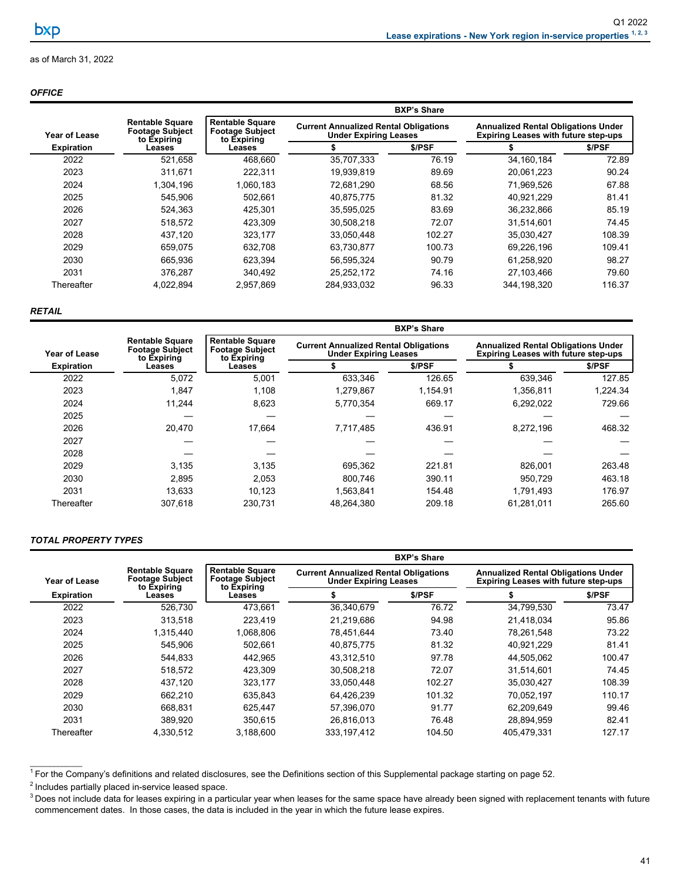## Lease expirations - New York region in-service properties [1, 2, 3]

as of March 31, 2022

### *OFFICE*

| Year of Lease Expiration | Rentable Square Footage Subject to Expiring Leases | BXP's Share: Rentable Square Footage Subject to Expiring Leases | BXP's Share: Current Annualized Rental Obligations Under Expiring Leases $ | BXP's Share: Current Annualized Rental Obligations Under Expiring Leases $/PSF | BXP's Share: Annualized Rental Obligations Under Expiring Leases with future step-ups $ | BXP's Share: Annualized Rental Obligations Under Expiring Leases with future step-ups $/PSF |
|---|---|---|---|---|---|---|
| 2022 | 521,658 | 468,660 | 35,707,333 | 76.19 | 34,160,184 | 72.89 |
| 2023 | 311,671 | 222,311 | 19,939,819 | 89.69 | 20,061,223 | 90.24 |
| 2024 | 1,304,196 | 1,060,183 | 72,681,290 | 68.56 | 71,969,526 | 67.88 |
| 2025 | 545,906 | 502,661 | 40,875,775 | 81.32 | 40,921,229 | 81.41 |
| 2026 | 524,363 | 425,301 | 35,595,025 | 83.69 | 36,232,866 | 85.19 |
| 2027 | 518,572 | 423,309 | 30,508,218 | 72.07 | 31,514,601 | 74.45 |
| 2028 | 437,120 | 323,177 | 33,050,448 | 102.27 | 35,030,427 | 108.39 |
| 2029 | 659,075 | 632,708 | 63,730,877 | 100.73 | 69,226,196 | 109.41 |
| 2030 | 665,936 | 623,394 | 56,595,324 | 90.79 | 61,258,920 | 98.27 |
| 2031 | 376,287 | 340,492 | 25,252,172 | 74.16 | 27,103,466 | 79.60 |
| Thereafter | 4,022,894 | 2,957,869 | 284,933,032 | 96.33 | 344,198,320 | 116.37 |

### *RETAIL*

| Year of Lease Expiration | Rentable Square Footage Subject to Expiring Leases | BXP's Share: Rentable Square Footage Subject to Expiring Leases | BXP's Share: Current Annualized Rental Obligations Under Expiring Leases $ | BXP's Share: Current Annualized Rental Obligations Under Expiring Leases $/PSF | BXP's Share: Annualized Rental Obligations Under Expiring Leases with future step-ups $ | BXP's Share: Annualized Rental Obligations Under Expiring Leases with future step-ups $/PSF |
|---|---|---|---|---|---|---|
| 2022 | 5,072 | 5,001 | 633,346 | 126.65 | 639,346 | 127.85 |
| 2023 | 1,847 | 1,108 | 1,279,867 | 1,154.91 | 1,356,811 | 1,224.34 |
| 2024 | 11,244 | 8,623 | 5,770,354 | 669.17 | 6,292,022 | 729.66 |
| 2025 | — | — | — | — | — | — |
| 2026 | 20,470 | 17,664 | 7,717,485 | 436.91 | 8,272,196 | 468.32 |
| 2027 | — | — | — | — | — | — |
| 2028 | — | — | — | — | — | — |
| 2029 | 3,135 | 3,135 | 695,362 | 221.81 | 826,001 | 263.48 |
| 2030 | 2,895 | 2,053 | 800,746 | 390.11 | 950,729 | 463.18 |
| 2031 | 13,633 | 10,123 | 1,563,841 | 154.48 | 1,791,493 | 176.97 |
| Thereafter | 307,618 | 230,731 | 48,264,380 | 209.18 | 61,281,011 | 265.60 |

### *TOTAL PROPERTY TYPES*

| Year of Lease Expiration | Rentable Square Footage Subject to Expiring Leases | BXP's Share: Rentable Square Footage Subject to Expiring Leases | BXP's Share: Current Annualized Rental Obligations Under Expiring Leases $ | BXP's Share: Current Annualized Rental Obligations Under Expiring Leases $/PSF | BXP's Share: Annualized Rental Obligations Under Expiring Leases with future step-ups $ | BXP's Share: Annualized Rental Obligations Under Expiring Leases with future step-ups $/PSF |
|---|---|---|---|---|---|---|
| 2022 | 526,730 | 473,661 | 36,340,679 | 76.72 | 34,799,530 | 73.47 |
| 2023 | 313,518 | 223,419 | 21,219,686 | 94.98 | 21,418,034 | 95.86 |
| 2024 | 1,315,440 | 1,068,806 | 78,451,644 | 73.40 | 78,261,548 | 73.22 |
| 2025 | 545,906 | 502,661 | 40,875,775 | 81.32 | 40,921,229 | 81.41 |
| 2026 | 544,833 | 442,965 | 43,312,510 | 97.78 | 44,505,062 | 100.47 |
| 2027 | 518,572 | 423,309 | 30,508,218 | 72.07 | 31,514,601 | 74.45 |
| 2028 | 437,120 | 323,177 | 33,050,448 | 102.27 | 35,030,427 | 108.39 |
| 2029 | 662,210 | 635,843 | 64,426,239 | 101.32 | 70,052,197 | 110.17 |
| 2030 | 668,831 | 625,447 | 57,396,070 | 91.77 | 62,209,649 | 99.46 |
| 2031 | 389,920 | 350,615 | 26,816,013 | 76.48 | 28,894,959 | 82.41 |
| Thereafter | 4,330,512 | 3,188,600 | 333,197,412 | 104.50 | 405,479,331 | 127.17 |

[1] For the Company's definitions and related disclosures, see the Definitions section of this Supplemental package starting on page 52.

[2] Includes partially placed in-service leased space.

[3] Does not include data for leases expiring in a particular year when leases for the same space have already been signed with replacement tenants with future commencement dates. In those cases, the data is included in the year in which the future lease expires.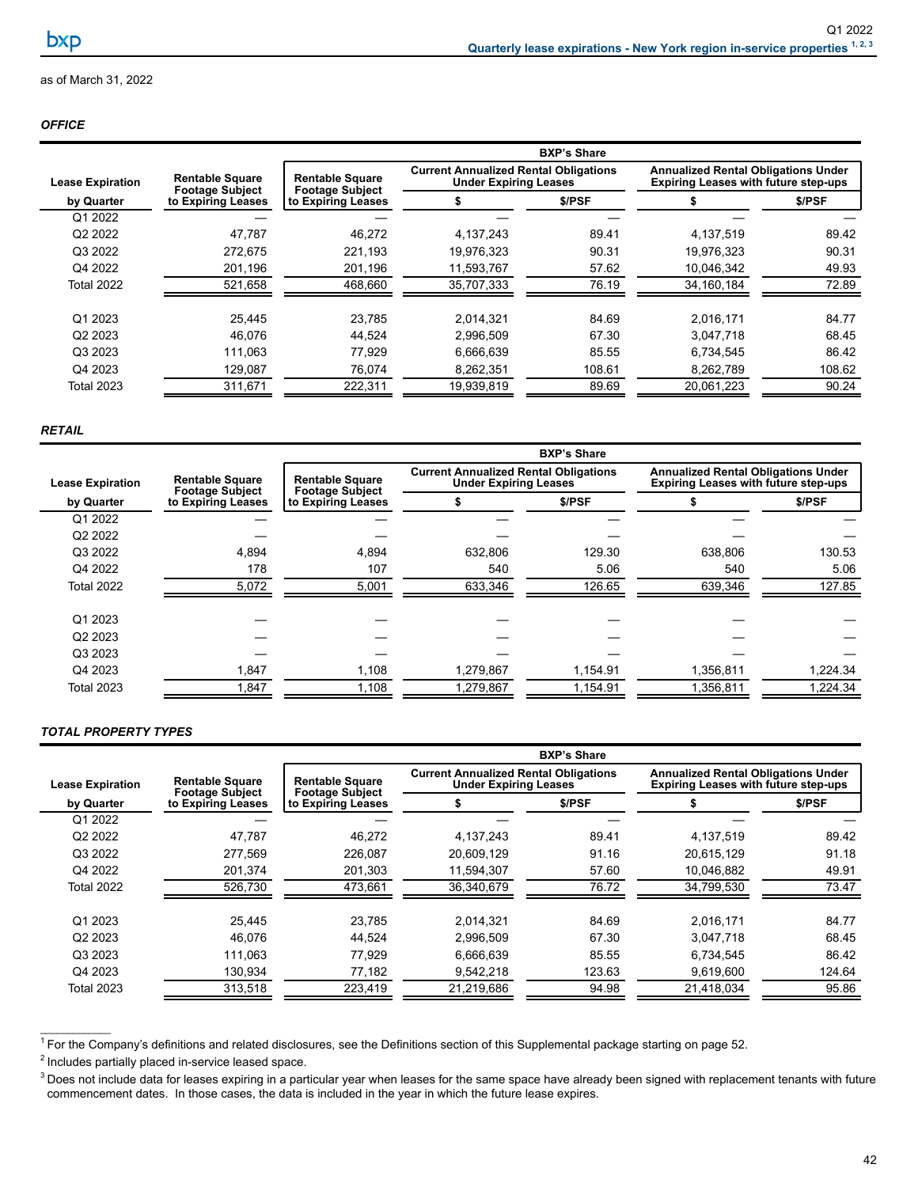## Quarterly lease expirations - New York region in-service properties [1, 2, 3]

Q1 2022

as of March 31, 2022

### *OFFICE*

| Lease Expiration by Quarter | Rentable Square Footage Subject to Expiring Leases | BXP's Share | | | | |
|---|---|---|---|---|---|---|
| | | Rentable Square Footage Subject to Expiring Leases | Current Annualized Rental Obligations Under Expiring Leases | | Annualized Rental Obligations Under Expiring Leases with future step-ups | |
| | | | $ | $/PSF | $ | $/PSF |
| Q1 2022 | — | — | — | — | — | — |
| Q2 2022 | 47,787 | 46,272 | 4,137,243 | 89.41 | 4,137,519 | 89.42 |
| Q3 2022 | 272,675 | 221,193 | 19,976,323 | 90.31 | 19,976,323 | 90.31 |
| Q4 2022 | 201,196 | 201,196 | 11,593,767 | 57.62 | 10,046,342 | 49.93 |
| Total 2022 | 521,658 | 468,660 | 35,707,333 | 76.19 | 34,160,184 | 72.89 |
| Q1 2023 | 25,445 | 23,785 | 2,014,321 | 84.69 | 2,016,171 | 84.77 |
| Q2 2023 | 46,076 | 44,524 | 2,996,509 | 67.30 | 3,047,718 | 68.45 |
| Q3 2023 | 111,063 | 77,929 | 6,666,639 | 85.55 | 6,734,545 | 86.42 |
| Q4 2023 | 129,087 | 76,074 | 8,262,351 | 108.61 | 8,262,789 | 108.62 |
| Total 2023 | 311,671 | 222,311 | 19,939,819 | 89.69 | 20,061,223 | 90.24 |

### *RETAIL*

| Lease Expiration by Quarter | Rentable Square Footage Subject to Expiring Leases | BXP's Share | | | | |
|---|---|---|---|---|---|---|
| | | Rentable Square Footage Subject to Expiring Leases | Current Annualized Rental Obligations Under Expiring Leases | | Annualized Rental Obligations Under Expiring Leases with future step-ups | |
| | | | $ | $/PSF | $ | $/PSF |
| Q1 2022 | — | — | — | — | — | — |
| Q2 2022 | — | — | — | — | — | — |
| Q3 2022 | 4,894 | 4,894 | 632,806 | 129.30 | 638,806 | 130.53 |
| Q4 2022 | 178 | 107 | 540 | 5.06 | 540 | 5.06 |
| Total 2022 | 5,072 | 5,001 | 633,346 | 126.65 | 639,346 | 127.85 |
| Q1 2023 | — | — | — | — | — | — |
| Q2 2023 | — | — | — | — | — | — |
| Q3 2023 | — | — | — | — | — | — |
| Q4 2023 | 1,847 | 1,108 | 1,279,867 | 1,154.91 | 1,356,811 | 1,224.34 |
| Total 2023 | 1,847 | 1,108 | 1,279,867 | 1,154.91 | 1,356,811 | 1,224.34 |

### *TOTAL PROPERTY TYPES*

| Lease Expiration by Quarter | Rentable Square Footage Subject to Expiring Leases | BXP's Share | | | | |
|---|---|---|---|---|---|---|
| | | Rentable Square Footage Subject to Expiring Leases | Current Annualized Rental Obligations Under Expiring Leases | | Annualized Rental Obligations Under Expiring Leases with future step-ups | |
| | | | $ | $/PSF | $ | $/PSF |
| Q1 2022 | — | — | — | — | — | — |
| Q2 2022 | 47,787 | 46,272 | 4,137,243 | 89.41 | 4,137,519 | 89.42 |
| Q3 2022 | 277,569 | 226,087 | 20,609,129 | 91.16 | 20,615,129 | 91.18 |
| Q4 2022 | 201,374 | 201,303 | 11,594,307 | 57.60 | 10,046,882 | 49.91 |
| Total 2022 | 526,730 | 473,661 | 36,340,679 | 76.72 | 34,799,530 | 73.47 |
| Q1 2023 | 25,445 | 23,785 | 2,014,321 | 84.69 | 2,016,171 | 84.77 |
| Q2 2023 | 46,076 | 44,524 | 2,996,509 | 67.30 | 3,047,718 | 68.45 |
| Q3 2023 | 111,063 | 77,929 | 6,666,639 | 85.55 | 6,734,545 | 86.42 |
| Q4 2023 | 130,934 | 77,182 | 9,542,218 | 123.63 | 9,619,600 | 124.64 |
| Total 2023 | 313,518 | 223,419 | 21,219,686 | 94.98 | 21,418,034 | 95.86 |

[1] For the Company's definitions and related disclosures, see the Definitions section of this Supplemental package starting on page 52.

[2] Includes partially placed in-service leased space.

[3] Does not include data for leases expiring in a particular year when leases for the same space have already been signed with replacement tenants with future commencement dates. In those cases, the data is included in the year in which the future lease expires.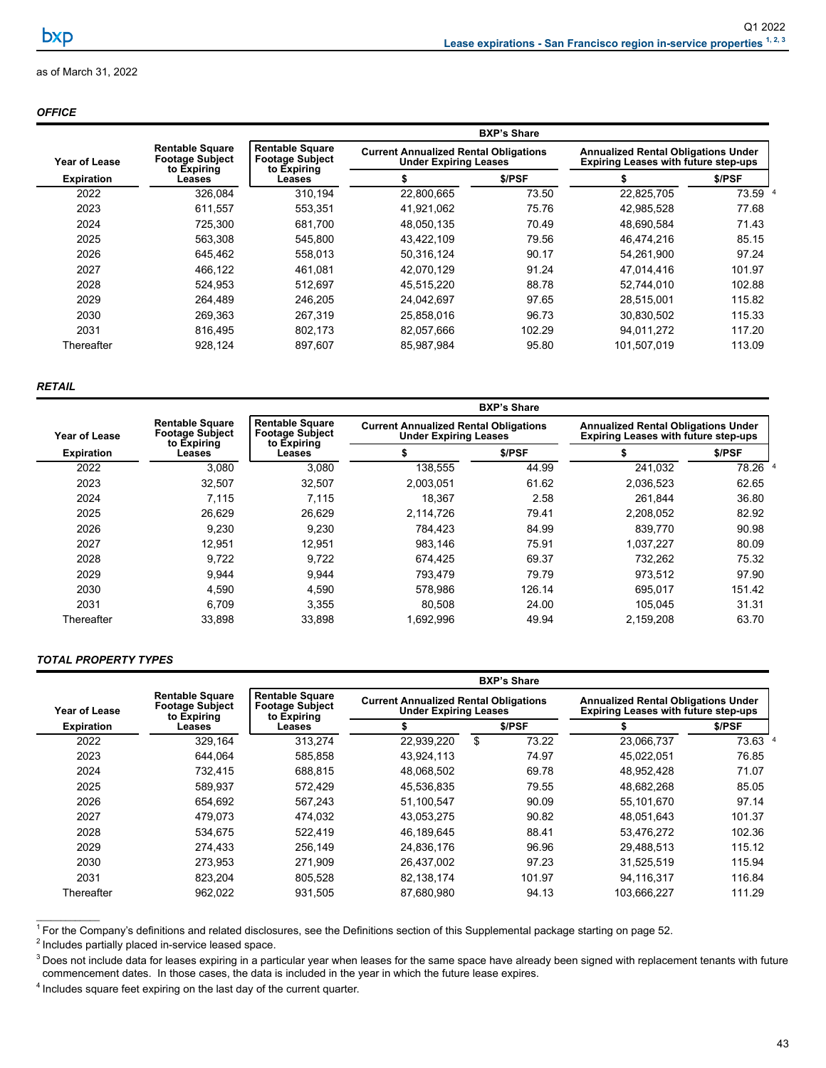# Lease expirations - San Francisco region in-service properties [1, 2, 3]

as of March 31, 2022

***OFFICE***

| Year of Lease Expiration | Rentable Square Footage Subject to Expiring Leases | BXP's Share | | | | |
|---|---|---|---|---|---|---|
| | | Rentable Square Footage Subject to Expiring Leases | Current Annualized Rental Obligations Under Expiring Leases | | Annualized Rental Obligations Under Expiring Leases with future step-ups | |
| | | | $ | $/PSF | $ | $/PSF |
| 2022 | 326,084 | 310,194 | 22,800,665 | 73.50 | 22,825,705 | 73.59 [4] |
| 2023 | 611,557 | 553,351 | 41,921,062 | 75.76 | 42,985,528 | 77.68 |
| 2024 | 725,300 | 681,700 | 48,050,135 | 70.49 | 48,690,584 | 71.43 |
| 2025 | 563,308 | 545,800 | 43,422,109 | 79.56 | 46,474,216 | 85.15 |
| 2026 | 645,462 | 558,013 | 50,316,124 | 90.17 | 54,261,900 | 97.24 |
| 2027 | 466,122 | 461,081 | 42,070,129 | 91.24 | 47,014,416 | 101.97 |
| 2028 | 524,953 | 512,697 | 45,515,220 | 88.78 | 52,744,010 | 102.88 |
| 2029 | 264,489 | 246,205 | 24,042,697 | 97.65 | 28,515,001 | 115.82 |
| 2030 | 269,363 | 267,319 | 25,858,016 | 96.73 | 30,830,502 | 115.33 |
| 2031 | 816,495 | 802,173 | 82,057,666 | 102.29 | 94,011,272 | 117.20 |
| Thereafter | 928,124 | 897,607 | 85,987,984 | 95.80 | 101,507,019 | 113.09 |

***RETAIL***

| Year of Lease Expiration | Rentable Square Footage Subject to Expiring Leases | BXP's Share | | | | |
|---|---|---|---|---|---|---|
| | | Rentable Square Footage Subject to Expiring Leases | Current Annualized Rental Obligations Under Expiring Leases | | Annualized Rental Obligations Under Expiring Leases with future step-ups | |
| | | | $ | $/PSF | $ | $/PSF |
| 2022 | 3,080 | 3,080 | 138,555 | 44.99 | 241,032 | 78.26 [4] |
| 2023 | 32,507 | 32,507 | 2,003,051 | 61.62 | 2,036,523 | 62.65 |
| 2024 | 7,115 | 7,115 | 18,367 | 2.58 | 261,844 | 36.80 |
| 2025 | 26,629 | 26,629 | 2,114,726 | 79.41 | 2,208,052 | 82.92 |
| 2026 | 9,230 | 9,230 | 784,423 | 84.99 | 839,770 | 90.98 |
| 2027 | 12,951 | 12,951 | 983,146 | 75.91 | 1,037,227 | 80.09 |
| 2028 | 9,722 | 9,722 | 674,425 | 69.37 | 732,262 | 75.32 |
| 2029 | 9,944 | 9,944 | 793,479 | 79.79 | 973,512 | 97.90 |
| 2030 | 4,590 | 4,590 | 578,986 | 126.14 | 695,017 | 151.42 |
| 2031 | 6,709 | 3,355 | 80,508 | 24.00 | 105,045 | 31.31 |
| Thereafter | 33,898 | 33,898 | 1,692,996 | 49.94 | 2,159,208 | 63.70 |

***TOTAL PROPERTY TYPES***

| Year of Lease Expiration | Rentable Square Footage Subject to Expiring Leases | BXP's Share | | | | |
|---|---|---|---|---|---|---|
| | | Rentable Square Footage Subject to Expiring Leases | Current Annualized Rental Obligations Under Expiring Leases | | Annualized Rental Obligations Under Expiring Leases with future step-ups | |
| | | | $ | $/PSF | $ | $/PSF |
| 2022 | 329,164 | 313,274 | 22,939,220 | $ 73.22 | 23,066,737 | 73.63 [4] |
| 2023 | 644,064 | 585,858 | 43,924,113 | 74.97 | 45,022,051 | 76.85 |
| 2024 | 732,415 | 688,815 | 48,068,502 | 69.78 | 48,952,428 | 71.07 |
| 2025 | 589,937 | 572,429 | 45,536,835 | 79.55 | 48,682,268 | 85.05 |
| 2026 | 654,692 | 567,243 | 51,100,547 | 90.09 | 55,101,670 | 97.14 |
| 2027 | 479,073 | 474,032 | 43,053,275 | 90.82 | 48,051,643 | 101.37 |
| 2028 | 534,675 | 522,419 | 46,189,645 | 88.41 | 53,476,272 | 102.36 |
| 2029 | 274,433 | 256,149 | 24,836,176 | 96.96 | 29,488,513 | 115.12 |
| 2030 | 273,953 | 271,909 | 26,437,002 | 97.23 | 31,525,519 | 115.94 |
| 2031 | 823,204 | 805,528 | 82,138,174 | 101.97 | 94,116,317 | 116.84 |
| Thereafter | 962,022 | 931,505 | 87,680,980 | 94.13 | 103,666,227 | 111.29 |

[1] For the Company's definitions and related disclosures, see the Definitions section of this Supplemental package starting on page 52.

[2] Includes partially placed in-service leased space.

[3] Does not include data for leases expiring in a particular year when leases for the same space have already been signed with replacement tenants with future commencement dates. In those cases, the data is included in the year in which the future lease expires.

[4] Includes square feet expiring on the last day of the current quarter.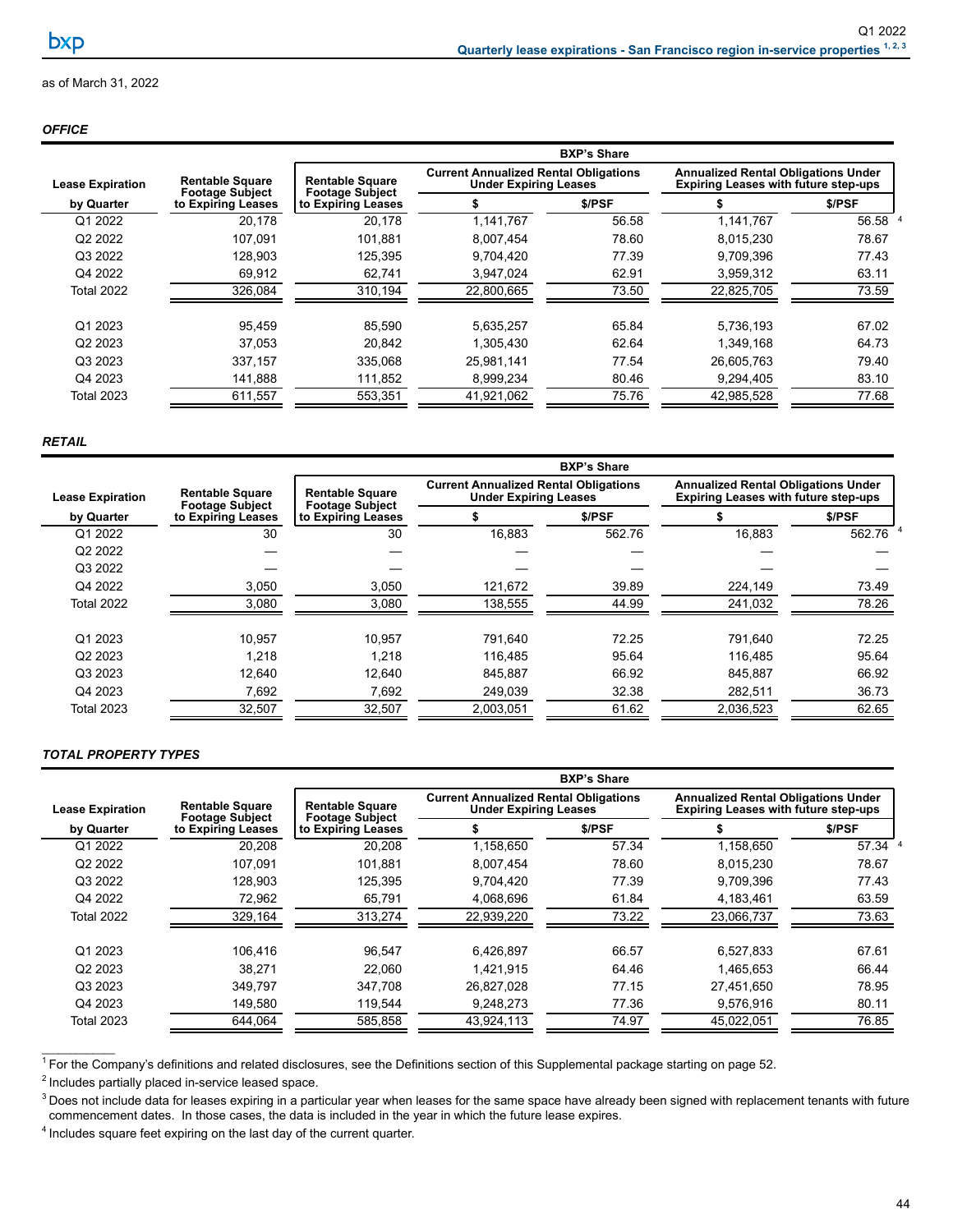Quarterly lease expirations - San Francisco region in-service properties [1, 2, 3]

as of March 31, 2022

***OFFICE***

| Lease Expiration by Quarter | Rentable Square Footage Subject to Expiring Leases | BXP's Share | | | | |
|---|---|---|---|---|---|---|
| | | Rentable Square Footage Subject to Expiring Leases | Current Annualized Rental Obligations Under Expiring Leases | | Annualized Rental Obligations Under Expiring Leases with future step-ups | |
| | | | $ | $/PSF | $ | $/PSF |
| Q1 2022 | 20,178 | 20,178 | 1,141,767 | 56.58 | 1,141,767 | 56.58 [4] |
| Q2 2022 | 107,091 | 101,881 | 8,007,454 | 78.60 | 8,015,230 | 78.67 |
| Q3 2022 | 128,903 | 125,395 | 9,704,420 | 77.39 | 9,709,396 | 77.43 |
| Q4 2022 | 69,912 | 62,741 | 3,947,024 | 62.91 | 3,959,312 | 63.11 |
| Total 2022 | 326,084 | 310,194 | 22,800,665 | 73.50 | 22,825,705 | 73.59 |
| | | | | | | |
| Q1 2023 | 95,459 | 85,590 | 5,635,257 | 65.84 | 5,736,193 | 67.02 |
| Q2 2023 | 37,053 | 20,842 | 1,305,430 | 62.64 | 1,349,168 | 64.73 |
| Q3 2023 | 337,157 | 335,068 | 25,981,141 | 77.54 | 26,605,763 | 79.40 |
| Q4 2023 | 141,888 | 111,852 | 8,999,234 | 80.46 | 9,294,405 | 83.10 |
| Total 2023 | 611,557 | 553,351 | 41,921,062 | 75.76 | 42,985,528 | 77.68 |

***RETAIL***

| Lease Expiration by Quarter | Rentable Square Footage Subject to Expiring Leases | BXP's Share | | | | |
|---|---|---|---|---|---|---|
| | | Rentable Square Footage Subject to Expiring Leases | Current Annualized Rental Obligations Under Expiring Leases | | Annualized Rental Obligations Under Expiring Leases with future step-ups | |
| | | | $ | $/PSF | $ | $/PSF |
| Q1 2022 | 30 | 30 | 16,883 | 562.76 | 16,883 | 562.76 [4] |
| Q2 2022 | — | — | — | — | — | — |
| Q3 2022 | — | — | — | — | — | — |
| Q4 2022 | 3,050 | 3,050 | 121,672 | 39.89 | 224,149 | 73.49 |
| Total 2022 | 3,080 | 3,080 | 138,555 | 44.99 | 241,032 | 78.26 |
| | | | | | | |
| Q1 2023 | 10,957 | 10,957 | 791,640 | 72.25 | 791,640 | 72.25 |
| Q2 2023 | 1,218 | 1,218 | 116,485 | 95.64 | 116,485 | 95.64 |
| Q3 2023 | 12,640 | 12,640 | 845,887 | 66.92 | 845,887 | 66.92 |
| Q4 2023 | 7,692 | 7,692 | 249,039 | 32.38 | 282,511 | 36.73 |
| Total 2023 | 32,507 | 32,507 | 2,003,051 | 61.62 | 2,036,523 | 62.65 |

***TOTAL PROPERTY TYPES***

| Lease Expiration by Quarter | Rentable Square Footage Subject to Expiring Leases | BXP's Share | | | | |
|---|---|---|---|---|---|---|
| | | Rentable Square Footage Subject to Expiring Leases | Current Annualized Rental Obligations Under Expiring Leases | | Annualized Rental Obligations Under Expiring Leases with future step-ups | |
| | | | $ | $/PSF | $ | $/PSF |
| Q1 2022 | 20,208 | 20,208 | 1,158,650 | 57.34 | 1,158,650 | 57.34 [4] |
| Q2 2022 | 107,091 | 101,881 | 8,007,454 | 78.60 | 8,015,230 | 78.67 |
| Q3 2022 | 128,903 | 125,395 | 9,704,420 | 77.39 | 9,709,396 | 77.43 |
| Q4 2022 | 72,962 | 65,791 | 4,068,696 | 61.84 | 4,183,461 | 63.59 |
| Total 2022 | 329,164 | 313,274 | 22,939,220 | 73.22 | 23,066,737 | 73.63 |
| | | | | | | |
| Q1 2023 | 106,416 | 96,547 | 6,426,897 | 66.57 | 6,527,833 | 67.61 |
| Q2 2023 | 38,271 | 22,060 | 1,421,915 | 64.46 | 1,465,653 | 66.44 |
| Q3 2023 | 349,797 | 347,708 | 26,827,028 | 77.15 | 27,451,650 | 78.95 |
| Q4 2023 | 149,580 | 119,544 | 9,248,273 | 77.36 | 9,576,916 | 80.11 |
| Total 2023 | 644,064 | 585,858 | 43,924,113 | 74.97 | 45,022,051 | 76.85 |

[1] For the Company's definitions and related disclosures, see the Definitions section of this Supplemental package starting on page 52.

[2] Includes partially placed in-service leased space.

[3] Does not include data for leases expiring in a particular year when leases for the same space have already been signed with replacement tenants with future commencement dates. In those cases, the data is included in the year in which the future lease expires.

[4] Includes square feet expiring on the last day of the current quarter.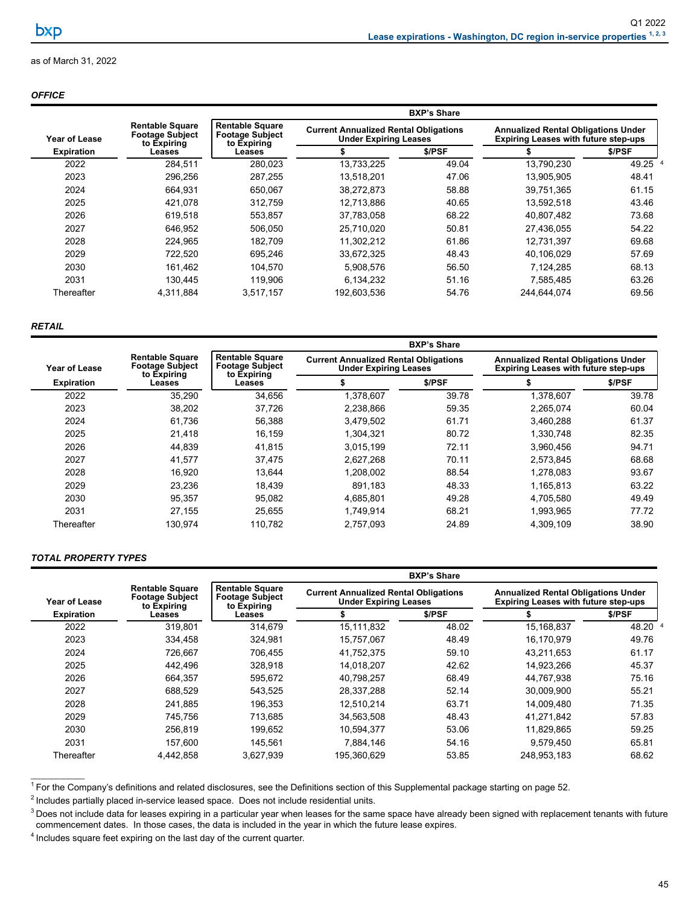# Lease expirations - Washington, DC region in-service properties [1, 2, 3]

as of March 31, 2022

***OFFICE***

| Year of Lease Expiration | Rentable Square Footage Subject to Expiring Leases | BXP's Share: Rentable Square Footage Subject to Expiring Leases | Current Annualized Rental Obligations Under Expiring Leases $ | Current Annualized Rental Obligations Under Expiring Leases $/PSF | Annualized Rental Obligations Under Expiring Leases with future step-ups $ | Annualized Rental Obligations Under Expiring Leases with future step-ups $/PSF |
|---|---|---|---|---|---|---|
| 2022 | 284,511 | 280,023 | 13,733,225 | 49.04 | 13,790,230 | 49.25 [4] |
| 2023 | 296,256 | 287,255 | 13,518,201 | 47.06 | 13,905,905 | 48.41 |
| 2024 | 664,931 | 650,067 | 38,272,873 | 58.88 | 39,751,365 | 61.15 |
| 2025 | 421,078 | 312,759 | 12,713,886 | 40.65 | 13,592,518 | 43.46 |
| 2026 | 619,518 | 553,857 | 37,783,058 | 68.22 | 40,807,482 | 73.68 |
| 2027 | 646,952 | 506,050 | 25,710,020 | 50.81 | 27,436,055 | 54.22 |
| 2028 | 224,965 | 182,709 | 11,302,212 | 61.86 | 12,731,397 | 69.68 |
| 2029 | 722,520 | 695,246 | 33,672,325 | 48.43 | 40,106,029 | 57.69 |
| 2030 | 161,462 | 104,570 | 5,908,576 | 56.50 | 7,124,285 | 68.13 |
| 2031 | 130,445 | 119,906 | 6,134,232 | 51.16 | 7,585,485 | 63.26 |
| Thereafter | 4,311,884 | 3,517,157 | 192,603,536 | 54.76 | 244,644,074 | 69.56 |

***RETAIL***

| Year of Lease Expiration | Rentable Square Footage Subject to Expiring Leases | BXP's Share: Rentable Square Footage Subject to Expiring Leases | Current Annualized Rental Obligations Under Expiring Leases $ | Current Annualized Rental Obligations Under Expiring Leases $/PSF | Annualized Rental Obligations Under Expiring Leases with future step-ups $ | Annualized Rental Obligations Under Expiring Leases with future step-ups $/PSF |
|---|---|---|---|---|---|---|
| 2022 | 35,290 | 34,656 | 1,378,607 | 39.78 | 1,378,607 | 39.78 |
| 2023 | 38,202 | 37,726 | 2,238,866 | 59.35 | 2,265,074 | 60.04 |
| 2024 | 61,736 | 56,388 | 3,479,502 | 61.71 | 3,460,288 | 61.37 |
| 2025 | 21,418 | 16,159 | 1,304,321 | 80.72 | 1,330,748 | 82.35 |
| 2026 | 44,839 | 41,815 | 3,015,199 | 72.11 | 3,960,456 | 94.71 |
| 2027 | 41,577 | 37,475 | 2,627,268 | 70.11 | 2,573,845 | 68.68 |
| 2028 | 16,920 | 13,644 | 1,208,002 | 88.54 | 1,278,083 | 93.67 |
| 2029 | 23,236 | 18,439 | 891,183 | 48.33 | 1,165,813 | 63.22 |
| 2030 | 95,357 | 95,082 | 4,685,801 | 49.28 | 4,705,580 | 49.49 |
| 2031 | 27,155 | 25,655 | 1,749,914 | 68.21 | 1,993,965 | 77.72 |
| Thereafter | 130,974 | 110,782 | 2,757,093 | 24.89 | 4,309,109 | 38.90 |

***TOTAL PROPERTY TYPES***

| Year of Lease Expiration | Rentable Square Footage Subject to Expiring Leases | BXP's Share: Rentable Square Footage Subject to Expiring Leases | Current Annualized Rental Obligations Under Expiring Leases $ | Current Annualized Rental Obligations Under Expiring Leases $/PSF | Annualized Rental Obligations Under Expiring Leases with future step-ups $ | Annualized Rental Obligations Under Expiring Leases with future step-ups $/PSF |
|---|---|---|---|---|---|---|
| 2022 | 319,801 | 314,679 | 15,111,832 | 48.02 | 15,168,837 | 48.20 [4] |
| 2023 | 334,458 | 324,981 | 15,757,067 | 48.49 | 16,170,979 | 49.76 |
| 2024 | 726,667 | 706,455 | 41,752,375 | 59.10 | 43,211,653 | 61.17 |
| 2025 | 442,496 | 328,918 | 14,018,207 | 42.62 | 14,923,266 | 45.37 |
| 2026 | 664,357 | 595,672 | 40,798,257 | 68.49 | 44,767,938 | 75.16 |
| 2027 | 688,529 | 543,525 | 28,337,288 | 52.14 | 30,009,900 | 55.21 |
| 2028 | 241,885 | 196,353 | 12,510,214 | 63.71 | 14,009,480 | 71.35 |
| 2029 | 745,756 | 713,685 | 34,563,508 | 48.43 | 41,271,842 | 57.83 |
| 2030 | 256,819 | 199,652 | 10,594,377 | 53.06 | 11,829,865 | 59.25 |
| 2031 | 157,600 | 145,561 | 7,884,146 | 54.16 | 9,579,450 | 65.81 |
| Thereafter | 4,442,858 | 3,627,939 | 195,360,629 | 53.85 | 248,953,183 | 68.62 |

[1] For the Company's definitions and related disclosures, see the Definitions section of this Supplemental package starting on page 52.

[2] Includes partially placed in-service leased space. Does not include residential units.

[3] Does not include data for leases expiring in a particular year when leases for the same space have already been signed with replacement tenants with future commencement dates. In those cases, the data is included in the year in which the future lease expires.

[4] Includes square feet expiring on the last day of the current quarter.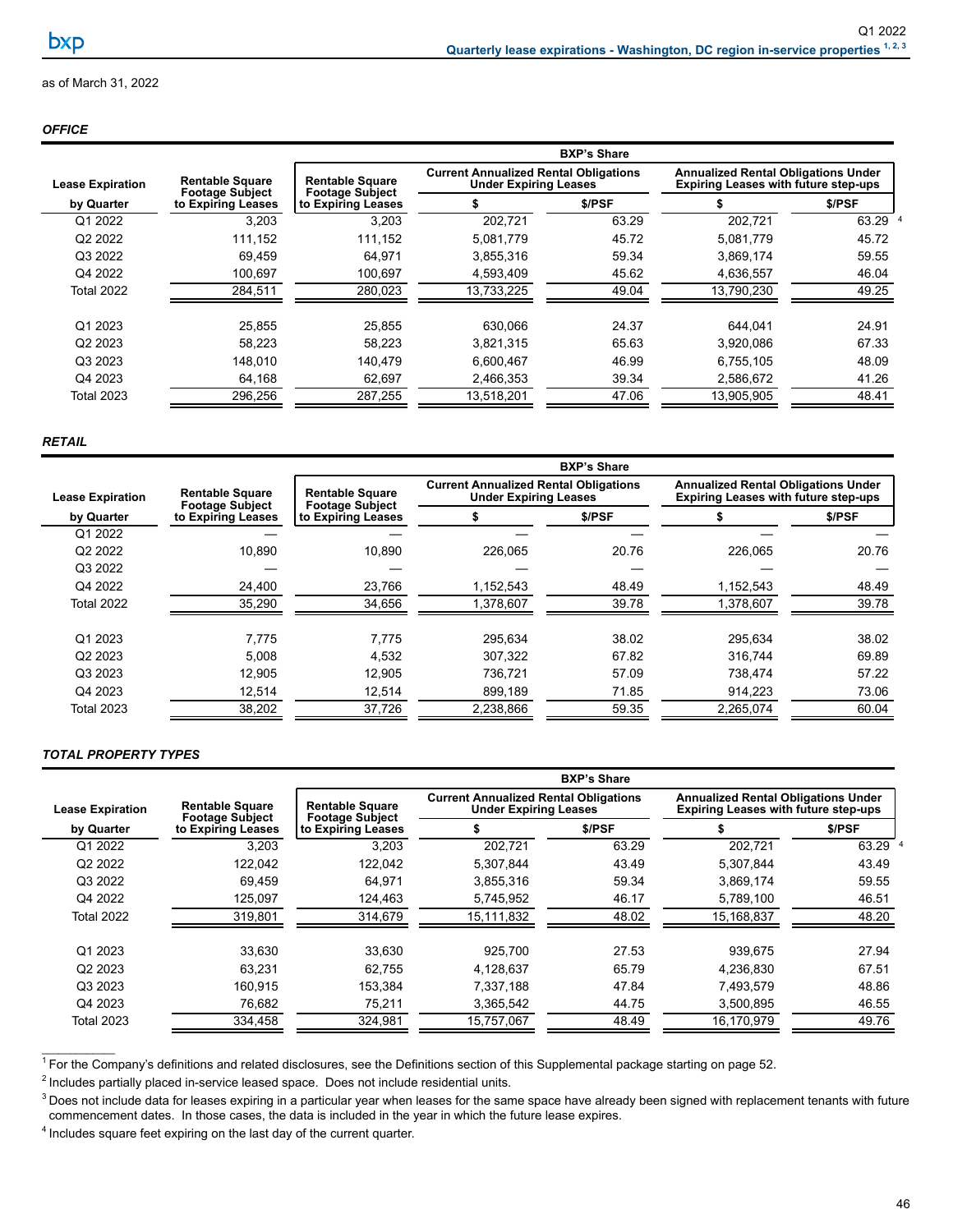## Quarterly lease expirations - Washington, DC region in-service properties [1, 2, 3]

as of March 31, 2022

***OFFICE***

| Lease Expiration by Quarter | Rentable Square Footage Subject to Expiring Leases | BXP's Share | | | | |
|---|---|---|---|---|---|---|
| | | Rentable Square Footage Subject to Expiring Leases | Current Annualized Rental Obligations Under Expiring Leases | | Annualized Rental Obligations Under Expiring Leases with future step-ups | |
| | | | $ | $/PSF | $ | $/PSF |
| Q1 2022 | 3,203 | 3,203 | 202,721 | 63.29 | 202,721 | 63.29 [4] |
| Q2 2022 | 111,152 | 111,152 | 5,081,779 | 45.72 | 5,081,779 | 45.72 |
| Q3 2022 | 69,459 | 64,971 | 3,855,316 | 59.34 | 3,869,174 | 59.55 |
| Q4 2022 | 100,697 | 100,697 | 4,593,409 | 45.62 | 4,636,557 | 46.04 |
| Total 2022 | 284,511 | 280,023 | 13,733,225 | 49.04 | 13,790,230 | 49.25 |
| | | | | | | |
| Q1 2023 | 25,855 | 25,855 | 630,066 | 24.37 | 644,041 | 24.91 |
| Q2 2023 | 58,223 | 58,223 | 3,821,315 | 65.63 | 3,920,086 | 67.33 |
| Q3 2023 | 148,010 | 140,479 | 6,600,467 | 46.99 | 6,755,105 | 48.09 |
| Q4 2023 | 64,168 | 62,697 | 2,466,353 | 39.34 | 2,586,672 | 41.26 |
| Total 2023 | 296,256 | 287,255 | 13,518,201 | 47.06 | 13,905,905 | 48.41 |

***RETAIL***

| Lease Expiration by Quarter | Rentable Square Footage Subject to Expiring Leases | BXP's Share | | | | |
|---|---|---|---|---|---|---|
| | | Rentable Square Footage Subject to Expiring Leases | Current Annualized Rental Obligations Under Expiring Leases | | Annualized Rental Obligations Under Expiring Leases with future step-ups | |
| | | | $ | $/PSF | $ | $/PSF |
| Q1 2022 | — | — | — | — | — | — |
| Q2 2022 | 10,890 | 10,890 | 226,065 | 20.76 | 226,065 | 20.76 |
| Q3 2022 | — | — | — | — | — | — |
| Q4 2022 | 24,400 | 23,766 | 1,152,543 | 48.49 | 1,152,543 | 48.49 |
| Total 2022 | 35,290 | 34,656 | 1,378,607 | 39.78 | 1,378,607 | 39.78 |
| | | | | | | |
| Q1 2023 | 7,775 | 7,775 | 295,634 | 38.02 | 295,634 | 38.02 |
| Q2 2023 | 5,008 | 4,532 | 307,322 | 67.82 | 316,744 | 69.89 |
| Q3 2023 | 12,905 | 12,905 | 736,721 | 57.09 | 738,474 | 57.22 |
| Q4 2023 | 12,514 | 12,514 | 899,189 | 71.85 | 914,223 | 73.06 |
| Total 2023 | 38,202 | 37,726 | 2,238,866 | 59.35 | 2,265,074 | 60.04 |

***TOTAL PROPERTY TYPES***

| Lease Expiration by Quarter | Rentable Square Footage Subject to Expiring Leases | BXP's Share | | | | |
|---|---|---|---|---|---|---|
| | | Rentable Square Footage Subject to Expiring Leases | Current Annualized Rental Obligations Under Expiring Leases | | Annualized Rental Obligations Under Expiring Leases with future step-ups | |
| | | | $ | $/PSF | $ | $/PSF |
| Q1 2022 | 3,203 | 3,203 | 202,721 | 63.29 | 202,721 | 63.29 [4] |
| Q2 2022 | 122,042 | 122,042 | 5,307,844 | 43.49 | 5,307,844 | 43.49 |
| Q3 2022 | 69,459 | 64,971 | 3,855,316 | 59.34 | 3,869,174 | 59.55 |
| Q4 2022 | 125,097 | 124,463 | 5,745,952 | 46.17 | 5,789,100 | 46.51 |
| Total 2022 | 319,801 | 314,679 | 15,111,832 | 48.02 | 15,168,837 | 48.20 |
| | | | | | | |
| Q1 2023 | 33,630 | 33,630 | 925,700 | 27.53 | 939,675 | 27.94 |
| Q2 2023 | 63,231 | 62,755 | 4,128,637 | 65.79 | 4,236,830 | 67.51 |
| Q3 2023 | 160,915 | 153,384 | 7,337,188 | 47.84 | 7,493,579 | 48.86 |
| Q4 2023 | 76,682 | 75,211 | 3,365,542 | 44.75 | 3,500,895 | 46.55 |
| Total 2023 | 334,458 | 324,981 | 15,757,067 | 48.49 | 16,170,979 | 49.76 |

---

[1] For the Company's definitions and related disclosures, see the Definitions section of this Supplemental package starting on page 52.

[2] Includes partially placed in-service leased space. Does not include residential units.

[3] Does not include data for leases expiring in a particular year when leases for the same space have already been signed with replacement tenants with future commencement dates. In those cases, the data is included in the year in which the future lease expires.

[4] Includes square feet expiring on the last day of the current quarter.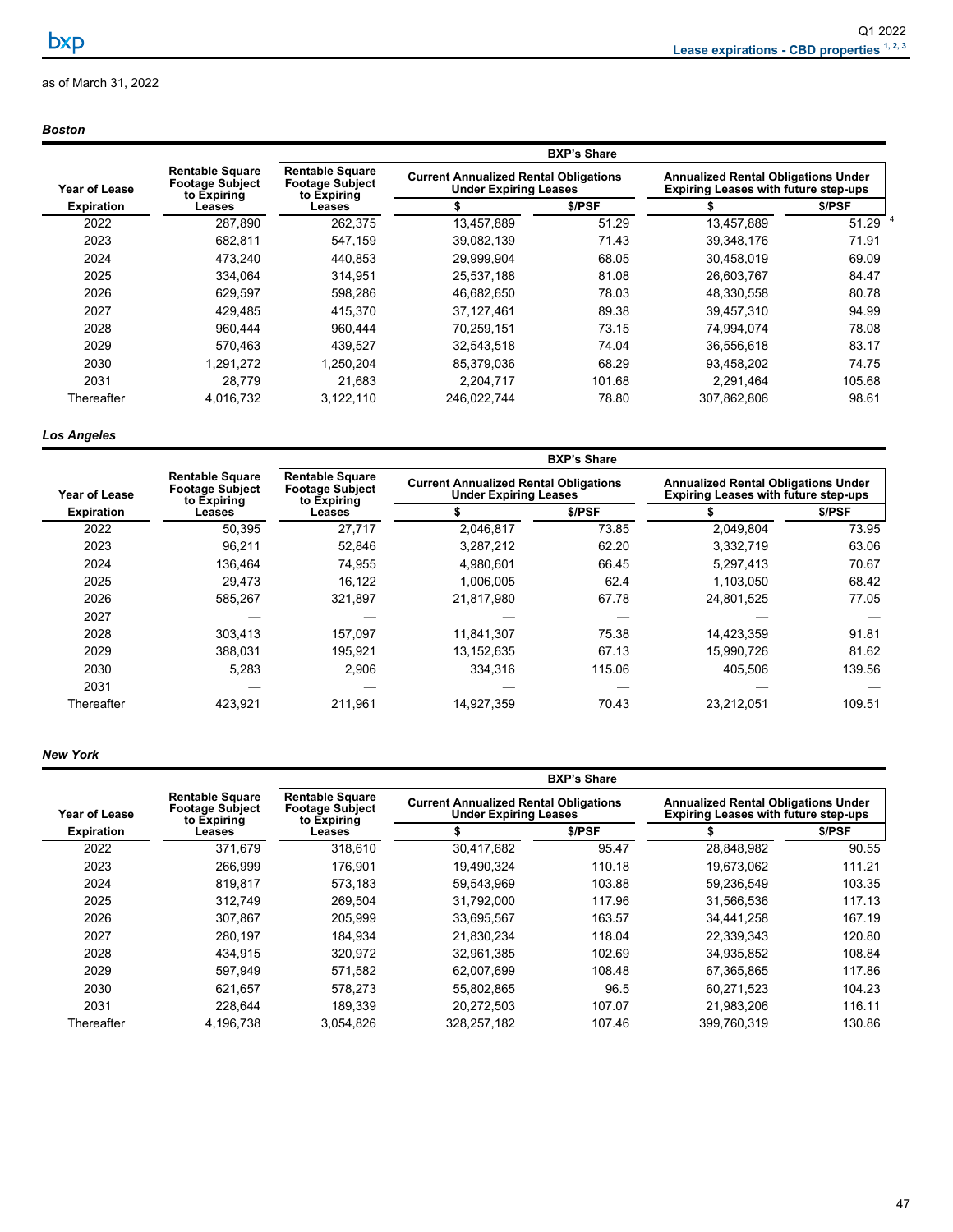# Lease expirations - CBD properties [1, 2, 3]

as of March 31, 2022

### *Boston*

| Year of Lease Expiration | Rentable Square Footage Subject to Expiring Leases | BXP's Share | | | | |
|---|---|---|---|---|---|---|
| | | Rentable Square Footage Subject to Expiring Leases | Current Annualized Rental Obligations Under Expiring Leases | | Annualized Rental Obligations Under Expiring Leases with future step-ups | |
| | | | $ | $/PSF | $ | $/PSF |
| 2022 | 287,890 | 262,375 | 13,457,889 | 51.29 | 13,457,889 | 51.29 [4] |
| 2023 | 682,811 | 547,159 | 39,082,139 | 71.43 | 39,348,176 | 71.91 |
| 2024 | 473,240 | 440,853 | 29,999,904 | 68.05 | 30,458,019 | 69.09 |
| 2025 | 334,064 | 314,951 | 25,537,188 | 81.08 | 26,603,767 | 84.47 |
| 2026 | 629,597 | 598,286 | 46,682,650 | 78.03 | 48,330,558 | 80.78 |
| 2027 | 429,485 | 415,370 | 37,127,461 | 89.38 | 39,457,310 | 94.99 |
| 2028 | 960,444 | 960,444 | 70,259,151 | 73.15 | 74,994,074 | 78.08 |
| 2029 | 570,463 | 439,527 | 32,543,518 | 74.04 | 36,556,618 | 83.17 |
| 2030 | 1,291,272 | 1,250,204 | 85,379,036 | 68.29 | 93,458,202 | 74.75 |
| 2031 | 28,779 | 21,683 | 2,204,717 | 101.68 | 2,291,464 | 105.68 |
| Thereafter | 4,016,732 | 3,122,110 | 246,022,744 | 78.80 | 307,862,806 | 98.61 |

### *Los Angeles*

| Year of Lease Expiration | Rentable Square Footage Subject to Expiring Leases | BXP's Share | | | | |
|---|---|---|---|---|---|---|
| | | Rentable Square Footage Subject to Expiring Leases | Current Annualized Rental Obligations Under Expiring Leases | | Annualized Rental Obligations Under Expiring Leases with future step-ups | |
| | | | $ | $/PSF | $ | $/PSF |
| 2022 | 50,395 | 27,717 | 2,046,817 | 73.85 | 2,049,804 | 73.95 |
| 2023 | 96,211 | 52,846 | 3,287,212 | 62.20 | 3,332,719 | 63.06 |
| 2024 | 136,464 | 74,955 | 4,980,601 | 66.45 | 5,297,413 | 70.67 |
| 2025 | 29,473 | 16,122 | 1,006,005 | 62.4 | 1,103,050 | 68.42 |
| 2026 | 585,267 | 321,897 | 21,817,980 | 67.78 | 24,801,525 | 77.05 |
| 2027 | — | — | — | — | — | — |
| 2028 | 303,413 | 157,097 | 11,841,307 | 75.38 | 14,423,359 | 91.81 |
| 2029 | 388,031 | 195,921 | 13,152,635 | 67.13 | 15,990,726 | 81.62 |
| 2030 | 5,283 | 2,906 | 334,316 | 115.06 | 405,506 | 139.56 |
| 2031 | — | — | — | — | — | — |
| Thereafter | 423,921 | 211,961 | 14,927,359 | 70.43 | 23,212,051 | 109.51 |

### *New York*

| Year of Lease Expiration | Rentable Square Footage Subject to Expiring Leases | BXP's Share | | | | |
|---|---|---|---|---|---|---|
| | | Rentable Square Footage Subject to Expiring Leases | Current Annualized Rental Obligations Under Expiring Leases | | Annualized Rental Obligations Under Expiring Leases with future step-ups | |
| | | | $ | $/PSF | $ | $/PSF |
| 2022 | 371,679 | 318,610 | 30,417,682 | 95.47 | 28,848,982 | 90.55 |
| 2023 | 266,999 | 176,901 | 19,490,324 | 110.18 | 19,673,062 | 111.21 |
| 2024 | 819,817 | 573,183 | 59,543,969 | 103.88 | 59,236,549 | 103.35 |
| 2025 | 312,749 | 269,504 | 31,792,000 | 117.96 | 31,566,536 | 117.13 |
| 2026 | 307,867 | 205,999 | 33,695,567 | 163.57 | 34,441,258 | 167.19 |
| 2027 | 280,197 | 184,934 | 21,830,234 | 118.04 | 22,339,343 | 120.80 |
| 2028 | 434,915 | 320,972 | 32,961,385 | 102.69 | 34,935,852 | 108.84 |
| 2029 | 597,949 | 571,582 | 62,007,699 | 108.48 | 67,365,865 | 117.86 |
| 2030 | 621,657 | 578,273 | 55,802,865 | 96.5 | 60,271,523 | 104.23 |
| 2031 | 228,644 | 189,339 | 20,272,503 | 107.07 | 21,983,206 | 116.11 |
| Thereafter | 4,196,738 | 3,054,826 | 328,257,182 | 107.46 | 399,760,319 | 130.86 |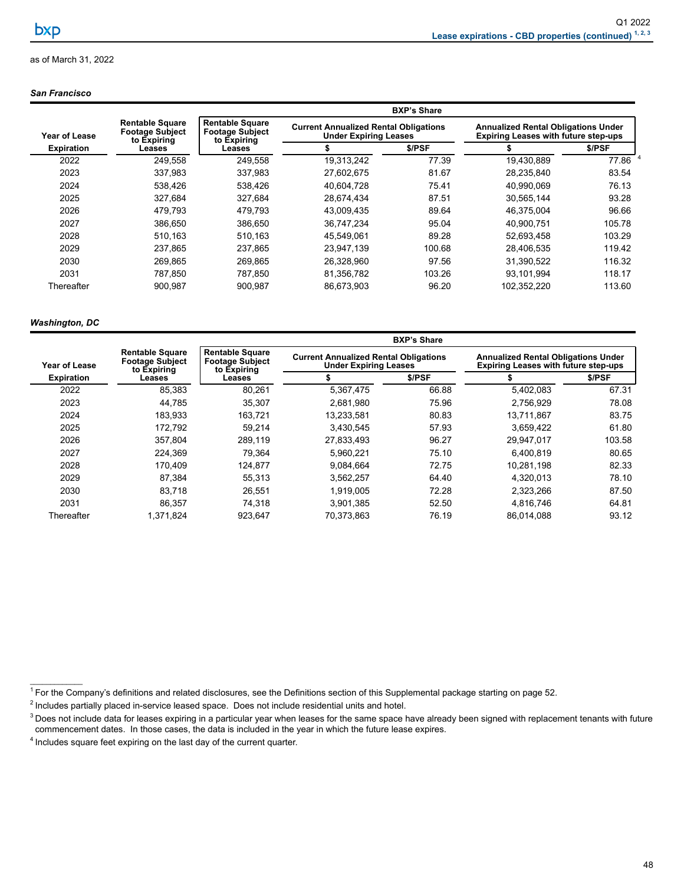## Lease expirations - CBD properties (continued) [1, 2, 3]

as of March 31, 2022

***San Francisco***

| Year of Lease Expiration | Rentable Square Footage Subject to Expiring Leases | BXP's Share | | | | |
|---|---|---|---|---|---|---|
| | | Rentable Square Footage Subject to Expiring Leases | Current Annualized Rental Obligations Under Expiring Leases | | Annualized Rental Obligations Under Expiring Leases with future step-ups | |
| | | | $ | $/PSF | $ | $/PSF |
| 2022 | 249,558 | 249,558 | 19,313,242 | 77.39 | 19,430,889 | 77.86 [4] |
| 2023 | 337,983 | 337,983 | 27,602,675 | 81.67 | 28,235,840 | 83.54 |
| 2024 | 538,426 | 538,426 | 40,604,728 | 75.41 | 40,990,069 | 76.13 |
| 2025 | 327,684 | 327,684 | 28,674,434 | 87.51 | 30,565,144 | 93.28 |
| 2026 | 479,793 | 479,793 | 43,009,435 | 89.64 | 46,375,004 | 96.66 |
| 2027 | 386,650 | 386,650 | 36,747,234 | 95.04 | 40,900,751 | 105.78 |
| 2028 | 510,163 | 510,163 | 45,549,061 | 89.28 | 52,693,458 | 103.29 |
| 2029 | 237,865 | 237,865 | 23,947,139 | 100.68 | 28,406,535 | 119.42 |
| 2030 | 269,865 | 269,865 | 26,328,960 | 97.56 | 31,390,522 | 116.32 |
| 2031 | 787,850 | 787,850 | 81,356,782 | 103.26 | 93,101,994 | 118.17 |
| Thereafter | 900,987 | 900,987 | 86,673,903 | 96.20 | 102,352,220 | 113.60 |

***Washington, DC***

| Year of Lease Expiration | Rentable Square Footage Subject to Expiring Leases | BXP's Share | | | | |
|---|---|---|---|---|---|---|
| | | Rentable Square Footage Subject to Expiring Leases | Current Annualized Rental Obligations Under Expiring Leases | | Annualized Rental Obligations Under Expiring Leases with future step-ups | |
| | | | $ | $/PSF | $ | $/PSF |
| 2022 | 85,383 | 80,261 | 5,367,475 | 66.88 | 5,402,083 | 67.31 |
| 2023 | 44,785 | 35,307 | 2,681,980 | 75.96 | 2,756,929 | 78.08 |
| 2024 | 183,933 | 163,721 | 13,233,581 | 80.83 | 13,711,867 | 83.75 |
| 2025 | 172,792 | 59,214 | 3,430,545 | 57.93 | 3,659,422 | 61.80 |
| 2026 | 357,804 | 289,119 | 27,833,493 | 96.27 | 29,947,017 | 103.58 |
| 2027 | 224,369 | 79,364 | 5,960,221 | 75.10 | 6,400,819 | 80.65 |
| 2028 | 170,409 | 124,877 | 9,084,664 | 72.75 | 10,281,198 | 82.33 |
| 2029 | 87,384 | 55,313 | 3,562,257 | 64.40 | 4,320,013 | 78.10 |
| 2030 | 83,718 | 26,551 | 1,919,005 | 72.28 | 2,323,266 | 87.50 |
| 2031 | 86,357 | 74,318 | 3,901,385 | 52.50 | 4,816,746 | 64.81 |
| Thereafter | 1,371,824 | 923,647 | 70,373,863 | 76.19 | 86,014,088 | 93.12 |

---

[1] For the Company's definitions and related disclosures, see the Definitions section of this Supplemental package starting on page 52.

[2] Includes partially placed in-service leased space. Does not include residential units and hotel.

[3] Does not include data for leases expiring in a particular year when leases for the same space have already been signed with replacement tenants with future commencement dates. In those cases, the data is included in the year in which the future lease expires.

[4] Includes square feet expiring on the last day of the current quarter.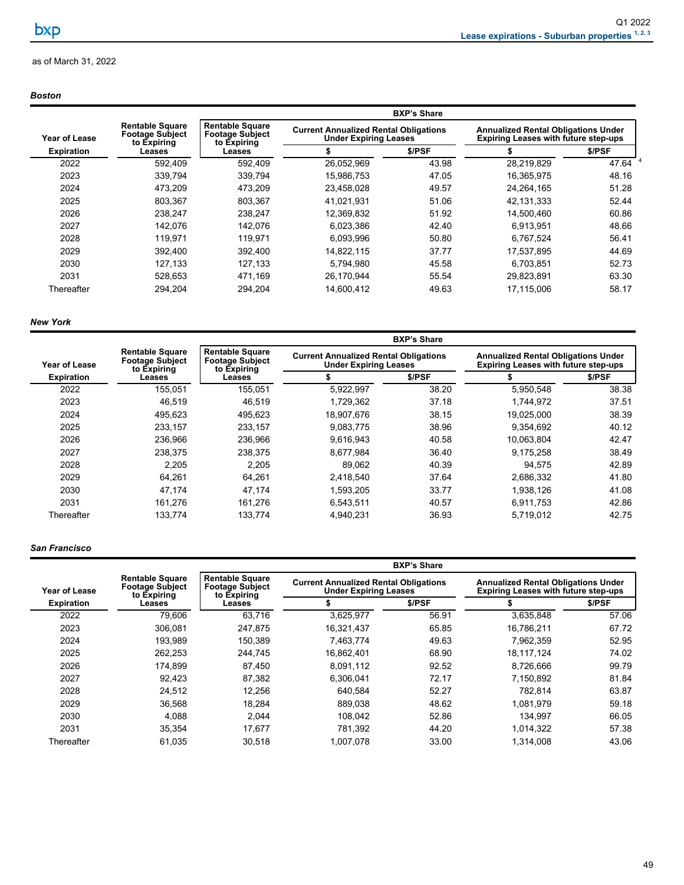# Lease expirations - Suburban properties [1, 2, 3]

as of March 31, 2022

***Boston***

| Year of Lease Expiration | Rentable Square Footage Subject to Expiring Leases | BXP's Share | | | | |
|---|---|---|---|---|---|---|
| | | Rentable Square Footage Subject to Expiring Leases | Current Annualized Rental Obligations Under Expiring Leases | | Annualized Rental Obligations Under Expiring Leases with future step-ups | |
| | | | $ | $/PSF | $ | $/PSF |
| 2022 | 592,409 | 592,409 | 26,052,969 | 43.98 | 28,219,829 | 47.64 [4] |
| 2023 | 339,794 | 339,794 | 15,986,753 | 47.05 | 16,365,975 | 48.16 |
| 2024 | 473,209 | 473,209 | 23,458,028 | 49.57 | 24,264,165 | 51.28 |
| 2025 | 803,367 | 803,367 | 41,021,931 | 51.06 | 42,131,333 | 52.44 |
| 2026 | 238,247 | 238,247 | 12,369,832 | 51.92 | 14,500,460 | 60.86 |
| 2027 | 142,076 | 142,076 | 6,023,386 | 42.40 | 6,913,951 | 48.66 |
| 2028 | 119,971 | 119,971 | 6,093,996 | 50.80 | 6,767,524 | 56.41 |
| 2029 | 392,400 | 392,400 | 14,822,115 | 37.77 | 17,537,895 | 44.69 |
| 2030 | 127,133 | 127,133 | 5,794,980 | 45.58 | 6,703,851 | 52.73 |
| 2031 | 528,653 | 471,169 | 26,170,944 | 55.54 | 29,823,891 | 63.30 |
| Thereafter | 294,204 | 294,204 | 14,600,412 | 49.63 | 17,115,006 | 58.17 |

***New York***

| Year of Lease Expiration | Rentable Square Footage Subject to Expiring Leases | BXP's Share | | | | |
|---|---|---|---|---|---|---|
| | | Rentable Square Footage Subject to Expiring Leases | Current Annualized Rental Obligations Under Expiring Leases | | Annualized Rental Obligations Under Expiring Leases with future step-ups | |
| | | | $ | $/PSF | $ | $/PSF |
| 2022 | 155,051 | 155,051 | 5,922,997 | 38.20 | 5,950,548 | 38.38 |
| 2023 | 46,519 | 46,519 | 1,729,362 | 37.18 | 1,744,972 | 37.51 |
| 2024 | 495,623 | 495,623 | 18,907,676 | 38.15 | 19,025,000 | 38.39 |
| 2025 | 233,157 | 233,157 | 9,083,775 | 38.96 | 9,354,692 | 40.12 |
| 2026 | 236,966 | 236,966 | 9,616,943 | 40.58 | 10,063,804 | 42.47 |
| 2027 | 238,375 | 238,375 | 8,677,984 | 36.40 | 9,175,258 | 38.49 |
| 2028 | 2,205 | 2,205 | 89,062 | 40.39 | 94,575 | 42.89 |
| 2029 | 64,261 | 64,261 | 2,418,540 | 37.64 | 2,686,332 | 41.80 |
| 2030 | 47,174 | 47,174 | 1,593,205 | 33.77 | 1,938,126 | 41.08 |
| 2031 | 161,276 | 161,276 | 6,543,511 | 40.57 | 6,911,753 | 42.86 |
| Thereafter | 133,774 | 133,774 | 4,940,231 | 36.93 | 5,719,012 | 42.75 |

***San Francisco***

| Year of Lease Expiration | Rentable Square Footage Subject to Expiring Leases | BXP's Share | | | | |
|---|---|---|---|---|---|---|
| | | Rentable Square Footage Subject to Expiring Leases | Current Annualized Rental Obligations Under Expiring Leases | | Annualized Rental Obligations Under Expiring Leases with future step-ups | |
| | | | $ | $/PSF | $ | $/PSF |
| 2022 | 79,606 | 63,716 | 3,625,977 | 56.91 | 3,635,848 | 57.06 |
| 2023 | 306,081 | 247,875 | 16,321,437 | 65.85 | 16,786,211 | 67.72 |
| 2024 | 193,989 | 150,389 | 7,463,774 | 49.63 | 7,962,359 | 52.95 |
| 2025 | 262,253 | 244,745 | 16,862,401 | 68.90 | 18,117,124 | 74.02 |
| 2026 | 174,899 | 87,450 | 8,091,112 | 92.52 | 8,726,666 | 99.79 |
| 2027 | 92,423 | 87,382 | 6,306,041 | 72.17 | 7,150,892 | 81.84 |
| 2028 | 24,512 | 12,256 | 640,584 | 52.27 | 782,814 | 63.87 |
| 2029 | 36,568 | 18,284 | 889,038 | 48.62 | 1,081,979 | 59.18 |
| 2030 | 4,088 | 2,044 | 108,042 | 52.86 | 134,997 | 66.05 |
| 2031 | 35,354 | 17,677 | 781,392 | 44.20 | 1,014,322 | 57.38 |
| Thereafter | 61,035 | 30,518 | 1,007,078 | 33.00 | 1,314,008 | 43.06 |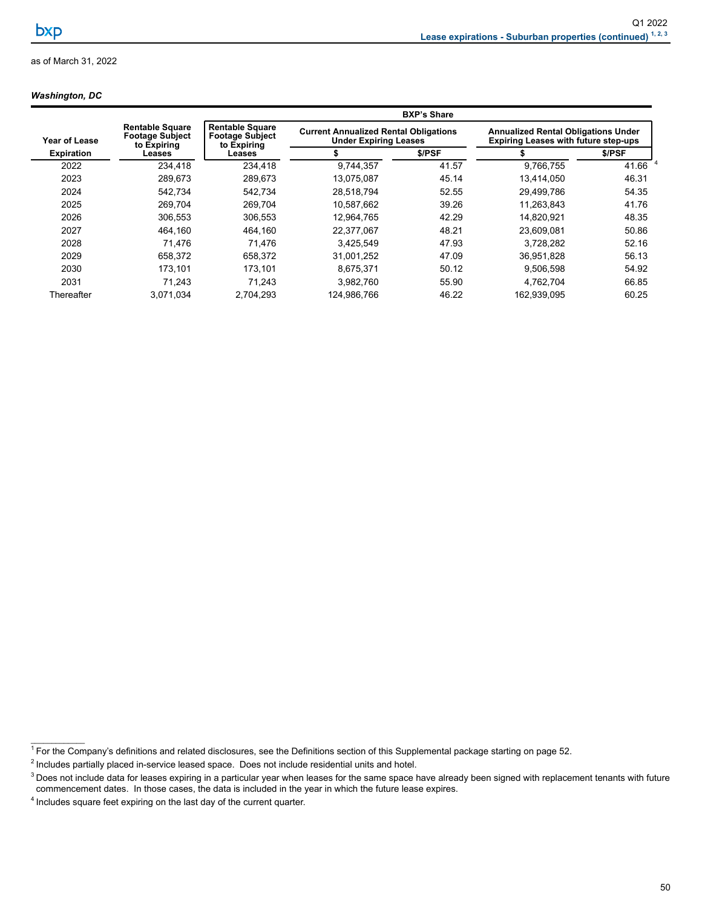## Lease expirations - Suburban properties (continued) [1, 2, 3]

as of March 31, 2022

***Washington, DC***

| | | BXP's Share | | | | |
|---|---|---|---|---|---|---|
| Year of Lease Expiration | Rentable Square Footage Subject to Expiring Leases | Rentable Square Footage Subject to Expiring Leases | Current Annualized Rental Obligations Under Expiring Leases | | Annualized Rental Obligations Under Expiring Leases with future step-ups | |
| | | | $ | $/PSF | $ | $/PSF |
| 2022 | 234,418 | 234,418 | 9,744,357 | 41.57 | 9,766,755 | 41.66 [4] |
| 2023 | 289,673 | 289,673 | 13,075,087 | 45.14 | 13,414,050 | 46.31 |
| 2024 | 542,734 | 542,734 | 28,518,794 | 52.55 | 29,499,786 | 54.35 |
| 2025 | 269,704 | 269,704 | 10,587,662 | 39.26 | 11,263,843 | 41.76 |
| 2026 | 306,553 | 306,553 | 12,964,765 | 42.29 | 14,820,921 | 48.35 |
| 2027 | 464,160 | 464,160 | 22,377,067 | 48.21 | 23,609,081 | 50.86 |
| 2028 | 71,476 | 71,476 | 3,425,549 | 47.93 | 3,728,282 | 52.16 |
| 2029 | 658,372 | 658,372 | 31,001,252 | 47.09 | 36,951,828 | 56.13 |
| 2030 | 173,101 | 173,101 | 8,675,371 | 50.12 | 9,506,598 | 54.92 |
| 2031 | 71,243 | 71,243 | 3,982,760 | 55.90 | 4,762,704 | 66.85 |
| Thereafter | 3,071,034 | 2,704,293 | 124,986,766 | 46.22 | 162,939,095 | 60.25 |

---

[1] For the Company's definitions and related disclosures, see the Definitions section of this Supplemental package starting on page 52.

[2] Includes partially placed in-service leased space. Does not include residential units and hotel.

[3] Does not include data for leases expiring in a particular year when leases for the same space have already been signed with replacement tenants with future commencement dates. In those cases, the data is included in the year in which the future lease expires.

[4] Includes square feet expiring on the last day of the current quarter.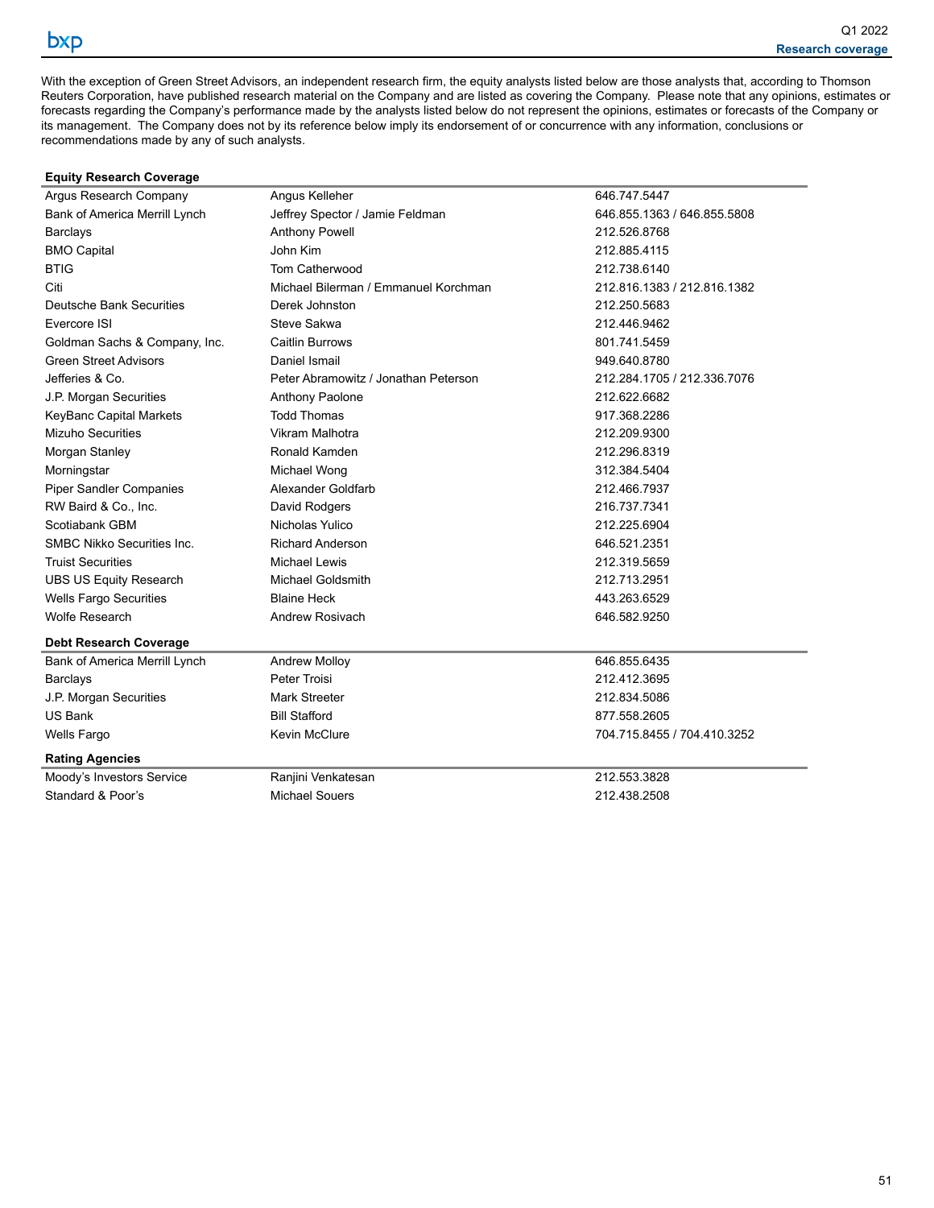# Research coverage

With the exception of Green Street Advisors, an independent research firm, the equity analysts listed below are those analysts that, according to Thomson Reuters Corporation, have published research material on the Company and are listed as covering the Company. Please note that any opinions, estimates or forecasts regarding the Company's performance made by the analysts listed below do not represent the opinions, estimates or forecasts of the Company or its management. The Company does not by its reference below imply its endorsement of or concurrence with any information, conclusions or recommendations made by any of such analysts.

| **Equity Research Coverage** | | |
|---|---|---|
| Argus Research Company | Angus Kelleher | 646.747.5447 |
| Bank of America Merrill Lynch | Jeffrey Spector / Jamie Feldman | 646.855.1363 / 646.855.5808 |
| Barclays | Anthony Powell | 212.526.8768 |
| BMO Capital | John Kim | 212.885.4115 |
| BTIG | Tom Catherwood | 212.738.6140 |
| Citi | Michael Bilerman / Emmanuel Korchman | 212.816.1383 / 212.816.1382 |
| Deutsche Bank Securities | Derek Johnston | 212.250.5683 |
| Evercore ISI | Steve Sakwa | 212.446.9462 |
| Goldman Sachs & Company, Inc. | Caitlin Burrows | 801.741.5459 |
| Green Street Advisors | Daniel Ismail | 949.640.8780 |
| Jefferies & Co. | Peter Abramowitz / Jonathan Peterson | 212.284.1705 / 212.336.7076 |
| J.P. Morgan Securities | Anthony Paolone | 212.622.6682 |
| KeyBanc Capital Markets | Todd Thomas | 917.368.2286 |
| Mizuho Securities | Vikram Malhotra | 212.209.9300 |
| Morgan Stanley | Ronald Kamden | 212.296.8319 |
| Morningstar | Michael Wong | 312.384.5404 |
| Piper Sandler Companies | Alexander Goldfarb | 212.466.7937 |
| RW Baird & Co., Inc. | David Rodgers | 216.737.7341 |
| Scotiabank GBM | Nicholas Yulico | 212.225.6904 |
| SMBC Nikko Securities Inc. | Richard Anderson | 646.521.2351 |
| Truist Securities | Michael Lewis | 212.319.5659 |
| UBS US Equity Research | Michael Goldsmith | 212.713.2951 |
| Wells Fargo Securities | Blaine Heck | 443.263.6529 |
| Wolfe Research | Andrew Rosivach | 646.582.9250 |

| **Debt Research Coverage** | | |
|---|---|---|
| Bank of America Merrill Lynch | Andrew Molloy | 646.855.6435 |
| Barclays | Peter Troisi | 212.412.3695 |
| J.P. Morgan Securities | Mark Streeter | 212.834.5086 |
| US Bank | Bill Stafford | 877.558.2605 |
| Wells Fargo | Kevin McClure | 704.715.8455 / 704.410.3252 |

| **Rating Agencies** | | |
|---|---|---|
| Moody's Investors Service | Ranjini Venkatesan | 212.553.3828 |
| Standard & Poor's | Michael Souers | 212.438.2508 |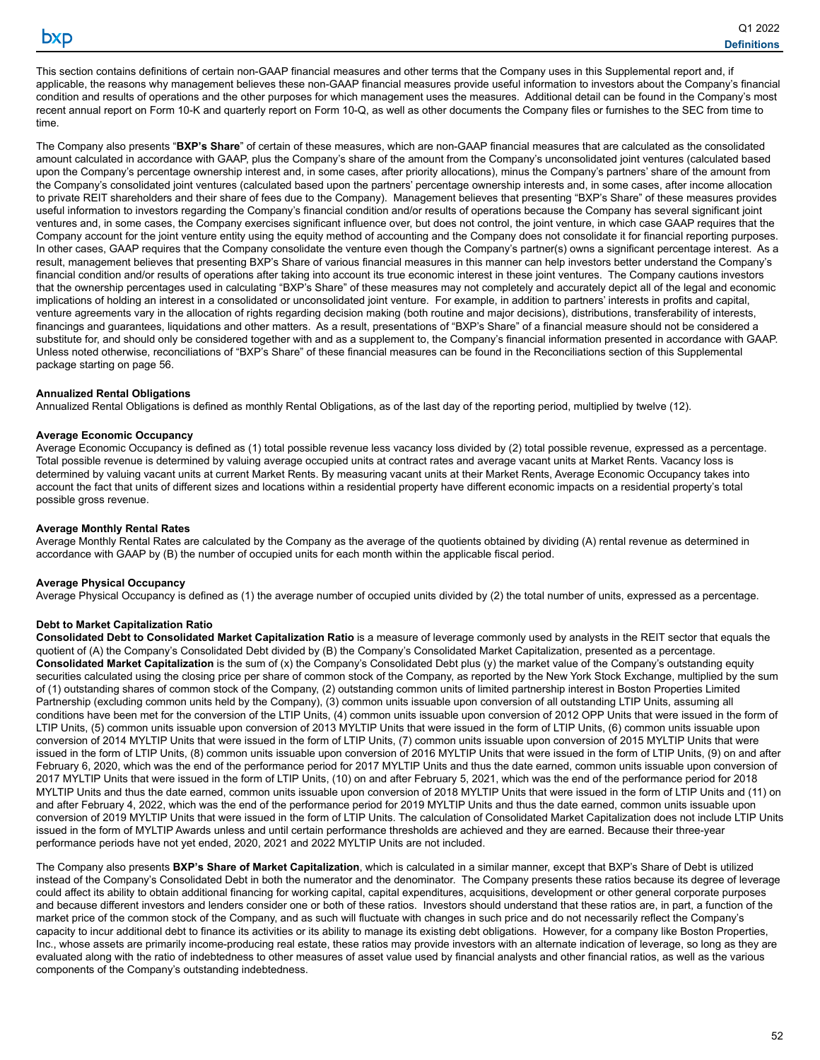This section contains definitions of certain non-GAAP financial measures and other terms that the Company uses in this Supplemental report and, if applicable, the reasons why management believes these non-GAAP financial measures provide useful information to investors about the Company's financial condition and results of operations and the other purposes for which management uses the measures. Additional detail can be found in the Company's most recent annual report on Form 10-K and quarterly report on Form 10-Q, as well as other documents the Company files or furnishes to the SEC from time to time.

The Company also presents "**BXP's Share**" of certain of these measures, which are non-GAAP financial measures that are calculated as the consolidated amount calculated in accordance with GAAP, plus the Company's share of the amount from the Company's unconsolidated joint ventures (calculated based upon the Company's percentage ownership interest and, in some cases, after priority allocations), minus the Company's partners' share of the amount from the Company's consolidated joint ventures (calculated based upon the partners' percentage ownership interests and, in some cases, after income allocation to private REIT shareholders and their share of fees due to the Company). Management believes that presenting "BXP's Share" of these measures provides useful information to investors regarding the Company's financial condition and/or results of operations because the Company has several significant joint ventures and, in some cases, the Company exercises significant influence over, but does not control, the joint venture, in which case GAAP requires that the Company account for the joint venture entity using the equity method of accounting and the Company does not consolidate it for financial reporting purposes. In other cases, GAAP requires that the Company consolidate the venture even though the Company's partner(s) owns a significant percentage interest. As a result, management believes that presenting BXP's Share of various financial measures in this manner can help investors better understand the Company's financial condition and/or results of operations after taking into account its true economic interest in these joint ventures. The Company cautions investors that the ownership percentages used in calculating "BXP's Share" of these measures may not completely and accurately depict all of the legal and economic implications of holding an interest in a consolidated or unconsolidated joint venture. For example, in addition to partners' interests in profits and capital, venture agreements vary in the allocation of rights regarding decision making (both routine and major decisions), distributions, transferability of interests, financings and guarantees, liquidations and other matters. As a result, presentations of "BXP's Share" of a financial measure should not be considered a substitute for, and should only be considered together with and as a supplement to, the Company's financial information presented in accordance with GAAP. Unless noted otherwise, reconciliations of "BXP's Share" of these financial measures can be found in the Reconciliations section of this Supplemental package starting on page 56.

**Annualized Rental Obligations**
Annualized Rental Obligations is defined as monthly Rental Obligations, as of the last day of the reporting period, multiplied by twelve (12).

**Average Economic Occupancy**
Average Economic Occupancy is defined as (1) total possible revenue less vacancy loss divided by (2) total possible revenue, expressed as a percentage. Total possible revenue is determined by valuing average occupied units at contract rates and average vacant units at Market Rents. Vacancy loss is determined by valuing vacant units at current Market Rents. By measuring vacant units at their Market Rents, Average Economic Occupancy takes into account the fact that units of different sizes and locations within a residential property have different economic impacts on a residential property's total possible gross revenue.

**Average Monthly Rental Rates**
Average Monthly Rental Rates are calculated by the Company as the average of the quotients obtained by dividing (A) rental revenue as determined in accordance with GAAP by (B) the number of occupied units for each month within the applicable fiscal period.

**Average Physical Occupancy**
Average Physical Occupancy is defined as (1) the average number of occupied units divided by (2) the total number of units, expressed as a percentage.

**Debt to Market Capitalization Ratio**
**Consolidated Debt to Consolidated Market Capitalization Ratio** is a measure of leverage commonly used by analysts in the REIT sector that equals the quotient of (A) the Company's Consolidated Debt divided by (B) the Company's Consolidated Market Capitalization, presented as a percentage. **Consolidated Market Capitalization** is the sum of (x) the Company's Consolidated Debt plus (y) the market value of the Company's outstanding equity securities calculated using the closing price per share of common stock of the Company, as reported by the New York Stock Exchange, multiplied by the sum of (1) outstanding shares of common stock of the Company, (2) outstanding common units of limited partnership interest in Boston Properties Limited Partnership (excluding common units held by the Company), (3) common units issuable upon conversion of all outstanding LTIP Units, assuming all conditions have been met for the conversion of the LTIP Units, (4) common units issuable upon conversion of 2012 OPP Units that were issued in the form of LTIP Units, (5) common units issuable upon conversion of 2013 MYLTIP Units that were issued in the form of LTIP Units, (6) common units issuable upon conversion of 2014 MYLTIP Units that were issued in the form of LTIP Units, (7) common units issuable upon conversion of 2015 MYLTIP Units that were issued in the form of LTIP Units, (8) common units issuable upon conversion of 2016 MYLTIP Units that were issued in the form of LTIP Units, (9) on and after February 6, 2020, which was the end of the performance period for 2017 MYLTIP Units and thus the date earned, common units issuable upon conversion of 2017 MYLTIP Units that were issued in the form of LTIP Units, (10) on and after February 5, 2021, which was the end of the performance period for 2018 MYLTIP Units and thus the date earned, common units issuable upon conversion of 2018 MYLTIP Units that were issued in the form of LTIP Units and (11) on and after February 4, 2022, which was the end of the performance period for 2019 MYLTIP Units and thus the date earned, common units issuable upon conversion of 2019 MYLTIP Units that were issued in the form of LTIP Units. The calculation of Consolidated Market Capitalization does not include LTIP Units issued in the form of MYLTIP Awards unless and until certain performance thresholds are achieved and they are earned. Because their three-year performance periods have not yet ended, 2020, 2021 and 2022 MYLTIP Units are not included.

The Company also presents **BXP's Share of Market Capitalization**, which is calculated in a similar manner, except that BXP's Share of Debt is utilized instead of the Company's Consolidated Debt in both the numerator and the denominator. The Company presents these ratios because its degree of leverage could affect its ability to obtain additional financing for working capital, capital expenditures, acquisitions, development or other general corporate purposes and because different investors and lenders consider one or both of these ratios. Investors should understand that these ratios are, in part, a function of the market price of the common stock of the Company, and as such will fluctuate with changes in such price and do not necessarily reflect the Company's capacity to incur additional debt to finance its activities or its ability to manage its existing debt obligations. However, for a company like Boston Properties, Inc., whose assets are primarily income-producing real estate, these ratios may provide investors with an alternate indication of leverage, so long as they are evaluated along with the ratio of indebtedness to other measures of asset value used by financial analysts and other financial ratios, as well as the various components of the Company's outstanding indebtedness.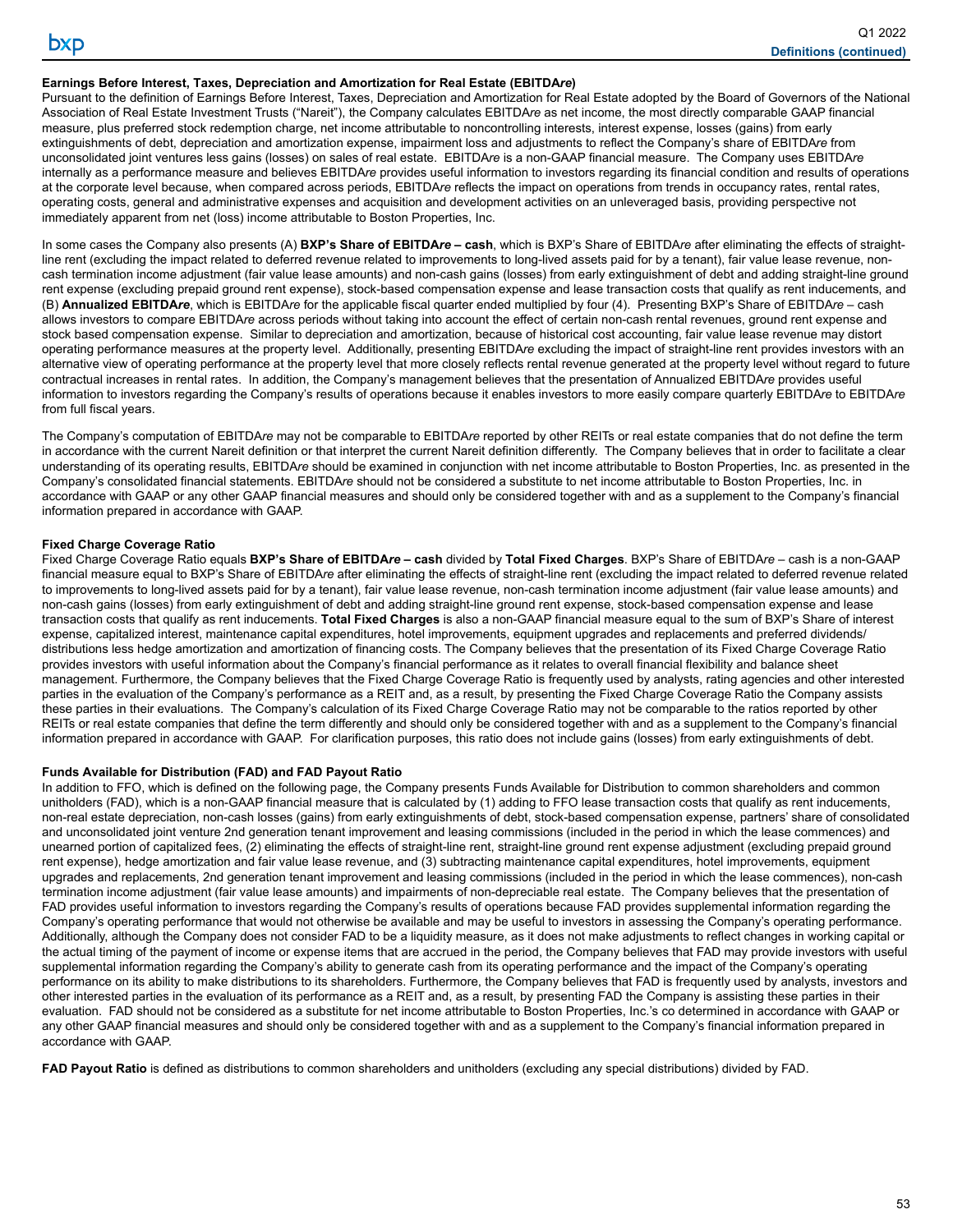**Earnings Before Interest, Taxes, Depreciation and Amortization for Real Estate (EBITDA*re*)**

Pursuant to the definition of Earnings Before Interest, Taxes, Depreciation and Amortization for Real Estate adopted by the Board of Governors of the National Association of Real Estate Investment Trusts ("Nareit"), the Company calculates EBITDA*re* as net income, the most directly comparable GAAP financial measure, plus preferred stock redemption charge, net income attributable to noncontrolling interests, interest expense, losses (gains) from early extinguishments of debt, depreciation and amortization expense, impairment loss and adjustments to reflect the Company's share of EBITDA*re* from unconsolidated joint ventures less gains (losses) on sales of real estate. EBITDA*re* is a non-GAAP financial measure. The Company uses EBITDA*re* internally as a performance measure and believes EBITDA*re* provides useful information to investors regarding its financial condition and results of operations at the corporate level because, when compared across periods, EBITDA*re* reflects the impact on operations from trends in occupancy rates, rental rates, operating costs, general and administrative expenses and acquisition and development activities on an unleveraged basis, providing perspective not immediately apparent from net (loss) income attributable to Boston Properties, Inc.

In some cases the Company also presents (A) **BXP's Share of EBITDA*re* – cash**, which is BXP's Share of EBITDA*re* after eliminating the effects of straight-line rent (excluding the impact related to deferred revenue related to improvements to long-lived assets paid for by a tenant), fair value lease revenue, non-cash termination income adjustment (fair value lease amounts) and non-cash gains (losses) from early extinguishment of debt and adding straight-line ground rent expense (excluding prepaid ground rent expense), stock-based compensation expense and lease transaction costs that qualify as rent inducements, and (B) **Annualized EBITDA*re***, which is EBITDA*re* for the applicable fiscal quarter ended multiplied by four (4). Presenting BXP's Share of EBITDA*re* – cash allows investors to compare EBITDA*re* across periods without taking into account the effect of certain non-cash rental revenues, ground rent expense and stock based compensation expense. Similar to depreciation and amortization, because of historical cost accounting, fair value lease revenue may distort operating performance measures at the property level. Additionally, presenting EBITDA*re* excluding the impact of straight-line rent provides investors with an alternative view of operating performance at the property level that more closely reflects rental revenue generated at the property level without regard to future contractual increases in rental rates. In addition, the Company's management believes that the presentation of Annualized EBITDA*re* provides useful information to investors regarding the Company's results of operations because it enables investors to more easily compare quarterly EBITDA*re* to EBITDA*re* from full fiscal years.

The Company's computation of EBITDA*re* may not be comparable to EBITDA*re* reported by other REITs or real estate companies that do not define the term in accordance with the current Nareit definition or that interpret the current Nareit definition differently. The Company believes that in order to facilitate a clear understanding of its operating results, EBITDA*re* should be examined in conjunction with net income attributable to Boston Properties, Inc. as presented in the Company's consolidated financial statements. EBITDA*re* should not be considered a substitute to net income attributable to Boston Properties, Inc. in accordance with GAAP or any other GAAP financial measures and should only be considered together with and as a supplement to the Company's financial information prepared in accordance with GAAP.

**Fixed Charge Coverage Ratio**

Fixed Charge Coverage Ratio equals **BXP's Share of EBITDA*re* – cash** divided by **Total Fixed Charges**. BXP's Share of EBITDA*re* – cash is a non-GAAP financial measure equal to BXP's Share of EBITDA*re* after eliminating the effects of straight-line rent (excluding the impact related to deferred revenue related to improvements to long-lived assets paid for by a tenant), fair value lease revenue, non-cash termination income adjustment (fair value lease amounts) and non-cash gains (losses) from early extinguishment of debt and adding straight-line ground rent expense, stock-based compensation expense and lease transaction costs that qualify as rent inducements. **Total Fixed Charges** is also a non-GAAP financial measure equal to the sum of BXP's Share of interest expense, capitalized interest, maintenance capital expenditures, hotel improvements, equipment upgrades and replacements and preferred dividends/distributions less hedge amortization and amortization of financing costs. The Company believes that the presentation of its Fixed Charge Coverage Ratio provides investors with useful information about the Company's financial performance as it relates to overall financial flexibility and balance sheet management. Furthermore, the Company believes that the Fixed Charge Coverage Ratio is frequently used by analysts, rating agencies and other interested parties in the evaluation of the Company's performance as a REIT and, as a result, by presenting the Fixed Charge Coverage Ratio the Company assists these parties in their evaluations. The Company's calculation of its Fixed Charge Coverage Ratio may not be comparable to the ratios reported by other REITs or real estate companies that define the term differently and should only be considered together with and as a supplement to the Company's financial information prepared in accordance with GAAP. For clarification purposes, this ratio does not include gains (losses) from early extinguishments of debt.

**Funds Available for Distribution (FAD) and FAD Payout Ratio**

In addition to FFO, which is defined on the following page, the Company presents Funds Available for Distribution to common shareholders and common unitholders (FAD), which is a non-GAAP financial measure that is calculated by (1) adding to FFO lease transaction costs that qualify as rent inducements, non-real estate depreciation, non-cash losses (gains) from early extinguishments of debt, stock-based compensation expense, partners' share of consolidated and unconsolidated joint venture 2nd generation tenant improvement and leasing commissions (included in the period in which the lease commences) and unearned portion of capitalized fees, (2) eliminating the effects of straight-line rent, straight-line ground rent expense adjustment (excluding prepaid ground rent expense), hedge amortization and fair value lease revenue, and (3) subtracting maintenance capital expenditures, hotel improvements, equipment upgrades and replacements, 2nd generation tenant improvement and leasing commissions (included in the period in which the lease commences), non-cash termination income adjustment (fair value lease amounts) and impairments of non-depreciable real estate. The Company believes that the presentation of FAD provides useful information to investors regarding the Company's results of operations because FAD provides supplemental information regarding the Company's operating performance that would not otherwise be available and may be useful to investors in assessing the Company's operating performance. Additionally, although the Company does not consider FAD to be a liquidity measure, as it does not make adjustments to reflect changes in working capital or the actual timing of the payment of income or expense items that are accrued in the period, the Company believes that FAD may provide investors with useful supplemental information regarding the Company's ability to generate cash from its operating performance and the impact of the Company's operating performance on its ability to make distributions to its shareholders. Furthermore, the Company believes that FAD is frequently used by analysts, investors and other interested parties in the evaluation of its performance as a REIT and, as a result, by presenting FAD the Company is assisting these parties in their evaluation. FAD should not be considered as a substitute for net income attributable to Boston Properties, Inc.'s co determined in accordance with GAAP or any other GAAP financial measures and should only be considered together with and as a supplement to the Company's financial information prepared in accordance with GAAP.

**FAD Payout Ratio** is defined as distributions to common shareholders and unitholders (excluding any special distributions) divided by FAD.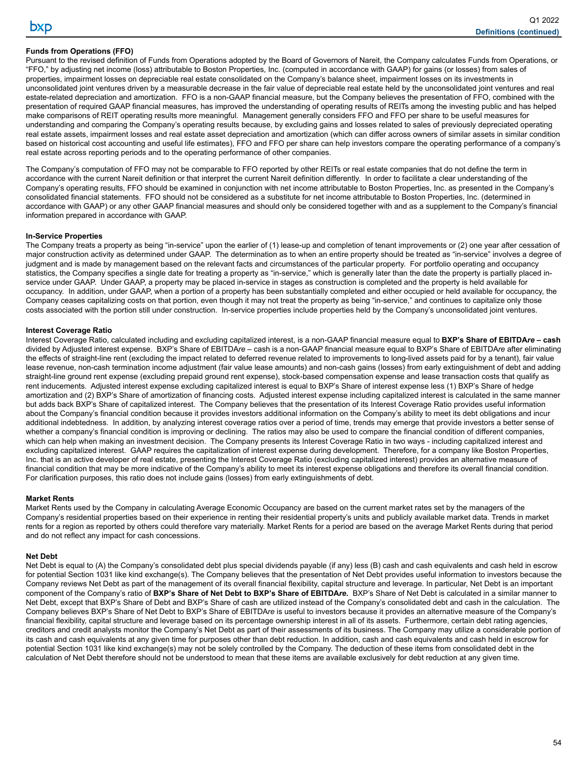#### Funds from Operations (FFO)

Pursuant to the revised definition of Funds from Operations adopted by the Board of Governors of Nareit, the Company calculates Funds from Operations, or "FFO," by adjusting net income (loss) attributable to Boston Properties, Inc. (computed in accordance with GAAP) for gains (or losses) from sales of properties, impairment losses on depreciable real estate consolidated on the Company's balance sheet, impairment losses on its investments in unconsolidated joint ventures driven by a measurable decrease in the fair value of depreciable real estate held by the unconsolidated joint ventures and real estate-related depreciation and amortization. FFO is a non-GAAP financial measure, but the Company believes the presentation of FFO, combined with the presentation of required GAAP financial measures, has improved the understanding of operating results of REITs among the investing public and has helped make comparisons of REIT operating results more meaningful. Management generally considers FFO and FFO per share to be useful measures for understanding and comparing the Company's operating results because, by excluding gains and losses related to sales of previously depreciated operating real estate assets, impairment losses and real estate asset depreciation and amortization (which can differ across owners of similar assets in similar condition based on historical cost accounting and useful life estimates), FFO and FFO per share can help investors compare the operating performance of a company's real estate across reporting periods and to the operating performance of other companies.

The Company's computation of FFO may not be comparable to FFO reported by other REITs or real estate companies that do not define the term in accordance with the current Nareit definition or that interpret the current Nareit definition differently. In order to facilitate a clear understanding of the Company's operating results, FFO should be examined in conjunction with net income attributable to Boston Properties, Inc. as presented in the Company's consolidated financial statements. FFO should not be considered as a substitute for net income attributable to Boston Properties, Inc. (determined in accordance with GAAP) or any other GAAP financial measures and should only be considered together with and as a supplement to the Company's financial information prepared in accordance with GAAP.

#### In-Service Properties

The Company treats a property as being "in-service" upon the earlier of (1) lease-up and completion of tenant improvements or (2) one year after cessation of major construction activity as determined under GAAP. The determination as to when an entire property should be treated as "in-service" involves a degree of judgment and is made by management based on the relevant facts and circumstances of the particular property. For portfolio operating and occupancy statistics, the Company specifies a single date for treating a property as "in-service," which is generally later than the date the property is partially placed in-service under GAAP. Under GAAP, a property may be placed in-service in stages as construction is completed and the property is held available for occupancy. In addition, under GAAP, when a portion of a property has been substantially completed and either occupied or held available for occupancy, the Company ceases capitalizing costs on that portion, even though it may not treat the property as being "in-service," and continues to capitalize only those costs associated with the portion still under construction. In-service properties include properties held by the Company's unconsolidated joint ventures.

#### Interest Coverage Ratio

Interest Coverage Ratio, calculated including and excluding capitalized interest, is a non-GAAP financial measure equal to **BXP's Share of EBITDA*re* – cash** divided by Adjusted interest expense. BXP's Share of EBITDA*re* – cash is a non-GAAP financial measure equal to BXP's Share of EBITDA*re* after eliminating the effects of straight-line rent (excluding the impact related to deferred revenue related to improvements to long-lived assets paid for by a tenant), fair value lease revenue, non-cash termination income adjustment (fair value lease amounts) and non-cash gains (losses) from early extinguishment of debt and adding straight-line ground rent expense (excluding prepaid ground rent expense), stock-based compensation expense and lease transaction costs that qualify as rent inducements. Adjusted interest expense excluding capitalized interest is equal to BXP's Share of interest expense less (1) BXP's Share of hedge amortization and (2) BXP's Share of amortization of financing costs. Adjusted interest expense including capitalized interest is calculated in the same manner but adds back BXP's Share of capitalized interest. The Company believes that the presentation of its Interest Coverage Ratio provides useful information about the Company's financial condition because it provides investors additional information on the Company's ability to meet its debt obligations and incur additional indebtedness. In addition, by analyzing interest coverage ratios over a period of time, trends may emerge that provide investors a better sense of whether a company's financial condition is improving or declining. The ratios may also be used to compare the financial condition of different companies, which can help when making an investment decision. The Company presents its Interest Coverage Ratio in two ways - including capitalized interest and excluding capitalized interest. GAAP requires the capitalization of interest expense during development. Therefore, for a company like Boston Properties, Inc. that is an active developer of real estate, presenting the Interest Coverage Ratio (excluding capitalized interest) provides an alternative measure of financial condition that may be more indicative of the Company's ability to meet its interest expense obligations and therefore its overall financial condition. For clarification purposes, this ratio does not include gains (losses) from early extinguishments of debt.

#### Market Rents

Market Rents used by the Company in calculating Average Economic Occupancy are based on the current market rates set by the managers of the Company's residential properties based on their experience in renting their residential property's units and publicly available market data. Trends in market rents for a region as reported by others could therefore vary materially. Market Rents for a period are based on the average Market Rents during that period and do not reflect any impact for cash concessions.

#### Net Debt

Net Debt is equal to (A) the Company's consolidated debt plus special dividends payable (if any) less (B) cash and cash equivalents and cash held in escrow for potential Section 1031 like kind exchange(s). The Company believes that the presentation of Net Debt provides useful information to investors because the Company reviews Net Debt as part of the management of its overall financial flexibility, capital structure and leverage. In particular, Net Debt is an important component of the Company's ratio of **BXP's Share of Net Debt to BXP's Share of EBITDA*re*.** BXP's Share of Net Debt is calculated in a similar manner to Net Debt, except that BXP's Share of Debt and BXP's Share of cash are utilized instead of the Company's consolidated debt and cash in the calculation. The Company believes BXP's Share of Net Debt to BXP's Share of EBITDA*re* is useful to investors because it provides an alternative measure of the Company's financial flexibility, capital structure and leverage based on its percentage ownership interest in all of its assets. Furthermore, certain debt rating agencies, creditors and credit analysts monitor the Company's Net Debt as part of their assessments of its business. The Company may utilize a considerable portion of its cash and cash equivalents at any given time for purposes other than debt reduction. In addition, cash and cash equivalents and cash held in escrow for potential Section 1031 like kind exchange(s) may not be solely controlled by the Company. The deduction of these items from consolidated debt in the calculation of Net Debt therefore should not be understood to mean that these items are available exclusively for debt reduction at any given time.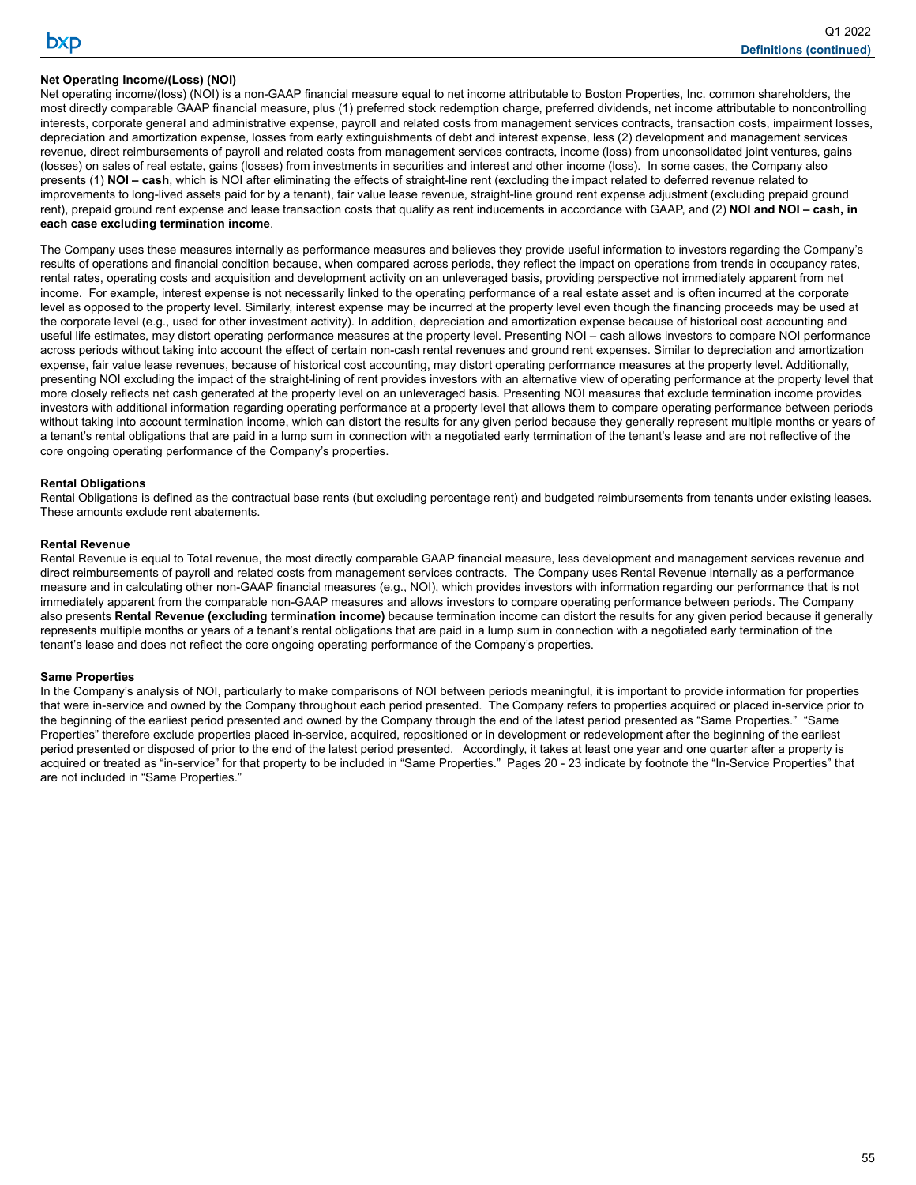**Net Operating Income/(Loss) (NOI)**

Net operating income/(loss) (NOI) is a non-GAAP financial measure equal to net income attributable to Boston Properties, Inc. common shareholders, the most directly comparable GAAP financial measure, plus (1) preferred stock redemption charge, preferred dividends, net income attributable to noncontrolling interests, corporate general and administrative expense, payroll and related costs from management services contracts, transaction costs, impairment losses, depreciation and amortization expense, losses from early extinguishments of debt and interest expense, less (2) development and management services revenue, direct reimbursements of payroll and related costs from management services contracts, income (loss) from unconsolidated joint ventures, gains (losses) on sales of real estate, gains (losses) from investments in securities and interest and other income (loss). In some cases, the Company also presents (1) **NOI – cash**, which is NOI after eliminating the effects of straight-line rent (excluding the impact related to deferred revenue related to improvements to long-lived assets paid for by a tenant), fair value lease revenue, straight-line ground rent expense adjustment (excluding prepaid ground rent), prepaid ground rent expense and lease transaction costs that qualify as rent inducements in accordance with GAAP, and (2) **NOI and NOI – cash, in each case excluding termination income**.

The Company uses these measures internally as performance measures and believes they provide useful information to investors regarding the Company's results of operations and financial condition because, when compared across periods, they reflect the impact on operations from trends in occupancy rates, rental rates, operating costs and acquisition and development activity on an unleveraged basis, providing perspective not immediately apparent from net income. For example, interest expense is not necessarily linked to the operating performance of a real estate asset and is often incurred at the corporate level as opposed to the property level. Similarly, interest expense may be incurred at the property level even though the financing proceeds may be used at the corporate level (e.g., used for other investment activity). In addition, depreciation and amortization expense because of historical cost accounting and useful life estimates, may distort operating performance measures at the property level. Presenting NOI – cash allows investors to compare NOI performance across periods without taking into account the effect of certain non-cash rental revenues and ground rent expenses. Similar to depreciation and amortization expense, fair value lease revenues, because of historical cost accounting, may distort operating performance measures at the property level. Additionally, presenting NOI excluding the impact of the straight-lining of rent provides investors with an alternative view of operating performance at the property level that more closely reflects net cash generated at the property level on an unleveraged basis. Presenting NOI measures that exclude termination income provides investors with additional information regarding operating performance at a property level that allows them to compare operating performance between periods without taking into account termination income, which can distort the results for any given period because they generally represent multiple months or years of a tenant's rental obligations that are paid in a lump sum in connection with a negotiated early termination of the tenant's lease and are not reflective of the core ongoing operating performance of the Company's properties.

**Rental Obligations**

Rental Obligations is defined as the contractual base rents (but excluding percentage rent) and budgeted reimbursements from tenants under existing leases. These amounts exclude rent abatements.

**Rental Revenue**

Rental Revenue is equal to Total revenue, the most directly comparable GAAP financial measure, less development and management services revenue and direct reimbursements of payroll and related costs from management services contracts. The Company uses Rental Revenue internally as a performance measure and in calculating other non-GAAP financial measures (e.g., NOI), which provides investors with information regarding our performance that is not immediately apparent from the comparable non-GAAP measures and allows investors to compare operating performance between periods. The Company also presents **Rental Revenue (excluding termination income)** because termination income can distort the results for any given period because it generally represents multiple months or years of a tenant's rental obligations that are paid in a lump sum in connection with a negotiated early termination of the tenant's lease and does not reflect the core ongoing operating performance of the Company's properties.

**Same Properties**

In the Company's analysis of NOI, particularly to make comparisons of NOI between periods meaningful, it is important to provide information for properties that were in-service and owned by the Company throughout each period presented. The Company refers to properties acquired or placed in-service prior to the beginning of the earliest period presented and owned by the Company through the end of the latest period presented as "Same Properties." "Same Properties" therefore exclude properties placed in-service, acquired, repositioned or in development or redevelopment after the beginning of the earliest period presented or disposed of prior to the end of the latest period presented. Accordingly, it takes at least one year and one quarter after a property is acquired or treated as "in-service" for that property to be included in "Same Properties." Pages 20 - 23 indicate by footnote the "In-Service Properties" that are not included in "Same Properties."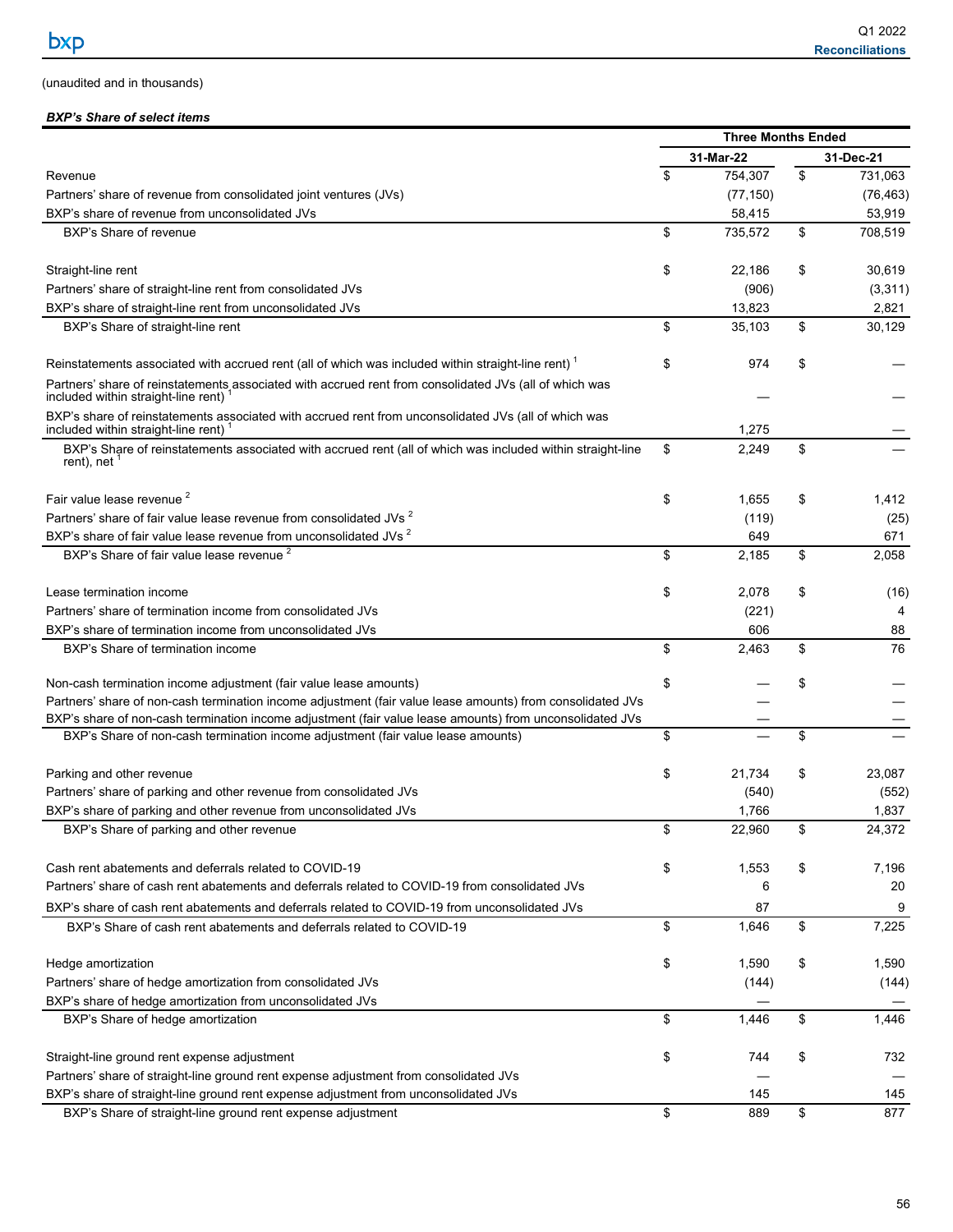(unaudited and in thousands)

***BXP's Share of select items***

| | Three Months Ended | |
|---|---|---|
| | 31-Mar-22 | 31-Dec-21 |
| Revenue | $ 754,307 | $ 731,063 |
| Partners' share of revenue from consolidated joint ventures (JVs) | (77,150) | (76,463) |
| BXP's share of revenue from unconsolidated JVs | 58,415 | 53,919 |
| BXP's Share of revenue | $ 735,572 | $ 708,519 |
| | | |
| Straight-line rent | $ 22,186 | $ 30,619 |
| Partners' share of straight-line rent from consolidated JVs | (906) | (3,311) |
| BXP's share of straight-line rent from unconsolidated JVs | 13,823 | 2,821 |
| BXP's Share of straight-line rent | $ 35,103 | $ 30,129 |
| | | |
| Reinstatements associated with accrued rent (all of which was included within straight-line rent) [1] | $ 974 | $ — |
| Partners' share of reinstatements associated with accrued rent from consolidated JVs (all of which was included within straight-line rent) [1] | — | — |
| BXP's share of reinstatements associated with accrued rent from unconsolidated JVs (all of which was included within straight-line rent) [1] | 1,275 | — |
| BXP's Share of reinstatements associated with accrued rent (all of which was included within straight-line rent), net [1] | $ 2,249 | $ — |
| | | |
| Fair value lease revenue [2] | $ 1,655 | $ 1,412 |
| Partners' share of fair value lease revenue from consolidated JVs [2] | (119) | (25) |
| BXP's share of fair value lease revenue from unconsolidated JVs [2] | 649 | 671 |
| BXP's Share of fair value lease revenue [2] | $ 2,185 | $ 2,058 |
| | | |
| Lease termination income | $ 2,078 | $ (16) |
| Partners' share of termination income from consolidated JVs | (221) | 4 |
| BXP's share of termination income from unconsolidated JVs | 606 | 88 |
| BXP's Share of termination income | $ 2,463 | $ 76 |
| | | |
| Non-cash termination income adjustment (fair value lease amounts) | $ — | $ — |
| Partners' share of non-cash termination income adjustment (fair value lease amounts) from consolidated JVs | — | — |
| BXP's share of non-cash termination income adjustment (fair value lease amounts) from unconsolidated JVs | — | — |
| BXP's Share of non-cash termination income adjustment (fair value lease amounts) | $ — | $ — |
| | | |
| Parking and other revenue | $ 21,734 | $ 23,087 |
| Partners' share of parking and other revenue from consolidated JVs | (540) | (552) |
| BXP's share of parking and other revenue from unconsolidated JVs | 1,766 | 1,837 |
| BXP's Share of parking and other revenue | $ 22,960 | $ 24,372 |
| | | |
| Cash rent abatements and deferrals related to COVID-19 | $ 1,553 | $ 7,196 |
| Partners' share of cash rent abatements and deferrals related to COVID-19 from consolidated JVs | 6 | 20 |
| BXP's share of cash rent abatements and deferrals related to COVID-19 from unconsolidated JVs | 87 | 9 |
| BXP's Share of cash rent abatements and deferrals related to COVID-19 | $ 1,646 | $ 7,225 |
| | | |
| Hedge amortization | $ 1,590 | $ 1,590 |
| Partners' share of hedge amortization from consolidated JVs | (144) | (144) |
| BXP's share of hedge amortization from unconsolidated JVs | — | — |
| BXP's Share of hedge amortization | $ 1,446 | $ 1,446 |
| | | |
| Straight-line ground rent expense adjustment | $ 744 | $ 732 |
| Partners' share of straight-line ground rent expense adjustment from consolidated JVs | — | — |
| BXP's share of straight-line ground rent expense adjustment from unconsolidated JVs | 145 | 145 |
| BXP's Share of straight-line ground rent expense adjustment | $ 889 | $ 877 |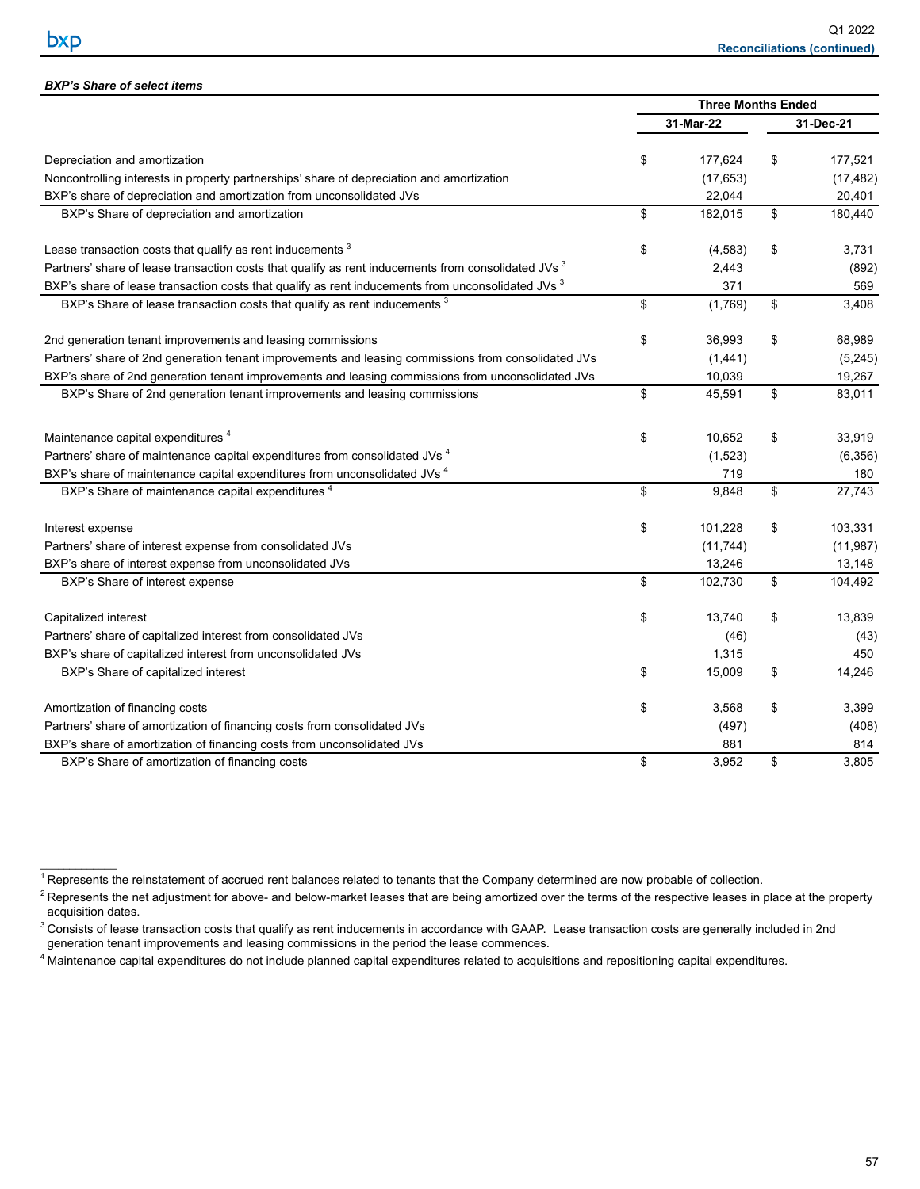***BXP's Share of select items***

| | Three Months Ended | |
|---|---|---|
| | 31-Mar-22 | 31-Dec-21 |
| Depreciation and amortization | $ 177,624 | $ 177,521 |
| Noncontrolling interests in property partnerships' share of depreciation and amortization | (17,653) | (17,482) |
| BXP's share of depreciation and amortization from unconsolidated JVs | 22,044 | 20,401 |
| BXP's Share of depreciation and amortization | $ 182,015 | $ 180,440 |
| | | |
| Lease transaction costs that qualify as rent inducements [3] | $ (4,583) | $ 3,731 |
| Partners' share of lease transaction costs that qualify as rent inducements from consolidated JVs [3] | 2,443 | (892) |
| BXP's share of lease transaction costs that qualify as rent inducements from unconsolidated JVs [3] | 371 | 569 |
| BXP's Share of lease transaction costs that qualify as rent inducements [3] | $ (1,769) | $ 3,408 |
| | | |
| 2nd generation tenant improvements and leasing commissions | $ 36,993 | $ 68,989 |
| Partners' share of 2nd generation tenant improvements and leasing commissions from consolidated JVs | (1,441) | (5,245) |
| BXP's share of 2nd generation tenant improvements and leasing commissions from unconsolidated JVs | 10,039 | 19,267 |
| BXP's Share of 2nd generation tenant improvements and leasing commissions | $ 45,591 | $ 83,011 |
| | | |
| Maintenance capital expenditures [4] | $ 10,652 | $ 33,919 |
| Partners' share of maintenance capital expenditures from consolidated JVs [4] | (1,523) | (6,356) |
| BXP's share of maintenance capital expenditures from unconsolidated JVs [4] | 719 | 180 |
| BXP's Share of maintenance capital expenditures [4] | $ 9,848 | $ 27,743 |
| | | |
| Interest expense | $ 101,228 | $ 103,331 |
| Partners' share of interest expense from consolidated JVs | (11,744) | (11,987) |
| BXP's share of interest expense from unconsolidated JVs | 13,246 | 13,148 |
| BXP's Share of interest expense | $ 102,730 | $ 104,492 |
| | | |
| Capitalized interest | $ 13,740 | $ 13,839 |
| Partners' share of capitalized interest from consolidated JVs | (46) | (43) |
| BXP's share of capitalized interest from unconsolidated JVs | 1,315 | 450 |
| BXP's Share of capitalized interest | $ 15,009 | $ 14,246 |
| | | |
| Amortization of financing costs | $ 3,568 | $ 3,399 |
| Partners' share of amortization of financing costs from consolidated JVs | (497) | (408) |
| BXP's share of amortization of financing costs from unconsolidated JVs | 881 | 814 |
| BXP's Share of amortization of financing costs | $ 3,952 | $ 3,805 |

[1] Represents the reinstatement of accrued rent balances related to tenants that the Company determined are now probable of collection.

[2] Represents the net adjustment for above- and below-market leases that are being amortized over the terms of the respective leases in place at the property acquisition dates.

[3] Consists of lease transaction costs that qualify as rent inducements in accordance with GAAP. Lease transaction costs are generally included in 2nd generation tenant improvements and leasing commissions in the period the lease commences.

[4] Maintenance capital expenditures do not include planned capital expenditures related to acquisitions and repositioning capital expenditures.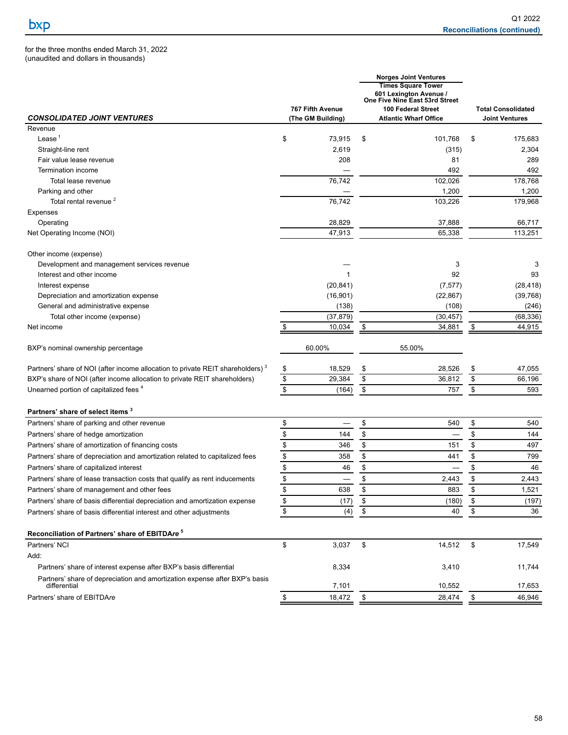for the three months ended March 31, 2022
(unaudited and dollars in thousands)

| *CONSOLIDATED JOINT VENTURES* | 767 Fifth Avenue (The GM Building) | Norges Joint Ventures Times Square Tower 601 Lexington Avenue / One Five Nine East 53rd Street 100 Federal Street Atlantic Wharf Office | Total Consolidated Joint Ventures |
|---|---|---|---|
| Revenue | | | |
| Lease [1] | $ 73,915 | $ 101,768 | $ 175,683 |
| Straight-line rent | 2,619 | (315) | 2,304 |
| Fair value lease revenue | 208 | 81 | 289 |
| Termination income | — | 492 | 492 |
| Total lease revenue | 76,742 | 102,026 | 178,768 |
| Parking and other | — | 1,200 | 1,200 |
| Total rental revenue [2] | 76,742 | 103,226 | 179,968 |
| Expenses | | | |
| Operating | 28,829 | 37,888 | 66,717 |
| Net Operating Income (NOI) | 47,913 | 65,338 | 113,251 |
| | | | |
| Other income (expense) | | | |
| Development and management services revenue | — | 3 | 3 |
| Interest and other income | 1 | 92 | 93 |
| Interest expense | (20,841) | (7,577) | (28,418) |
| Depreciation and amortization expense | (16,901) | (22,867) | (39,768) |
| General and administrative expense | (138) | (108) | (246) |
| Total other income (expense) | (37,879) | (30,457) | (68,336) |
| Net income | $ 10,034 | $ 34,881 | $ 44,915 |
| | | | |
| BXP's nominal ownership percentage | 60.00% | 55.00% | |
| | | | |
| Partners' share of NOI (after income allocation to private REIT shareholders) [3] | $ 18,529 | $ 28,526 | $ 47,055 |
| BXP's share of NOI (after income allocation to private REIT shareholders) | $ 29,384 | $ 36,812 | $ 66,196 |
| Unearned portion of capitalized fees [4] | $ (164) | $ 757 | $ 593 |
| | | | |
| **Partners' share of select items [3]** | | | |
| Partners' share of parking and other revenue | $ — | $ 540 | $ 540 |
| Partners' share of hedge amortization | $ 144 | $ — | $ 144 |
| Partners' share of amortization of financing costs | $ 346 | $ 151 | $ 497 |
| Partners' share of depreciation and amortization related to capitalized fees | $ 358 | $ 441 | $ 799 |
| Partners' share of capitalized interest | $ 46 | $ — | $ 46 |
| Partners' share of lease transaction costs that qualify as rent inducements | $ — | $ 2,443 | $ 2,443 |
| Partners' share of management and other fees | $ 638 | $ 883 | $ 1,521 |
| Partners' share of basis differential depreciation and amortization expense | $ (17) | $ (180) | $ (197) |
| Partners' share of basis differential interest and other adjustments | $ (4) | $ 40 | $ 36 |
| | | | |
| **Reconciliation of Partners' share of EBITDA*re* [5]** | | | |
| Partners' NCI | $ 3,037 | $ 14,512 | $ 17,549 |
| Add: | | | |
| Partners' share of interest expense after BXP's basis differential | 8,334 | 3,410 | 11,744 |
| Partners' share of depreciation and amortization expense after BXP's basis differential | 7,101 | 10,552 | 17,653 |
| Partners' share of EBITDA*re* | $ 18,472 | $ 28,474 | $ 46,946 |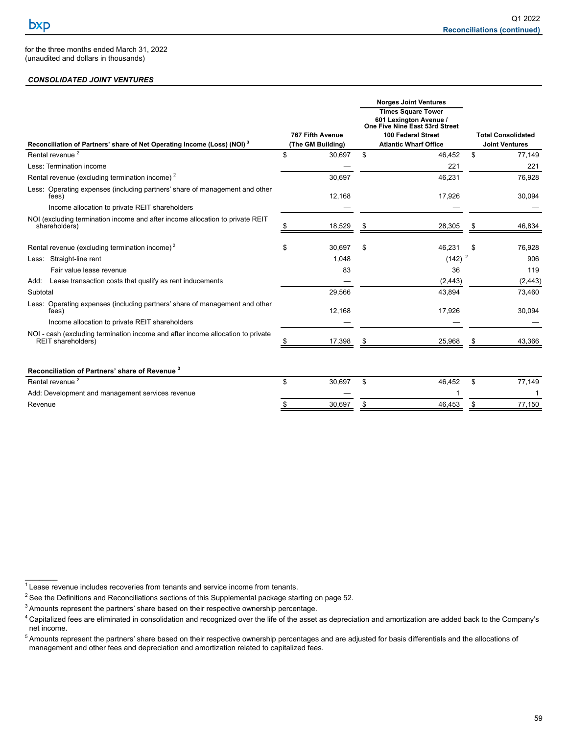for the three months ended March 31, 2022
(unaudited and dollars in thousands)

***CONSOLIDATED JOINT VENTURES***

| Reconciliation of Partners' share of Net Operating Income (Loss) (NOI) [3] | 767 Fifth Avenue (The GM Building) | Norges Joint Ventures: Times Square Tower, 601 Lexington Avenue / One Five Nine East 53rd Street, 100 Federal Street, Atlantic Wharf Office | Total Consolidated Joint Ventures |
|---|---|---|---|
| Rental revenue [2] | $ 30,697 | $ 46,452 | $ 77,149 |
| Less: Termination income | — | 221 | 221 |
| Rental revenue (excluding termination income) [2] | 30,697 | 46,231 | 76,928 |
| Less: Operating expenses (including partners' share of management and other fees) | 12,168 | 17,926 | 30,094 |
| Income allocation to private REIT shareholders | — | — | — |
| NOI (excluding termination income and after income allocation to private REIT shareholders) | $ 18,529 | $ 28,305 | $ 46,834 |
| | | | |
| Rental revenue (excluding termination income) [2] | $ 30,697 | $ 46,231 | $ 76,928 |
| Less: Straight-line rent | 1,048 | (142) [2] | 906 |
| Fair value lease revenue | 83 | 36 | 119 |
| Add: Lease transaction costs that qualify as rent inducements | — | (2,443) | (2,443) |
| Subtotal | 29,566 | 43,894 | 73,460 |
| Less: Operating expenses (including partners' share of management and other fees) | 12,168 | 17,926 | 30,094 |
| Income allocation to private REIT shareholders | — | — | — |
| NOI - cash (excluding termination income and after income allocation to private REIT shareholders) | $ 17,398 | $ 25,968 | $ 43,366 |

| Reconciliation of Partners' share of Revenue [3] | 767 Fifth Avenue (The GM Building) | Norges Joint Ventures | Total Consolidated Joint Ventures |
|---|---|---|---|
| Rental revenue [2] | $ 30,697 | $ 46,452 | $ 77,149 |
| Add: Development and management services revenue | — | 1 | 1 |
| Revenue | $ 30,697 | $ 46,453 | $ 77,150 |

---

[1] Lease revenue includes recoveries from tenants and service income from tenants.

[2] See the Definitions and Reconciliations sections of this Supplemental package starting on page 52.

[3] Amounts represent the partners' share based on their respective ownership percentage.

[4] Capitalized fees are eliminated in consolidation and recognized over the life of the asset as depreciation and amortization are added back to the Company's net income.

[5] Amounts represent the partners' share based on their respective ownership percentages and are adjusted for basis differentials and the allocations of management and other fees and depreciation and amortization related to capitalized fees.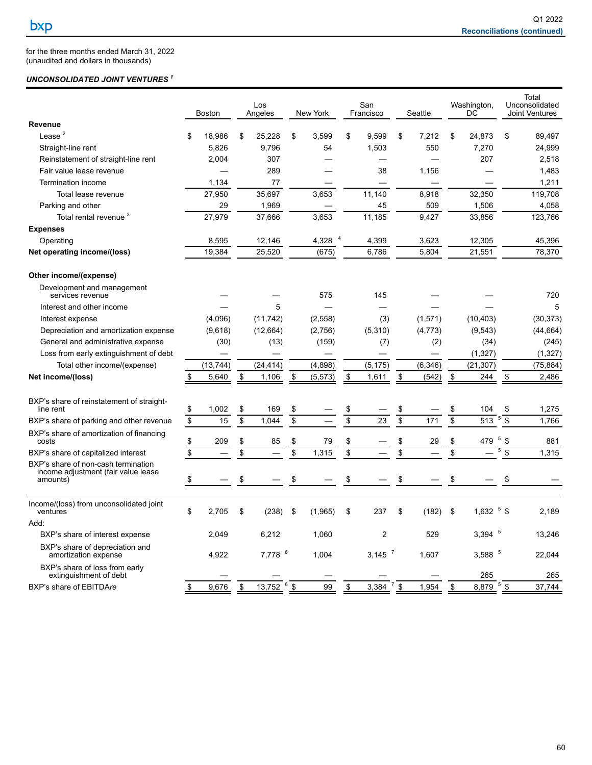for the three months ended March 31, 2022
(unaudited and dollars in thousands)

***UNCONSOLIDATED JOINT VENTURES [1]***

| | Boston | Los Angeles | New York | San Francisco | Seattle | Washington, DC | Total Unconsolidated Joint Ventures |
|---|---|---|---|---|---|---|---|
| **Revenue** | | | | | | | |
| Lease [2] | $ 18,986 | $ 25,228 | $ 3,599 | $ 9,599 | $ 7,212 | $ 24,873 | $ 89,497 |
| Straight-line rent | 5,826 | 9,796 | 54 | 1,503 | 550 | 7,270 | 24,999 |
| Reinstatement of straight-line rent | 2,004 | 307 | — | — | — | 207 | 2,518 |
| Fair value lease revenue | — | 289 | — | 38 | 1,156 | — | 1,483 |
| Termination income | 1,134 | 77 | — | — | — | — | 1,211 |
| Total lease revenue | 27,950 | 35,697 | 3,653 | 11,140 | 8,918 | 32,350 | 119,708 |
| Parking and other | 29 | 1,969 | — | 45 | 509 | 1,506 | 4,058 |
| Total rental revenue [3] | 27,979 | 37,666 | 3,653 | 11,185 | 9,427 | 33,856 | 123,766 |
| **Expenses** | | | | | | | |
| Operating | 8,595 | 12,146 | 4,328 [4] | 4,399 | 3,623 | 12,305 | 45,396 |
| **Net operating income/(loss)** | 19,384 | 25,520 | (675) | 6,786 | 5,804 | 21,551 | 78,370 |
| | | | | | | | |
| **Other income/(expense)** | | | | | | | |
| Development and management services revenue | — | — | 575 | 145 | — | — | 720 |
| Interest and other income | — | 5 | — | — | — | — | 5 |
| Interest expense | (4,096) | (11,742) | (2,558) | (3) | (1,571) | (10,403) | (30,373) |
| Depreciation and amortization expense | (9,618) | (12,664) | (2,756) | (5,310) | (4,773) | (9,543) | (44,664) |
| General and administrative expense | (30) | (13) | (159) | (7) | (2) | (34) | (245) |
| Loss from early extinguishment of debt | — | — | — | — | — | (1,327) | (1,327) |
| Total other income/(expense) | (13,744) | (24,414) | (4,898) | (5,175) | (6,346) | (21,307) | (75,884) |
| **Net income/(loss)** | $ 5,640 | $ 1,106 | $ (5,573) | $ 1,611 | $ (542) | $ 244 | $ 2,486 |
| | | | | | | | |
| BXP's share of reinstatement of straight-line rent | $ 1,002 | $ 169 | $ — | $ — | $ — | $ 104 | $ 1,275 |
| BXP's share of parking and other revenue | $ 15 | $ 1,044 | $ — | $ 23 | $ 171 | $ 513 [5] | $ 1,766 |
| BXP's share of amortization of financing costs | $ 209 | $ 85 | $ 79 | $ — | $ 29 | $ 479 [5] | $ 881 |
| BXP's share of capitalized interest | $ — | $ — | $ 1,315 | $ — | $ — | $ — [5] | $ 1,315 |
| BXP's share of non-cash termination income adjustment (fair value lease amounts) | $ — | $ — | $ — | $ — | $ — | $ — | $ — |
| | | | | | | | |
| Income/(loss) from unconsolidated joint ventures | $ 2,705 | $ (238) | $ (1,965) | $ 237 | $ (182) | $ 1,632 [5] | $ 2,189 |
| Add: | | | | | | | |
| BXP's share of interest expense | 2,049 | 6,212 | 1,060 | 2 | 529 | 3,394 [5] | 13,246 |
| BXP's share of depreciation and amortization expense | 4,922 | 7,778 [6] | 1,004 | 3,145 [7] | 1,607 | 3,588 [5] | 22,044 |
| BXP's share of loss from early extinguishment of debt | — | — | — | — | — | 265 | 265 |
| BXP's share of EBITDA*re* | $ 9,676 | $ 13,752 [6] | $ 99 | $ 3,384 [7] | $ 1,954 | $ 8,879 [5] | $ 37,744 |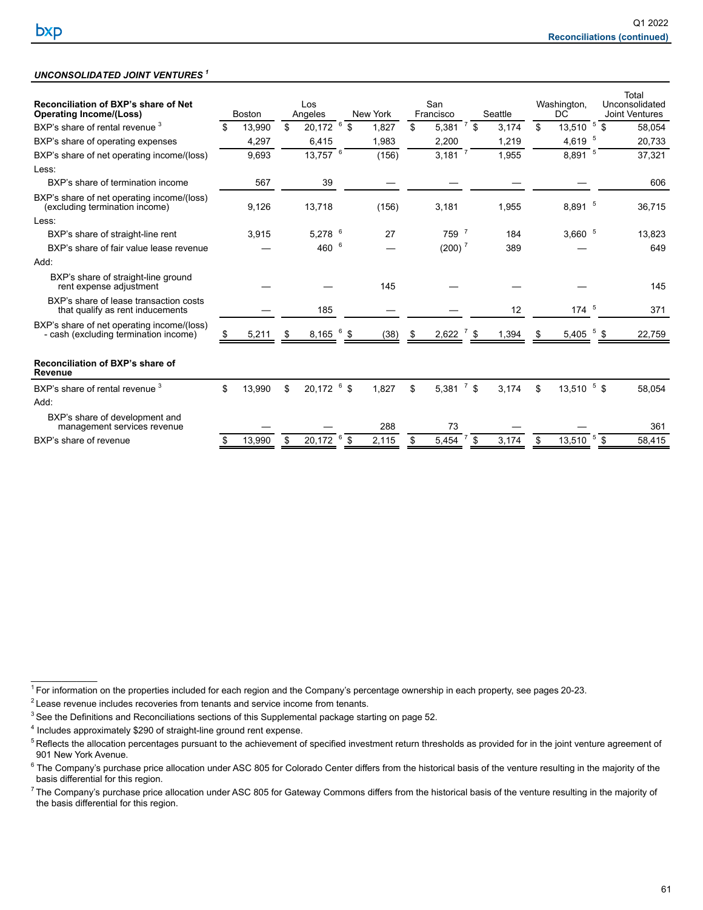***UNCONSOLIDATED JOINT VENTURES*** [1]

| Reconciliation of BXP's share of Net Operating Income/(Loss) | Boston | Los Angeles | New York | San Francisco | Seattle | Washington, DC | Total Unconsolidated Joint Ventures |
|---|---|---|---|---|---|---|---|
| BXP's share of rental revenue [3] | $ 13,990 | $ 20,172 [6] | $ 1,827 | $ 5,381 [7] | $ 3,174 | $ 13,510 [5] | $ 58,054 |
| BXP's share of operating expenses | 4,297 | 6,415 | 1,983 | 2,200 | 1,219 | 4,619 [5] | 20,733 |
| BXP's share of net operating income/(loss) | 9,693 | 13,757 [6] | (156) | 3,181 [7] | 1,955 | 8,891 [5] | 37,321 |
| Less: | | | | | | | |
| BXP's share of termination income | 567 | 39 | — | — | — | — | 606 |
| BXP's share of net operating income/(loss) (excluding termination income) | 9,126 | 13,718 | (156) | 3,181 | 1,955 | 8,891 [5] | 36,715 |
| Less: | | | | | | | |
| BXP's share of straight-line rent | 3,915 | 5,278 [6] | 27 | 759 [7] | 184 | 3,660 [5] | 13,823 |
| BXP's share of fair value lease revenue | — | 460 [6] | — | (200) [7] | 389 | — | 649 |
| Add: | | | | | | | |
| BXP's share of straight-line ground rent expense adjustment | — | — | 145 | — | — | — | 145 |
| BXP's share of lease transaction costs that qualify as rent inducements | — | 185 | — | — | 12 | 174 [5] | 371 |
| BXP's share of net operating income/(loss) - cash (excluding termination income) | $ 5,211 | $ 8,165 [6] | $ (38) | $ 2,622 [7] | $ 1,394 | $ 5,405 [5] | $ 22,759 |

| Reconciliation of BXP's share of Revenue | Boston | Los Angeles | New York | San Francisco | Seattle | Washington, DC | Total Unconsolidated Joint Ventures |
|---|---|---|---|---|---|---|---|
| BXP's share of rental revenue [3] | $ 13,990 | $ 20,172 [6] | $ 1,827 | $ 5,381 [7] | $ 3,174 | $ 13,510 [5] | $ 58,054 |
| Add: | | | | | | | |
| BXP's share of development and management services revenue | — | — | 288 | 73 | — | — | 361 |
| BXP's share of revenue | $ 13,990 | $ 20,172 [6] | $ 2,115 | $ 5,454 [7] | $ 3,174 | $ 13,510 [5] | $ 58,415 |

[1] For information on the properties included for each region and the Company's percentage ownership in each property, see pages 20-23.

[2] Lease revenue includes recoveries from tenants and service income from tenants.

[3] See the Definitions and Reconciliations sections of this Supplemental package starting on page 52.

[4] Includes approximately $290 of straight-line ground rent expense.

[5] Reflects the allocation percentages pursuant to the achievement of specified investment return thresholds as provided for in the joint venture agreement of 901 New York Avenue.

[6] The Company's purchase price allocation under ASC 805 for Colorado Center differs from the historical basis of the venture resulting in the majority of the basis differential for this region.

[7] The Company's purchase price allocation under ASC 805 for Gateway Commons differs from the historical basis of the venture resulting in the majority of the basis differential for this region.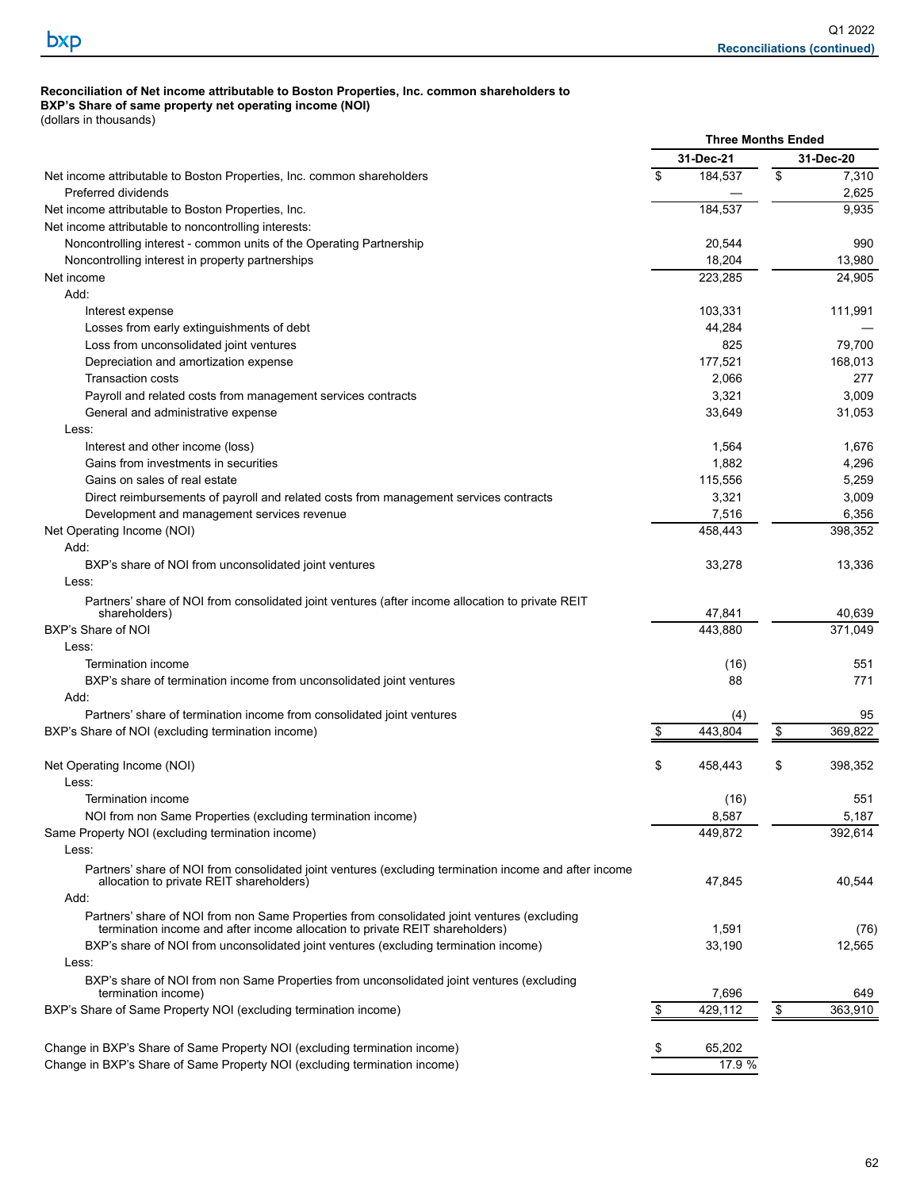**Reconciliation of Net income attributable to Boston Properties, Inc. common shareholders to BXP's Share of same property net operating income (NOI)**
(dollars in thousands)

| | Three Months Ended | |
|---|---|---|
| | 31-Dec-21 | 31-Dec-20 |
| Net income attributable to Boston Properties, Inc. common shareholders | $ 184,537 | $ 7,310 |
| Preferred dividends | — | 2,625 |
| Net income attributable to Boston Properties, Inc. | 184,537 | 9,935 |
| Net income attributable to noncontrolling interests: | | |
| Noncontrolling interest - common units of the Operating Partnership | 20,544 | 990 |
| Noncontrolling interest in property partnerships | 18,204 | 13,980 |
| Net income | 223,285 | 24,905 |
| Add: | | |
| Interest expense | 103,331 | 111,991 |
| Losses from early extinguishments of debt | 44,284 | — |
| Loss from unconsolidated joint ventures | 825 | 79,700 |
| Depreciation and amortization expense | 177,521 | 168,013 |
| Transaction costs | 2,066 | 277 |
| Payroll and related costs from management services contracts | 3,321 | 3,009 |
| General and administrative expense | 33,649 | 31,053 |
| Less: | | |
| Interest and other income (loss) | 1,564 | 1,676 |
| Gains from investments in securities | 1,882 | 4,296 |
| Gains on sales of real estate | 115,556 | 5,259 |
| Direct reimbursements of payroll and related costs from management services contracts | 3,321 | 3,009 |
| Development and management services revenue | 7,516 | 6,356 |
| Net Operating Income (NOI) | 458,443 | 398,352 |
| Add: | | |
| BXP's share of NOI from unconsolidated joint ventures | 33,278 | 13,336 |
| Less: | | |
| Partners' share of NOI from consolidated joint ventures (after income allocation to private REIT shareholders) | 47,841 | 40,639 |
| BXP's Share of NOI | 443,880 | 371,049 |
| Less: | | |
| Termination income | (16) | 551 |
| BXP's share of termination income from unconsolidated joint ventures | 88 | 771 |
| Add: | | |
| Partners' share of termination income from consolidated joint ventures | (4) | 95 |
| BXP's Share of NOI (excluding termination income) | $ 443,804 | $ 369,822 |
| | | |
| Net Operating Income (NOI) | $ 458,443 | $ 398,352 |
| Less: | | |
| Termination income | (16) | 551 |
| NOI from non Same Properties (excluding termination income) | 8,587 | 5,187 |
| Same Property NOI (excluding termination income) | 449,872 | 392,614 |
| Less: | | |
| Partners' share of NOI from consolidated joint ventures (excluding termination income and after income allocation to private REIT shareholders) | 47,845 | 40,544 |
| Add: | | |
| Partners' share of NOI from non Same Properties from consolidated joint ventures (excluding termination income and after income allocation to private REIT shareholders) | 1,591 | (76) |
| BXP's share of NOI from unconsolidated joint ventures (excluding termination income) | 33,190 | 12,565 |
| Less: | | |
| BXP's share of NOI from non Same Properties from unconsolidated joint ventures (excluding termination income) | 7,696 | 649 |
| BXP's Share of Same Property NOI (excluding termination income) | $ 429,112 | $ 363,910 |
| | | |
| Change in BXP's Share of Same Property NOI (excluding termination income) | $ 65,202 | |
| Change in BXP's Share of Same Property NOI (excluding termination income) | 17.9 % | |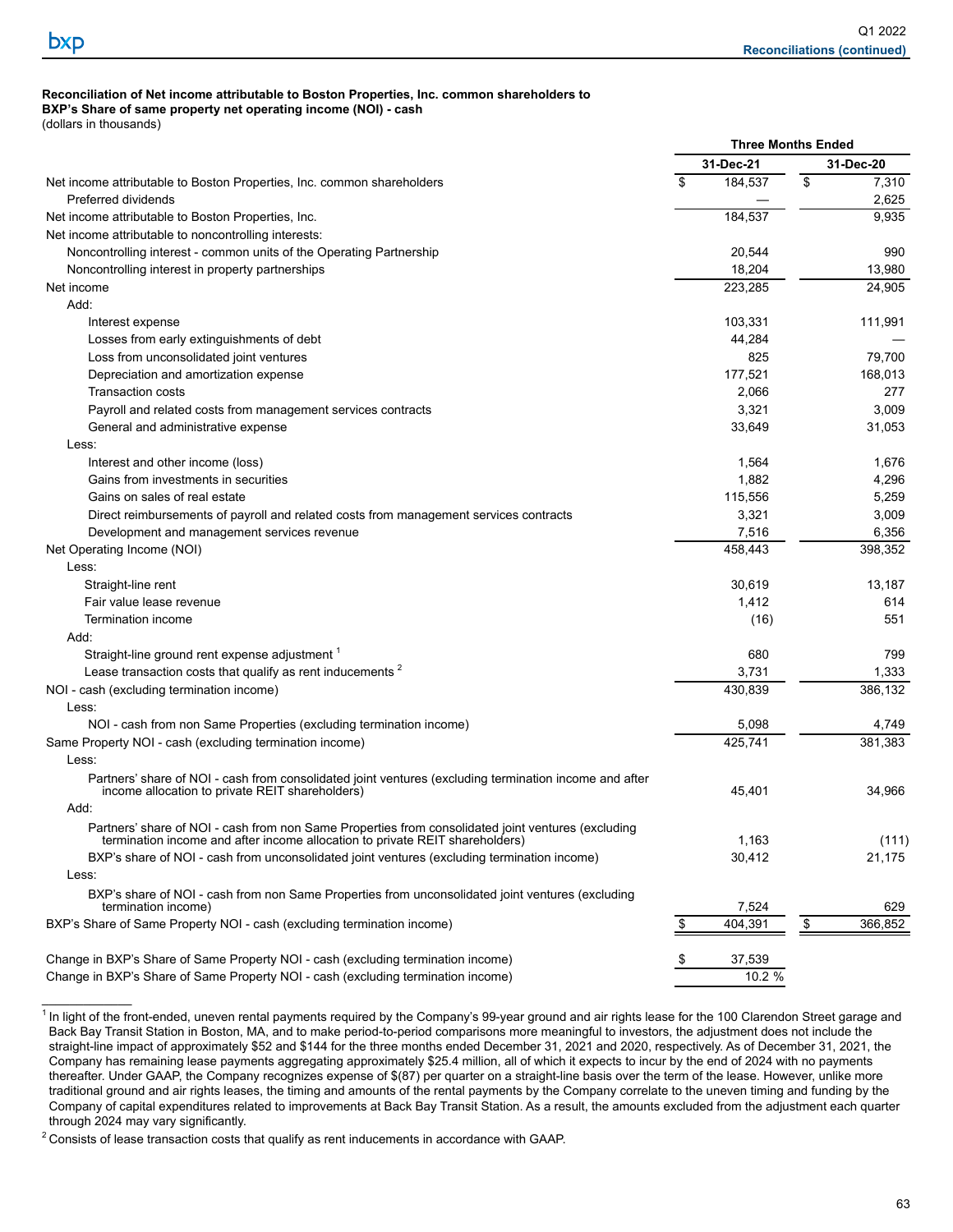**Reconciliation of Net income attributable to Boston Properties, Inc. common shareholders to BXP's Share of same property net operating income (NOI) - cash**
(dollars in thousands)

| | Three Months Ended | |
|---|---|---|
| | 31-Dec-21 | 31-Dec-20 |
| Net income attributable to Boston Properties, Inc. common shareholders | $ 184,537 | $ 7,310 |
| Preferred dividends | — | 2,625 |
| Net income attributable to Boston Properties, Inc. | 184,537 | 9,935 |
| Net income attributable to noncontrolling interests: | | |
| Noncontrolling interest - common units of the Operating Partnership | 20,544 | 990 |
| Noncontrolling interest in property partnerships | 18,204 | 13,980 |
| Net income | 223,285 | 24,905 |
| Add: | | |
| Interest expense | 103,331 | 111,991 |
| Losses from early extinguishments of debt | 44,284 | — |
| Loss from unconsolidated joint ventures | 825 | 79,700 |
| Depreciation and amortization expense | 177,521 | 168,013 |
| Transaction costs | 2,066 | 277 |
| Payroll and related costs from management services contracts | 3,321 | 3,009 |
| General and administrative expense | 33,649 | 31,053 |
| Less: | | |
| Interest and other income (loss) | 1,564 | 1,676 |
| Gains from investments in securities | 1,882 | 4,296 |
| Gains on sales of real estate | 115,556 | 5,259 |
| Direct reimbursements of payroll and related costs from management services contracts | 3,321 | 3,009 |
| Development and management services revenue | 7,516 | 6,356 |
| Net Operating Income (NOI) | 458,443 | 398,352 |
| Less: | | |
| Straight-line rent | 30,619 | 13,187 |
| Fair value lease revenue | 1,412 | 614 |
| Termination income | (16) | 551 |
| Add: | | |
| Straight-line ground rent expense adjustment [1] | 680 | 799 |
| Lease transaction costs that qualify as rent inducements [2] | 3,731 | 1,333 |
| NOI - cash (excluding termination income) | 430,839 | 386,132 |
| Less: | | |
| NOI - cash from non Same Properties (excluding termination income) | 5,098 | 4,749 |
| Same Property NOI - cash (excluding termination income) | 425,741 | 381,383 |
| Less: | | |
| Partners' share of NOI - cash from consolidated joint ventures (excluding termination income and after income allocation to private REIT shareholders) | 45,401 | 34,966 |
| Add: | | |
| Partners' share of NOI - cash from non Same Properties from consolidated joint ventures (excluding termination income and after income allocation to private REIT shareholders) | 1,163 | (111) |
| BXP's share of NOI - cash from unconsolidated joint ventures (excluding termination income) | 30,412 | 21,175 |
| Less: | | |
| BXP's share of NOI - cash from non Same Properties from unconsolidated joint ventures (excluding termination income) | 7,524 | 629 |
| BXP's Share of Same Property NOI - cash (excluding termination income) | $ 404,391 | $ 366,852 |
| | | |
| Change in BXP's Share of Same Property NOI - cash (excluding termination income) | $ 37,539 | |
| Change in BXP's Share of Same Property NOI - cash (excluding termination income) | 10.2 % | |

[1] In light of the front-ended, uneven rental payments required by the Company's 99-year ground and air rights lease for the 100 Clarendon Street garage and Back Bay Transit Station in Boston, MA, and to make period-to-period comparisons more meaningful to investors, the adjustment does not include the straight-line impact of approximately $52 and $144 for the three months ended December 31, 2021 and 2020, respectively. As of December 31, 2021, the Company has remaining lease payments aggregating approximately $25.4 million, all of which it expects to incur by the end of 2024 with no payments thereafter. Under GAAP, the Company recognizes expense of $(87) per quarter on a straight-line basis over the term of the lease. However, unlike more traditional ground and air rights leases, the timing and amounts of the rental payments by the Company correlate to the uneven timing and funding by the Company of capital expenditures related to improvements at Back Bay Transit Station. As a result, the amounts excluded from the adjustment each quarter through 2024 may vary significantly.

[2] Consists of lease transaction costs that qualify as rent inducements in accordance with GAAP.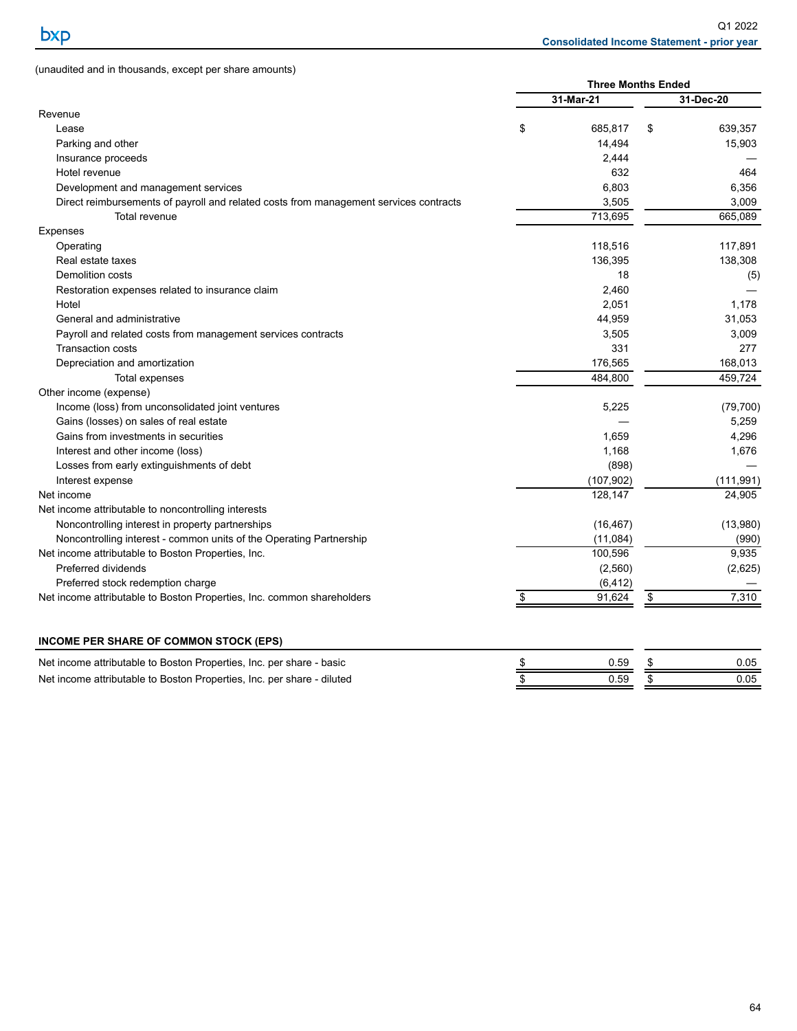# Consolidated Income Statement - prior year

(unaudited and in thousands, except per share amounts)

| | Three Months Ended | |
|---|---|---|
| | 31-Mar-21 | 31-Dec-20 |
| **Revenue** | | |
| Lease | $ 685,817 | $ 639,357 |
| Parking and other | 14,494 | 15,903 |
| Insurance proceeds | 2,444 | — |
| Hotel revenue | 632 | 464 |
| Development and management services | 6,803 | 6,356 |
| Direct reimbursements of payroll and related costs from management services contracts | 3,505 | 3,009 |
| Total revenue | 713,695 | 665,089 |
| **Expenses** | | |
| Operating | 118,516 | 117,891 |
| Real estate taxes | 136,395 | 138,308 |
| Demolition costs | 18 | (5) |
| Restoration expenses related to insurance claim | 2,460 | — |
| Hotel | 2,051 | 1,178 |
| General and administrative | 44,959 | 31,053 |
| Payroll and related costs from management services contracts | 3,505 | 3,009 |
| Transaction costs | 331 | 277 |
| Depreciation and amortization | 176,565 | 168,013 |
| Total expenses | 484,800 | 459,724 |
| **Other income (expense)** | | |
| Income (loss) from unconsolidated joint ventures | 5,225 | (79,700) |
| Gains (losses) on sales of real estate | — | 5,259 |
| Gains from investments in securities | 1,659 | 4,296 |
| Interest and other income (loss) | 1,168 | 1,676 |
| Losses from early extinguishments of debt | (898) | — |
| Interest expense | (107,902) | (111,991) |
| Net income | 128,147 | 24,905 |
| Net income attributable to noncontrolling interests | | |
| Noncontrolling interest in property partnerships | (16,467) | (13,980) |
| Noncontrolling interest - common units of the Operating Partnership | (11,084) | (990) |
| Net income attributable to Boston Properties, Inc. | 100,596 | 9,935 |
| Preferred dividends | (2,560) | (2,625) |
| Preferred stock redemption charge | (6,412) | — |
| Net income attributable to Boston Properties, Inc. common shareholders | $ 91,624 | $ 7,310 |

**INCOME PER SHARE OF COMMON STOCK (EPS)**

| | | |
|---|---|---|
| Net income attributable to Boston Properties, Inc. per share - basic | $ 0.59 | $ 0.05 |
| Net income attributable to Boston Properties, Inc. per share - diluted | $ 0.59 | $ 0.05 |